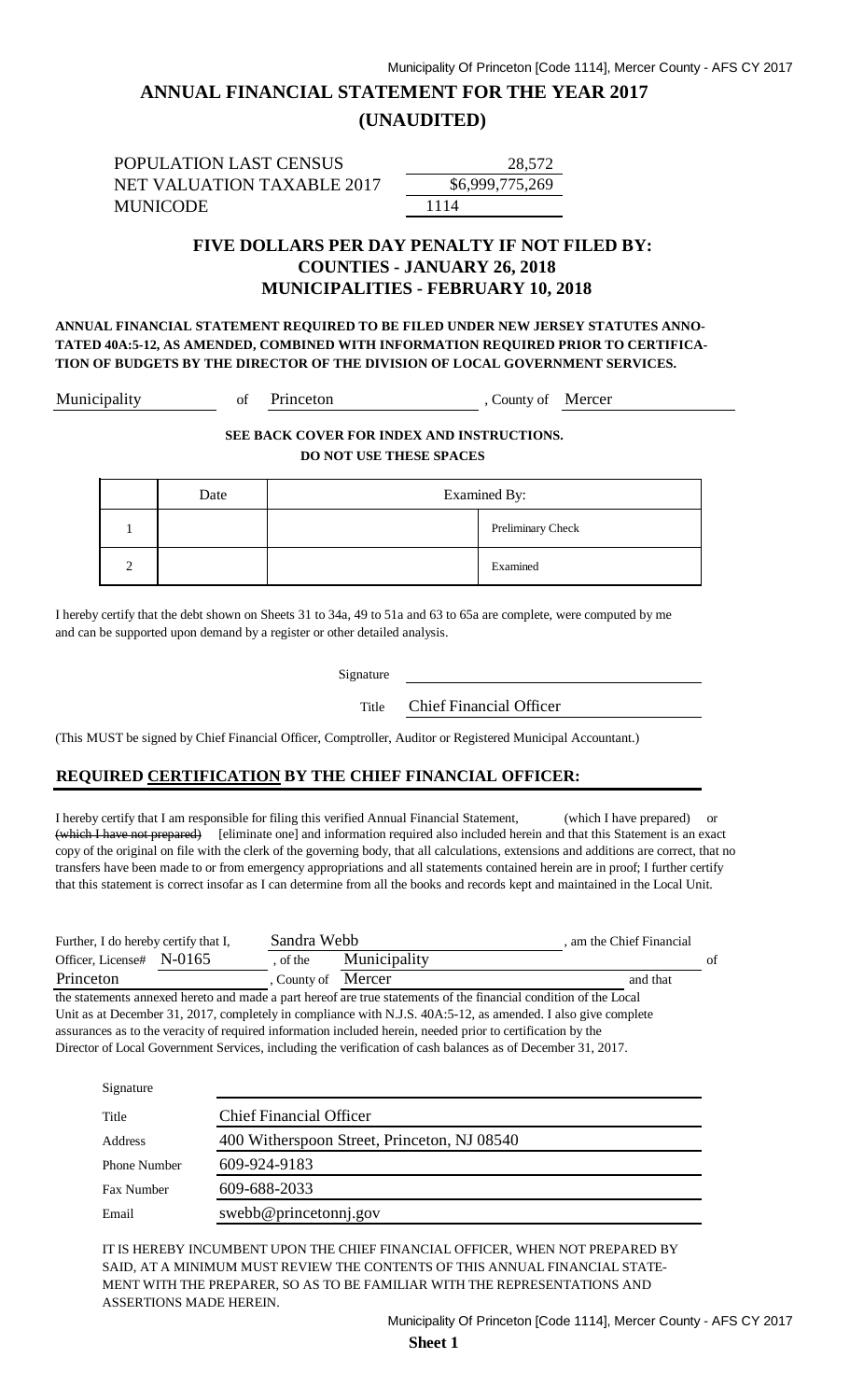# ANNUAL FINANCIAL STATEMENT FOR THE YEAR 2017

## (UNAUDITED)

| | |
|---|---|
| POPULATION LAST CENSUS | 28,572 |
| NET VALUATION TAXABLE 2017 | $6,999,775,269 |
| MUNICODE | 1114 |

### FIVE DOLLARS PER DAY PENALTY IF NOT FILED BY:
### COUNTIES - JANUARY 26, 2018
### MUNICIPALITIES - FEBRUARY 10, 2018

**ANNUAL FINANCIAL STATEMENT REQUIRED TO BE FILED UNDER NEW JERSEY STATUTES ANNOTATED 40A:5-12, AS AMENDED, COMBINED WITH INFORMATION REQUIRED PRIOR TO CERTIFICATION OF BUDGETS BY THE DIRECTOR OF THE DIVISION OF LOCAL GOVERNMENT SERVICES.**

Municipality of Princeton, County of Mercer

**SEE BACK COVER FOR INDEX AND INSTRUCTIONS.**
**DO NOT USE THESE SPACES**

| | Date | Examined By: | |
|---|---|---|---|
| 1 | | | Preliminary Check |
| 2 | | | Examined |

I hereby certify that the debt shown on Sheets 31 to 34a, 49 to 51a and 63 to 65a are complete, were computed by me and can be supported upon demand by a register or other detailed analysis.

Signature ______________________

Title Chief Financial Officer

(This MUST be signed by Chief Financial Officer, Comptroller, Auditor or Registered Municipal Accountant.)

## REQUIRED CERTIFICATION BY THE CHIEF FINANCIAL OFFICER:

I hereby certify that I am responsible for filing this verified Annual Financial Statement, (which I have prepared) or ~~(which I have not prepared)~~ [eliminate one] and information required also included herein and that this Statement is an exact copy of the original on file with the clerk of the governing body, that all calculations, extensions and additions are correct, that no transfers have been made to or from emergency appropriations and all statements contained herein are in proof; I further certify that this statement is correct insofar as I can determine from all the books and records kept and maintained in the Local Unit.

Further, I do hereby certify that I, Sandra Webb, am the Chief Financial Officer, License# N-0165, of the Municipality of Princeton, County of Mercer and that the statements annexed hereto and made a part hereof are true statements of the financial condition of the Local Unit as at December 31, 2017, completely in compliance with N.J.S. 40A:5-12, as amended. I also give complete assurances as to the veracity of required information included herein, needed prior to certification by the Director of Local Government Services, including the verification of cash balances as of December 31, 2017.

| | |
|---|---|
| Signature | |
| Title | Chief Financial Officer |
| Address | 400 Witherspoon Street, Princeton, NJ 08540 |
| Phone Number | 609-924-9183 |
| Fax Number | 609-688-2033 |
| Email | swebb@princetonnj.gov |

IT IS HEREBY INCUMBENT UPON THE CHIEF FINANCIAL OFFICER, WHEN NOT PREPARED BY SAID, AT A MINIMUM MUST REVIEW THE CONTENTS OF THIS ANNUAL FINANCIAL STATEMENT WITH THE PREPARER, SO AS TO BE FAMILIAR WITH THE REPRESENTATIONS AND ASSERTIONS MADE HEREIN.

**Sheet 1**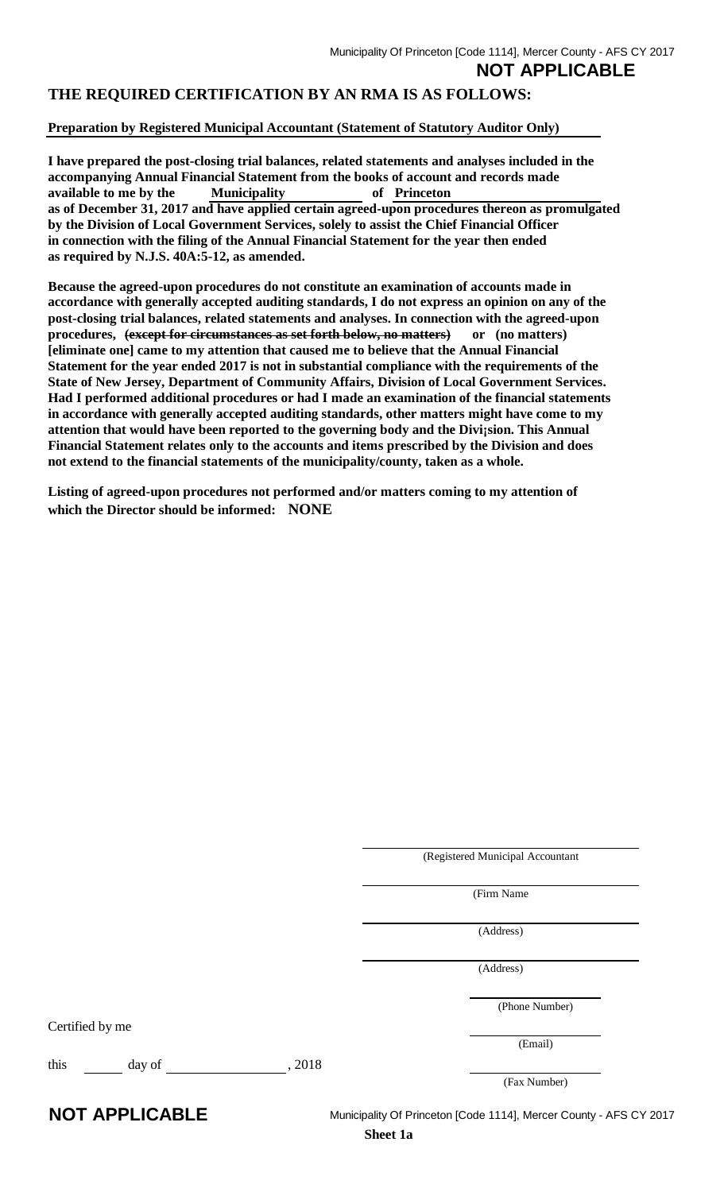**NOT APPLICABLE**

## THE REQUIRED CERTIFICATION BY AN RMA IS AS FOLLOWS:

**Preparation by Registered Municipal Accountant (Statement of Statutory Auditor Only)**

**I have prepared the post-closing trial balances, related statements and analyses included in the accompanying Annual Financial Statement from the books of account and records made available to me by the Municipality of Princeton as of December 31, 2017 and have applied certain agreed-upon procedures thereon as promulgated by the Division of Local Government Services, solely to assist the Chief Financial Officer in connection with the filing of the Annual Financial Statement for the year then ended as required by N.J.S. 40A:5-12, as amended.**

**Because the agreed-upon procedures do not constitute an examination of accounts made in accordance with generally accepted auditing standards, I do not express an opinion on any of the post-closing trial balances, related statements and analyses. In connection with the agreed-upon procedures, ~~(except for circumstances as set forth below, no matters)~~ or (no matters) [eliminate one] came to my attention that caused me to believe that the Annual Financial Statement for the year ended 2017 is not in substantial compliance with the requirements of the State of New Jersey, Department of Community Affairs, Division of Local Government Services. Had I performed additional procedures or had I made an examination of the financial statements in accordance with generally accepted auditing standards, other matters might have come to my attention that would have been reported to the governing body and the Divi¡sion. This Annual Financial Statement relates only to the accounts and items prescribed by the Division and does not extend to the financial statements of the municipality/county, taken as a whole.**

**Listing of agreed-upon procedures not performed and/or matters coming to my attention of which the Director should be informed: NONE**

(Registered Municipal Accountant

(Firm Name

(Address)

(Address)

(Phone Number)

Certified by me

(Email)

this ______ day of ________________, 2018

(Fax Number)

**NOT APPLICABLE**

**Sheet 1a**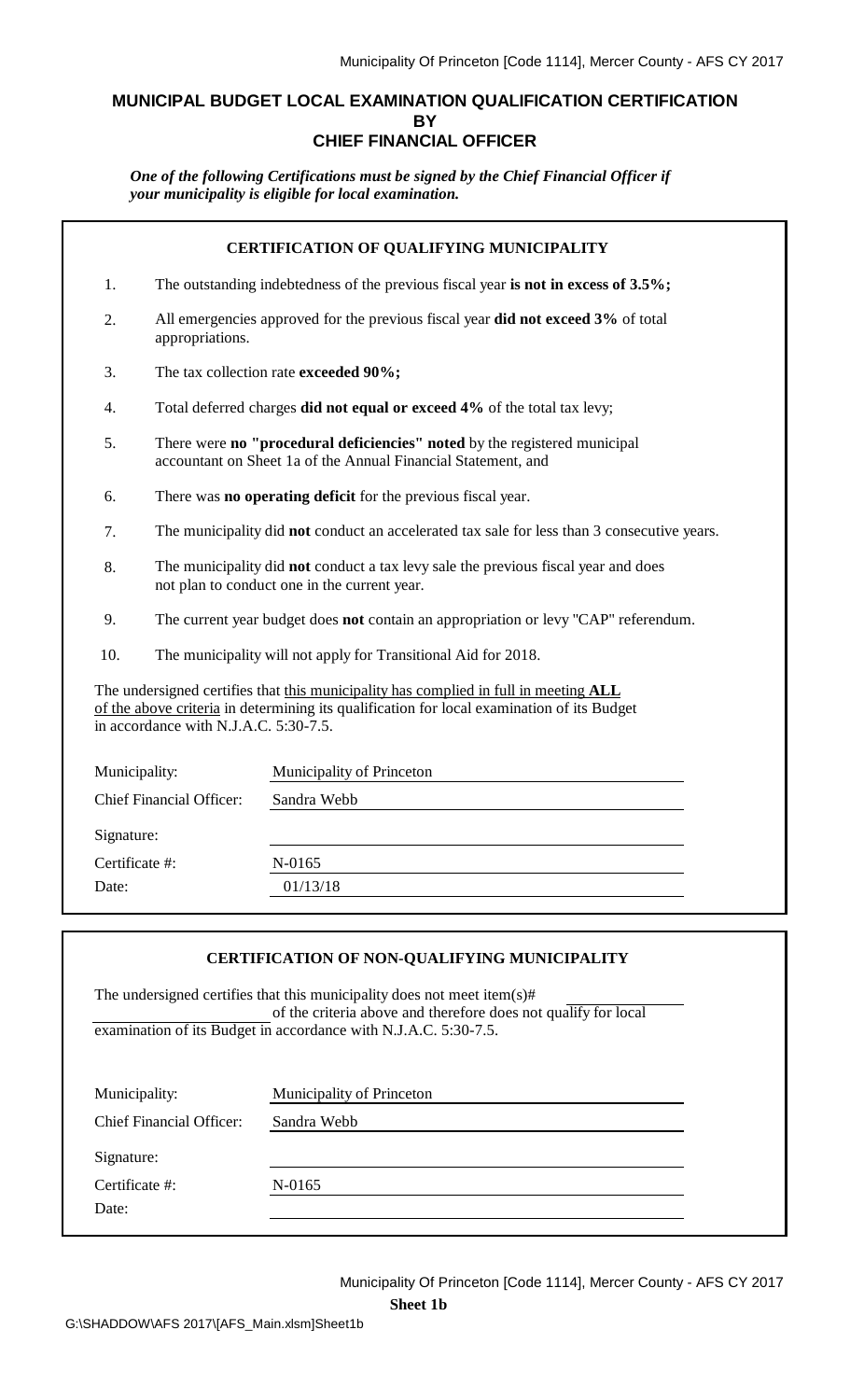# MUNICIPAL BUDGET LOCAL EXAMINATION QUALIFICATION CERTIFICATION BY CHIEF FINANCIAL OFFICER

***One of the following Certifications must be signed by the Chief Financial Officer if your municipality is eligible for local examination.***

## CERTIFICATION OF QUALIFYING MUNICIPALITY

1. The outstanding indebtedness of the previous fiscal year **is not in excess of 3.5%;**
2. All emergencies approved for the previous fiscal year **did not exceed 3%** of total appropriations.
3. The tax collection rate **exceeded 90%;**
4. Total deferred charges **did not equal or exceed 4%** of the total tax levy;
5. There were **no "procedural deficiencies" noted** by the registered municipal accountant on Sheet 1a of the Annual Financial Statement, and
6. There was **no operating deficit** for the previous fiscal year.
7. The municipality did **not** conduct an accelerated tax sale for less than 3 consecutive years.
8. The municipality did **not** conduct a tax levy sale the previous fiscal year and does not plan to conduct one in the current year.
9. The current year budget does **not** contain an appropriation or levy "CAP" referendum.
10. The municipality will not apply for Transitional Aid for 2018.

The undersigned certifies that this municipality has complied in full in meeting **ALL** of the above criteria in determining its qualification for local examination of its Budget in accordance with N.J.A.C. 5:30-7.5.

| | |
|---|---|
| Municipality: | Municipality of Princeton |
| Chief Financial Officer: | Sandra Webb |
| Signature: | |
| Certificate #: | N-0165 |
| Date: | 01/13/18 |

## CERTIFICATION OF NON-QUALIFYING MUNICIPALITY

The undersigned certifies that this municipality does not meet item(s)# ____________ of the criteria above and therefore does not qualify for local examination of its Budget in accordance with N.J.A.C. 5:30-7.5.

| | |
|---|---|
| Municipality: | Municipality of Princeton |
| Chief Financial Officer: | Sandra Webb |
| Signature: | |
| Certificate #: | N-0165 |
| Date: | |

**Sheet 1b**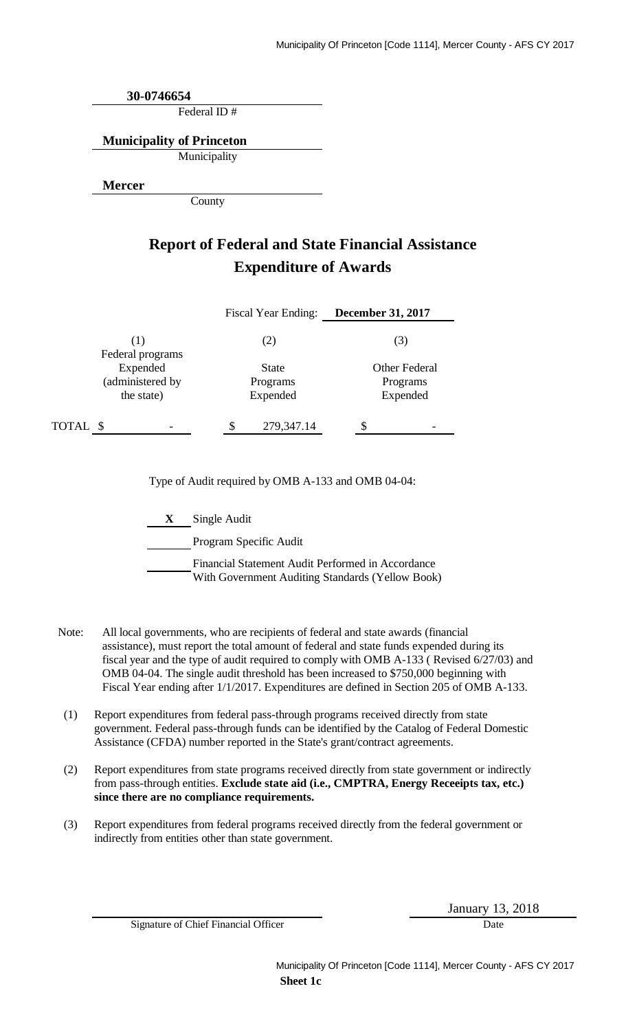30-0746654
Federal ID #

**Municipality of Princeton**
Municipality

**Mercer**
County

# Report of Federal and State Financial Assistance
# Expenditure of Awards

Fiscal Year Ending: **December 31, 2017**

| | (1) | (2) | (3) |
|---|---|---|---|
| | Federal programs Expended (administered by the state) | State Programs Expended | Other Federal Programs Expended |
| TOTAL | $ - | $ 279,347.14 | $ - |

Type of Audit required by OMB A-133 and OMB 04-04:

**X** Single Audit

\_\_\_\_\_ Program Specific Audit

\_\_\_\_\_ Financial Statement Audit Performed in Accordance With Government Auditing Standards (Yellow Book)

Note: All local governments, who are recipients of federal and state awards (financial assistance), must report the total amount of federal and state funds expended during its fiscal year and the type of audit required to comply with OMB A-133 ( Revised 6/27/03) and OMB 04-04. The single audit threshold has been increased to $750,000 beginning with Fiscal Year ending after 1/1/2017. Expenditures are defined in Section 205 of OMB A-133.

(1) Report expenditures from federal pass-through programs received directly from state government. Federal pass-through funds can be identified by the Catalog of Federal Domestic Assistance (CFDA) number reported in the State's grant/contract agreements.

(2) Report expenditures from state programs received directly from state government or indirectly from pass-through entities. **Exclude state aid (i.e., CMPTRA, Energy Receeipts tax, etc.) since there are no compliance requirements.**

(3) Report expenditures from federal programs received directly from the federal government or indirectly from entities other than state government.

Signature of Chief Financial Officer

January 13, 2018
Date

**Sheet 1c**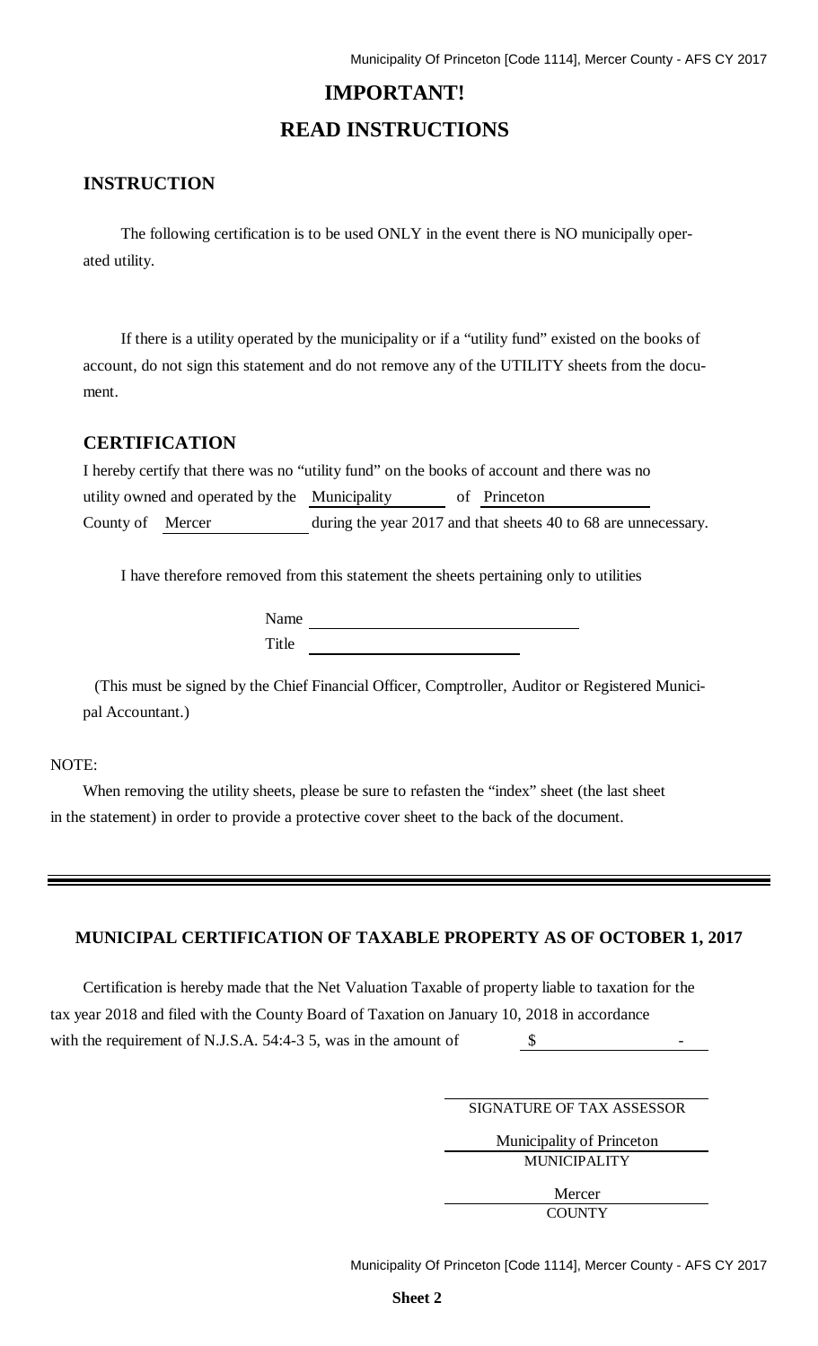# IMPORTANT!

# READ INSTRUCTIONS

## INSTRUCTION

The following certification is to be used ONLY in the event there is NO municipally operated utility.

If there is a utility operated by the municipality or if a "utility fund" existed on the books of account, do not sign this statement and do not remove any of the UTILITY sheets from the document.

## CERTIFICATION

I hereby certify that there was no "utility fund" on the books of account and there was no utility owned and operated by the Municipality of Princeton County of Mercer during the year 2017 and that sheets 40 to 68 are unnecessary.

I have therefore removed from this statement the sheets pertaining only to utilities

Name ______________________________

Title ______________________________

(This must be signed by the Chief Financial Officer, Comptroller, Auditor or Registered Municipal Accountant.)

NOTE:

When removing the utility sheets, please be sure to refasten the "index" sheet (the last sheet in the statement) in order to provide a protective cover sheet to the back of the document.

---

### MUNICIPAL CERTIFICATION OF TAXABLE PROPERTY AS OF OCTOBER 1, 2017

Certification is hereby made that the Net Valuation Taxable of property liable to taxation for the tax year 2018 and filed with the County Board of Taxation on January 10, 2018 in accordance with the requirement of N.J.S.A. 54:4-3 5, was in the amount of $ -

______________________________
SIGNATURE OF TAX ASSESSOR

Municipality of Princeton
MUNICIPALITY

Mercer
COUNTY

**Sheet 2**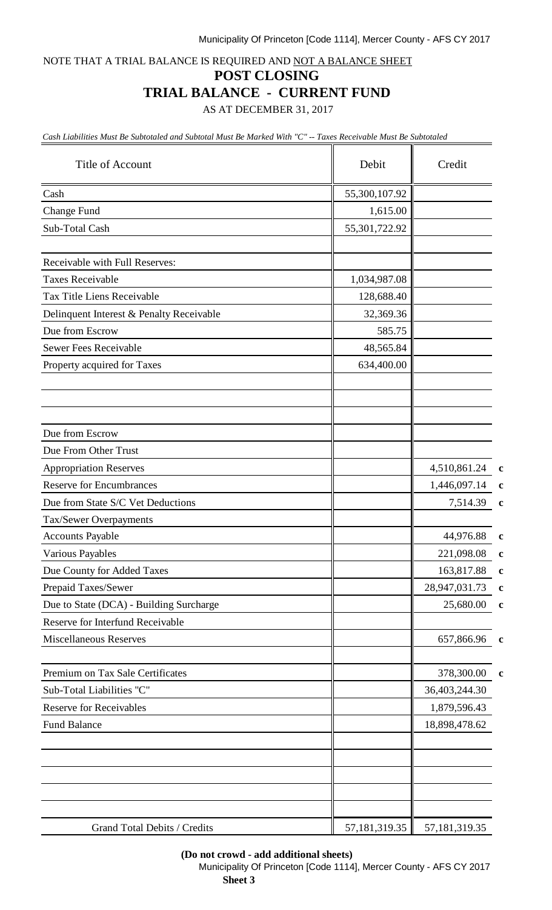NOTE THAT A TRIAL BALANCE IS REQUIRED AND NOT A BALANCE SHEET

# POST CLOSING
# TRIAL BALANCE - CURRENT FUND

AS AT DECEMBER 31, 2017

*Cash Liabilities Must Be Subtotaled and Subtotal Must Be Marked With "C" -- Taxes Receivable Must Be Subtotaled*

| Title of Account | Debit | Credit | |
|---|---|---|---|
| Cash | 55,300,107.92 | | |
| Change Fund | 1,615.00 | | |
| Sub-Total Cash | 55,301,722.92 | | |
| | | | |
| Receivable with Full Reserves: | | | |
| Taxes Receivable | 1,034,987.08 | | |
| Tax Title Liens Receivable | 128,688.40 | | |
| Delinquent Interest & Penalty Receivable | 32,369.36 | | |
| Due from Escrow | 585.75 | | |
| Sewer Fees Receivable | 48,565.84 | | |
| Property acquired for Taxes | 634,400.00 | | |
| | | | |
| | | | |
| | | | |
| Due from Escrow | | | |
| Due From Other Trust | | | |
| Appropriation Reserves | | 4,510,861.24 | c |
| Reserve for Encumbrances | | 1,446,097.14 | c |
| Due from State S/C Vet Deductions | | 7,514.39 | c |
| Tax/Sewer Overpayments | | | |
| Accounts Payable | | 44,976.88 | c |
| Various Payables | | 221,098.08 | c |
| Due County for Added Taxes | | 163,817.88 | c |
| Prepaid Taxes/Sewer | | 28,947,031.73 | c |
| Due to State (DCA) - Building Surcharge | | 25,680.00 | c |
| Reserve for Interfund Receivable | | | |
| Miscellaneous Reserves | | 657,866.96 | c |
| | | | |
| Premium on Tax Sale Certificates | | 378,300.00 | c |
| Sub-Total Liabilities "C" | | 36,403,244.30 | |
| Reserve for Receivables | | 1,879,596.43 | |
| Fund Balance | | 18,898,478.62 | |
| | | | |
| | | | |
| | | | |
| | | | |
| | | | |
| Grand Total Debits / Credits | 57,181,319.35 | 57,181,319.35 | |

**(Do not crowd - add additional sheets)**

**Sheet 3**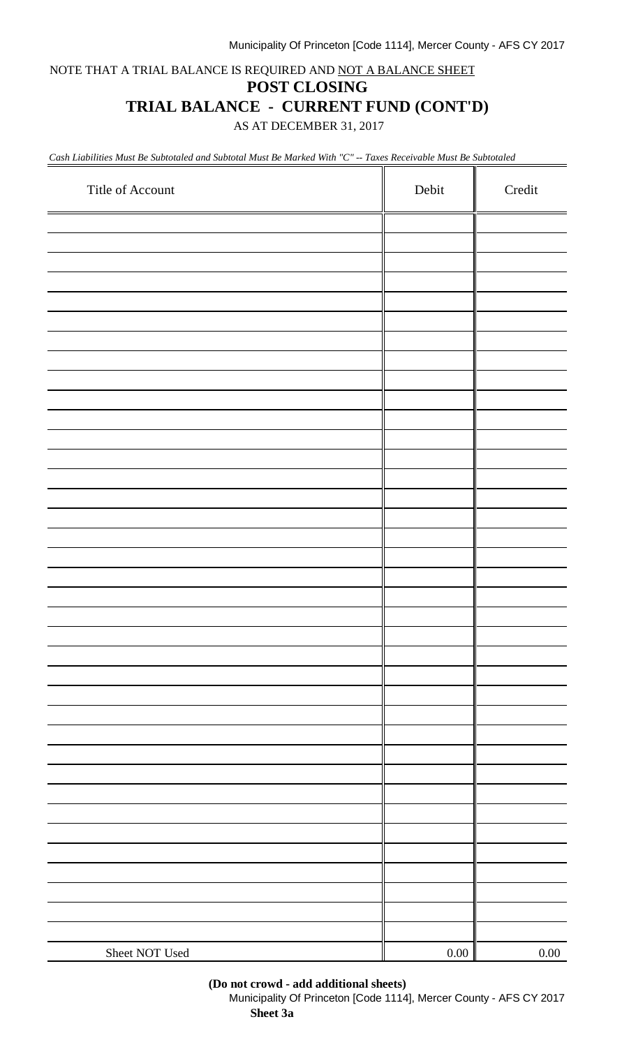NOTE THAT A TRIAL BALANCE IS REQUIRED AND NOT A BALANCE SHEET

# POST CLOSING

## TRIAL BALANCE - CURRENT FUND (CONT'D)

AS AT DECEMBER 31, 2017

*Cash Liabilities Must Be Subtotaled and Subtotal Must Be Marked With "C" -- Taxes Receivable Must Be Subtotaled*

| Title of Account | Debit | Credit |
|---|---|---|
| | | |
| | | |
| | | |
| | | |
| | | |
| | | |
| | | |
| | | |
| | | |
| | | |
| | | |
| | | |
| | | |
| | | |
| | | |
| | | |
| | | |
| | | |
| | | |
| | | |
| | | |
| | | |
| | | |
| | | |
| | | |
| | | |
| | | |
| | | |
| | | |
| | | |
| | | |
| | | |
| | | |
| | | |
| | | |
| | | |
| | | |
| | | |
| | | |
| Sheet NOT Used | 0.00 | 0.00 |

**(Do not crowd - add additional sheets)**

**Sheet 3a**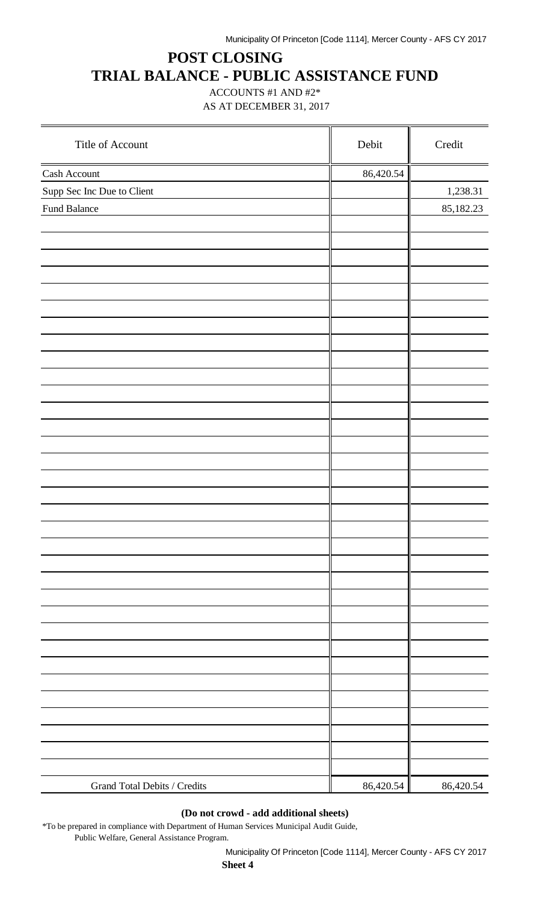# POST CLOSING
# TRIAL BALANCE - PUBLIC ASSISTANCE FUND

ACCOUNTS #1 AND #2*

AS AT DECEMBER 31, 2017

| Title of Account | Debit | Credit |
|---|---|---|
| Cash Account | 86,420.54 | |
| Supp Sec Inc Due to Client | | 1,238.31 |
| Fund Balance | | 85,182.23 |
| Grand Total Debits / Credits | 86,420.54 | 86,420.54 |

**(Do not crowd - add additional sheets)**

*To be prepared in compliance with Department of Human Services Municipal Audit Guide, Public Welfare, General Assistance Program.

**Sheet 4**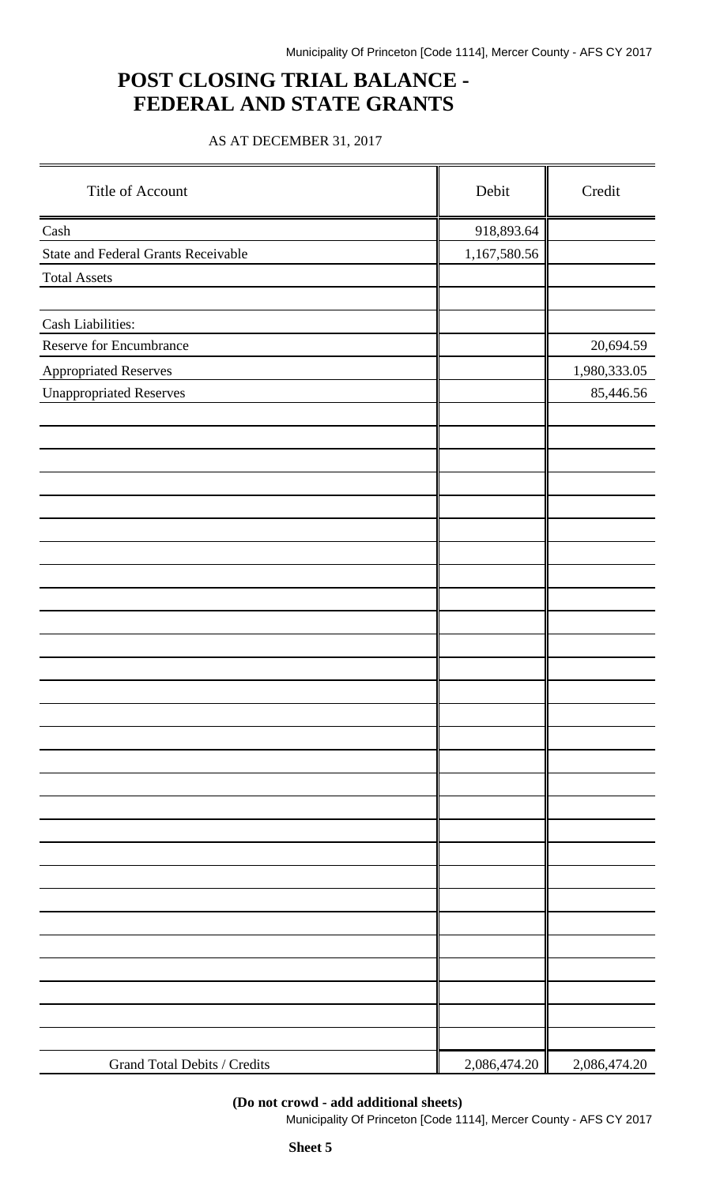# POST CLOSING TRIAL BALANCE - FEDERAL AND STATE GRANTS

AS AT DECEMBER 31, 2017

| Title of Account | Debit | Credit |
|---|---|---|
| Cash | 918,893.64 | |
| State and Federal Grants Receivable | 1,167,580.56 | |
| Total Assets | | |
| | | |
| Cash Liabilities: | | |
| Reserve for Encumbrance | | 20,694.59 |
| Appropriated Reserves | | 1,980,333.05 |
| Unappropriated Reserves | | 85,446.56 |
| Grand Total Debits / Credits | 2,086,474.20 | 2,086,474.20 |

**(Do not crowd - add additional sheets)**

**Sheet 5**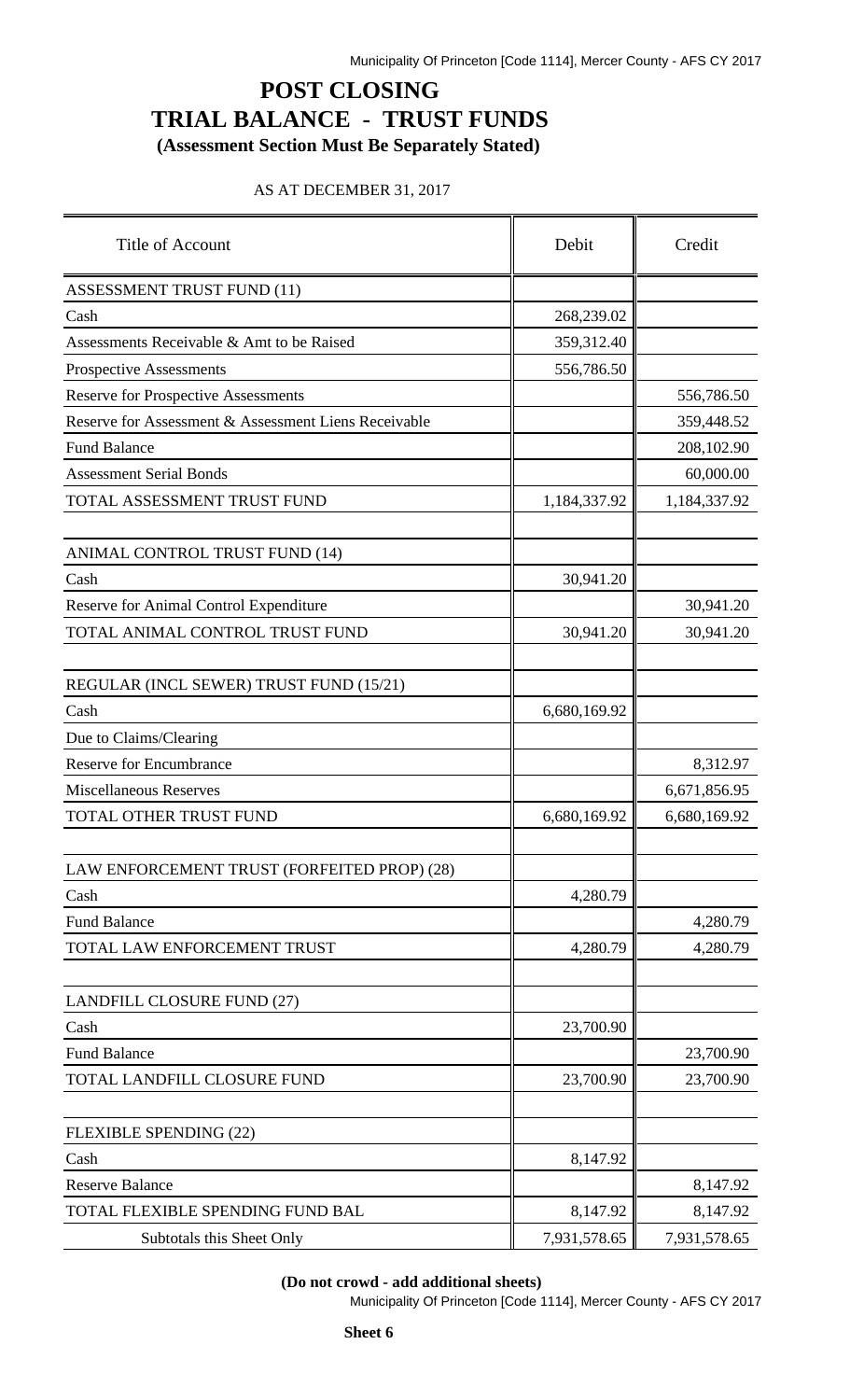# POST CLOSING
# TRIAL BALANCE - TRUST FUNDS
**(Assessment Section Must Be Separately Stated)**

AS AT DECEMBER 31, 2017

| Title of Account | Debit | Credit |
|---|---|---|
| ASSESSMENT TRUST FUND (11) | | |
| Cash | 268,239.02 | |
| Assessments Receivable & Amt to be Raised | 359,312.40 | |
| Prospective Assessments | 556,786.50 | |
| Reserve for Prospective Assessments | | 556,786.50 |
| Reserve for Assessment & Assessment Liens Receivable | | 359,448.52 |
| Fund Balance | | 208,102.90 |
| Assessment Serial Bonds | | 60,000.00 |
| TOTAL ASSESSMENT TRUST FUND | 1,184,337.92 | 1,184,337.92 |
| | | |
| ANIMAL CONTROL TRUST FUND (14) | | |
| Cash | 30,941.20 | |
| Reserve for Animal Control Expenditure | | 30,941.20 |
| TOTAL ANIMAL CONTROL TRUST FUND | 30,941.20 | 30,941.20 |
| | | |
| REGULAR (INCL SEWER) TRUST FUND (15/21) | | |
| Cash | 6,680,169.92 | |
| Due to Claims/Clearing | | |
| Reserve for Encumbrance | | 8,312.97 |
| Miscellaneous Reserves | | 6,671,856.95 |
| TOTAL OTHER TRUST FUND | 6,680,169.92 | 6,680,169.92 |
| | | |
| LAW ENFORCEMENT TRUST (FORFEITED PROP) (28) | | |
| Cash | 4,280.79 | |
| Fund Balance | | 4,280.79 |
| TOTAL LAW ENFORCEMENT TRUST | 4,280.79 | 4,280.79 |
| | | |
| LANDFILL CLOSURE FUND (27) | | |
| Cash | 23,700.90 | |
| Fund Balance | | 23,700.90 |
| TOTAL LANDFILL CLOSURE FUND | 23,700.90 | 23,700.90 |
| | | |
| FLEXIBLE SPENDING (22) | | |
| Cash | 8,147.92 | |
| Reserve Balance | | 8,147.92 |
| TOTAL FLEXIBLE SPENDING FUND BAL | 8,147.92 | 8,147.92 |
| Subtotals this Sheet Only | 7,931,578.65 | 7,931,578.65 |

**(Do not crowd - add additional sheets)**

**Sheet 6**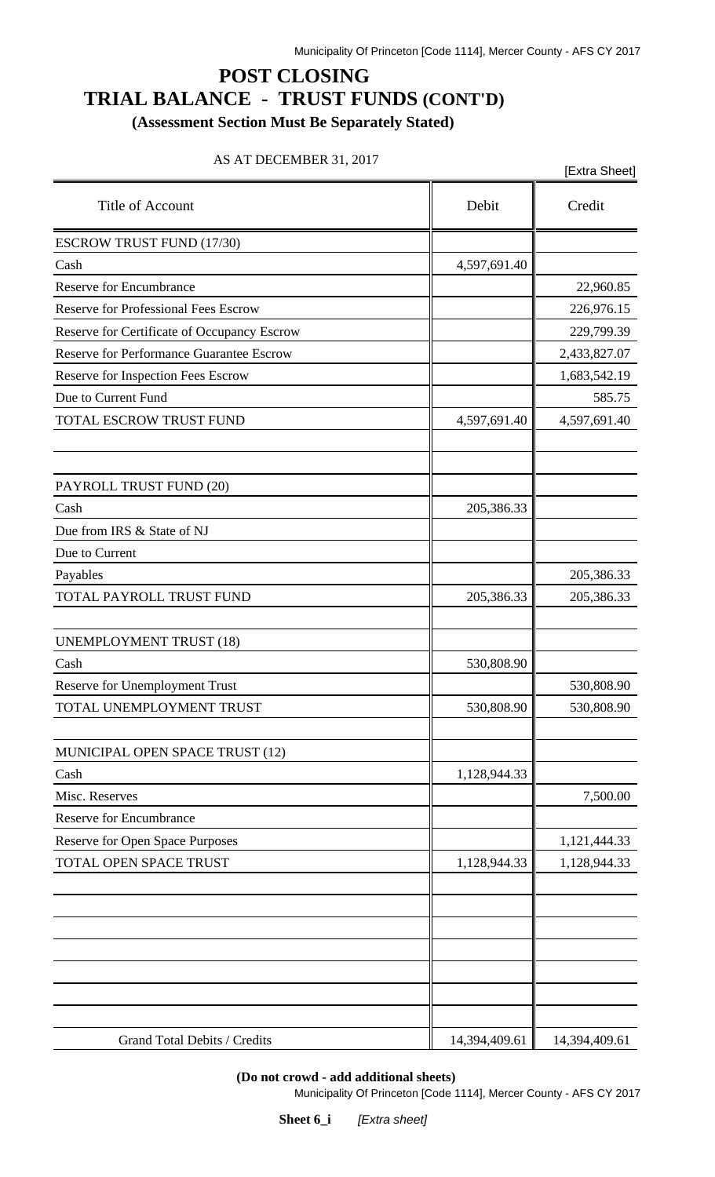# POST CLOSING
# TRIAL BALANCE - TRUST FUNDS (CONT'D)

**(Assessment Section Must Be Separately Stated)**

AS AT DECEMBER 31, 2017

[Extra Sheet]

| Title of Account | Debit | Credit |
|---|---|---|
| ESCROW TRUST FUND (17/30) | | |
| Cash | 4,597,691.40 | |
| Reserve for Encumbrance | | 22,960.85 |
| Reserve for Professional Fees Escrow | | 226,976.15 |
| Reserve for Certificate of Occupancy Escrow | | 229,799.39 |
| Reserve for Performance Guarantee Escrow | | 2,433,827.07 |
| Reserve for Inspection Fees Escrow | | 1,683,542.19 |
| Due to Current Fund | | 585.75 |
| TOTAL ESCROW TRUST FUND | 4,597,691.40 | 4,597,691.40 |
| | | |
| | | |
| PAYROLL TRUST FUND (20) | | |
| Cash | 205,386.33 | |
| Due from IRS & State of NJ | | |
| Due to Current | | |
| Payables | | 205,386.33 |
| TOTAL PAYROLL TRUST FUND | 205,386.33 | 205,386.33 |
| | | |
| UNEMPLOYMENT TRUST (18) | | |
| Cash | 530,808.90 | |
| Reserve for Unemployment Trust | | 530,808.90 |
| TOTAL UNEMPLOYMENT TRUST | 530,808.90 | 530,808.90 |
| | | |
| MUNICIPAL OPEN SPACE TRUST (12) | | |
| Cash | 1,128,944.33 | |
| Misc. Reserves | | 7,500.00 |
| Reserve for Encumbrance | | |
| Reserve for Open Space Purposes | | 1,121,444.33 |
| TOTAL OPEN SPACE TRUST | 1,128,944.33 | 1,128,944.33 |
| | | |
| | | |
| | | |
| | | |
| | | |
| | | |
| | | |
| Grand Total Debits / Credits | 14,394,409.61 | 14,394,409.61 |

**(Do not crowd - add additional sheets)**

**Sheet 6_i** *[Extra sheet]*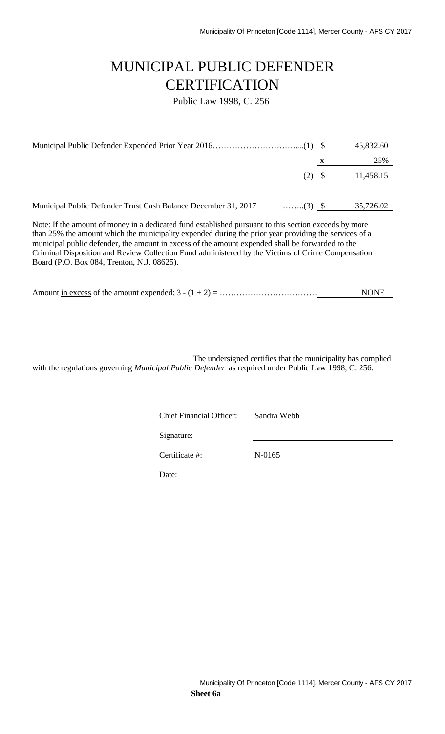# MUNICIPAL PUBLIC DEFENDER CERTIFICATION

Public Law 1998, C. 256

| | | | |
|---|---|---|---|
| Municipal Public Defender Expended Prior Year 2016…………………………......(1) | | $ | 45,832.60 |
| | | x | 25% |
| | (2) | $ | 11,458.15 |
| Municipal Public Defender Trust Cash Balance December 31, 2017 | ……..(3) | $ | 35,726.02 |

Note: If the amount of money in a dedicated fund established pursuant to this section exceeds by more than 25% the amount which the municipality expended during the prior year providing the services of a municipal public defender, the amount in excess of the amount expended shall be forwarded to the Criminal Disposition and Review Collection Fund administered by the Victims of Crime Compensation Board (P.O. Box 084, Trenton, N.J. 08625).

Amount in excess of the amount expended: 3 - (1 + 2) = …………………………… NONE

The undersigned certifies that the municipality has complied with the regulations governing *Municipal Public Defender* as required under Public Law 1998, C. 256.

| | |
|---|---|
| Chief Financial Officer: | Sandra Webb |
| Signature: | |
| Certificate #: | N-0165 |
| Date: | |

**Sheet 6a**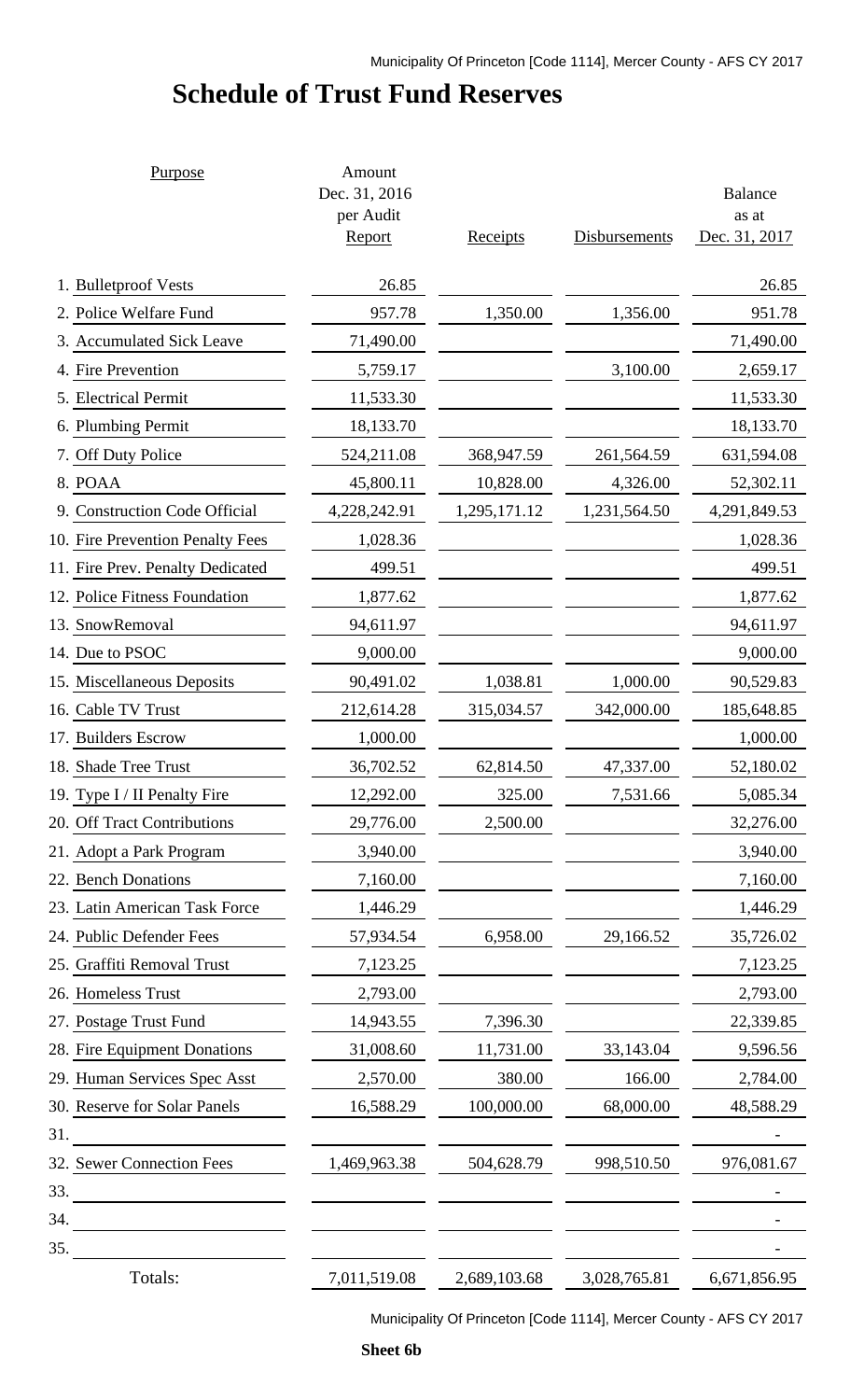# Schedule of Trust Fund Reserves

| Purpose | Amount Dec. 31, 2016 per Audit Report | Receipts | Disbursements | Balance as at Dec. 31, 2017 |
|---|---|---|---|---|
| 1. Bulletproof Vests | 26.85 | | | 26.85 |
| 2. Police Welfare Fund | 957.78 | 1,350.00 | 1,356.00 | 951.78 |
| 3. Accumulated Sick Leave | 71,490.00 | | | 71,490.00 |
| 4. Fire Prevention | 5,759.17 | | 3,100.00 | 2,659.17 |
| 5. Electrical Permit | 11,533.30 | | | 11,533.30 |
| 6. Plumbing Permit | 18,133.70 | | | 18,133.70 |
| 7. Off Duty Police | 524,211.08 | 368,947.59 | 261,564.59 | 631,594.08 |
| 8. POAA | 45,800.11 | 10,828.00 | 4,326.00 | 52,302.11 |
| 9. Construction Code Official | 4,228,242.91 | 1,295,171.12 | 1,231,564.50 | 4,291,849.53 |
| 10. Fire Prevention Penalty Fees | 1,028.36 | | | 1,028.36 |
| 11. Fire Prev. Penalty Dedicated | 499.51 | | | 499.51 |
| 12. Police Fitness Foundation | 1,877.62 | | | 1,877.62 |
| 13. SnowRemoval | 94,611.97 | | | 94,611.97 |
| 14. Due to PSOC | 9,000.00 | | | 9,000.00 |
| 15. Miscellaneous Deposits | 90,491.02 | 1,038.81 | 1,000.00 | 90,529.83 |
| 16. Cable TV Trust | 212,614.28 | 315,034.57 | 342,000.00 | 185,648.85 |
| 17. Builders Escrow | 1,000.00 | | | 1,000.00 |
| 18. Shade Tree Trust | 36,702.52 | 62,814.50 | 47,337.00 | 52,180.02 |
| 19. Type I / II Penalty Fire | 12,292.00 | 325.00 | 7,531.66 | 5,085.34 |
| 20. Off Tract Contributions | 29,776.00 | 2,500.00 | | 32,276.00 |
| 21. Adopt a Park Program | 3,940.00 | | | 3,940.00 |
| 22. Bench Donations | 7,160.00 | | | 7,160.00 |
| 23. Latin American Task Force | 1,446.29 | | | 1,446.29 |
| 24. Public Defender Fees | 57,934.54 | 6,958.00 | 29,166.52 | 35,726.02 |
| 25. Graffiti Removal Trust | 7,123.25 | | | 7,123.25 |
| 26. Homeless Trust | 2,793.00 | | | 2,793.00 |
| 27. Postage Trust Fund | 14,943.55 | 7,396.30 | | 22,339.85 |
| 28. Fire Equipment Donations | 31,008.60 | 11,731.00 | 33,143.04 | 9,596.56 |
| 29. Human Services Spec Asst | 2,570.00 | 380.00 | 166.00 | 2,784.00 |
| 30. Reserve for Solar Panels | 16,588.29 | 100,000.00 | 68,000.00 | 48,588.29 |
| 31. | | | | - |
| 32. Sewer Connection Fees | 1,469,963.38 | 504,628.79 | 998,510.50 | 976,081.67 |
| 33. | | | | - |
| 34. | | | | - |
| 35. | | | | - |
| Totals: | 7,011,519.08 | 2,689,103.68 | 3,028,765.81 | 6,671,856.95 |

**Sheet 6b**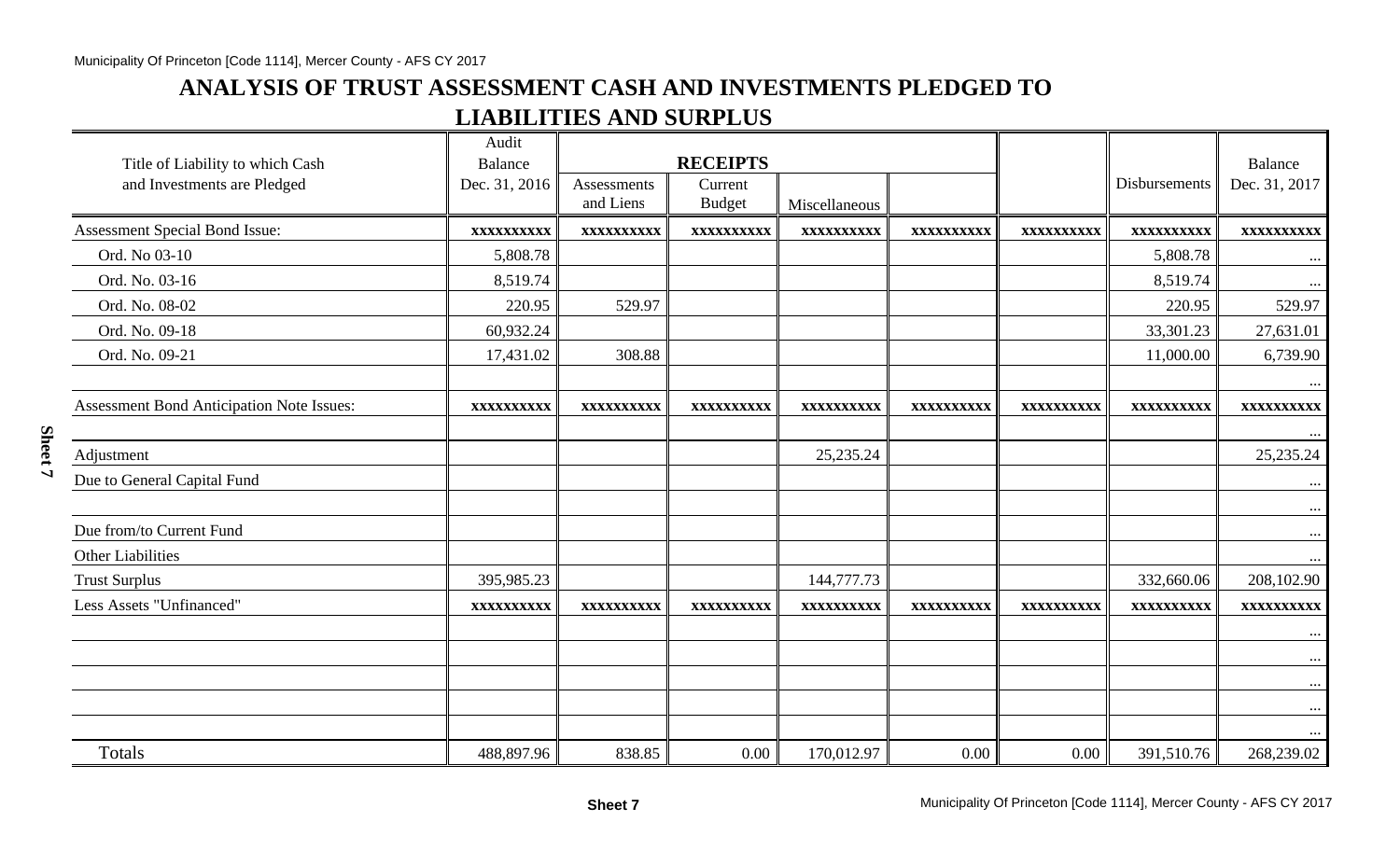# ANALYSIS OF TRUST ASSESSMENT CASH AND INVESTMENTS PLEDGED TO LIABILITIES AND SURPLUS

| Title of Liability to which Cash and Investments are Pledged | Audit Balance Dec. 31, 2016 | RECEIPTS | | | | | Disbursements | Balance Dec. 31, 2017 |
|---|---|---|---|---|---|---|---|---|
| | | Assessments and Liens | Current Budget | Miscellaneous | | | | |
| Assessment Special Bond Issue: | xxxxxxxxxx | xxxxxxxxxx | xxxxxxxxxx | xxxxxxxxxx | xxxxxxxxxx | xxxxxxxxxx | xxxxxxxxxx | xxxxxxxxxx |
| Ord. No 03-10 | 5,808.78 | | | | | | 5,808.78 | ... |
| Ord. No. 03-16 | 8,519.74 | | | | | | 8,519.74 | ... |
| Ord. No. 08-02 | 220.95 | 529.97 | | | | | 220.95 | 529.97 |
| Ord. No. 09-18 | 60,932.24 | | | | | | 33,301.23 | 27,631.01 |
| Ord. No. 09-21 | 17,431.02 | 308.88 | | | | | 11,000.00 | 6,739.90 |
| | | | | | | | | ... |
| Assessment Bond Anticipation Note Issues: | xxxxxxxxxx | xxxxxxxxxx | xxxxxxxxxx | xxxxxxxxxx | xxxxxxxxxx | xxxxxxxxxx | xxxxxxxxxx | xxxxxxxxxx |
| | | | | | | | | ... |
| Adjustment | | | | 25,235.24 | | | | 25,235.24 |
| Due to General Capital Fund | | | | | | | | ... |
| | | | | | | | | ... |
| Due from/to Current Fund | | | | | | | | ... |
| Other Liabilities | | | | | | | | ... |
| Trust Surplus | 395,985.23 | | | 144,777.73 | | | 332,660.06 | 208,102.90 |
| Less Assets "Unfinanced" | xxxxxxxxxx | xxxxxxxxxx | xxxxxxxxxx | xxxxxxxxxx | xxxxxxxxxx | xxxxxxxxxx | xxxxxxxxxx | xxxxxxxxxx |
| | | | | | | | | ... |
| | | | | | | | | ... |
| | | | | | | | | ... |
| | | | | | | | | ... |
| | | | | | | | | ... |
| Totals | 488,897.96 | 838.85 | 0.00 | 170,012.97 | 0.00 | 0.00 | 391,510.76 | 268,239.02 |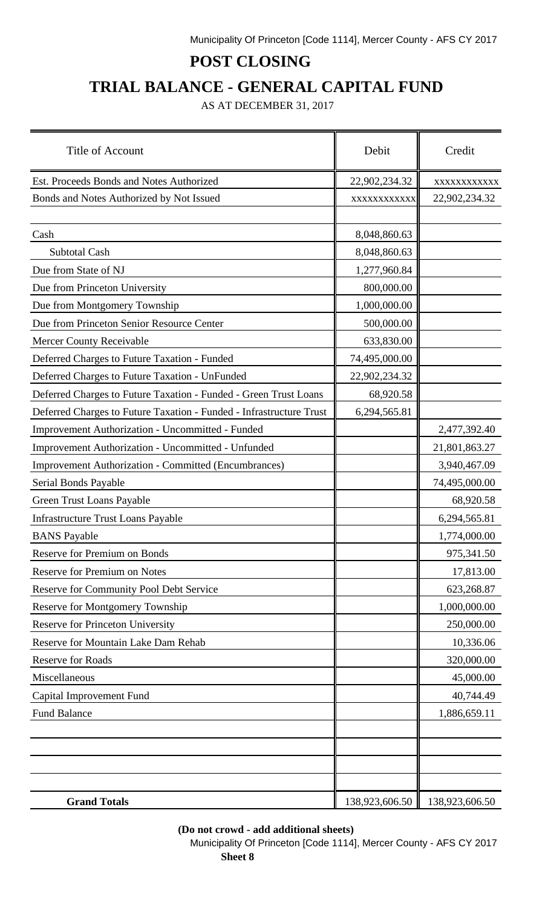# POST CLOSING

## TRIAL BALANCE - GENERAL CAPITAL FUND

AS AT DECEMBER 31, 2017

| Title of Account | Debit | Credit |
|---|---|---|
| Est. Proceeds Bonds and Notes Authorized | 22,902,234.32 | xxxxxxxxxxxx |
| Bonds and Notes Authorized by Not Issued | xxxxxxxxxxxx | 22,902,234.32 |
| | | |
| Cash | 8,048,860.63 | |
| Subtotal Cash | 8,048,860.63 | |
| Due from State of NJ | 1,277,960.84 | |
| Due from Princeton University | 800,000.00 | |
| Due from Montgomery Township | 1,000,000.00 | |
| Due from Princeton Senior Resource Center | 500,000.00 | |
| Mercer County Receivable | 633,830.00 | |
| Deferred Charges to Future Taxation - Funded | 74,495,000.00 | |
| Deferred Charges to Future Taxation - UnFunded | 22,902,234.32 | |
| Deferred Charges to Future Taxation - Funded - Green Trust Loans | 68,920.58 | |
| Deferred Charges to Future Taxation - Funded - Infrastructure Trust | 6,294,565.81 | |
| Improvement Authorization - Uncommitted - Funded | | 2,477,392.40 |
| Improvement Authorization - Uncommitted - Unfunded | | 21,801,863.27 |
| Improvement Authorization - Committed (Encumbrances) | | 3,940,467.09 |
| Serial Bonds Payable | | 74,495,000.00 |
| Green Trust Loans Payable | | 68,920.58 |
| Infrastructure Trust Loans Payable | | 6,294,565.81 |
| BANS Payable | | 1,774,000.00 |
| Reserve for Premium on Bonds | | 975,341.50 |
| Reserve for Premium on Notes | | 17,813.00 |
| Reserve for Community Pool Debt Service | | 623,268.87 |
| Reserve for Montgomery Township | | 1,000,000.00 |
| Reserve for Princeton University | | 250,000.00 |
| Reserve for Mountain Lake Dam Rehab | | 10,336.06 |
| Reserve for Roads | | 320,000.00 |
| Miscellaneous | | 45,000.00 |
| Capital Improvement Fund | | 40,744.49 |
| Fund Balance | | 1,886,659.11 |
| | | |
| | | |
| | | |
| | | |
| **Grand Totals** | 138,923,606.50 | 138,923,606.50 |

**(Do not crowd - add additional sheets)**

**Sheet 8**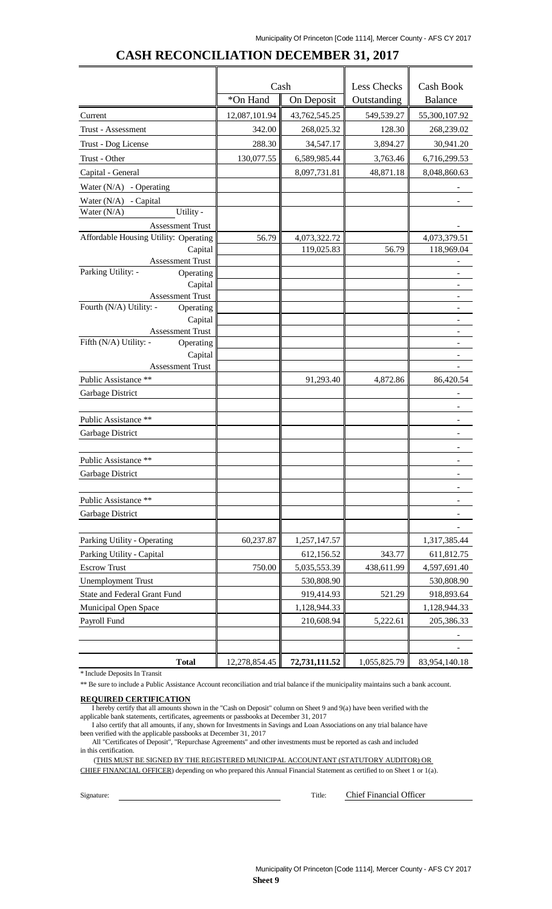# CASH RECONCILIATION DECEMBER 31, 2017

| | Cash | | Less Checks | Cash Book |
|---|---|---|---|---|
| | *On Hand | On Deposit | Outstanding | Balance |
| Current | 12,087,101.94 | 43,762,545.25 | 549,539.27 | 55,300,107.92 |
| Trust - Assessment | 342.00 | 268,025.32 | 128.30 | 268,239.02 |
| Trust - Dog License | 288.30 | 34,547.17 | 3,894.27 | 30,941.20 |
| Trust - Other | 130,077.55 | 6,589,985.44 | 3,763.46 | 6,716,299.53 |
| Capital - General | | 8,097,731.81 | 48,871.18 | 8,048,860.63 |
| Water (N/A) - Operating | | | | - |
| Water (N/A) - Capital | | | | - |
| Water (N/A) Utility - Assessment Trust | | | | - |
| Affordable Housing Utility: Operating | 56.79 | 4,073,322.72 | | 4,073,379.51 |
| Capital | | 119,025.83 | 56.79 | 118,969.04 |
| Assessment Trust | | | | - |
| Parking Utility: - Operating | | | | - |
| Capital | | | | - |
| Assessment Trust | | | | - |
| Fourth (N/A) Utility: - Operating | | | | - |
| Capital | | | | - |
| Assessment Trust | | | | - |
| Fifth (N/A) Utility: - Operating | | | | - |
| Capital | | | | - |
| Assessment Trust | | | | - |
| Public Assistance ** | | 91,293.40 | 4,872.86 | 86,420.54 |
| Garbage District | | | | - |
| | | | | - |
| Public Assistance ** | | | | - |
| Garbage District | | | | - |
| | | | | - |
| Public Assistance ** | | | | - |
| Garbage District | | | | - |
| | | | | - |
| Public Assistance ** | | | | - |
| Garbage District | | | | - |
| | | | | - |
| Parking Utility - Operating | 60,237.87 | 1,257,147.57 | | 1,317,385.44 |
| Parking Utility - Capital | | 612,156.52 | 343.77 | 611,812.75 |
| Escrow Trust | 750.00 | 5,035,553.39 | 438,611.99 | 4,597,691.40 |
| Unemployment Trust | | 530,808.90 | | 530,808.90 |
| State and Federal Grant Fund | | 919,414.93 | 521.29 | 918,893.64 |
| Municipal Open Space | | 1,128,944.33 | | 1,128,944.33 |
| Payroll Fund | | 210,608.94 | 5,222.61 | 205,386.33 |
| | | | | - |
| | | | | - |
| **Total** | 12,278,854.45 | 72,731,111.52 | 1,055,825.79 | 83,954,140.18 |

\* Include Deposits In Transit

** Be sure to include a Public Assistance Account reconciliation and trial balance if the municipality maintains such a bank account.

**REQUIRED CERTIFICATION**

I hereby certify that all amounts shown in the "Cash on Deposit" column on Sheet 9 and 9(a) have been verified with the applicable bank statements, certificates, agreements or passbooks at December 31, 2017

I also certify that all amounts, if any, shown for Investments in Savings and Loan Associations on any trial balance have been verified with the applicable passbooks at December 31, 2017

All "Certificates of Deposit", "Repurchase Agreements" and other investments must be reported as cash and included in this certification.

(THIS MUST BE SIGNED BY THE REGISTERED MUNICIPAL ACCOUNTANT (STATUTORY AUDITOR) OR CHIEF FINANCIAL OFFICER) depending on who prepared this Annual Financial Statement as certified to on Sheet 1 or 1(a).

Signature: ______________________ Title: Chief Financial Officer

Sheet 9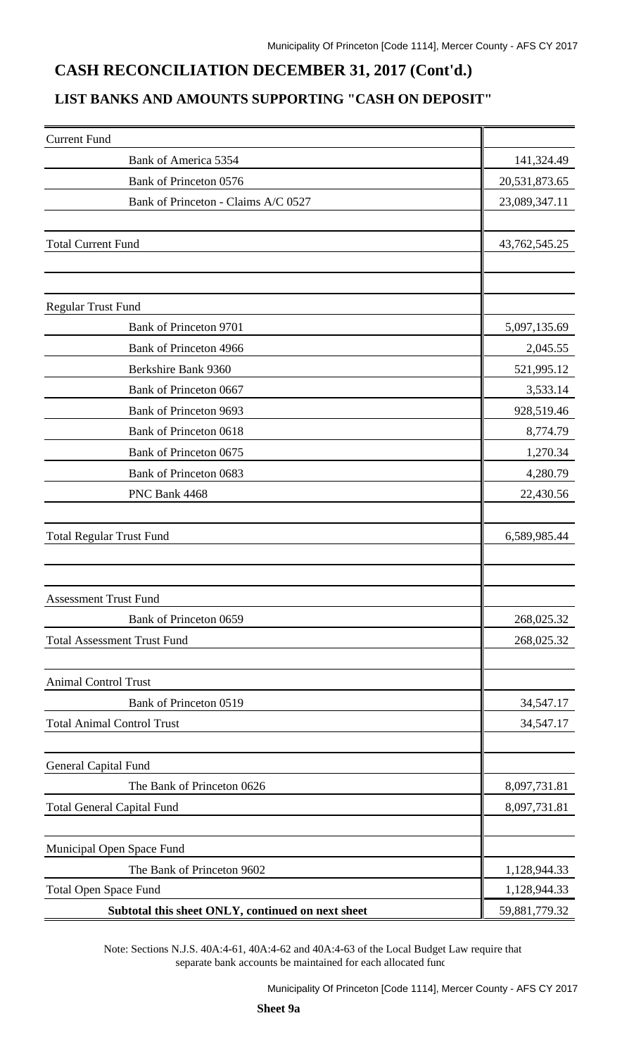# CASH RECONCILIATION DECEMBER 31, 2017 (Cont'd.)

## LIST BANKS AND AMOUNTS SUPPORTING "CASH ON DEPOSIT"

| | |
|---|---|
| Current Fund | |
| Bank of America 5354 | 141,324.49 |
| Bank of Princeton 0576 | 20,531,873.65 |
| Bank of Princeton - Claims A/C 0527 | 23,089,347.11 |
| Total Current Fund | 43,762,545.25 |
| Regular Trust Fund | |
| Bank of Princeton 9701 | 5,097,135.69 |
| Bank of Princeton 4966 | 2,045.55 |
| Berkshire Bank 9360 | 521,995.12 |
| Bank of Princeton 0667 | 3,533.14 |
| Bank of Princeton 9693 | 928,519.46 |
| Bank of Princeton 0618 | 8,774.79 |
| Bank of Princeton 0675 | 1,270.34 |
| Bank of Princeton 0683 | 4,280.79 |
| PNC Bank 4468 | 22,430.56 |
| Total Regular Trust Fund | 6,589,985.44 |
| Assessment Trust Fund | |
| Bank of Princeton 0659 | 268,025.32 |
| Total Assessment Trust Fund | 268,025.32 |
| Animal Control Trust | |
| Bank of Princeton 0519 | 34,547.17 |
| Total Animal Control Trust | 34,547.17 |
| General Capital Fund | |
| The Bank of Princeton 0626 | 8,097,731.81 |
| Total General Capital Fund | 8,097,731.81 |
| Municipal Open Space Fund | |
| The Bank of Princeton 9602 | 1,128,944.33 |
| Total Open Space Fund | 1,128,944.33 |
| **Subtotal this sheet ONLY, continued on next sheet** | 59,881,779.32 |

Note: Sections N.J.S. 40A:4-61, 40A:4-62 and 40A:4-63 of the Local Budget Law require that separate bank accounts be maintained for each allocated func

**Sheet 9a**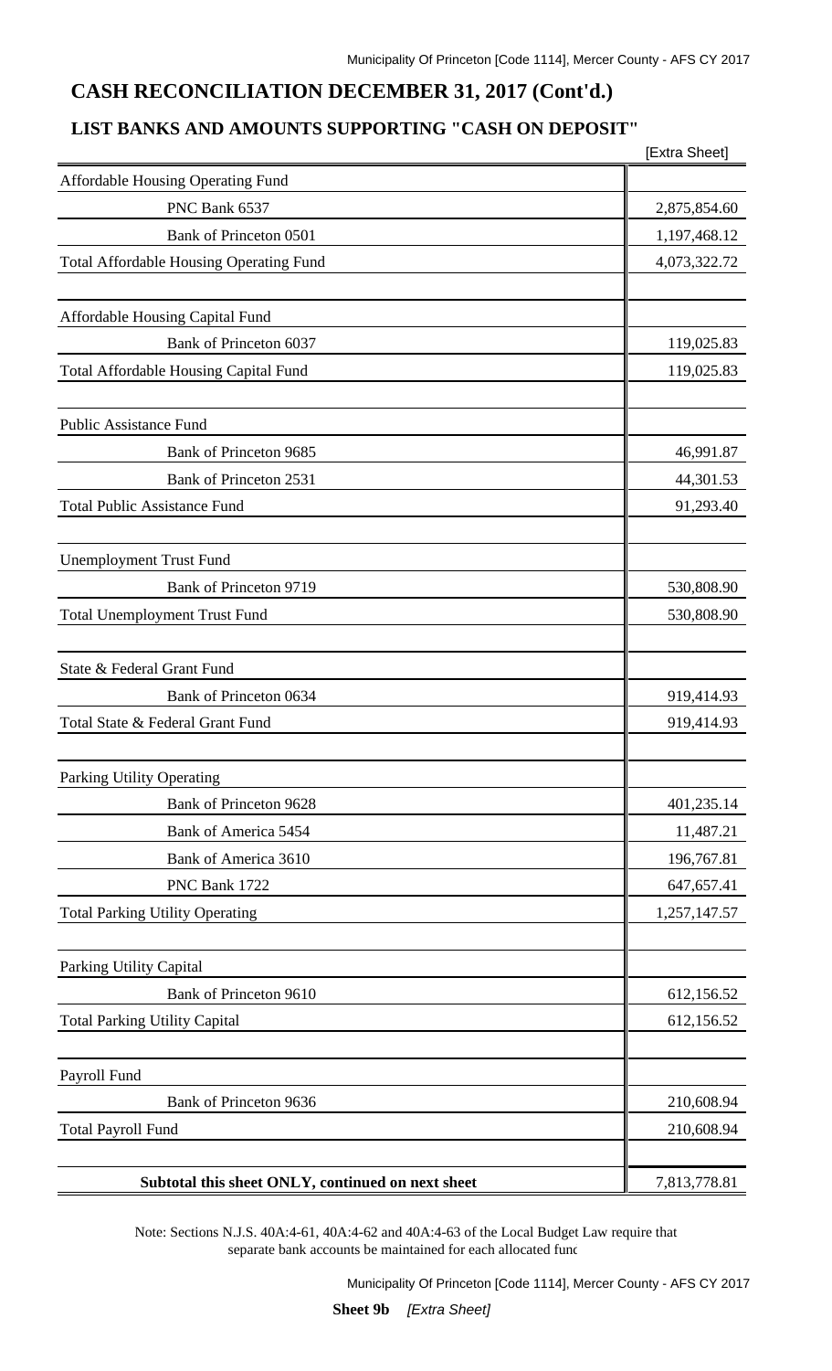## CASH RECONCILIATION DECEMBER 31, 2017 (Cont'd.)

### LIST BANKS AND AMOUNTS SUPPORTING "CASH ON DEPOSIT"

| | [Extra Sheet] |
|---|---|
| Affordable Housing Operating Fund | |
| PNC Bank 6537 | 2,875,854.60 |
| Bank of Princeton 0501 | 1,197,468.12 |
| Total Affordable Housing Operating Fund | 4,073,322.72 |
| | |
| Affordable Housing Capital Fund | |
| Bank of Princeton 6037 | 119,025.83 |
| Total Affordable Housing Capital Fund | 119,025.83 |
| | |
| Public Assistance Fund | |
| Bank of Princeton 9685 | 46,991.87 |
| Bank of Princeton 2531 | 44,301.53 |
| Total Public Assistance Fund | 91,293.40 |
| | |
| Unemployment Trust Fund | |
| Bank of Princeton 9719 | 530,808.90 |
| Total Unemployment Trust Fund | 530,808.90 |
| | |
| State & Federal Grant Fund | |
| Bank of Princeton 0634 | 919,414.93 |
| Total State & Federal Grant Fund | 919,414.93 |
| | |
| Parking Utility Operating | |
| Bank of Princeton 9628 | 401,235.14 |
| Bank of America 5454 | 11,487.21 |
| Bank of America 3610 | 196,767.81 |
| PNC Bank 1722 | 647,657.41 |
| Total Parking Utility Operating | 1,257,147.57 |
| | |
| Parking Utility Capital | |
| Bank of Princeton 9610 | 612,156.52 |
| Total Parking Utility Capital | 612,156.52 |
| | |
| Payroll Fund | |
| Bank of Princeton 9636 | 210,608.94 |
| Total Payroll Fund | 210,608.94 |
| | |
| **Subtotal this sheet ONLY, continued on next sheet** | 7,813,778.81 |

Note: Sections N.J.S. 40A:4-61, 40A:4-62 and 40A:4-63 of the Local Budget Law require that separate bank accounts be maintained for each allocated func

**Sheet 9b** *[Extra Sheet]*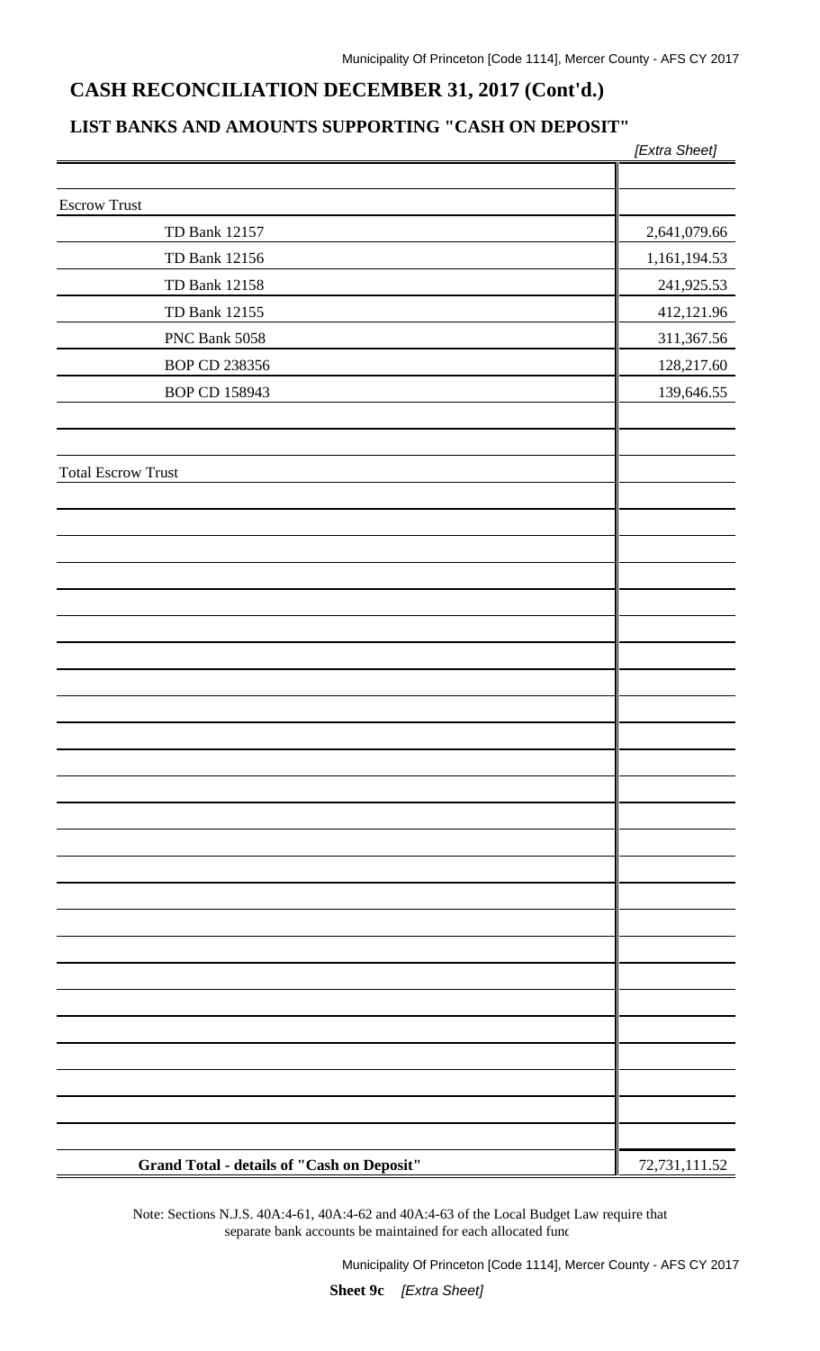## CASH RECONCILIATION DECEMBER 31, 2017 (Cont'd.)

### LIST BANKS AND AMOUNTS SUPPORTING "CASH ON DEPOSIT"

*[Extra Sheet]*

| | |
|---|---|
| Escrow Trust | |
| TD Bank 12157 | 2,641,079.66 |
| TD Bank 12156 | 1,161,194.53 |
| TD Bank 12158 | 241,925.53 |
| TD Bank 12155 | 412,121.96 |
| PNC Bank 5058 | 311,367.56 |
| BOP CD 238356 | 128,217.60 |
| BOP CD 158943 | 139,646.55 |
| | |
| | |
| Total Escrow Trust | |
| **Grand Total - details of "Cash on Deposit"** | 72,731,111.52 |

Note: Sections N.J.S. 40A:4-61, 40A:4-62 and 40A:4-63 of the Local Budget Law require that separate bank accounts be maintained for each allocated func

**Sheet 9c** *[Extra Sheet]*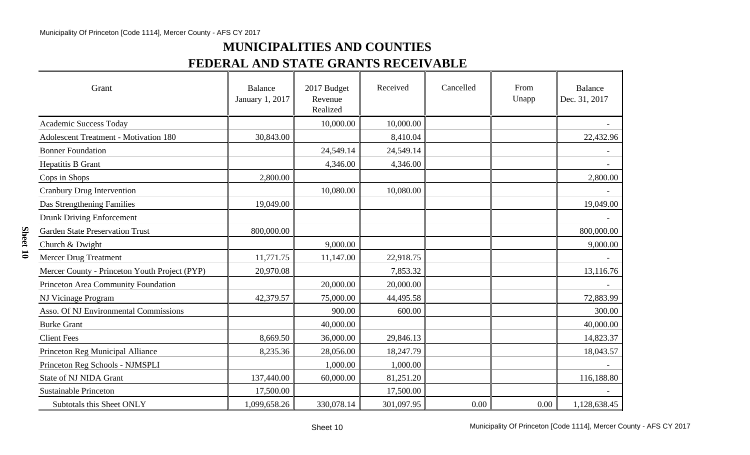# MUNICIPALITIES AND COUNTIES

## FEDERAL AND STATE GRANTS RECEIVABLE

| Grant | Balance January 1, 2017 | 2017 Budget Revenue Realized | Received | Cancelled | From Unapp | Balance Dec. 31, 2017 |
|---|---|---|---|---|---|---|
| Academic Success Today | | 10,000.00 | 10,000.00 | | | - |
| Adolescent Treatment - Motivation 180 | 30,843.00 | | 8,410.04 | | | 22,432.96 |
| Bonner Foundation | | 24,549.14 | 24,549.14 | | | - |
| Hepatitis B Grant | | 4,346.00 | 4,346.00 | | | - |
| Cops in Shops | 2,800.00 | | | | | 2,800.00 |
| Cranbury Drug Intervention | | 10,080.00 | 10,080.00 | | | - |
| Das Strengthening Families | 19,049.00 | | | | | 19,049.00 |
| Drunk Driving Enforcement | | | | | | - |
| Garden State Preservation Trust | 800,000.00 | | | | | 800,000.00 |
| Church & Dwight | | 9,000.00 | | | | 9,000.00 |
| Mercer Drug Treatment | 11,771.75 | 11,147.00 | 22,918.75 | | | - |
| Mercer County - Princeton Youth Project (PYP) | 20,970.08 | | 7,853.32 | | | 13,116.76 |
| Princeton Area Community Foundation | | 20,000.00 | 20,000.00 | | | - |
| NJ Vicinage Program | 42,379.57 | 75,000.00 | 44,495.58 | | | 72,883.99 |
| Asso. Of NJ Environmental Commissions | | 900.00 | 600.00 | | | 300.00 |
| Burke Grant | | 40,000.00 | | | | 40,000.00 |
| Client Fees | 8,669.50 | 36,000.00 | 29,846.13 | | | 14,823.37 |
| Princeton Reg Municipal Alliance | 8,235.36 | 28,056.00 | 18,247.79 | | | 18,043.57 |
| Princeton Reg Schools - NJMSPLI | | 1,000.00 | 1,000.00 | | | - |
| State of NJ NIDA Grant | 137,440.00 | 60,000.00 | 81,251.20 | | | 116,188.80 |
| Sustainable Princeton | 17,500.00 | | 17,500.00 | | | - |
| Subtotals this Sheet ONLY | 1,099,658.26 | 330,078.14 | 301,097.95 | 0.00 | 0.00 | 1,128,638.45 |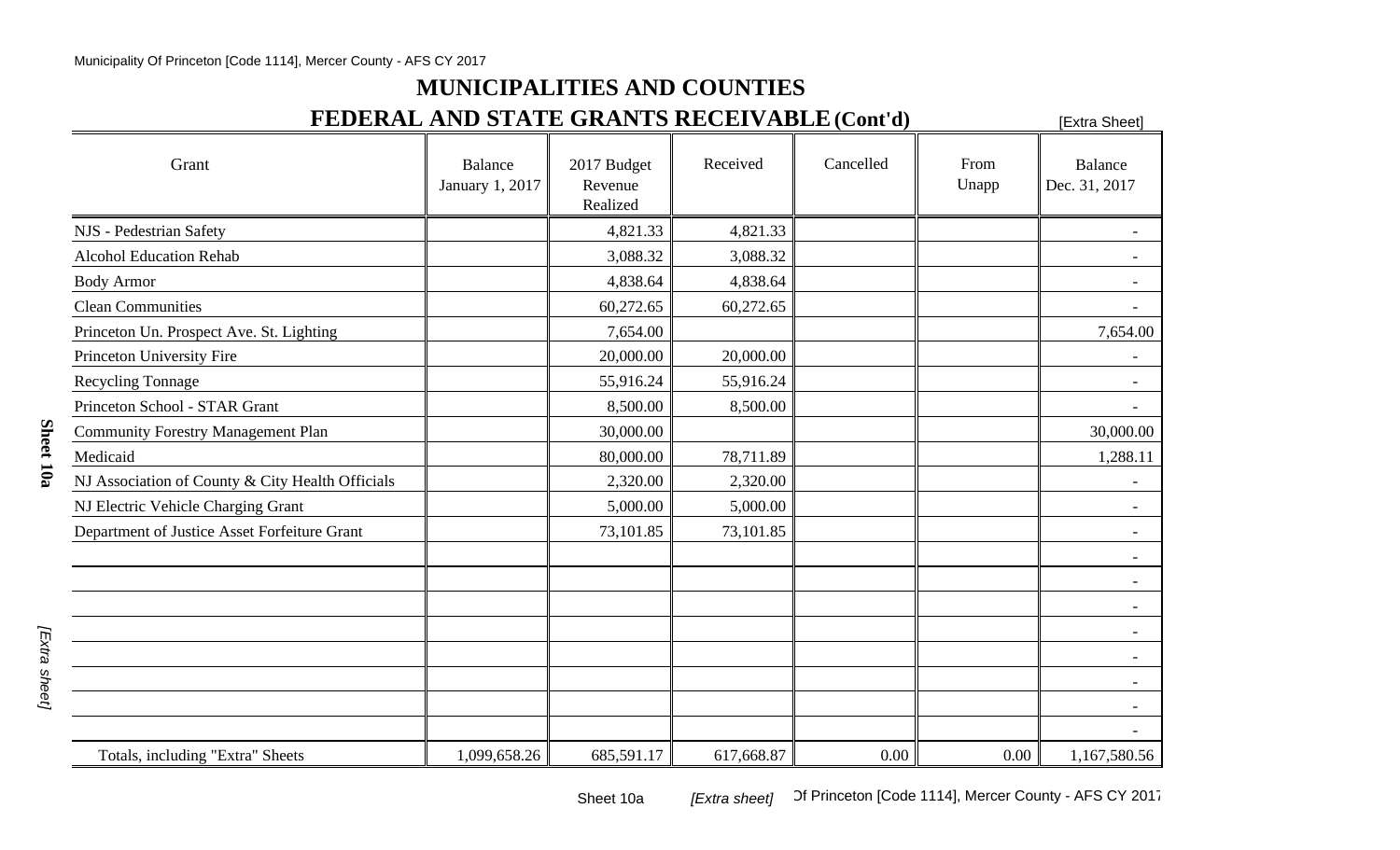# MUNICIPALITIES AND COUNTIES

## FEDERAL AND STATE GRANTS RECEIVABLE (Cont'd)

[Extra Sheet]

| Grant | Balance January 1, 2017 | 2017 Budget Revenue Realized | Received | Cancelled | From Unapp | Balance Dec. 31, 2017 |
|---|---|---|---|---|---|---|
| NJS - Pedestrian Safety | | 4,821.33 | 4,821.33 | | | - |
| Alcohol Education Rehab | | 3,088.32 | 3,088.32 | | | - |
| Body Armor | | 4,838.64 | 4,838.64 | | | - |
| Clean Communities | | 60,272.65 | 60,272.65 | | | - |
| Princeton Un. Prospect Ave. St. Lighting | | 7,654.00 | | | | 7,654.00 |
| Princeton University Fire | | 20,000.00 | 20,000.00 | | | - |
| Recycling Tonnage | | 55,916.24 | 55,916.24 | | | - |
| Princeton School - STAR Grant | | 8,500.00 | 8,500.00 | | | - |
| Community Forestry Management Plan | | 30,000.00 | | | | 30,000.00 |
| Medicaid | | 80,000.00 | 78,711.89 | | | 1,288.11 |
| NJ Association of County & City Health Officials | | 2,320.00 | 2,320.00 | | | - |
| NJ Electric Vehicle Charging Grant | | 5,000.00 | 5,000.00 | | | - |
| Department of Justice Asset Forfeiture Grant | | 73,101.85 | 73,101.85 | | | - |
| | | | | | | - |
| | | | | | | - |
| | | | | | | - |
| | | | | | | - |
| | | | | | | - |
| | | | | | | - |
| | | | | | | - |
| | | | | | | - |
| Totals, including "Extra" Sheets | 1,099,658.26 | 685,591.17 | 617,668.87 | 0.00 | 0.00 | 1,167,580.56 |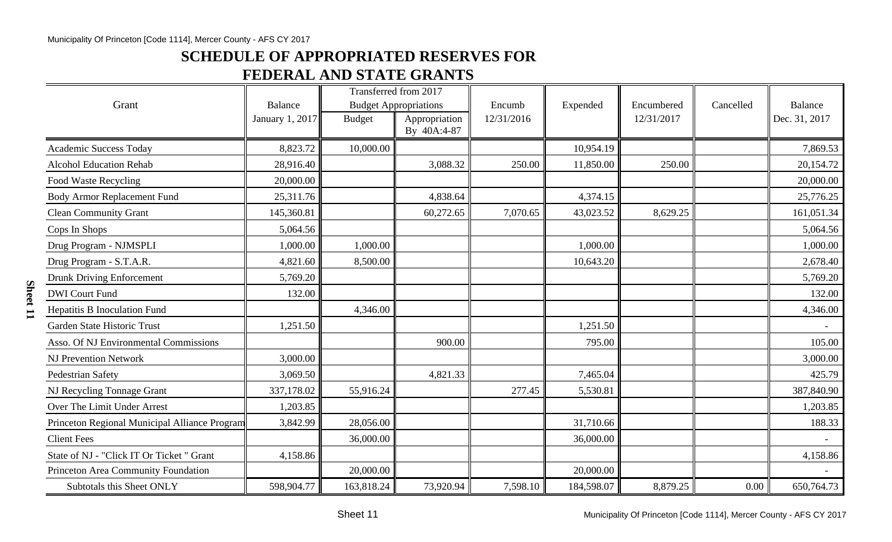## SCHEDULE OF APPROPRIATED RESERVES FOR FEDERAL AND STATE GRANTS

| Grant | Balance January 1, 2017 | Transferred from 2017 Budget Appropriations Budget | Transferred from 2017 Budget Appropriations Appropriation By 40A:4-87 | Encumb 12/31/2016 | Expended | Encumbered 12/31/2017 | Cancelled | Balance Dec. 31, 2017 |
|---|---|---|---|---|---|---|---|---|
| Academic Success Today | 8,823.72 | 10,000.00 | | | 10,954.19 | | | 7,869.53 |
| Alcohol Education Rehab | 28,916.40 | | 3,088.32 | 250.00 | 11,850.00 | 250.00 | | 20,154.72 |
| Food Waste Recycling | 20,000.00 | | | | | | | 20,000.00 |
| Body Armor Replacement Fund | 25,311.76 | | 4,838.64 | | 4,374.15 | | | 25,776.25 |
| Clean Community Grant | 145,360.81 | | 60,272.65 | 7,070.65 | 43,023.52 | 8,629.25 | | 161,051.34 |
| Cops In Shops | 5,064.56 | | | | | | | 5,064.56 |
| Drug Program - NJMSPLI | 1,000.00 | 1,000.00 | | | 1,000.00 | | | 1,000.00 |
| Drug Program - S.T.A.R. | 4,821.60 | 8,500.00 | | | 10,643.20 | | | 2,678.40 |
| Drunk Driving Enforcement | 5,769.20 | | | | | | | 5,769.20 |
| DWI Court Fund | 132.00 | | | | | | | 132.00 |
| Hepatitis B Inoculation Fund | | 4,346.00 | | | | | | 4,346.00 |
| Garden State Historic Trust | 1,251.50 | | | | 1,251.50 | | | - |
| Asso. Of NJ Environmental Commissions | | | 900.00 | | 795.00 | | | 105.00 |
| NJ Prevention Network | 3,000.00 | | | | | | | 3,000.00 |
| Pedestrian Safety | 3,069.50 | | 4,821.33 | | 7,465.04 | | | 425.79 |
| NJ Recycling Tonnage Grant | 337,178.02 | 55,916.24 | | 277.45 | 5,530.81 | | | 387,840.90 |
| Over The Limit Under Arrest | 1,203.85 | | | | | | | 1,203.85 |
| Princeton Regional Municipal Alliance Program | 3,842.99 | 28,056.00 | | | 31,710.66 | | | 188.33 |
| Client Fees | | 36,000.00 | | | 36,000.00 | | | - |
| State of NJ - "Click IT Or Ticket " Grant | 4,158.86 | | | | | | | 4,158.86 |
| Princeton Area Community Foundation | | 20,000.00 | | | 20,000.00 | | | - |
| Subtotals this Sheet ONLY | 598,904.77 | 163,818.24 | 73,920.94 | 7,598.10 | 184,598.07 | 8,879.25 | 0.00 | 650,764.73 |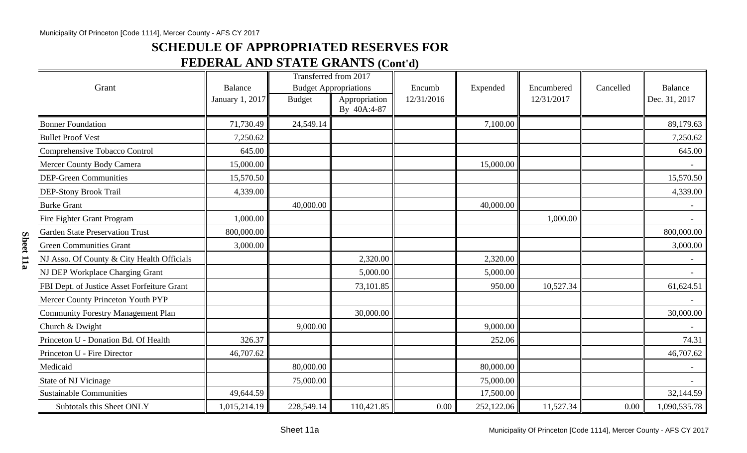## SCHEDULE OF APPROPRIATED RESERVES FOR FEDERAL AND STATE GRANTS (Cont'd)

| Grant | Balance January 1, 2017 | Transferred from 2017 Budget Appropriations | | Encumb 12/31/2016 | Expended | Encumbered 12/31/2017 | Cancelled | Balance Dec. 31, 2017 |
|---|---|---|---|---|---|---|---|---|
| | | Budget | Appropriation By 40A:4-87 | | | | | |
| Bonner Foundation | 71,730.49 | 24,549.14 | | | 7,100.00 | | | 89,179.63 |
| Bullet Proof Vest | 7,250.62 | | | | | | | 7,250.62 |
| Comprehensive Tobacco Control | 645.00 | | | | | | | 645.00 |
| Mercer County Body Camera | 15,000.00 | | | | 15,000.00 | | | - |
| DEP-Green Communities | 15,570.50 | | | | | | | 15,570.50 |
| DEP-Stony Brook Trail | 4,339.00 | | | | | | | 4,339.00 |
| Burke Grant | | 40,000.00 | | | 40,000.00 | | | - |
| Fire Fighter Grant Program | 1,000.00 | | | | | 1,000.00 | | - |
| Garden State Preservation Trust | 800,000.00 | | | | | | | 800,000.00 |
| Green Communities Grant | 3,000.00 | | | | | | | 3,000.00 |
| NJ Asso. Of County & City Health Officials | | | 2,320.00 | | 2,320.00 | | | - |
| NJ DEP Workplace Charging Grant | | | 5,000.00 | | 5,000.00 | | | - |
| FBI Dept. of Justice Asset Forfeiture Grant | | | 73,101.85 | | 950.00 | 10,527.34 | | 61,624.51 |
| Mercer County Princeton Youth PYP | | | | | | | | - |
| Community Forestry Management Plan | | | 30,000.00 | | | | | 30,000.00 |
| Church & Dwight | | 9,000.00 | | | 9,000.00 | | | - |
| Princeton U - Donation Bd. Of Health | 326.37 | | | | 252.06 | | | 74.31 |
| Princeton U - Fire Director | 46,707.62 | | | | | | | 46,707.62 |
| Medicaid | | 80,000.00 | | | 80,000.00 | | | - |
| State of NJ Vicinage | | 75,000.00 | | | 75,000.00 | | | - |
| Sustainable Communities | 49,644.59 | | | | 17,500.00 | | | 32,144.59 |
| Subtotals this Sheet ONLY | 1,015,214.19 | 228,549.14 | 110,421.85 | 0.00 | 252,122.06 | 11,527.34 | 0.00 | 1,090,535.78 |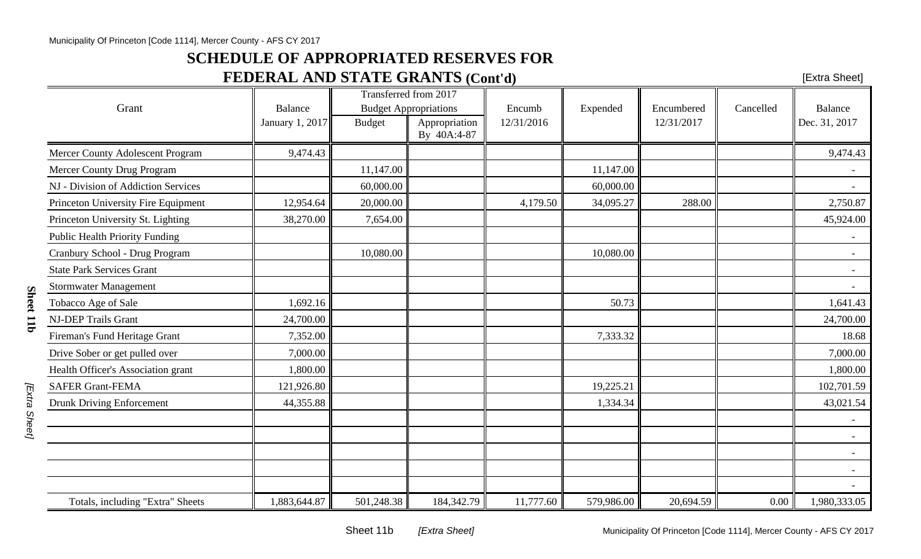## SCHEDULE OF APPROPRIATED RESERVES FOR FEDERAL AND STATE GRANTS (Cont'd)

[Extra Sheet]

| Grant | Balance January 1, 2017 | Transferred from 2017 Budget Appropriations | | Encumb 12/31/2016 | Expended | Encumbered 12/31/2017 | Cancelled | Balance Dec. 31, 2017 |
|---|---|---|---|---|---|---|---|---|
| | | Budget | Appropriation By 40A:4-87 | | | | | |
| Mercer County Adolescent Program | 9,474.43 | | | | | | | 9,474.43 |
| Mercer County Drug Program | | 11,147.00 | | | 11,147.00 | | | - |
| NJ - Division of Addiction Services | | 60,000.00 | | | 60,000.00 | | | - |
| Princeton University Fire Equipment | 12,954.64 | 20,000.00 | | 4,179.50 | 34,095.27 | 288.00 | | 2,750.87 |
| Princeton University St. Lighting | 38,270.00 | 7,654.00 | | | | | | 45,924.00 |
| Public Health Priority Funding | | | | | | | | - |
| Cranbury School - Drug Program | | 10,080.00 | | | 10,080.00 | | | - |
| State Park Services Grant | | | | | | | | - |
| Stormwater Management | | | | | | | | - |
| Tobacco Age of Sale | 1,692.16 | | | | 50.73 | | | 1,641.43 |
| NJ-DEP Trails Grant | 24,700.00 | | | | | | | 24,700.00 |
| Fireman's Fund Heritage Grant | 7,352.00 | | | | 7,333.32 | | | 18.68 |
| Drive Sober or get pulled over | 7,000.00 | | | | | | | 7,000.00 |
| Health Officer's Association grant | 1,800.00 | | | | | | | 1,800.00 |
| SAFER Grant-FEMA | 121,926.80 | | | | 19,225.21 | | | 102,701.59 |
| Drunk Driving Enforcement | 44,355.88 | | | | 1,334.34 | | | 43,021.54 |
| | | | | | | | | - |
| | | | | | | | | - |
| | | | | | | | | - |
| | | | | | | | | - |
| | | | | | | | | - |
| Totals, including "Extra" Sheets | 1,883,644.87 | 501,248.38 | 184,342.79 | 11,777.60 | 579,986.00 | 20,694.59 | 0.00 | 1,980,333.05 |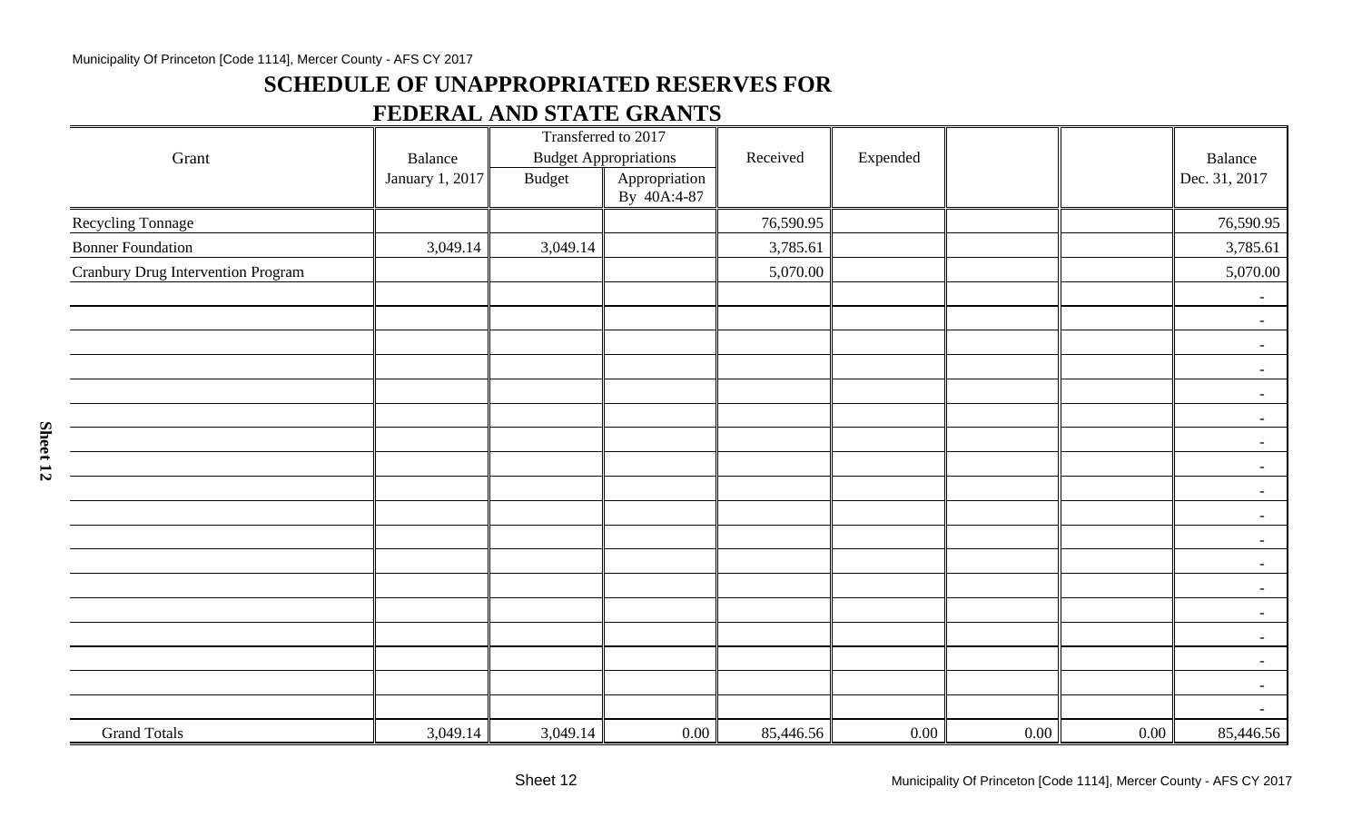## SCHEDULE OF UNAPPROPRIATED RESERVES FOR FEDERAL AND STATE GRANTS

| Grant | Balance January 1, 2017 | Transferred to 2017 Budget Appropriations | | Received | Expended | | | Balance Dec. 31, 2017 |
|---|---|---|---|---|---|---|---|---|
| | | Budget | Appropriation By 40A:4-87 | | | | | |
| Recycling Tonnage | | | | 76,590.95 | | | | 76,590.95 |
| Bonner Foundation | 3,049.14 | 3,049.14 | | 3,785.61 | | | | 3,785.61 |
| Cranbury Drug Intervention Program | | | | 5,070.00 | | | | 5,070.00 |
| | | | | | | | | - |
| | | | | | | | | - |
| | | | | | | | | - |
| | | | | | | | | - |
| | | | | | | | | - |
| | | | | | | | | - |
| | | | | | | | | - |
| | | | | | | | | - |
| | | | | | | | | - |
| | | | | | | | | - |
| | | | | | | | | - |
| | | | | | | | | - |
| | | | | | | | | - |
| | | | | | | | | - |
| | | | | | | | | - |
| | | | | | | | | - |
| | | | | | | | | - |
| | | | | | | | | - |
| Grand Totals | 3,049.14 | 3,049.14 | 0.00 | 85,446.56 | 0.00 | 0.00 | 0.00 | 85,446.56 |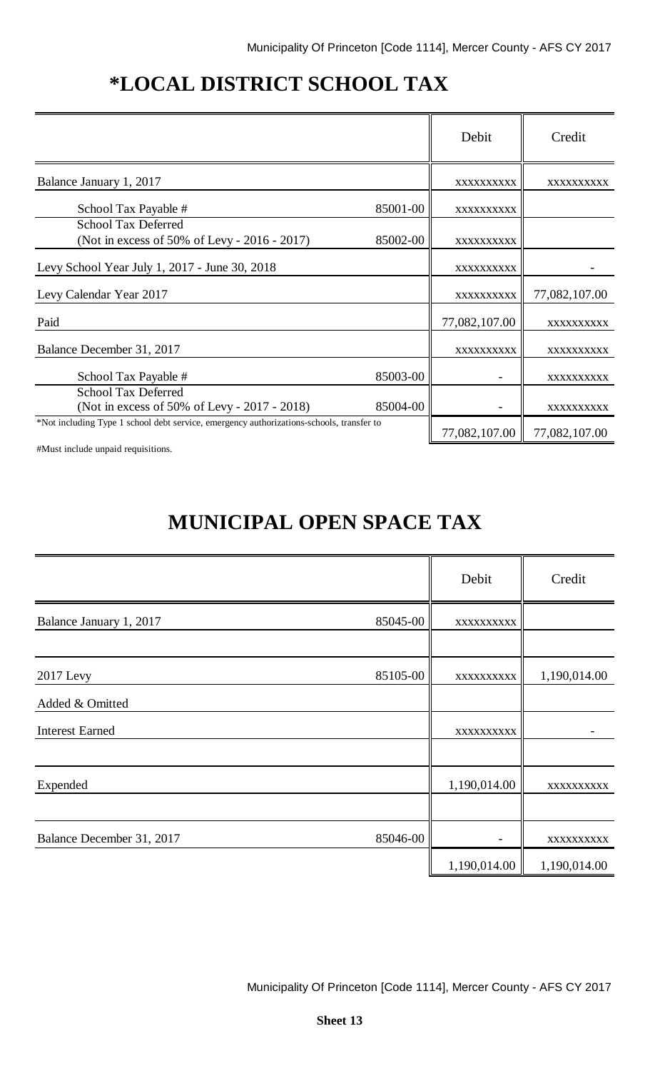# *LOCAL DISTRICT SCHOOL TAX

| | | Debit | Credit |
|---|---|---|---|
| Balance January 1, 2017 | | xxxxxxxxxx | xxxxxxxxxx |
| School Tax Payable # | 85001-00 | xxxxxxxxxx | |
| School Tax Deferred (Not in excess of 50% of Levy - 2016 - 2017) | 85002-00 | xxxxxxxxxx | |
| Levy School Year July 1, 2017 - June 30, 2018 | | xxxxxxxxxx | - |
| Levy Calendar Year 2017 | | xxxxxxxxxx | 77,082,107.00 |
| Paid | | 77,082,107.00 | xxxxxxxxxx |
| Balance December 31, 2017 | | xxxxxxxxxx | xxxxxxxxxx |
| School Tax Payable # | 85003-00 | - | xxxxxxxxxx |
| School Tax Deferred (Not in excess of 50% of Levy - 2017 - 2018) | 85004-00 | - | xxxxxxxxxx |
| *Not including Type 1 school debt service, emergency authorizations-schools, transfer to | | 77,082,107.00 | 77,082,107.00 |

#Must include unpaid requisitions.

# MUNICIPAL OPEN SPACE TAX

| | | Debit | Credit |
|---|---|---|---|
| Balance January 1, 2017 | 85045-00 | xxxxxxxxxx | |
| | | | |
| 2017 Levy | 85105-00 | xxxxxxxxxx | 1,190,014.00 |
| Added & Omitted | | | |
| Interest Earned | | xxxxxxxxxx | - |
| | | | |
| Expended | | 1,190,014.00 | xxxxxxxxxx |
| | | | |
| Balance December 31, 2017 | 85046-00 | - | xxxxxxxxxx |
| | | 1,190,014.00 | 1,190,014.00 |

**Sheet 13**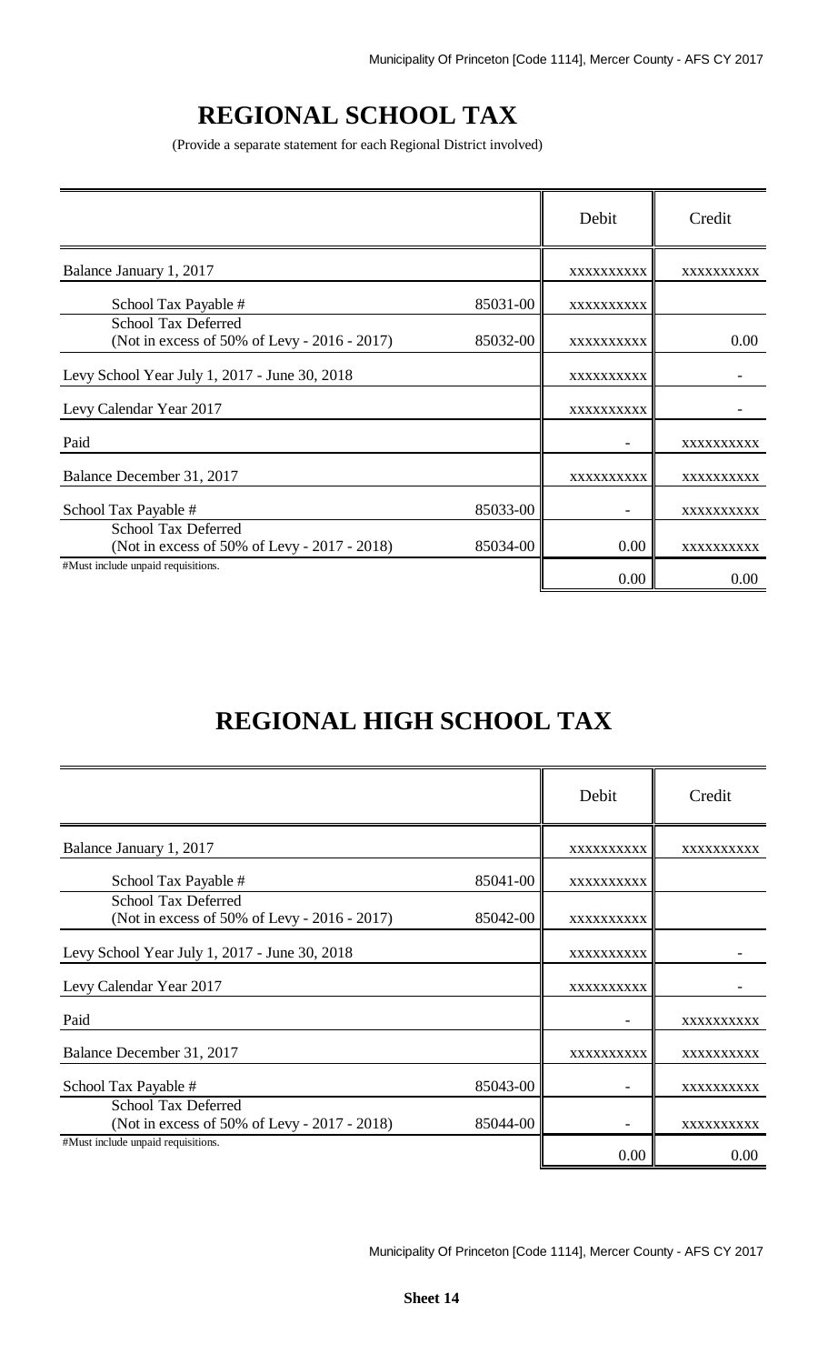# REGIONAL SCHOOL TAX

(Provide a separate statement for each Regional District involved)

| | | Debit | Credit |
|---|---|---|---|
| Balance January 1, 2017 | | xxxxxxxxxx | xxxxxxxxxx |
| School Tax Payable # | 85031-00 | xxxxxxxxxx | |
| School Tax Deferred (Not in excess of 50% of Levy - 2016 - 2017) | 85032-00 | xxxxxxxxxx | 0.00 |
| Levy School Year July 1, 2017 - June 30, 2018 | | xxxxxxxxxx | - |
| Levy Calendar Year 2017 | | xxxxxxxxxx | - |
| Paid | | - | xxxxxxxxxx |
| Balance December 31, 2017 | | xxxxxxxxxx | xxxxxxxxxx |
| School Tax Payable # | 85033-00 | - | xxxxxxxxxx |
| School Tax Deferred (Not in excess of 50% of Levy - 2017 - 2018) | 85034-00 | 0.00 | xxxxxxxxxx |
| #Must include unpaid requisitions. | | 0.00 | 0.00 |

# REGIONAL HIGH SCHOOL TAX

| | | Debit | Credit |
|---|---|---|---|
| Balance January 1, 2017 | | xxxxxxxxxx | xxxxxxxxxx |
| School Tax Payable # | 85041-00 | xxxxxxxxxx | |
| School Tax Deferred (Not in excess of 50% of Levy - 2016 - 2017) | 85042-00 | xxxxxxxxxx | |
| Levy School Year July 1, 2017 - June 30, 2018 | | xxxxxxxxxx | - |
| Levy Calendar Year 2017 | | xxxxxxxxxx | - |
| Paid | | - | xxxxxxxxxx |
| Balance December 31, 2017 | | xxxxxxxxxx | xxxxxxxxxx |
| School Tax Payable # | 85043-00 | - | xxxxxxxxxx |
| School Tax Deferred (Not in excess of 50% of Levy - 2017 - 2018) | 85044-00 | - | xxxxxxxxxx |
| #Must include unpaid requisitions. | | 0.00 | 0.00 |

**Sheet 14**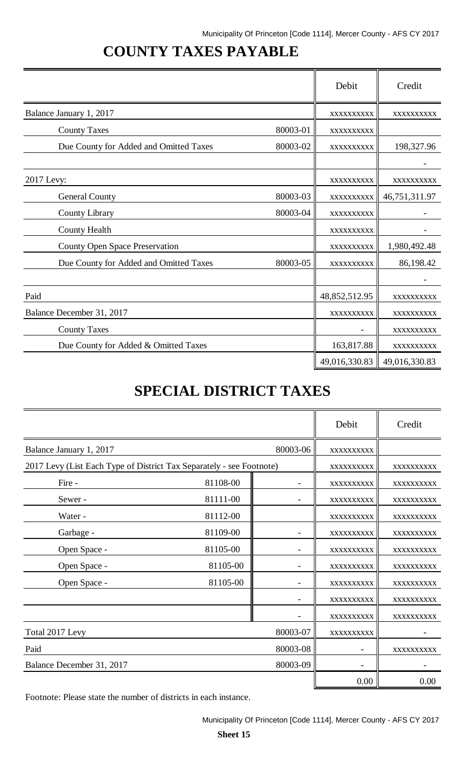# COUNTY TAXES PAYABLE

| | | Debit | Credit |
|---|---|---|---|
| Balance January 1, 2017 | | xxxxxxxxxx | xxxxxxxxxx |
| County Taxes | 80003-01 | xxxxxxxxxx | |
| Due County for Added and Omitted Taxes | 80003-02 | xxxxxxxxxx | 198,327.96 |
| | | | - |
| 2017 Levy: | | xxxxxxxxxx | xxxxxxxxxx |
| General County | 80003-03 | xxxxxxxxxx | 46,751,311.97 |
| County Library | 80003-04 | xxxxxxxxxx | - |
| County Health | | xxxxxxxxxx | - |
| County Open Space Preservation | | xxxxxxxxxx | 1,980,492.48 |
| Due County for Added and Omitted Taxes | 80003-05 | xxxxxxxxxx | 86,198.42 |
| | | | - |
| Paid | | 48,852,512.95 | xxxxxxxxxx |
| Balance December 31, 2017 | | xxxxxxxxxx | xxxxxxxxxx |
| County Taxes | | - | xxxxxxxxxx |
| Due County for Added & Omitted Taxes | | 163,817.88 | xxxxxxxxxx |
| | | 49,016,330.83 | 49,016,330.83 |

# SPECIAL DISTRICT TAXES

| | | | Debit | Credit |
|---|---|---|---|---|
| Balance January 1, 2017 | | 80003-06 | xxxxxxxxxx | |
| 2017 Levy (List Each Type of District Tax Separately - see Footnote) | | | xxxxxxxxxx | xxxxxxxxxx |
| Fire - | 81108-00 | - | xxxxxxxxxx | xxxxxxxxxx |
| Sewer - | 81111-00 | - | xxxxxxxxxx | xxxxxxxxxx |
| Water - | 81112-00 | | xxxxxxxxxx | xxxxxxxxxx |
| Garbage - | 81109-00 | - | xxxxxxxxxx | xxxxxxxxxx |
| Open Space - | 81105-00 | - | xxxxxxxxxx | xxxxxxxxxx |
| Open Space - | 81105-00 | - | xxxxxxxxxx | xxxxxxxxxx |
| Open Space - | 81105-00 | - | xxxxxxxxxx | xxxxxxxxxx |
| | | - | xxxxxxxxxx | xxxxxxxxxx |
| | | - | xxxxxxxxxx | xxxxxxxxxx |
| Total 2017 Levy | | 80003-07 | xxxxxxxxxx | - |
| Paid | | 80003-08 | - | xxxxxxxxxx |
| Balance December 31, 2017 | | 80003-09 | - | - |
| | | | 0.00 | 0.00 |

Footnote: Please state the number of districts in each instance.

**Sheet 15**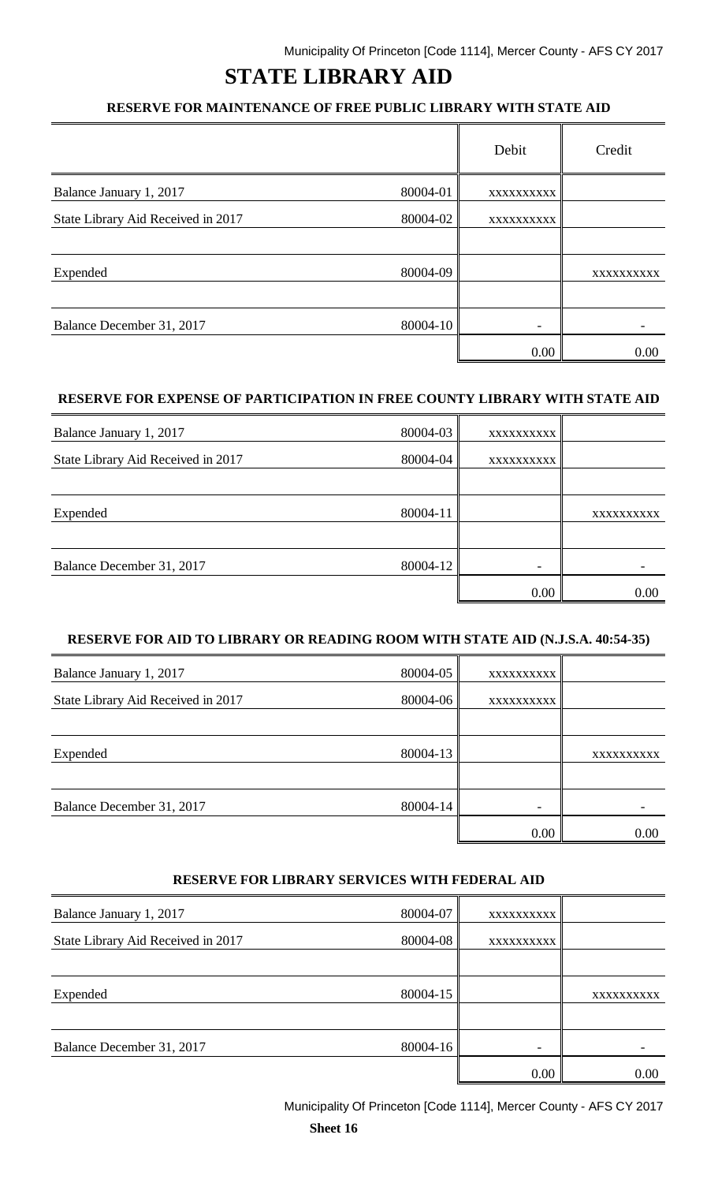# STATE LIBRARY AID

## RESERVE FOR MAINTENANCE OF FREE PUBLIC LIBRARY WITH STATE AID

| | | Debit | Credit |
|---|---|---|---|
| Balance January 1, 2017 | 80004-01 | xxxxxxxxxx | |
| State Library Aid Received in 2017 | 80004-02 | xxxxxxxxxx | |
| | | | |
| Expended | 80004-09 | | xxxxxxxxxx |
| | | | |
| Balance December 31, 2017 | 80004-10 | - | - |
| | | 0.00 | 0.00 |

## RESERVE FOR EXPENSE OF PARTICIPATION IN FREE COUNTY LIBRARY WITH STATE AID

| | | Debit | Credit |
|---|---|---|---|
| Balance January 1, 2017 | 80004-03 | xxxxxxxxxx | |
| State Library Aid Received in 2017 | 80004-04 | xxxxxxxxxx | |
| | | | |
| Expended | 80004-11 | | xxxxxxxxxx |
| | | | |
| Balance December 31, 2017 | 80004-12 | - | - |
| | | 0.00 | 0.00 |

## RESERVE FOR AID TO LIBRARY OR READING ROOM WITH STATE AID (N.J.S.A. 40:54-35)

| | | Debit | Credit |
|---|---|---|---|
| Balance January 1, 2017 | 80004-05 | xxxxxxxxxx | |
| State Library Aid Received in 2017 | 80004-06 | xxxxxxxxxx | |
| | | | |
| Expended | 80004-13 | | xxxxxxxxxx |
| | | | |
| Balance December 31, 2017 | 80004-14 | - | - |
| | | 0.00 | 0.00 |

## RESERVE FOR LIBRARY SERVICES WITH FEDERAL AID

| | | Debit | Credit |
|---|---|---|---|
| Balance January 1, 2017 | 80004-07 | xxxxxxxxxx | |
| State Library Aid Received in 2017 | 80004-08 | xxxxxxxxxx | |
| | | | |
| Expended | 80004-15 | | xxxxxxxxxx |
| | | | |
| Balance December 31, 2017 | 80004-16 | - | - |
| | | 0.00 | 0.00 |

**Sheet 16**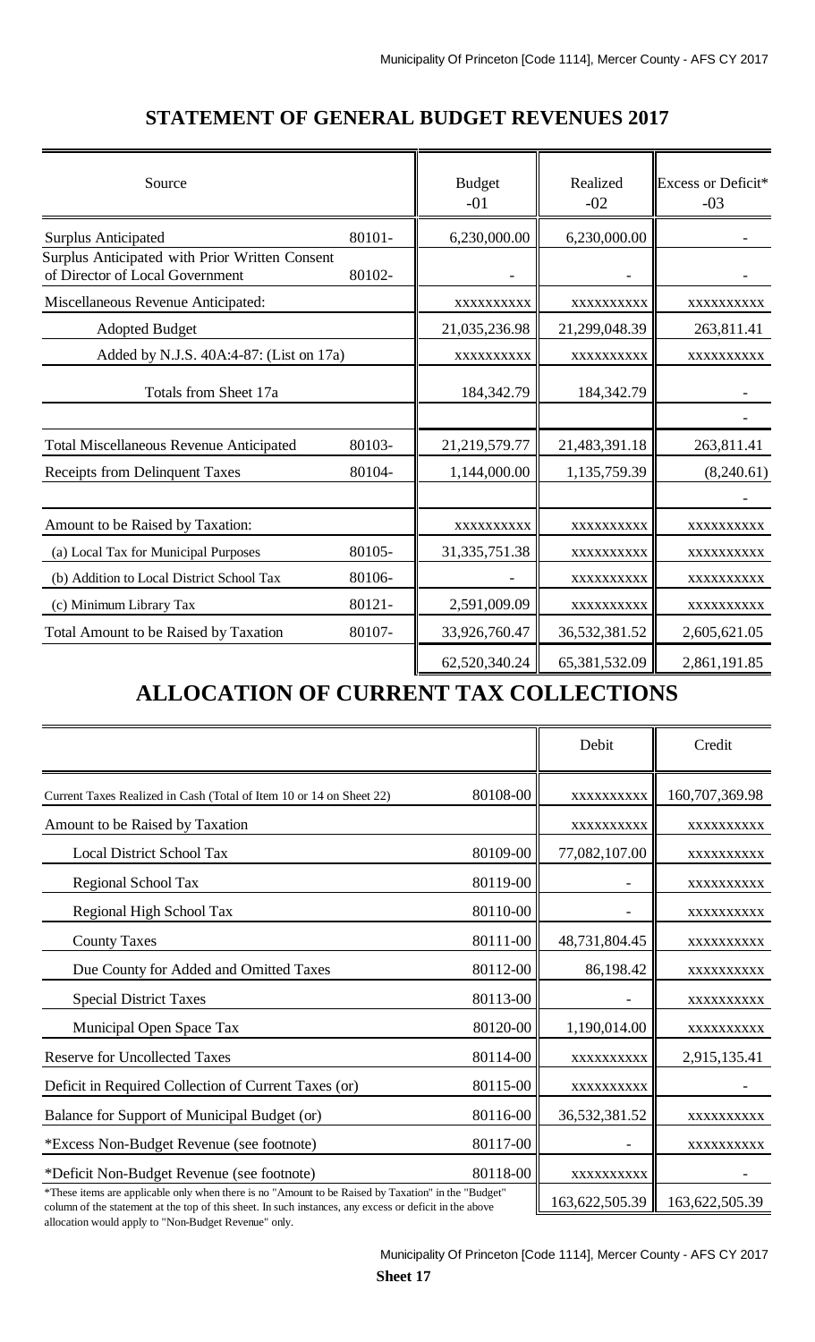## STATEMENT OF GENERAL BUDGET REVENUES 2017

| Source | | Budget -01 | Realized -02 | Excess or Deficit* -03 |
|---|---|---|---|---|
| Surplus Anticipated | 80101- | 6,230,000.00 | 6,230,000.00 | - |
| Surplus Anticipated with Prior Written Consent of Director of Local Government | 80102- | - | - | - |
| Miscellaneous Revenue Anticipated: | | xxxxxxxxxx | xxxxxxxxxx | xxxxxxxxxx |
| Adopted Budget | | 21,035,236.98 | 21,299,048.39 | 263,811.41 |
| Added by N.J.S. 40A:4-87: (List on 17a) | | xxxxxxxxxx | xxxxxxxxxx | xxxxxxxxxx |
| Totals from Sheet 17a | | 184,342.79 | 184,342.79 | - |
| | | | | - |
| Total Miscellaneous Revenue Anticipated | 80103- | 21,219,579.77 | 21,483,391.18 | 263,811.41 |
| Receipts from Delinquent Taxes | 80104- | 1,144,000.00 | 1,135,759.39 | (8,240.61) |
| | | | | - |
| Amount to be Raised by Taxation: | | xxxxxxxxxx | xxxxxxxxxx | xxxxxxxxxx |
| (a) Local Tax for Municipal Purposes | 80105- | 31,335,751.38 | xxxxxxxxxx | xxxxxxxxxx |
| (b) Addition to Local District School Tax | 80106- | - | xxxxxxxxxx | xxxxxxxxxx |
| (c) Minimum Library Tax | 80121- | 2,591,009.09 | xxxxxxxxxx | xxxxxxxxxx |
| Total Amount to be Raised by Taxation | 80107- | 33,926,760.47 | 36,532,381.52 | 2,605,621.05 |
| | | 62,520,340.24 | 65,381,532.09 | 2,861,191.85 |

## ALLOCATION OF CURRENT TAX COLLECTIONS

| | | Debit | Credit |
|---|---|---|---|
| Current Taxes Realized in Cash (Total of Item 10 or 14 on Sheet 22) | 80108-00 | xxxxxxxxxx | 160,707,369.98 |
| Amount to be Raised by Taxation | | xxxxxxxxxx | xxxxxxxxxx |
| Local District School Tax | 80109-00 | 77,082,107.00 | xxxxxxxxxx |
| Regional School Tax | 80119-00 | - | xxxxxxxxxx |
| Regional High School Tax | 80110-00 | - | xxxxxxxxxx |
| County Taxes | 80111-00 | 48,731,804.45 | xxxxxxxxxx |
| Due County for Added and Omitted Taxes | 80112-00 | 86,198.42 | xxxxxxxxxx |
| Special District Taxes | 80113-00 | - | xxxxxxxxxx |
| Municipal Open Space Tax | 80120-00 | 1,190,014.00 | xxxxxxxxxx |
| Reserve for Uncollected Taxes | 80114-00 | xxxxxxxxxx | 2,915,135.41 |
| Deficit in Required Collection of Current Taxes (or) | 80115-00 | xxxxxxxxxx | - |
| Balance for Support of Municipal Budget (or) | 80116-00 | 36,532,381.52 | xxxxxxxxxx |
| *Excess Non-Budget Revenue (see footnote) | 80117-00 | - | xxxxxxxxxx |
| *Deficit Non-Budget Revenue (see footnote) | 80118-00 | xxxxxxxxxx | - |
| | | 163,622,505.39 | 163,622,505.39 |

*These items are applicable only when there is no "Amount to be Raised by Taxation" in the "Budget" column of the statement at the top of this sheet. In such instances, any excess or deficit in the above allocation would apply to "Non-Budget Revenue" only.

**Sheet 17**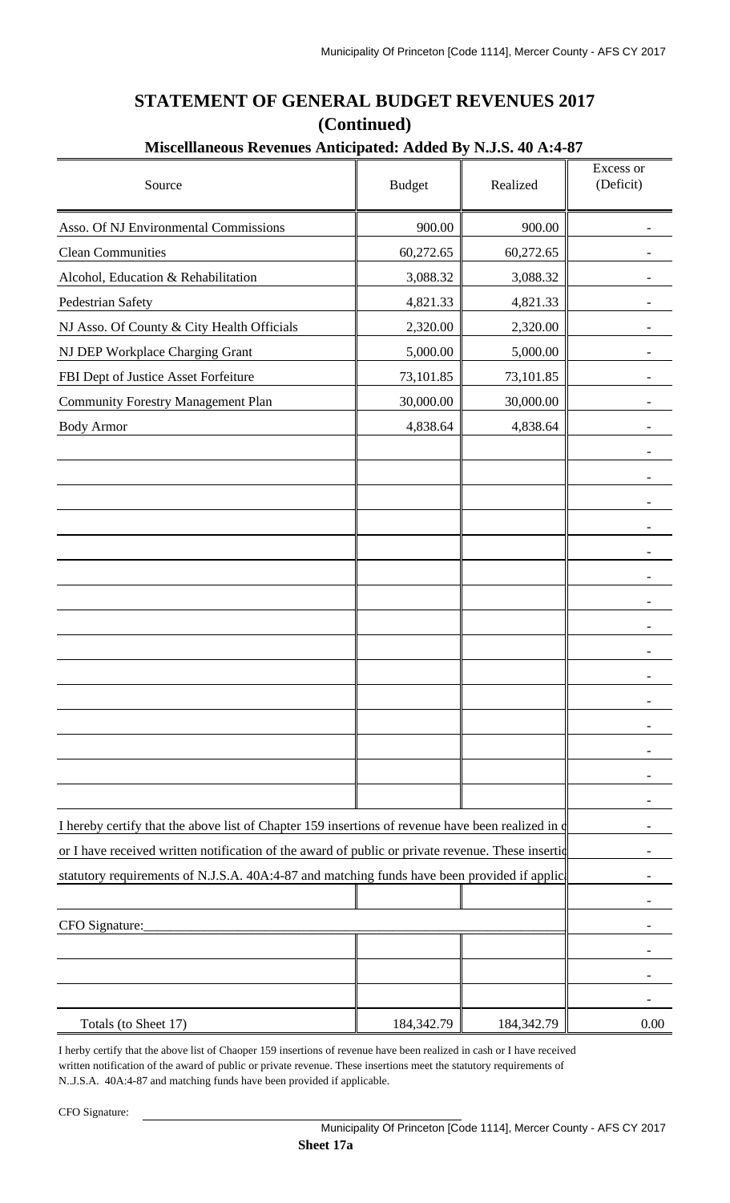## STATEMENT OF GENERAL BUDGET REVENUES 2017
## (Continued)

### Miscelllaneous Revenues Anticipated: Added By N.J.S. 40 A:4-87

| Source | Budget | Realized | Excess or (Deficit) |
|---|---|---|---|
| Asso. Of NJ Environmental Commissions | 900.00 | 900.00 | - |
| Clean Communities | 60,272.65 | 60,272.65 | - |
| Alcohol, Education & Rehabilitation | 3,088.32 | 3,088.32 | - |
| Pedestrian Safety | 4,821.33 | 4,821.33 | - |
| NJ Asso. Of County & City Health Officials | 2,320.00 | 2,320.00 | - |
| NJ DEP Workplace Charging Grant | 5,000.00 | 5,000.00 | - |
| FBI Dept of Justice Asset Forfeiture | 73,101.85 | 73,101.85 | - |
| Community Forestry Management Plan | 30,000.00 | 30,000.00 | - |
| Body Armor | 4,838.64 | 4,838.64 | - |
| | | | - |
| | | | - |
| | | | - |
| | | | - |
| | | | - |
| | | | - |
| | | | - |
| | | | - |
| | | | - |
| | | | - |
| | | | - |
| | | | - |
| | | | - |
| | | | - |
| | | | - |
| I hereby certify that the above list of Chapter 159 insertions of revenue have been realized in c | | | - |
| or I have received written notification of the award of public or private revenue. These insertio | | | - |
| statutory requirements of N.J.S.A. 40A:4-87 and matching funds have been provided if applic | | | - |
| | | | - |
| CFO Signature:\_\_\_\_\_\_\_\_\_\_\_\_\_\_\_\_\_\_\_\_\_\_\_\_\_\_\_\_\_\_\_\_\_\_\_\_ | | | - |
| | | | - |
| | | | - |
| | | | - |
| Totals (to Sheet 17) | 184,342.79 | 184,342.79 | 0.00 |

I herby certify that the above list of Chaoper 159 insertions of revenue have been realized in cash or I have received written notification of the award of public or private revenue. These insertions meet the statutory requirements of N..J.S.A. 40A:4-87 and matching funds have been provided if applicable.

CFO Signature: \_\_\_\_\_\_\_\_\_\_\_\_\_\_\_\_\_\_\_\_\_\_\_\_\_\_\_\_\_\_\_\_\_\_\_\_

**Sheet 17a**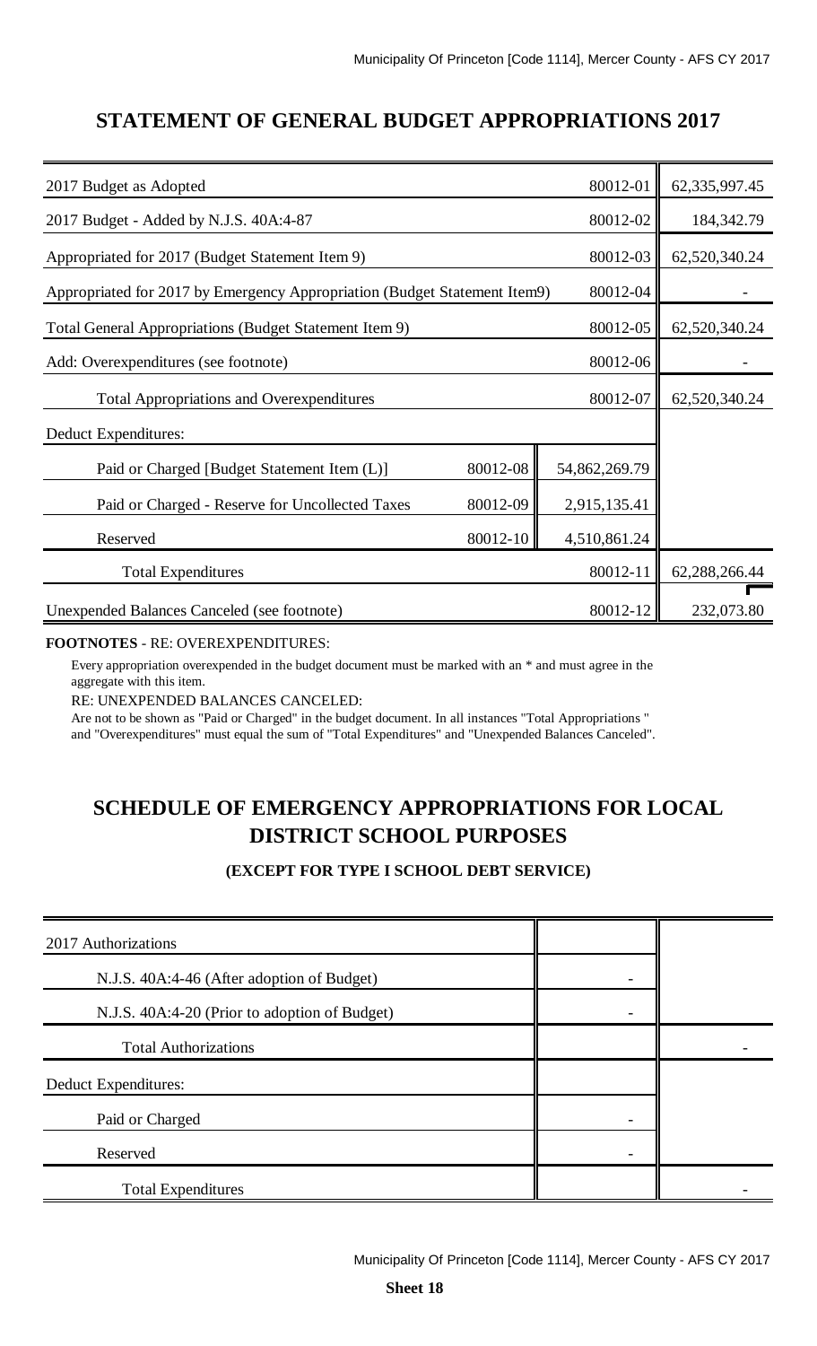## STATEMENT OF GENERAL BUDGET APPROPRIATIONS 2017

| | | | |
|---|---|---|---|
| 2017 Budget as Adopted | | 80012-01 | 62,335,997.45 |
| 2017 Budget - Added by N.J.S. 40A:4-87 | | 80012-02 | 184,342.79 |
| Appropriated for 2017 (Budget Statement Item 9) | | 80012-03 | 62,520,340.24 |
| Appropriated for 2017 by Emergency Appropriation (Budget Statement Item9) | | 80012-04 | - |
| Total General Appropriations (Budget Statement Item 9) | | 80012-05 | 62,520,340.24 |
| Add: Overexpenditures (see footnote) | | 80012-06 | - |
| Total Appropriations and Overexpenditures | | 80012-07 | 62,520,340.24 |
| Deduct Expenditures: | | | |
| Paid or Charged [Budget Statement Item (L)] | 80012-08 | 54,862,269.79 | |
| Paid or Charged - Reserve for Uncollected Taxes | 80012-09 | 2,915,135.41 | |
| Reserved | 80012-10 | 4,510,861.24 | |
| Total Expenditures | | 80012-11 | 62,288,266.44 |
| Unexpended Balances Canceled (see footnote) | | 80012-12 | 232,073.80 |

**FOOTNOTES** - RE: OVEREXPENDITURES:

Every appropriation overexpended in the budget document must be marked with an * and must agree in the aggregate with this item.

RE: UNEXPENDED BALANCES CANCELED:

Are not to be shown as "Paid or Charged" in the budget document. In all instances "Total Appropriations " and "Overexpenditures" must equal the sum of "Total Expenditures" and "Unexpended Balances Canceled".

## SCHEDULE OF EMERGENCY APPROPRIATIONS FOR LOCAL DISTRICT SCHOOL PURPOSES

### (EXCEPT FOR TYPE I SCHOOL DEBT SERVICE)

| | | |
|---|---|---|
| 2017 Authorizations | | |
| N.J.S. 40A:4-46 (After adoption of Budget) | - | |
| N.J.S. 40A:4-20 (Prior to adoption of Budget) | - | |
| Total Authorizations | | - |
| Deduct Expenditures: | | |
| Paid or Charged | - | |
| Reserved | - | |
| Total Expenditures | | - |

**Sheet 18**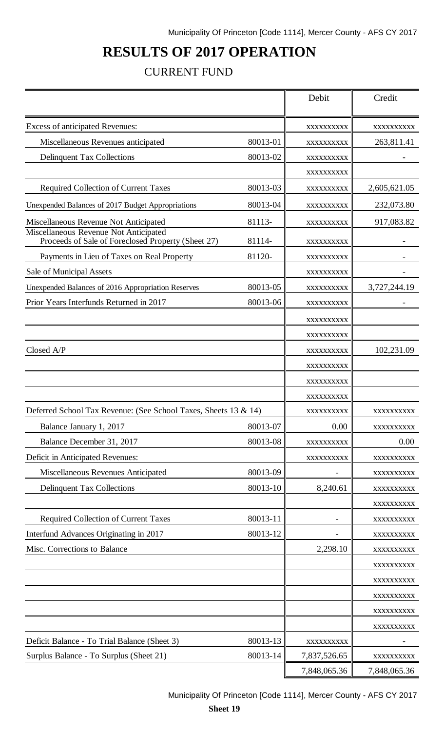# RESULTS OF 2017 OPERATION

## CURRENT FUND

| | | Debit | Credit |
|---|---|---|---|
| Excess of anticipated Revenues: | | xxxxxxxxxx | xxxxxxxxxx |
| Miscellaneous Revenues anticipated | 80013-01 | xxxxxxxxxx | 263,811.41 |
| Delinquent Tax Collections | 80013-02 | xxxxxxxxxx | - |
| | | xxxxxxxxxx | |
| Required Collection of Current Taxes | 80013-03 | xxxxxxxxxx | 2,605,621.05 |
| Unexpended Balances of 2017 Budget Appropriations | 80013-04 | xxxxxxxxxx | 232,073.80 |
| Miscellaneous Revenue Not Anticipated | 81113- | xxxxxxxxxx | 917,083.82 |
| Miscellaneous Revenue Not Anticipated Proceeds of Sale of Foreclosed Property (Sheet 27) | 81114- | xxxxxxxxxx | - |
| Payments in Lieu of Taxes on Real Property | 81120- | xxxxxxxxxx | - |
| Sale of Municipal Assets | | xxxxxxxxxx | - |
| Unexpended Balances of 2016 Appropriation Reserves | 80013-05 | xxxxxxxxxx | 3,727,244.19 |
| Prior Years Interfunds Returned in 2017 | 80013-06 | xxxxxxxxxx | - |
| | | xxxxxxxxxx | |
| | | xxxxxxxxxx | |
| Closed A/P | | xxxxxxxxxx | 102,231.09 |
| | | xxxxxxxxxx | |
| | | xxxxxxxxxx | |
| | | xxxxxxxxxx | |
| Deferred School Tax Revenue: (See School Taxes, Sheets 13 & 14) | | xxxxxxxxxx | xxxxxxxxxx |
| Balance January 1, 2017 | 80013-07 | 0.00 | xxxxxxxxxx |
| Balance December 31, 2017 | 80013-08 | xxxxxxxxxx | 0.00 |
| Deficit in Anticipated Revenues: | | xxxxxxxxxx | xxxxxxxxxx |
| Miscellaneous Revenues Anticipated | 80013-09 | - | xxxxxxxxxx |
| Delinquent Tax Collections | 80013-10 | 8,240.61 | xxxxxxxxxx |
| | | | xxxxxxxxxx |
| Required Collection of Current Taxes | 80013-11 | - | xxxxxxxxxx |
| Interfund Advances Originating in 2017 | 80013-12 | - | xxxxxxxxxx |
| Misc. Corrections to Balance | | 2,298.10 | xxxxxxxxxx |
| | | | xxxxxxxxxx |
| | | | xxxxxxxxxx |
| | | | xxxxxxxxxx |
| | | | xxxxxxxxxx |
| | | | xxxxxxxxxx |
| Deficit Balance - To Trial Balance (Sheet 3) | 80013-13 | xxxxxxxxxx | - |
| Surplus Balance - To Surplus (Sheet 21) | 80013-14 | 7,837,526.65 | xxxxxxxxxx |
| | | 7,848,065.36 | 7,848,065.36 |

**Sheet 19**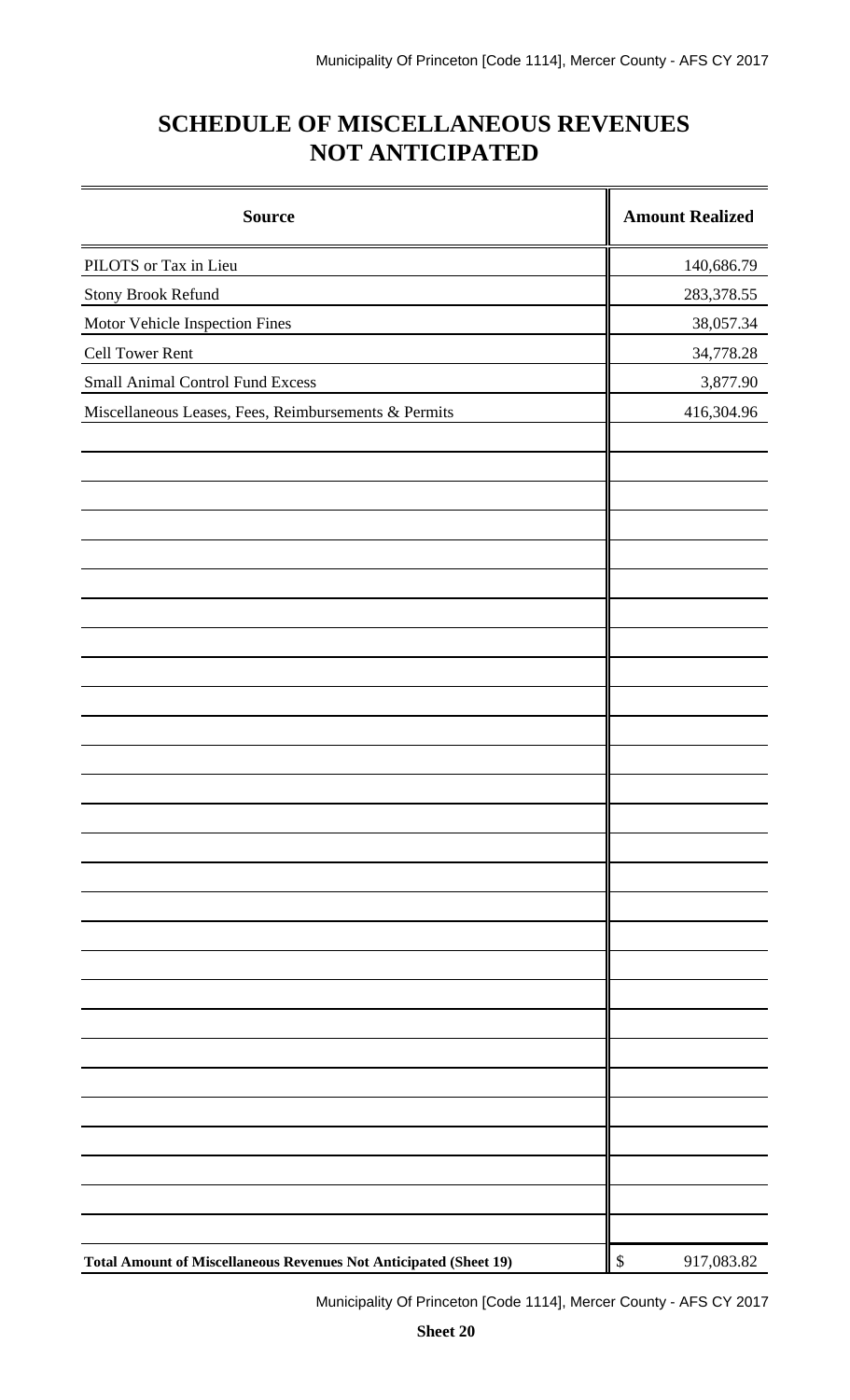# SCHEDULE OF MISCELLANEOUS REVENUES NOT ANTICIPATED

| Source | Amount Realized |
|---|---|
| PILOTS or Tax in Lieu | 140,686.79 |
| Stony Brook Refund | 283,378.55 |
| Motor Vehicle Inspection Fines | 38,057.34 |
| Cell Tower Rent | 34,778.28 |
| Small Animal Control Fund Excess | 3,877.90 |
| Miscellaneous Leases, Fees, Reimbursements & Permits | 416,304.96 |
| **Total Amount of Miscellaneous Revenues Not Anticipated (Sheet 19)** | $ 917,083.82 |

**Sheet 20**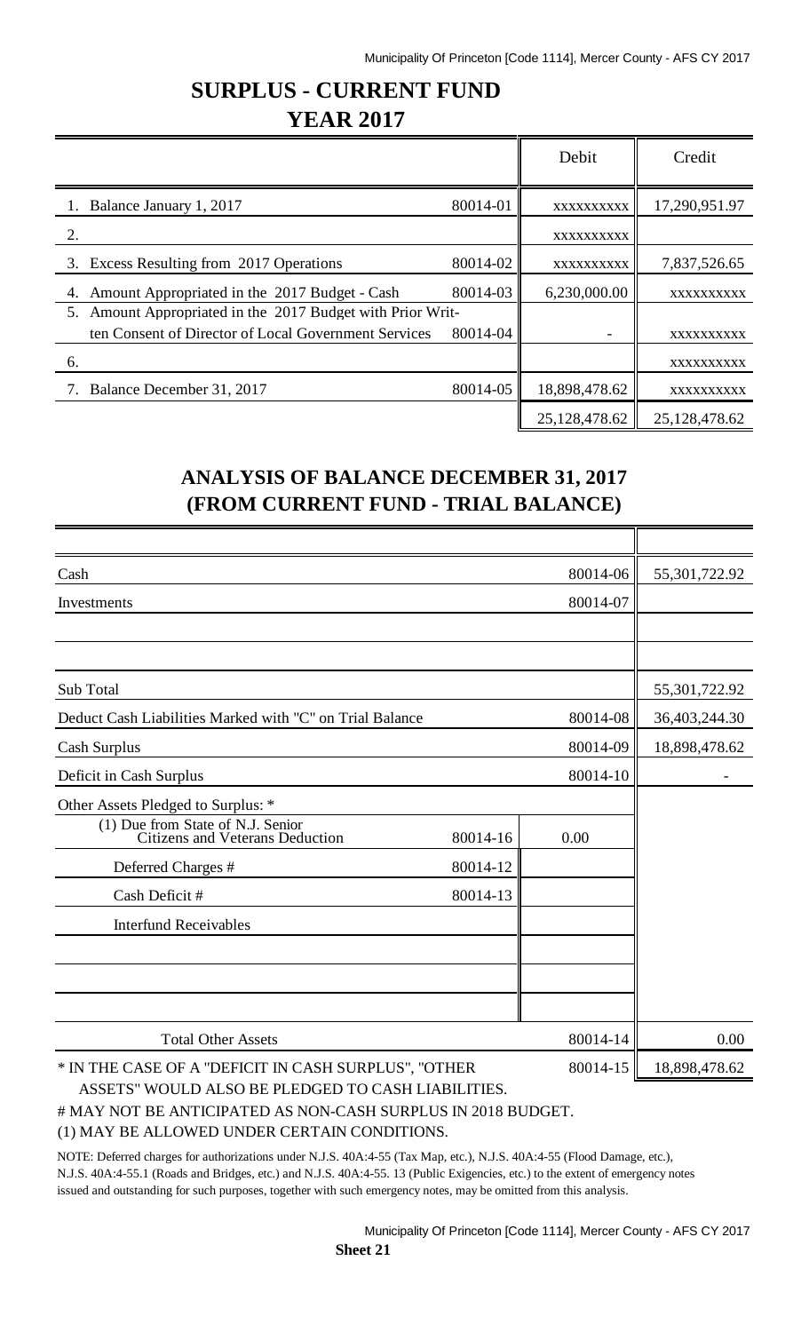# SURPLUS - CURRENT FUND

# YEAR 2017

| | | Debit | Credit |
|---|---|---|---|
| 1. Balance January 1, 2017 | 80014-01 | xxxxxxxxxx | 17,290,951.97 |
| 2. | | xxxxxxxxxx | |
| 3. Excess Resulting from 2017 Operations | 80014-02 | xxxxxxxxxx | 7,837,526.65 |
| 4. Amount Appropriated in the 2017 Budget - Cash | 80014-03 | 6,230,000.00 | xxxxxxxxxx |
| 5. Amount Appropriated in the 2017 Budget with Prior Written Consent of Director of Local Government Services | 80014-04 | - | xxxxxxxxxx |
| 6. | | | xxxxxxxxxx |
| 7. Balance December 31, 2017 | 80014-05 | 18,898,478.62 | xxxxxxxxxx |
| | | 25,128,478.62 | 25,128,478.62 |

## ANALYSIS OF BALANCE DECEMBER 31, 2017 (FROM CURRENT FUND - TRIAL BALANCE)

| | | | |
|---|---|---|---|
| Cash | | 80014-06 | 55,301,722.92 |
| Investments | | 80014-07 | |
| | | | |
| | | | |
| Sub Total | | | 55,301,722.92 |
| Deduct Cash Liabilities Marked with "C" on Trial Balance | | 80014-08 | 36,403,244.30 |
| Cash Surplus | | 80014-09 | 18,898,478.62 |
| Deficit in Cash Surplus | | 80014-10 | - |
| Other Assets Pledged to Surplus: * | | | |
| (1) Due from State of N.J. Senior Citizens and Veterans Deduction | 80014-16 | 0.00 | |
| Deferred Charges # | 80014-12 | | |
| Cash Deficit # | 80014-13 | | |
| Interfund Receivables | | | |
| | | | |
| | | | |
| | | | |
| Total Other Assets | | 80014-14 | 0.00 |
| * IN THE CASE OF A "DEFICIT IN CASH SURPLUS", "OTHER ASSETS" WOULD ALSO BE PLEDGED TO CASH LIABILITIES. | | 80014-15 | 18,898,478.62 |

# MAY NOT BE ANTICIPATED AS NON-CASH SURPLUS IN 2018 BUDGET.

(1) MAY BE ALLOWED UNDER CERTAIN CONDITIONS.

NOTE: Deferred charges for authorizations under N.J.S. 40A:4-55 (Tax Map, etc.), N.J.S. 40A:4-55 (Flood Damage, etc.), N.J.S. 40A:4-55.1 (Roads and Bridges, etc.) and N.J.S. 40A:4-55. 13 (Public Exigencies, etc.) to the extent of emergency notes issued and outstanding for such purposes, together with such emergency notes, may be omitted from this analysis.

**Sheet 21**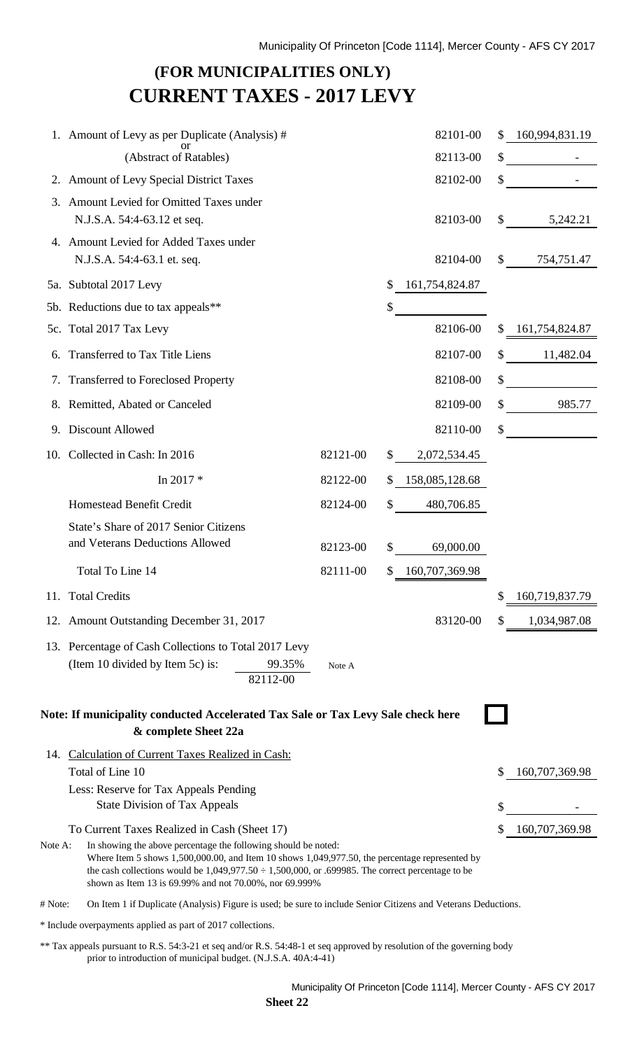# (FOR MUNICIPALITIES ONLY)
# CURRENT TAXES - 2017 LEVY

| | | | | | |
|---|---|---|---|---|---|
| 1. | Amount of Levy as per Duplicate (Analysis) # | | | 82101-00 | $ 160,994,831.19 |
| | or (Abstract of Ratables) | | | 82113-00 | $ - |
| 2. | Amount of Levy Special District Taxes | | | 82102-00 | $ - |
| 3. | Amount Levied for Omitted Taxes under N.J.S.A. 54:4-63.12 et seq. | | | 82103-00 | $ 5,242.21 |
| 4. | Amount Levied for Added Taxes under N.J.S.A. 54:4-63.1 et. seq. | | | 82104-00 | $ 754,751.47 |
| 5a. | Subtotal 2017 Levy | | $ 161,754,824.87 | | |
| 5b. | Reductions due to tax appeals** | | $ | | |
| 5c. | Total 2017 Tax Levy | | | 82106-00 | $ 161,754,824.87 |
| 6. | Transferred to Tax Title Liens | | | 82107-00 | $ 11,482.04 |
| 7. | Transferred to Foreclosed Property | | | 82108-00 | $ |
| 8. | Remitted, Abated or Canceled | | | 82109-00 | $ 985.77 |
| 9. | Discount Allowed | | | 82110-00 | $ |
| 10. | Collected in Cash: In 2016 | 82121-00 | $ 2,072,534.45 | | |
| | In 2017 * | 82122-00 | $ 158,085,128.68 | | |
| | Homestead Benefit Credit | 82124-00 | $ 480,706.85 | | |
| | State's Share of 2017 Senior Citizens and Veterans Deductions Allowed | 82123-00 | $ 69,000.00 | | |
| | Total To Line 14 | 82111-00 | $ 160,707,369.98 | | |
| 11. | Total Credits | | | | $ 160,719,837.79 |
| 12. | Amount Outstanding December 31, 2017 | | | 83120-00 | $ 1,034,987.08 |
| 13. | Percentage of Cash Collections to Total 2017 Levy (Item 10 divided by Item 5c) is: 99.35% 82112-00 | Note A | | | |

**Note: If municipality conducted Accelerated Tax Sale or Tax Levy Sale check here & complete Sheet 22a** ☐

| | | |
|---|---|---|
| 14. | Calculation of Current Taxes Realized in Cash: | |
| | Total of Line 10 | $ 160,707,369.98 |
| | Less: Reserve for Tax Appeals Pending State Division of Tax Appeals | $ - |
| | To Current Taxes Realized in Cash (Sheet 17) | $ 160,707,369.98 |

Note A: In showing the above percentage the following should be noted: Where Item 5 shows 1,500,000.00, and Item 10 shows 1,049,977.50, the percentage represented by the cash collections would be 1,049,977.50 ÷ 1,500,000, or .699985. The correct percentage to be shown as Item 13 is 69.99% and not 70.00%, nor 69.999%

# Note: On Item 1 if Duplicate (Analysis) Figure is used; be sure to include Senior Citizens and Veterans Deductions.

* Include overpayments applied as part of 2017 collections.

** Tax appeals pursuant to R.S. 54:3-21 et seq and/or R.S. 54:48-1 et seq approved by resolution of the governing body prior to introduction of municipal budget. (N.J.S.A. 40A:4-41)

**Sheet 22**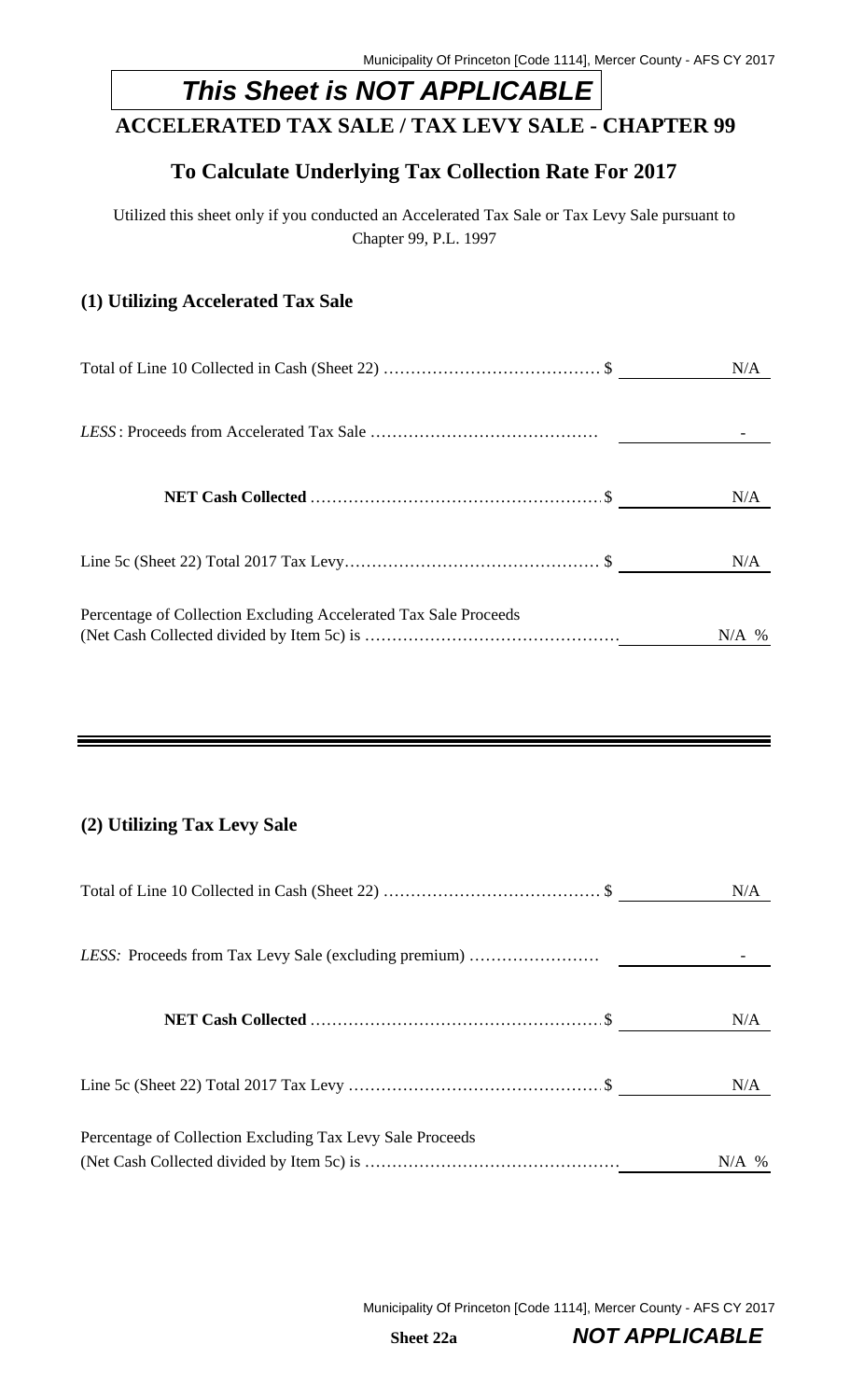## ***This Sheet is NOT APPLICABLE***

# ACCELERATED TAX SALE / TAX LEVY SALE - CHAPTER 99

## To Calculate Underlying Tax Collection Rate For 2017

Utilized this sheet only if you conducted an Accelerated Tax Sale or Tax Levy Sale pursuant to Chapter 99, P.L. 1997

### (1) Utilizing Accelerated Tax Sale

| | | |
|---|---|---|
| Total of Line 10 Collected in Cash (Sheet 22) ……………………………… | $ | N/A |
| *LESS*: Proceeds from Accelerated Tax Sale …………………………………… | | - |
| **NET Cash Collected** ……………………………………………… | $ | N/A |
| Line 5c (Sheet 22) Total 2017 Tax Levy……………………………………… | $ | N/A |
| Percentage of Collection Excluding Accelerated Tax Sale Proceeds (Net Cash Collected divided by Item 5c) is ……………………………………… | | N/A % |

### (2) Utilizing Tax Levy Sale

| | | |
|---|---|---|
| Total of Line 10 Collected in Cash (Sheet 22) ……………………………… | $ | N/A |
| *LESS:* Proceeds from Tax Levy Sale (excluding premium) …………………… | | - |
| **NET Cash Collected** ……………………………………………… | $ | N/A |
| Line 5c (Sheet 22) Total 2017 Tax Levy ……………………………………… | $ | N/A |
| Percentage of Collection Excluding Tax Levy Sale Proceeds (Net Cash Collected divided by Item 5c) is ……………………………………… | | N/A % |

**Sheet 22a** ***NOT APPLICABLE***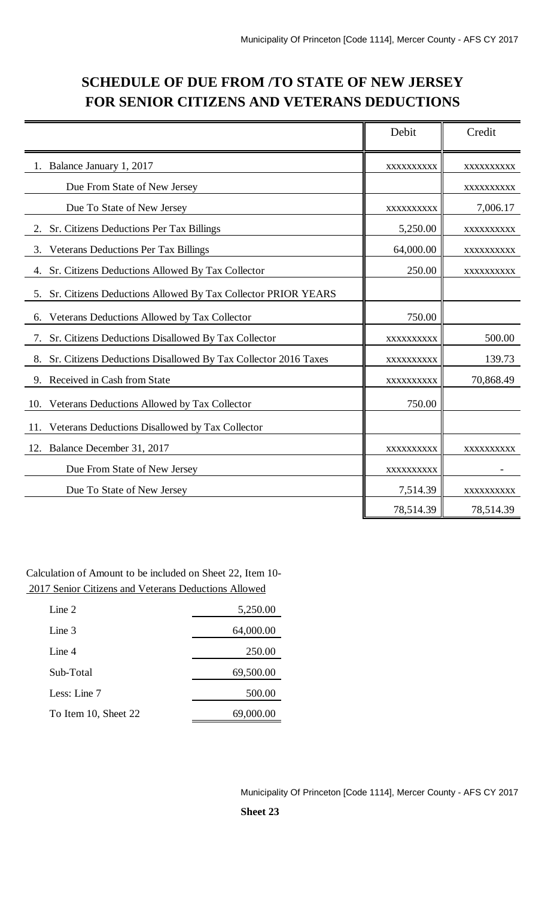# SCHEDULE OF DUE FROM /TO STATE OF NEW JERSEY FOR SENIOR CITIZENS AND VETERANS DEDUCTIONS

| | Debit | Credit |
|---|---|---|
| 1. Balance January 1, 2017 | xxxxxxxxxx | xxxxxxxxxx |
| Due From State of New Jersey | | xxxxxxxxxx |
| Due To State of New Jersey | xxxxxxxxxx | 7,006.17 |
| 2. Sr. Citizens Deductions Per Tax Billings | 5,250.00 | xxxxxxxxxx |
| 3. Veterans Deductions Per Tax Billings | 64,000.00 | xxxxxxxxxx |
| 4. Sr. Citizens Deductions Allowed By Tax Collector | 250.00 | xxxxxxxxxx |
| 5. Sr. Citizens Deductions Allowed By Tax Collector PRIOR YEARS | | |
| 6. Veterans Deductions Allowed by Tax Collector | 750.00 | |
| 7. Sr. Citizens Deductions Disallowed By Tax Collector | xxxxxxxxxx | 500.00 |
| 8. Sr. Citizens Deductions Disallowed By Tax Collector 2016 Taxes | xxxxxxxxxx | 139.73 |
| 9. Received in Cash from State | xxxxxxxxxx | 70,868.49 |
| 10. Veterans Deductions Allowed by Tax Collector | 750.00 | |
| 11. Veterans Deductions Disallowed by Tax Collector | | |
| 12. Balance December 31, 2017 | xxxxxxxxxx | xxxxxxxxxx |
| Due From State of New Jersey | xxxxxxxxxx | - |
| Due To State of New Jersey | 7,514.39 | xxxxxxxxxx |
| | 78,514.39 | 78,514.39 |

Calculation of Amount to be included on Sheet 22, Item 10-
2017 Senior Citizens and Veterans Deductions Allowed

| | |
|---|---|
| Line 2 | 5,250.00 |
| Line 3 | 64,000.00 |
| Line 4 | 250.00 |
| Sub-Total | 69,500.00 |
| Less: Line 7 | 500.00 |
| To Item 10, Sheet 22 | 69,000.00 |

**Sheet 23**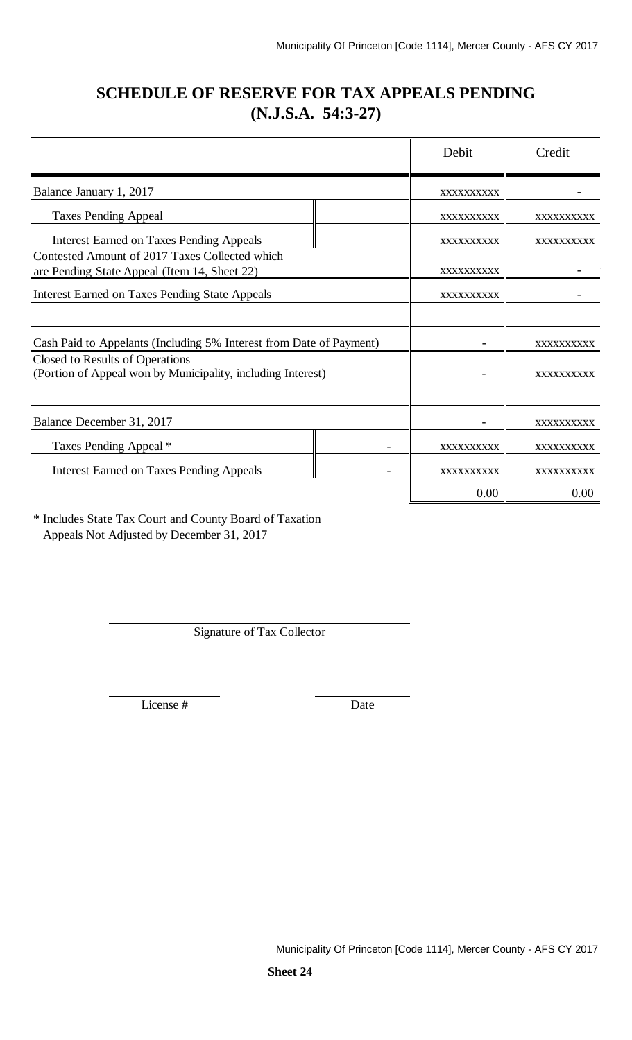# SCHEDULE OF RESERVE FOR TAX APPEALS PENDING
# (N.J.S.A. 54:3-27)

| | | Debit | Credit |
|---|---|---|---|
| Balance January 1, 2017 | | XXXXXXXXXX | - |
| Taxes Pending Appeal | | XXXXXXXXXX | XXXXXXXXXX |
| Interest Earned on Taxes Pending Appeals | | XXXXXXXXXX | XXXXXXXXXX |
| Contested Amount of 2017 Taxes Collected which are Pending State Appeal (Item 14, Sheet 22) | | XXXXXXXXXX | - |
| Interest Earned on Taxes Pending State Appeals | | XXXXXXXXXX | - |
| | | | |
| Cash Paid to Appelants (Including 5% Interest from Date of Payment) | | - | XXXXXXXXXX |
| Closed to Results of Operations (Portion of Appeal won by Municipality, including Interest) | | - | XXXXXXXXXX |
| | | | |
| Balance December 31, 2017 | | - | XXXXXXXXXX |
| Taxes Pending Appeal * | - | XXXXXXXXXX | XXXXXXXXXX |
| Interest Earned on Taxes Pending Appeals | - | XXXXXXXXXX | XXXXXXXXXX |
| | | 0.00 | 0.00 |

\* Includes State Tax Court and County Board of Taxation Appeals Not Adjusted by December 31, 2017

Signature of Tax Collector

License # Date

**Sheet 24**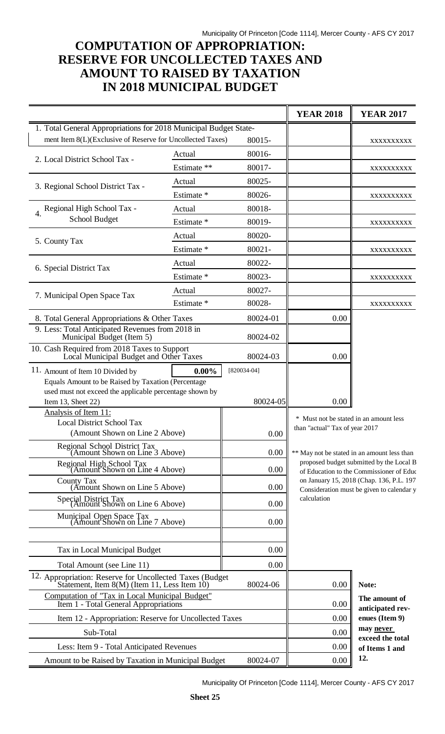# COMPUTATION OF APPROPRIATION: RESERVE FOR UNCOLLECTED TAXES AND AMOUNT TO RAISED BY TAXATION IN 2018 MUNICIPAL BUDGET

| | | | YEAR 2018 | YEAR 2017 |
|---|---|---|---|---|
| 1. Total General Appropriations for 2018 Municipal Budget Statement Item 8(L)(Exclusive of Reserve for Uncollected Taxes) | | 80015- | | XXXXXXXXXX |
| 2. Local District School Tax - | Actual | 80016- | | |
| | Estimate ** | 80017- | | XXXXXXXXXX |
| 3. Regional School District Tax - | Actual | 80025- | | |
| | Estimate * | 80026- | | XXXXXXXXXX |
| 4. Regional High School Tax - School Budget | Actual | 80018- | | |
| | Estimate * | 80019- | | XXXXXXXXXX |
| 5. County Tax | Actual | 80020- | | |
| | Estimate * | 80021- | | XXXXXXXXXX |
| 6. Special District Tax | Actual | 80022- | | |
| | Estimate * | 80023- | | XXXXXXXXXX |
| 7. Municipal Open Space Tax | Actual | 80027- | | |
| | Estimate * | 80028- | | XXXXXXXXXX |
| 8. Total General Appropriations & Other Taxes | | 80024-01 | 0.00 | |
| 9. Less: Total Anticipated Revenues from 2018 in Municipal Budget (Item 5) | | 80024-02 | | |
| 10. Cash Required from 2018 Taxes to Support Local Municipal Budget and Other Taxes | | 80024-03 | 0.00 | |
| 11. Amount of Item 10 Divided by 0.00% [820034-04] Equals Amount to be Raised by Taxation (Percentage used must not exceed the applicable percentage shown by Item 13, Sheet 22) | | 80024-05 | 0.00 | |

| Analysis of Item 11: | |
|---|---|
| Local District School Tax (Amount Shown on Line 2 Above) | 0.00 |
| Regional School District Tax (Amount Shown on Line 3 Above) | 0.00 |
| Regional High School Tax (Amount Shown on Line 4 Above) | 0.00 |
| County Tax (Amount Shown on Line 5 Above) | 0.00 |
| Special District Tax (Amount Shown on Line 6 Above) | 0.00 |
| Municipal Open Space Tax (Amount Shown on Line 7 Above) | 0.00 |
| | |
| Tax in Local Municipal Budget | 0.00 |
| Total Amount (see Line 11) | 0.00 |

\* Must not be stated in an amount less than "actual" Tax of year 2017

** May not be stated in an amount less than proposed budget submitted by the Local B of Education to the Commissioner of Educ on January 15, 2018 (Chap. 136, P.L. 197 Consideration must be given to calendar y calculation

| | | | |
|---|---|---|---|
| 12. Appropriation: Reserve for Uncollected Taxes (Budget Statement, Item 8(M) (Item 11, Less Item 10) | 80024-06 | 0.00 | Note: |
| Computation of "Tax in Local Municipal Budget" Item 1 - Total General Appropriations | | 0.00 | The amount of anticipated revenues (Item 9) |
| Item 12 - Appropriation: Reserve for Uncollected Taxes | | 0.00 | may **never** exceed the total |
| Sub-Total | | 0.00 | of Items 1 and |
| Less: Item 9 - Total Anticipated Revenues | | 0.00 | 12. |
| Amount to be Raised by Taxation in Municipal Budget | 80024-07 | 0.00 | |

**Sheet 25**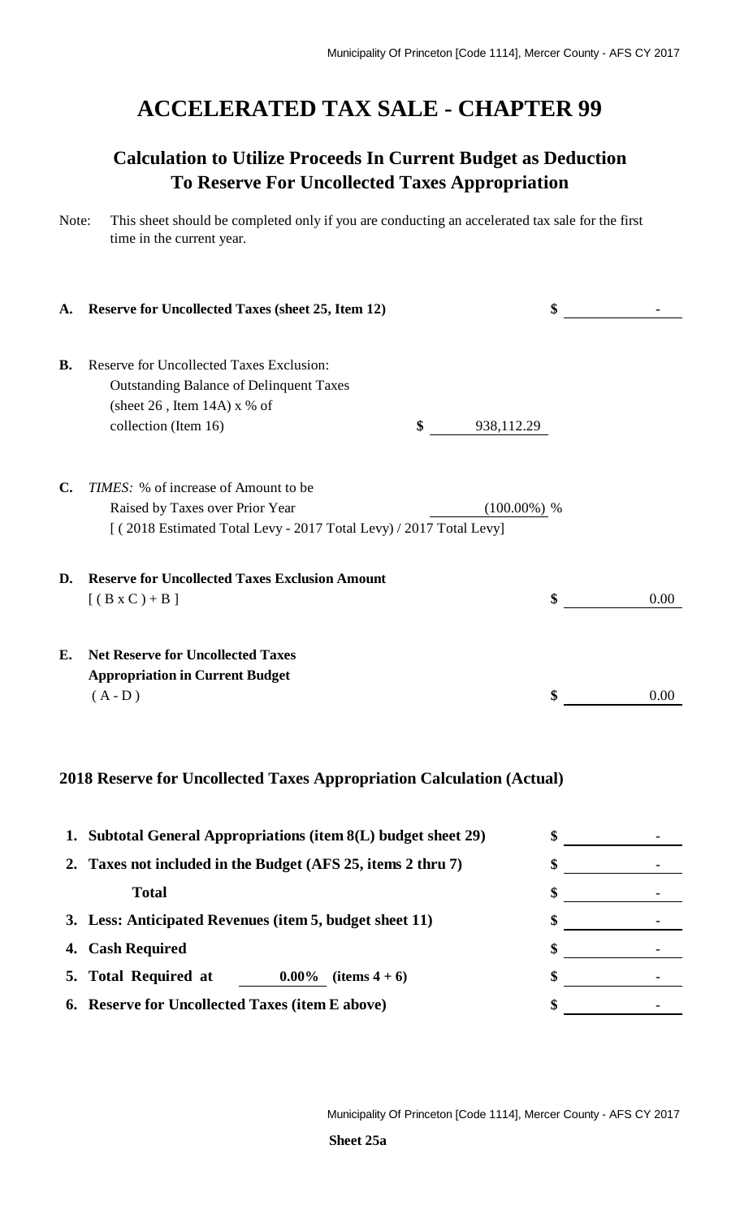# ACCELERATED TAX SALE - CHAPTER 99

## Calculation to Utilize Proceeds In Current Budget as Deduction To Reserve For Uncollected Taxes Appropriation

Note: This sheet should be completed only if you are conducting an accelerated tax sale for the first time in the current year.

| | | | |
|---|---|---|---|
| **A.** | **Reserve for Uncollected Taxes (sheet 25, Item 12)** | | $ - |
| **B.** | Reserve for Uncollected Taxes Exclusion:<br>Outstanding Balance of Delinquent Taxes<br>(sheet 26 , Item 14A) x % of<br>collection (Item 16) | $ 938,112.29 | |
| **C.** | *TIMES:* % of increase of Amount to be<br>Raised by Taxes over Prior Year<br>[ ( 2018 Estimated Total Levy - 2017 Total Levy) / 2017 Total Levy] | (100.00%) % | |
| **D.** | **Reserve for Uncollected Taxes Exclusion Amount**<br>[ ( B x C ) + B ] | | $ 0.00 |
| **E.** | **Net Reserve for Uncollected Taxes Appropriation in Current Budget**<br>( A - D ) | | $ 0.00 |

### 2018 Reserve for Uncollected Taxes Appropriation Calculation (Actual)

| | | |
|---|---|---|
| **1.** | **Subtotal General Appropriations (item 8(L) budget sheet 29)** | $ - |
| **2.** | **Taxes not included in the Budget (AFS 25, items 2 thru 7)** | $ - |
| | **Total** | $ - |
| **3.** | **Less: Anticipated Revenues (item 5, budget sheet 11)** | $ - |
| **4.** | **Cash Required** | $ - |
| **5.** | **Total Required at 0.00% (items 4 + 6)** | $ - |
| **6.** | **Reserve for Uncollected Taxes (item E above)** | $ - |

**Sheet 25a**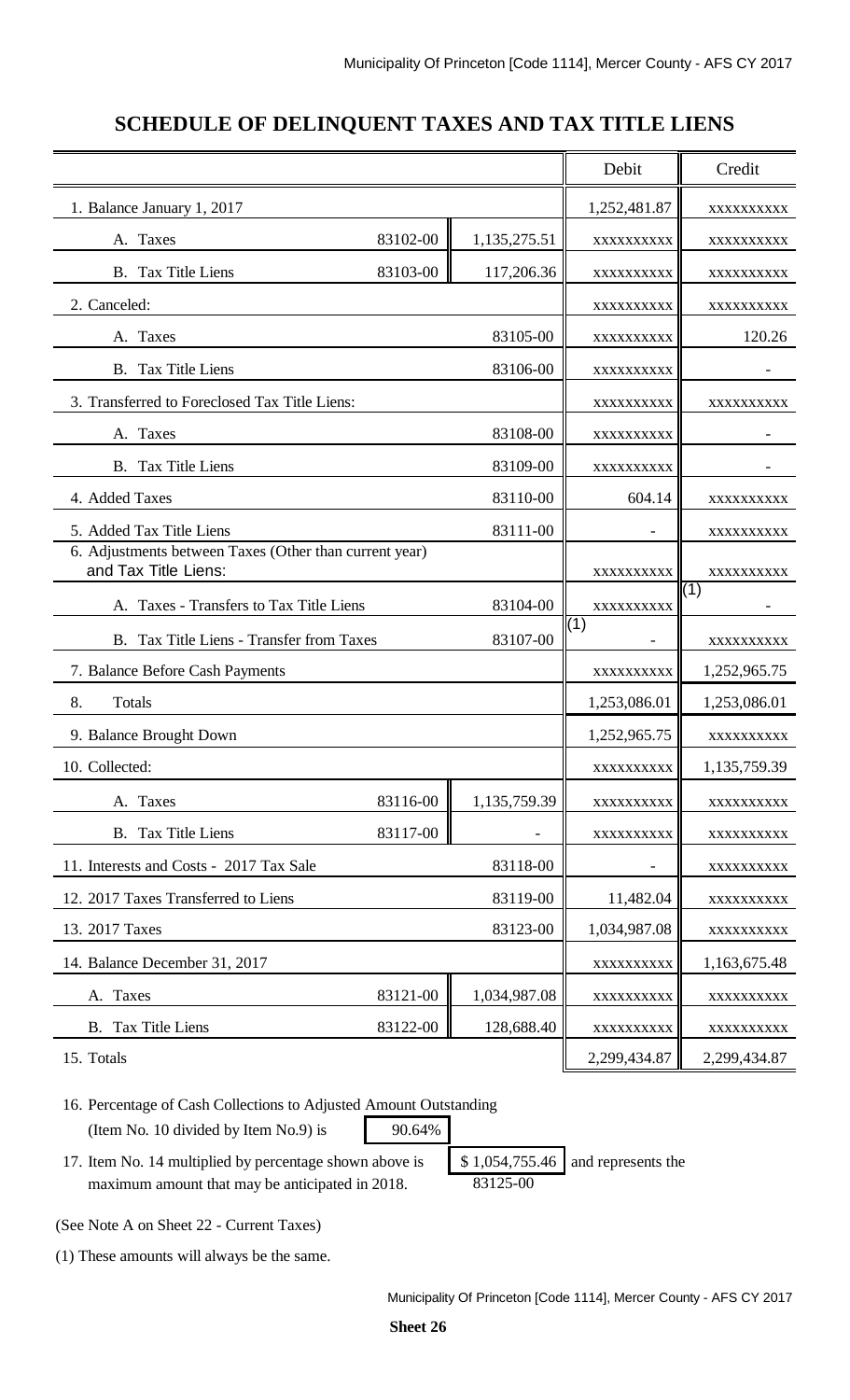## SCHEDULE OF DELINQUENT TAXES AND TAX TITLE LIENS

| | | | Debit | Credit |
|---|---|---|---|---|
| 1. Balance January 1, 2017 | | | 1,252,481.87 | xxxxxxxxxx |
| A. Taxes | 83102-00 | 1,135,275.51 | xxxxxxxxxx | xxxxxxxxxx |
| B. Tax Title Liens | 83103-00 | 117,206.36 | xxxxxxxxxx | xxxxxxxxxx |
| 2. Canceled: | | | xxxxxxxxxx | xxxxxxxxxx |
| A. Taxes | | 83105-00 | xxxxxxxxxx | 120.26 |
| B. Tax Title Liens | | 83106-00 | xxxxxxxxxx | - |
| 3. Transferred to Foreclosed Tax Title Liens: | | | xxxxxxxxxx | xxxxxxxxxx |
| A. Taxes | | 83108-00 | xxxxxxxxxx | - |
| B. Tax Title Liens | | 83109-00 | xxxxxxxxxx | - |
| 4. Added Taxes | | 83110-00 | 604.14 | xxxxxxxxxx |
| 5. Added Tax Title Liens | | 83111-00 | - | xxxxxxxxxx |
| 6. Adjustments between Taxes (Other than current year) and Tax Title Liens: | | | xxxxxxxxxx | xxxxxxxxxx |
| A. Taxes - Transfers to Tax Title Liens | | 83104-00 | xxxxxxxxxx | (1) - |
| B. Tax Title Liens - Transfer from Taxes | | 83107-00 | (1) - | xxxxxxxxxx |
| 7. Balance Before Cash Payments | | | xxxxxxxxxx | 1,252,965.75 |
| 8. Totals | | | 1,253,086.01 | 1,253,086.01 |
| 9. Balance Brought Down | | | 1,252,965.75 | xxxxxxxxxx |
| 10. Collected: | | | xxxxxxxxxx | 1,135,759.39 |
| A. Taxes | 83116-00 | 1,135,759.39 | xxxxxxxxxx | xxxxxxxxxx |
| B. Tax Title Liens | 83117-00 | - | xxxxxxxxxx | xxxxxxxxxx |
| 11. Interests and Costs - 2017 Tax Sale | | 83118-00 | - | xxxxxxxxxx |
| 12. 2017 Taxes Transferred to Liens | | 83119-00 | 11,482.04 | xxxxxxxxxx |
| 13. 2017 Taxes | | 83123-00 | 1,034,987.08 | xxxxxxxxxx |
| 14. Balance December 31, 2017 | | | xxxxxxxxxx | 1,163,675.48 |
| A. Taxes | 83121-00 | 1,034,987.08 | xxxxxxxxxx | xxxxxxxxxx |
| B. Tax Title Liens | 83122-00 | 128,688.40 | xxxxxxxxxx | xxxxxxxxxx |
| 15. Totals | | | 2,299,434.87 | 2,299,434.87 |

16. Percentage of Cash Collections to Adjusted Amount Outstanding (Item No. 10 divided by Item No.9) is 90.64%

17. Item No. 14 multiplied by percentage shown above is $ 1,054,755.46 (83125-00) and represents the maximum amount that may be anticipated in 2018.

(See Note A on Sheet 22 - Current Taxes)

(1) These amounts will always be the same.

**Sheet 26**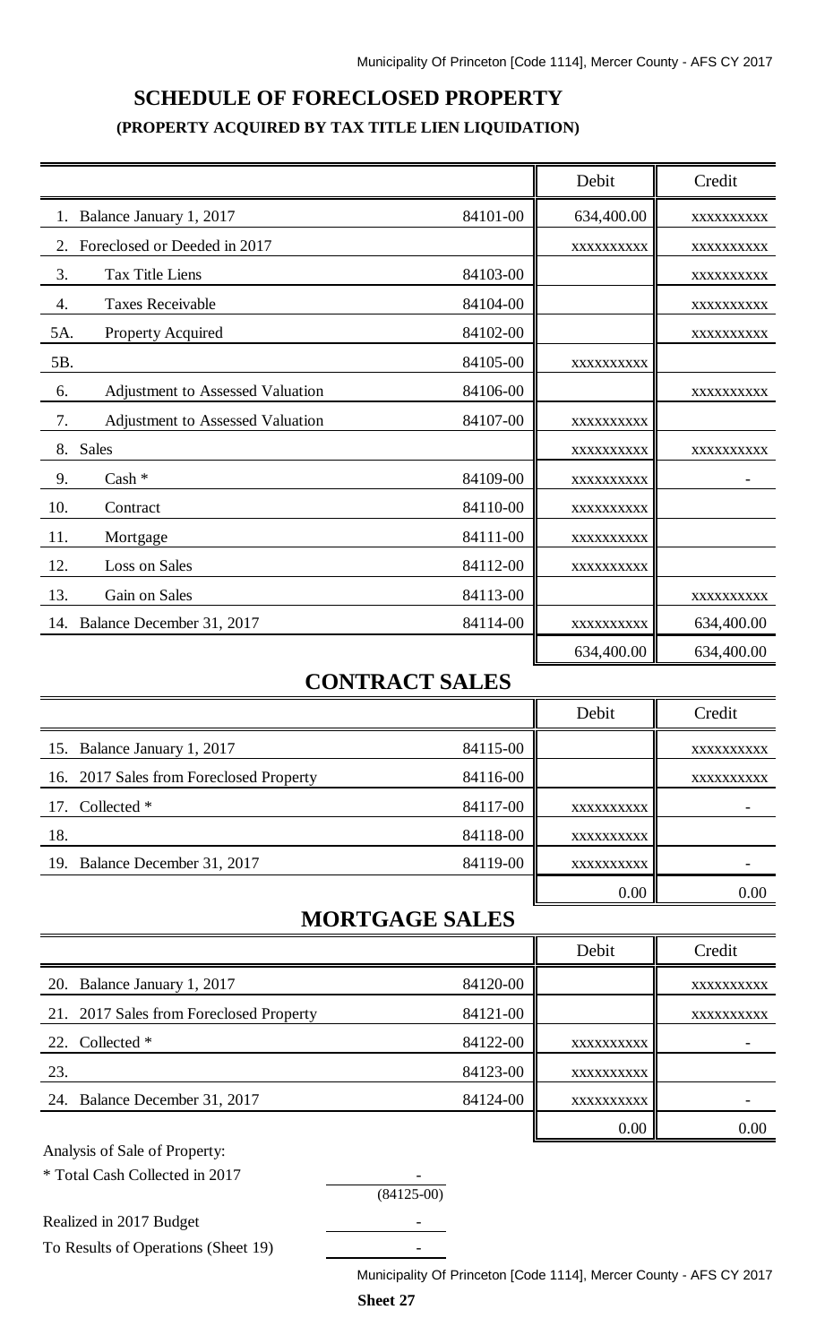## SCHEDULE OF FORECLOSED PROPERTY

### (PROPERTY ACQUIRED BY TAX TITLE LIEN LIQUIDATION)

| | | Debit | Credit |
|---|---|---|---|
| 1. Balance January 1, 2017 | 84101-00 | 634,400.00 | xxxxxxxxxx |
| 2. Foreclosed or Deeded in 2017 | | xxxxxxxxxx | xxxxxxxxxx |
| 3. Tax Title Liens | 84103-00 | | xxxxxxxxxx |
| 4. Taxes Receivable | 84104-00 | | xxxxxxxxxx |
| 5A. Property Acquired | 84102-00 | | xxxxxxxxxx |
| 5B. | 84105-00 | xxxxxxxxxx | |
| 6. Adjustment to Assessed Valuation | 84106-00 | | xxxxxxxxxx |
| 7. Adjustment to Assessed Valuation | 84107-00 | xxxxxxxxxx | |
| 8. Sales | | xxxxxxxxxx | xxxxxxxxxx |
| 9. Cash * | 84109-00 | xxxxxxxxxx | - |
| 10. Contract | 84110-00 | xxxxxxxxxx | |
| 11. Mortgage | 84111-00 | xxxxxxxxxx | |
| 12. Loss on Sales | 84112-00 | xxxxxxxxxx | |
| 13. Gain on Sales | 84113-00 | | xxxxxxxxxx |
| 14. Balance December 31, 2017 | 84114-00 | xxxxxxxxxx | 634,400.00 |
| | | 634,400.00 | 634,400.00 |

## CONTRACT SALES

| | | Debit | Credit |
|---|---|---|---|
| 15. Balance January 1, 2017 | 84115-00 | | xxxxxxxxxx |
| 16. 2017 Sales from Foreclosed Property | 84116-00 | | xxxxxxxxxx |
| 17. Collected * | 84117-00 | xxxxxxxxxx | - |
| 18. | 84118-00 | xxxxxxxxxx | |
| 19. Balance December 31, 2017 | 84119-00 | xxxxxxxxxx | - |
| | | 0.00 | 0.00 |

## MORTGAGE SALES

| | | Debit | Credit |
|---|---|---|---|
| 20. Balance January 1, 2017 | 84120-00 | | xxxxxxxxxx |
| 21. 2017 Sales from Foreclosed Property | 84121-00 | | xxxxxxxxxx |
| 22. Collected * | 84122-00 | xxxxxxxxxx | - |
| 23. | 84123-00 | xxxxxxxxxx | |
| 24. Balance December 31, 2017 | 84124-00 | xxxxxxxxxx | - |
| | | 0.00 | 0.00 |

Analysis of Sale of Property:

| | |
|---|---|
| * Total Cash Collected in 2017 | - (84125-00) |
| Realized in 2017 Budget | - |
| To Results of Operations (Sheet 19) | - |

**Sheet 27**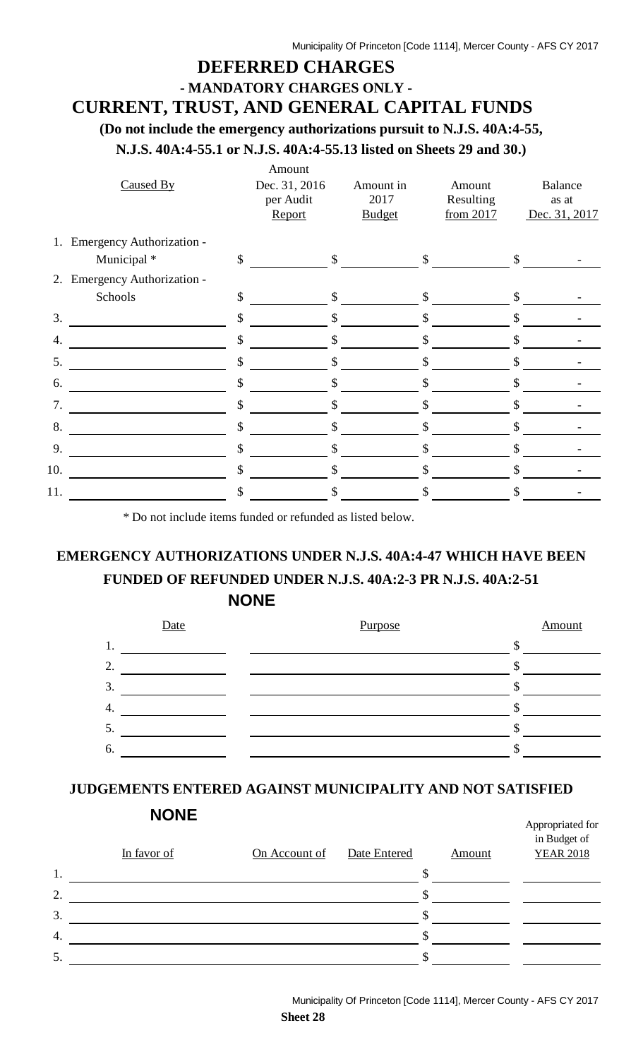# DEFERRED CHARGES

## - MANDATORY CHARGES ONLY -

## CURRENT, TRUST, AND GENERAL CAPITAL FUNDS

**(Do not include the emergency authorizations pursuit to N.J.S. 40A:4-55, N.J.S. 40A:4-55.1 or N.J.S. 40A:4-55.13 listed on Sheets 29 and 30.)**

| | Caused By | Amount Dec. 31, 2016 per Audit Report | Amount in 2017 Budget | Amount Resulting from 2017 | Balance as at Dec. 31, 2017 |
|---|---|---|---|---|---|
| 1. | Emergency Authorization - Municipal * | $ | $ | $ | $ - |
| 2. | Emergency Authorization - Schools | $ | $ | $ | $ - |
| 3. | | $ | $ | $ | $ - |
| 4. | | $ | $ | $ | $ - |
| 5. | | $ | $ | $ | $ - |
| 6. | | $ | $ | $ | $ - |
| 7. | | $ | $ | $ | $ - |
| 8. | | $ | $ | $ | $ - |
| 9. | | $ | $ | $ | $ - |
| 10. | | $ | $ | $ | $ - |
| 11. | | $ | $ | $ | $ - |

\* Do not include items funded or refunded as listed below.

## EMERGENCY AUTHORIZATIONS UNDER N.J.S. 40A:4-47 WHICH HAVE BEEN FUNDED OF REFUNDED UNDER N.J.S. 40A:2-3 PR N.J.S. 40A:2-51

**NONE**

| | Date | Purpose | Amount |
|---|---|---|---|
| 1. | | | $ |
| 2. | | | $ |
| 3. | | | $ |
| 4. | | | $ |
| 5. | | | $ |
| 6. | | | $ |

## JUDGEMENTS ENTERED AGAINST MUNICIPALITY AND NOT SATISFIED

**NONE**

| | In favor of | On Account of | Date Entered | Amount | Appropriated for in Budget of YEAR 2018 |
|---|---|---|---|---|---|
| 1. | | | | $ | |
| 2. | | | | $ | |
| 3. | | | | $ | |
| 4. | | | | $ | |
| 5. | | | | $ | |

Sheet 28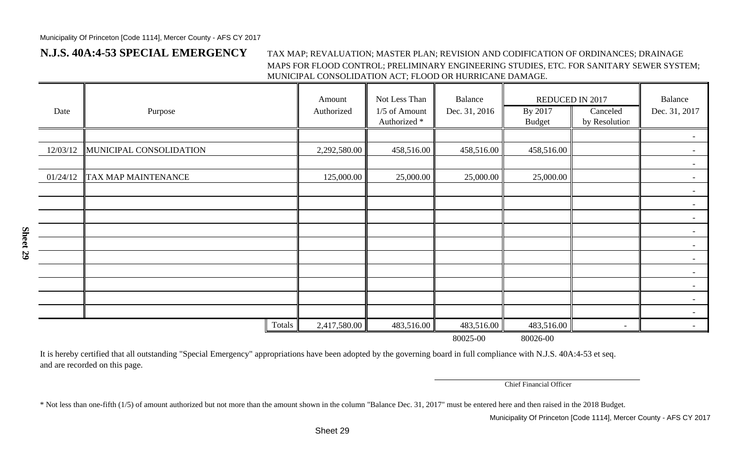## N.J.S. 40A:4-53 SPECIAL EMERGENCY

TAX MAP; REVALUATION; MASTER PLAN; REVISION AND CODIFICATION OF ORDINANCES; DRAINAGE MAPS FOR FLOOD CONTROL; PRELIMINARY ENGINEERING STUDIES, ETC. FOR SANITARY SEWER SYSTEM; MUNICIPAL CONSOLIDATION ACT; FLOOD OR HURRICANE DAMAGE.

| Date | Purpose | Amount Authorized | Not Less Than 1/5 of Amount Authorized * | Balance Dec. 31, 2016 | REDUCED IN 2017 | | Balance Dec. 31, 2017 |
|---|---|---|---|---|---|---|---|
| | | | | | By 2017 Budget | Canceled by Resolution | |
| | | | | | | | - |
| 12/03/12 | MUNICIPAL CONSOLIDATION | 2,292,580.00 | 458,516.00 | 458,516.00 | 458,516.00 | | - |
| | | | | | | | - |
| 01/24/12 | TAX MAP MAINTENANCE | 125,000.00 | 25,000.00 | 25,000.00 | 25,000.00 | | - |
| | | | | | | | - |
| | | | | | | | - |
| | | | | | | | - |
| | | | | | | | - |
| | | | | | | | - |
| | | | | | | | - |
| | | | | | | | - |
| | | | | | | | - |
| | | | | | | | - |
| | | | | | | | - |
| | Totals | 2,417,580.00 | 483,516.00 | 483,516.00 | 483,516.00 | - | - |
| | | | | 80025-00 | 80026-00 | | |

It is hereby certified that all outstanding "Special Emergency" appropriations have been adopted by the governing board in full compliance with N.J.S. 40A:4-53 et seq. and are recorded on this page.

Chief Financial Officer

* Not less than one-fifth (1/5) of amount authorized but not more than the amount shown in the column "Balance Dec. 31, 2017" must be entered here and then raised in the 2018 Budget.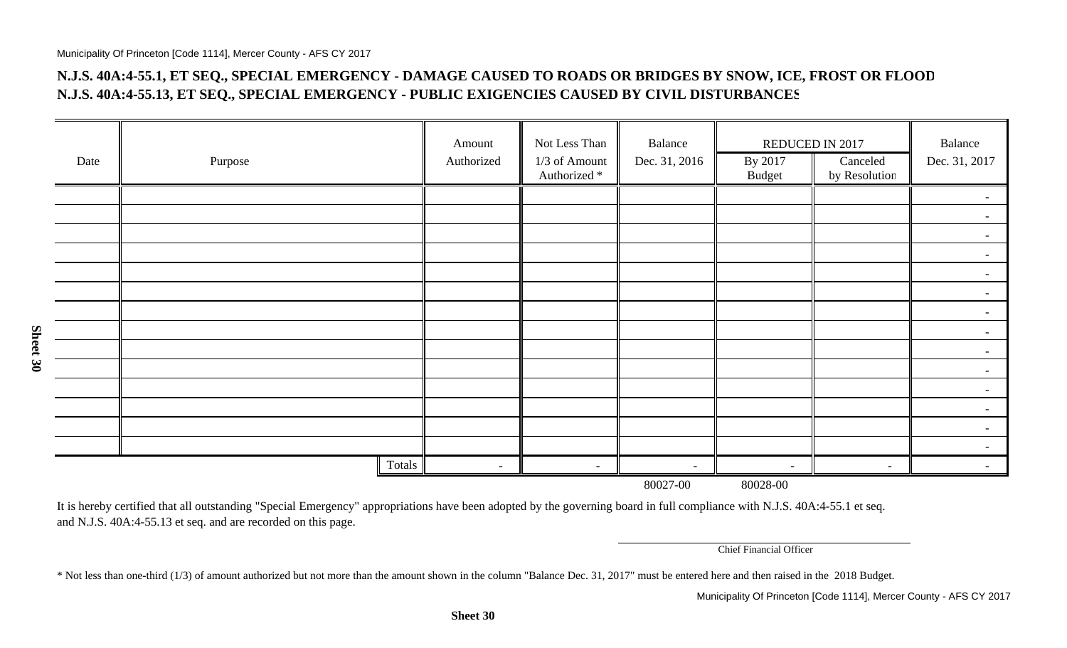**N.J.S. 40A:4-55.1, ET SEQ., SPECIAL EMERGENCY - DAMAGE CAUSED TO ROADS OR BRIDGES BY SNOW, ICE, FROST OR FLOOD**
**N.J.S. 40A:4-55.13, ET SEQ., SPECIAL EMERGENCY - PUBLIC EXIGENCIES CAUSED BY CIVIL DISTURBANCES**

| Date | Purpose | Amount Authorized | Not Less Than 1/3 of Amount Authorized * | Balance Dec. 31, 2016 | REDUCED IN 2017 By 2017 Budget | REDUCED IN 2017 Canceled by Resolution | Balance Dec. 31, 2017 |
|---|---|---|---|---|---|---|---|
| | | | | | | | - |
| | | | | | | | - |
| | | | | | | | - |
| | | | | | | | - |
| | | | | | | | - |
| | | | | | | | - |
| | | | | | | | - |
| | | | | | | | - |
| | | | | | | | - |
| | | | | | | | - |
| | | | | | | | - |
| | | | | | | | - |
| | | | | | | | - |
| | | | | | | | - |
| | Totals | - | - | - | - | - | - |
| | | | | 80027-00 | 80028-00 | | |

It is hereby certified that all outstanding "Special Emergency" appropriations have been adopted by the governing board in full compliance with N.J.S. 40A:4-55.1 et seq. and N.J.S. 40A:4-55.13 et seq. and are recorded on this page.

Chief Financial Officer

\* Not less than one-third (1/3) of amount authorized but not more than the amount shown in the column "Balance Dec. 31, 2017" must be entered here and then raised in the 2018 Budget.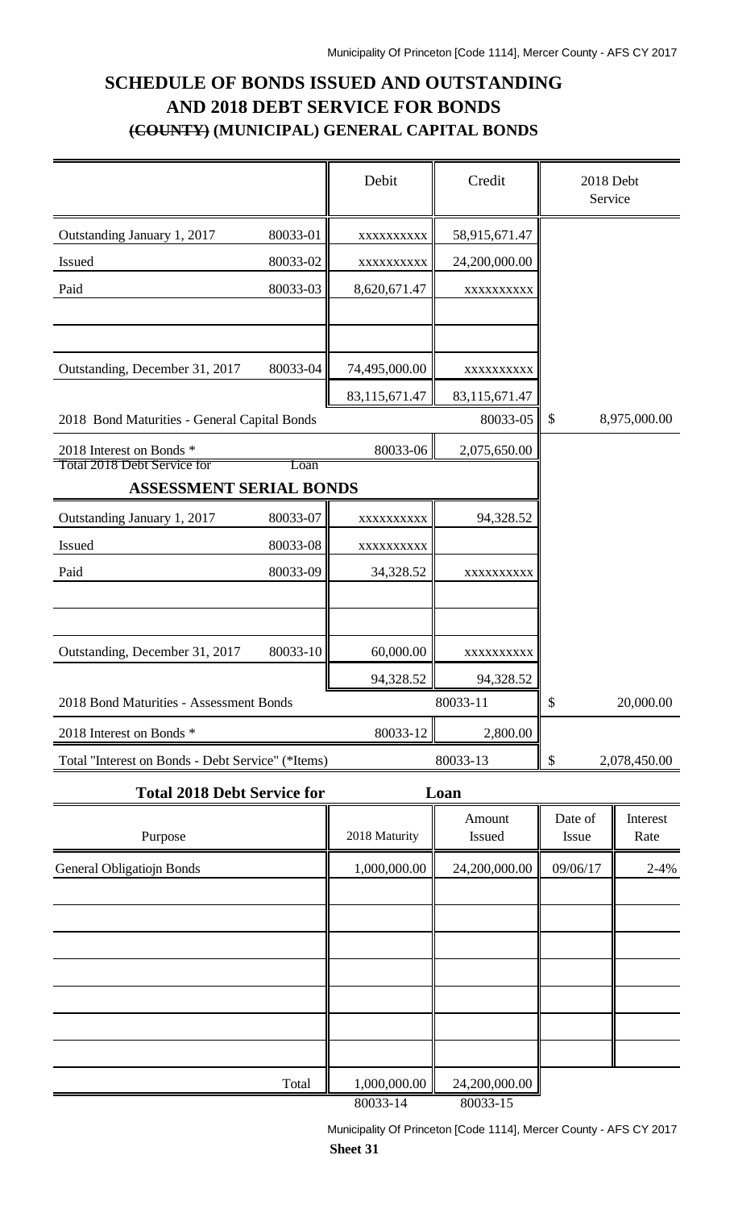# SCHEDULE OF BONDS ISSUED AND OUTSTANDING AND 2018 DEBT SERVICE FOR BONDS

## ~~(COUNTY)~~ (MUNICIPAL) GENERAL CAPITAL BONDS

| | | Debit | Credit | 2018 Debt Service |
|---|---|---|---|---|
| Outstanding January 1, 2017 | 80033-01 | xxxxxxxxxx | 58,915,671.47 | |
| Issued | 80033-02 | xxxxxxxxxx | 24,200,000.00 | |
| Paid | 80033-03 | 8,620,671.47 | xxxxxxxxxx | |
| | | | | |
| | | | | |
| Outstanding, December 31, 2017 | 80033-04 | 74,495,000.00 | xxxxxxxxxx | |
| | | 83,115,671.47 | 83,115,671.47 | |
| 2018 Bond Maturities - General Capital Bonds | | | 80033-05 | $ 8,975,000.00 |
| 2018 Interest on Bonds * | | 80033-06 | 2,075,650.00 | |
| ~~Total 2018 Debt Service for~~ | ~~Loan~~ | | | |
| **ASSESSMENT SERIAL BONDS** | | | | |
| Outstanding January 1, 2017 | 80033-07 | xxxxxxxxxx | 94,328.52 | |
| Issued | 80033-08 | xxxxxxxxxx | | |
| Paid | 80033-09 | 34,328.52 | xxxxxxxxxx | |
| | | | | |
| | | | | |
| Outstanding, December 31, 2017 | 80033-10 | 60,000.00 | xxxxxxxxxx | |
| | | 94,328.52 | 94,328.52 | |
| 2018 Bond Maturities - Assessment Bonds | | | 80033-11 | $ 20,000.00 |
| 2018 Interest on Bonds * | | 80033-12 | 2,800.00 | |
| Total "Interest on Bonds - Debt Service" (*Items) | | | 80033-13 | $ 2,078,450.00 |

**Total 2018 Debt Service for Loan**

| Purpose | 2018 Maturity | Amount Issued | Date of Issue | Interest Rate |
|---|---|---|---|---|
| General Obligatiojn Bonds | 1,000,000.00 | 24,200,000.00 | 09/06/17 | 2-4% |
| | | | | |
| | | | | |
| | | | | |
| | | | | |
| | | | | |
| | | | | |
| | | | | |
| Total | 1,000,000.00 | 24,200,000.00 | | |
| | 80033-14 | 80033-15 | | |

**Sheet 31**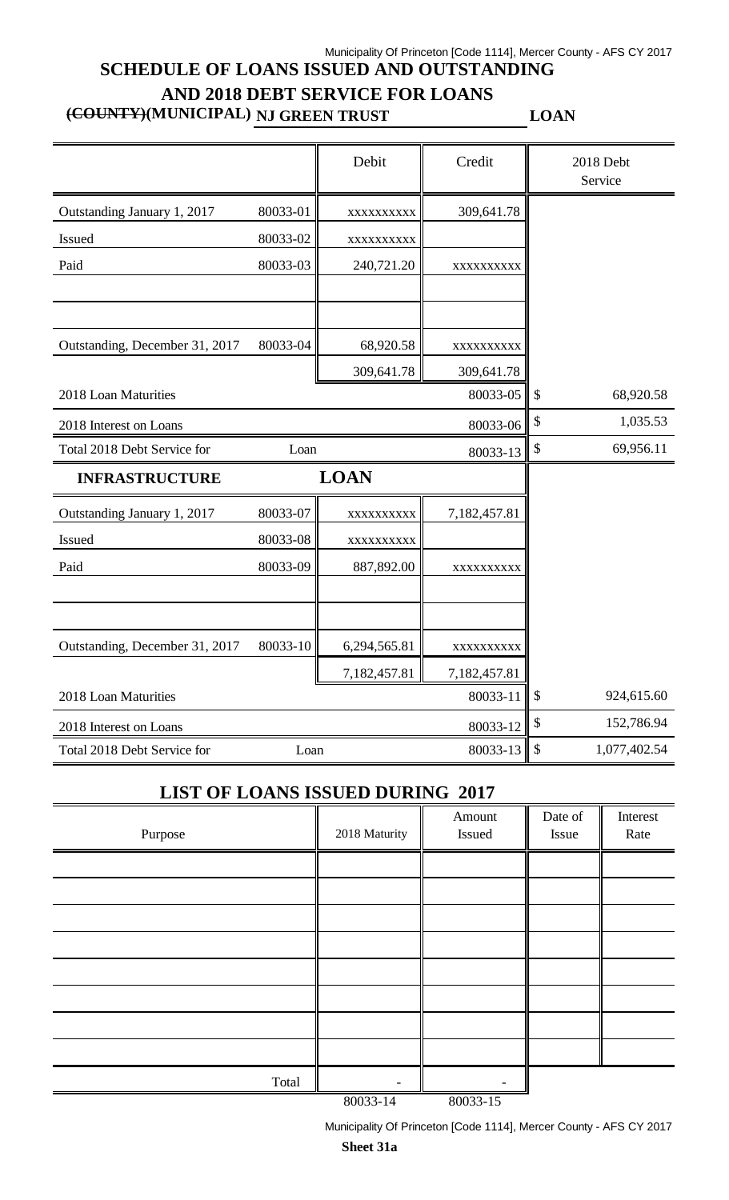# SCHEDULE OF LOANS ISSUED AND OUTSTANDING AND 2018 DEBT SERVICE FOR LOANS

**~~(COUNTY)~~(MUNICIPAL) NJ GREEN TRUST LOAN**

| | | Debit | Credit | 2018 Debt Service |
|---|---|---|---|---|
| Outstanding January 1, 2017 | 80033-01 | xxxxxxxxxx | 309,641.78 | |
| Issued | 80033-02 | xxxxxxxxxx | | |
| Paid | 80033-03 | 240,721.20 | xxxxxxxxxx | |
| | | | | |
| | | | | |
| Outstanding, December 31, 2017 | 80033-04 | 68,920.58 | xxxxxxxxxx | |
| | | 309,641.78 | 309,641.78 | |
| 2018 Loan Maturities | | | 80033-05 | $ 68,920.58 |
| 2018 Interest on Loans | | | 80033-06 | $ 1,035.53 |
| Total 2018 Debt Service for | Loan | | 80033-13 | $ 69,956.11 |
| **INFRASTRUCTURE** | | **LOAN** | | |
| Outstanding January 1, 2017 | 80033-07 | xxxxxxxxxx | 7,182,457.81 | |
| Issued | 80033-08 | xxxxxxxxxx | | |
| Paid | 80033-09 | 887,892.00 | xxxxxxxxxx | |
| | | | | |
| | | | | |
| Outstanding, December 31, 2017 | 80033-10 | 6,294,565.81 | xxxxxxxxxx | |
| | | 7,182,457.81 | 7,182,457.81 | |
| 2018 Loan Maturities | | | 80033-11 | $ 924,615.60 |
| 2018 Interest on Loans | | | 80033-12 | $ 152,786.94 |
| Total 2018 Debt Service for | Loan | | 80033-13 | $ 1,077,402.54 |

## LIST OF LOANS ISSUED DURING 2017

| Purpose | 2018 Maturity | Amount Issued | Date of Issue | Interest Rate |
|---|---|---|---|---|
| | | | | |
| | | | | |
| | | | | |
| | | | | |
| | | | | |
| | | | | |
| | | | | |
| | | | | |
| Total | - | - | | |
| | 80033-14 | 80033-15 | | |

**Sheet 31a**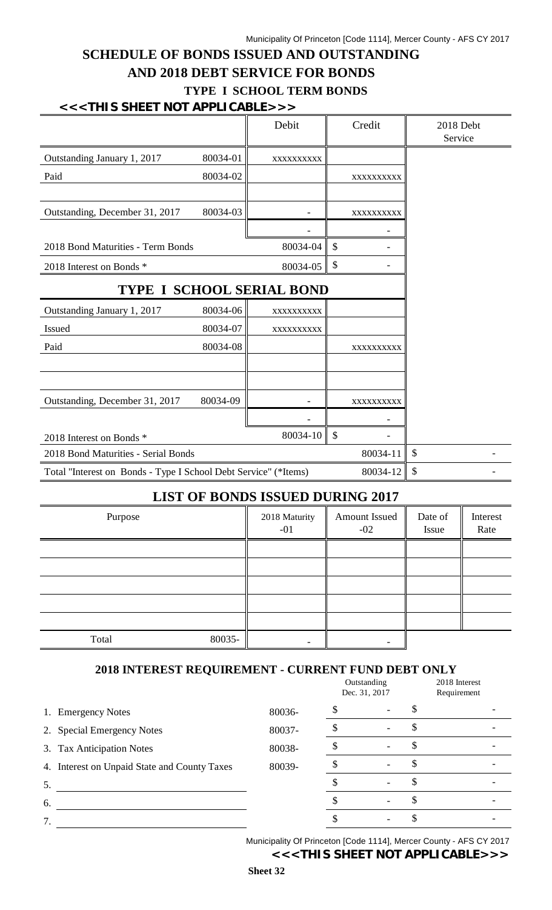# SCHEDULE OF BONDS ISSUED AND OUTSTANDING AND 2018 DEBT SERVICE FOR BONDS

## TYPE I SCHOOL TERM BONDS

**<<<THIS SHEET NOT APPLICABLE>>>**

| | | Debit | Credit | 2018 Debt Service |
|---|---|---|---|---|
| Outstanding January 1, 2017 | 80034-01 | xxxxxxxxxx | | |
| Paid | 80034-02 | | xxxxxxxxxx | |
| | | | | |
| Outstanding, December 31, 2017 | 80034-03 | - | xxxxxxxxxx | |
| | | - | - | |
| 2018 Bond Maturities - Term Bonds | | 80034-04 | $ - | |
| 2018 Interest on Bonds * | | 80034-05 | $ - | |
| **TYPE I SCHOOL SERIAL BOND** | | | | |
| Outstanding January 1, 2017 | 80034-06 | xxxxxxxxxx | | |
| Issued | 80034-07 | xxxxxxxxxx | | |
| Paid | 80034-08 | | xxxxxxxxxx | |
| | | | | |
| | | | | |
| Outstanding, December 31, 2017 | 80034-09 | - | xxxxxxxxxx | |
| | | - | - | |
| 2018 Interest on Bonds * | | 80034-10 | $ - | |
| 2018 Bond Maturities - Serial Bonds | | | 80034-11 | $ - |
| Total "Interest on Bonds - Type I School Debt Service" (*Items) | | | 80034-12 | $ - |

## LIST OF BONDS ISSUED DURING 2017

| Purpose | | 2018 Maturity -01 | Amount Issued -02 | Date of Issue | Interest Rate |
|---|---|---|---|---|---|
| | | | | | |
| | | | | | |
| | | | | | |
| | | | | | |
| | | | | | |
| Total | 80035- | - | - | | |

## 2018 INTEREST REQUIREMENT - CURRENT FUND DEBT ONLY

| | | Outstanding Dec. 31, 2017 | 2018 Interest Requirement |
|---|---|---|---|
| 1. Emergency Notes | 80036- | $ - | $ - |
| 2. Special Emergency Notes | 80037- | $ - | $ - |
| 3. Tax Anticipation Notes | 80038- | $ - | $ - |
| 4. Interest on Unpaid State and County Taxes | 80039- | $ - | $ - |
| 5. | | $ - | $ - |
| 6. | | $ - | $ - |
| 7. | | $ - | $ - |

**<<<THIS SHEET NOT APPLICABLE>>>**

**Sheet 32**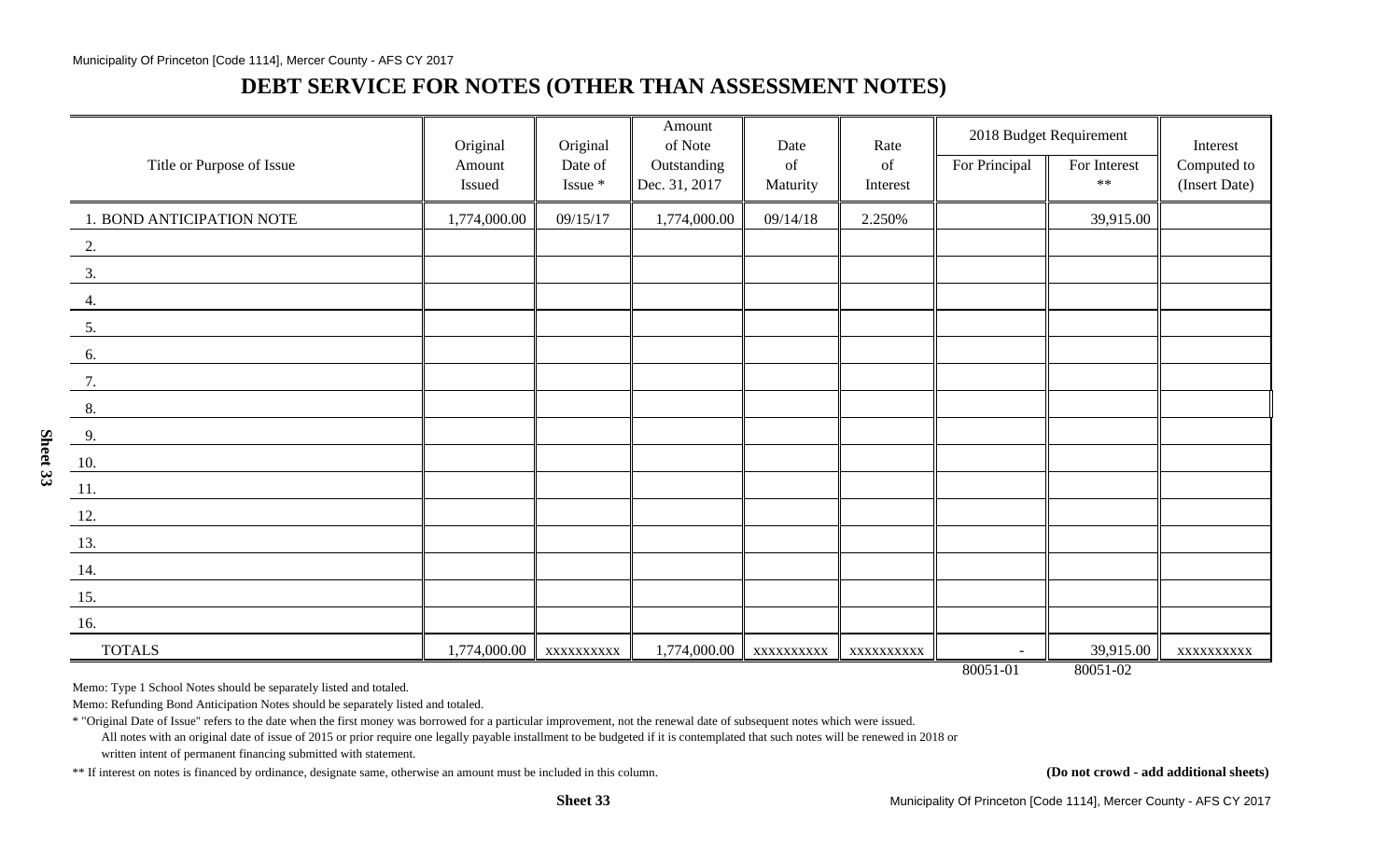# DEBT SERVICE FOR NOTES (OTHER THAN ASSESSMENT NOTES)

| Title or Purpose of Issue | Original Amount Issued | Original Date of Issue * | Amount of Note Outstanding Dec. 31, 2017 | Date of Maturity | Rate of Interest | 2018 Budget Requirement | | Interest Computed to (Insert Date) |
|---|---|---|---|---|---|---|---|---|
| | | | | | | For Principal | For Interest ** | |
| 1. BOND ANTICIPATION NOTE | 1,774,000.00 | 09/15/17 | 1,774,000.00 | 09/14/18 | 2.250% | | 39,915.00 | |
| 2. | | | | | | | | |
| 3. | | | | | | | | |
| 4. | | | | | | | | |
| 5. | | | | | | | | |
| 6. | | | | | | | | |
| 7. | | | | | | | | |
| 8. | | | | | | | | |
| 9. | | | | | | | | |
| 10. | | | | | | | | |
| 11. | | | | | | | | |
| 12. | | | | | | | | |
| 13. | | | | | | | | |
| 14. | | | | | | | | |
| 15. | | | | | | | | |
| 16. | | | | | | | | |
| TOTALS | 1,774,000.00 | xxxxxxxxxx | 1,774,000.00 | xxxxxxxxxx | xxxxxxxxxx | - | 39,915.00 | xxxxxxxxxx |
| | | | | | | 80051-01 | 80051-02 | |

Memo: Type 1 School Notes should be separately listed and totaled.

Memo: Refunding Bond Anticipation Notes should be separately listed and totaled.

* "Original Date of Issue" refers to the date when the first money was borrowed for a particular improvement, not the renewal date of subsequent notes which were issued.

All notes with an original date of issue of 2015 or prior require one legally payable installment to be budgeted if it is contemplated that such notes will be renewed in 2018 or written intent of permanent financing submitted with statement.

** If interest on notes is financed by ordinance, designate same, otherwise an amount must be included in this column.

**(Do not crowd - add additional sheets)**

**Sheet 33**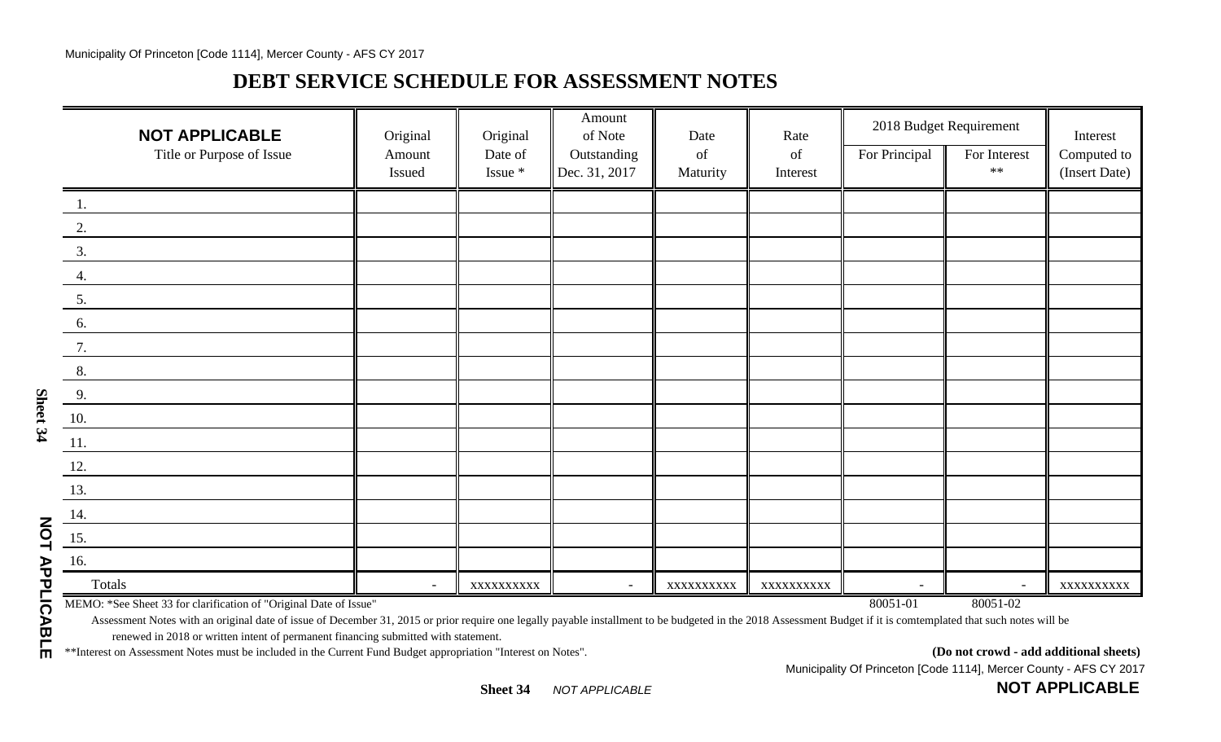# DEBT SERVICE SCHEDULE FOR ASSESSMENT NOTES

| **NOT APPLICABLE** Title or Purpose of Issue | Original Amount Issued | Original Date of Issue * | Amount of Note Outstanding Dec. 31, 2017 | Date of Maturity | Rate of Interest | 2018 Budget Requirement | | Interest Computed to (Insert Date) |
|---|---|---|---|---|---|---|---|---|
| | | | | | | For Principal | For Interest ** | |
| 1. | | | | | | | | |
| 2. | | | | | | | | |
| 3. | | | | | | | | |
| 4. | | | | | | | | |
| 5. | | | | | | | | |
| 6. | | | | | | | | |
| 7. | | | | | | | | |
| 8. | | | | | | | | |
| 9. | | | | | | | | |
| 10. | | | | | | | | |
| 11. | | | | | | | | |
| 12. | | | | | | | | |
| 13. | | | | | | | | |
| 14. | | | | | | | | |
| 15. | | | | | | | | |
| 16. | | | | | | | | |
| Totals | - | xxxxxxxxxx | - | xxxxxxxxxx | xxxxxxxxxx | - | - | xxxxxxxxxx |
| | | | | | | 80051-01 | 80051-02 | |

MEMO: *See Sheet 33 for clarification of "Original Date of Issue"

Assessment Notes with an original date of issue of December 31, 2015 or prior require one legally payable installment to be budgeted in the 2018 Assessment Budget if it is comtemplated that such notes will be renewed in 2018 or written intent of permanent financing submitted with statement.

**Interest on Assessment Notes must be included in the Current Fund Budget appropriation "Interest on Notes".

**(Do not crowd - add additional sheets)**

Sheet 34 *NOT APPLICABLE*

**NOT APPLICABLE**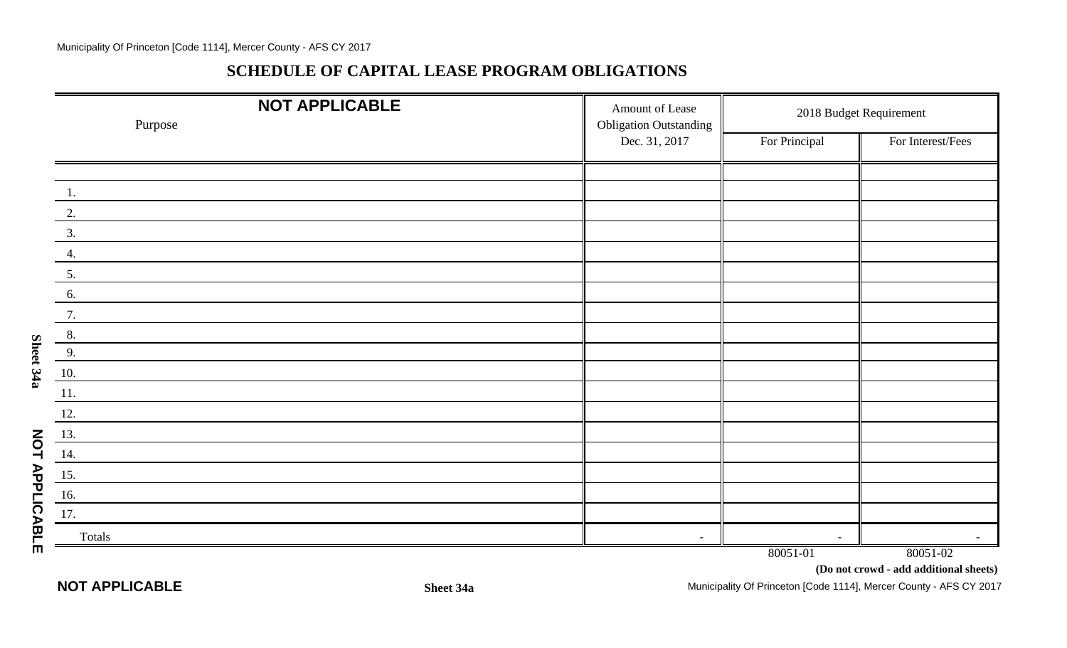# SCHEDULE OF CAPITAL LEASE PROGRAM OBLIGATIONS

**NOT APPLICABLE**

| Purpose | Amount of Lease Obligation Outstanding Dec. 31, 2017 | 2018 Budget Requirement | |
|---|---|---|---|
| | | For Principal | For Interest/Fees |
| | | | |
| 1. | | | |
| 2. | | | |
| 3. | | | |
| 4. | | | |
| 5. | | | |
| 6. | | | |
| 7. | | | |
| 8. | | | |
| 9. | | | |
| 10. | | | |
| 11. | | | |
| 12. | | | |
| 13. | | | |
| 14. | | | |
| 15. | | | |
| 16. | | | |
| 17. | | | |
| Totals | - | - | - |
| | | 80051-01 | 80051-02 |

**(Do not crowd - add additional sheets)**

**NOT APPLICABLE**

**Sheet 34a**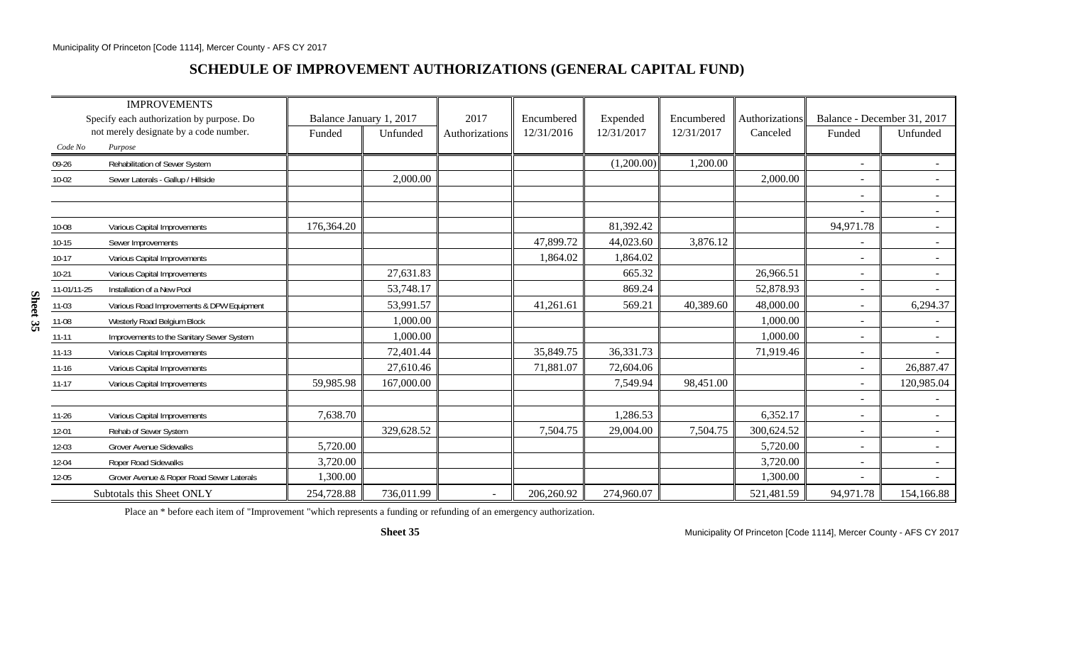## SCHEDULE OF IMPROVEMENT AUTHORIZATIONS (GENERAL CAPITAL FUND)

| IMPROVEMENTS Specify each authorization by purpose. Do not merely designate by a code number. | | Balance January 1, 2017 | | 2017 | Encumbered | Expended | Encumbered | Authorizations | Balance - December 31, 2017 | |
|---|---|---|---|---|---|---|---|---|---|---|
| Code No | Purpose | Funded | Unfunded | Authorizations | 12/31/2016 | 12/31/2017 | 12/31/2017 | Canceled | Funded | Unfunded |
| 09-26 | Rehabilitation of Sewer System | | | | | (1,200.00) | 1,200.00 | | - | - |
| 10-02 | Sewer Laterals - Gallup / Hillside | | 2,000.00 | | | | | 2,000.00 | - | - |
| | | | | | | | | | - | - |
| | | | | | | | | | - | - |
| 10-08 | Various Capital Improvements | 176,364.20 | | | | 81,392.42 | | | 94,971.78 | - |
| 10-15 | Sewer Improvements | | | | 47,899.72 | 44,023.60 | 3,876.12 | | - | - |
| 10-17 | Various Capital Improvements | | | | 1,864.02 | 1,864.02 | | | - | - |
| 10-21 | Various Capital Improvements | | 27,631.83 | | | 665.32 | | 26,966.51 | - | - |
| 11-01/11-25 | Installation of a New Pool | | 53,748.17 | | | 869.24 | | 52,878.93 | - | - |
| 11-03 | Various Road Improvements & DPW Equipment | | 53,991.57 | | 41,261.61 | 569.21 | 40,389.60 | 48,000.00 | - | 6,294.37 |
| 11-08 | Westerly Road Belgium Block | | 1,000.00 | | | | | 1,000.00 | - | - |
| 11-11 | Improvements to the Sanitary Sewer System | | 1,000.00 | | | | | 1,000.00 | - | - |
| 11-13 | Various Capital Improvements | | 72,401.44 | | 35,849.75 | 36,331.73 | | 71,919.46 | - | - |
| 11-16 | Various Capital Improvements | | 27,610.46 | | 71,881.07 | 72,604.06 | | | - | 26,887.47 |
| 11-17 | Various Capital Improvements | 59,985.98 | 167,000.00 | | | 7,549.94 | 98,451.00 | | - | 120,985.04 |
| | | | | | | | | | - | - |
| 11-26 | Various Capital Improvements | 7,638.70 | | | | 1,286.53 | | 6,352.17 | - | - |
| 12-01 | Rehab of Sewer System | | 329,628.52 | | 7,504.75 | 29,004.00 | 7,504.75 | 300,624.52 | - | - |
| 12-03 | Grover Avenue Sidewalks | 5,720.00 | | | | | | 5,720.00 | - | - |
| 12-04 | Roper Road Sidewalks | 3,720.00 | | | | | | 3,720.00 | - | - |
| 12-05 | Grover Avenue & Roper Road Sewer Laterals | 1,300.00 | | | | | | 1,300.00 | - | - |
| | Subtotals this Sheet ONLY | 254,728.88 | 736,011.99 | - | 206,260.92 | 274,960.07 | | 521,481.59 | 94,971.78 | 154,166.88 |

Place an * before each item of "Improvement "which represents a funding or refunding of an emergency authorization.

Sheet 35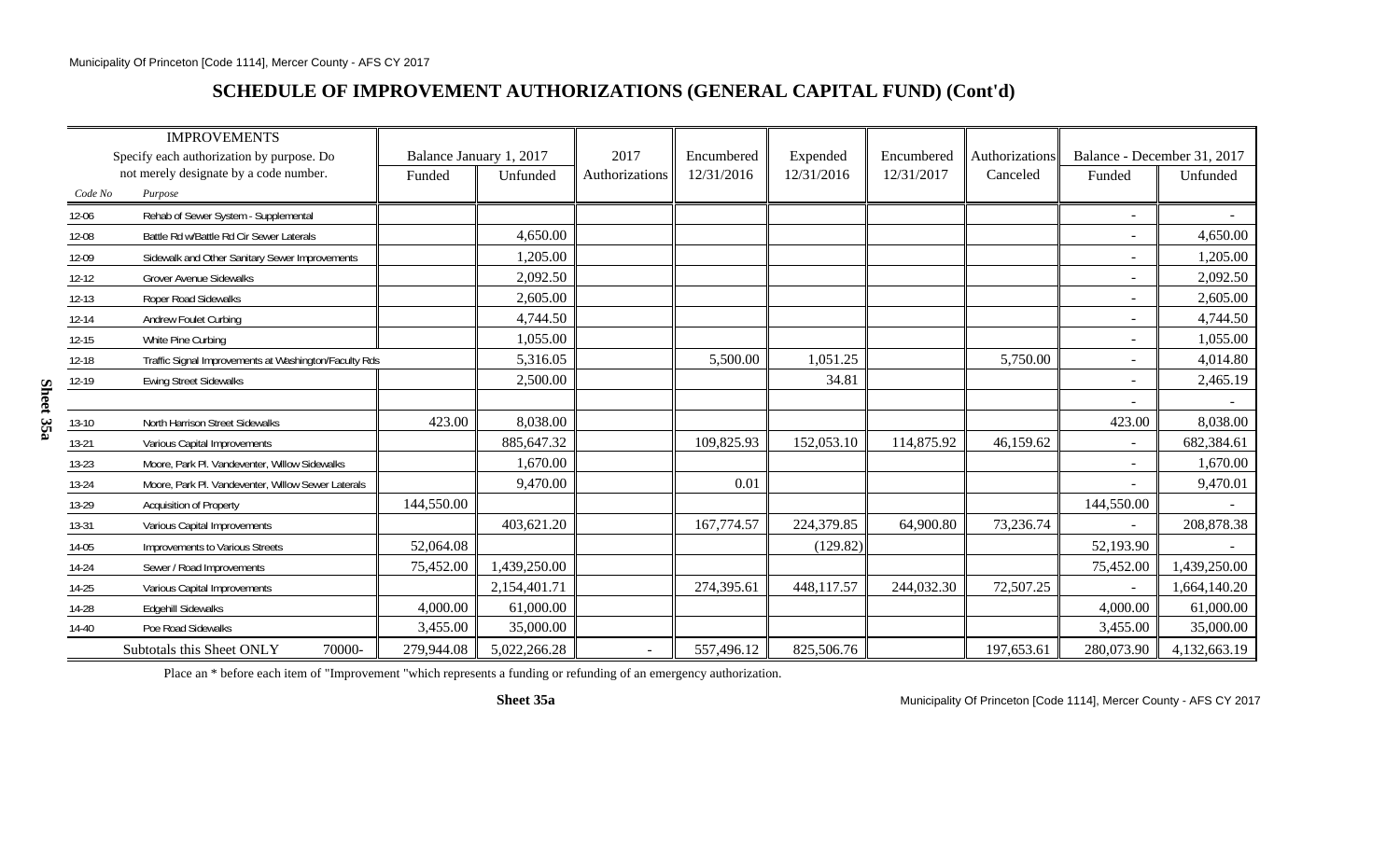## SCHEDULE OF IMPROVEMENT AUTHORIZATIONS (GENERAL CAPITAL FUND) (Cont'd)

| IMPROVEMENTS | | Balance January 1, 2017 | | 2017 | Encumbered | Expended | Encumbered | Authorizations | Balance - December 31, 2017 | |
|---|---|---|---|---|---|---|---|---|---|---|
| Specify each authorization by purpose. Do not merely designate by a code number. | | Funded | Unfunded | Authorizations | 12/31/2016 | 12/31/2016 | 12/31/2017 | Canceled | Funded | Unfunded |
| Code No | Purpose | | | | | | | | | |
| 12-06 | Rehab of Sewer System - Supplemental | | | | | | | | - | - |
| 12-08 | Battle Rd w/Battle Rd Cir Sewer Laterals | | 4,650.00 | | | | | | - | 4,650.00 |
| 12-09 | Sidewalk and Other Sanitary Sewer Improvements | | 1,205.00 | | | | | | - | 1,205.00 |
| 12-12 | Grover Avenue Sidewalks | | 2,092.50 | | | | | | - | 2,092.50 |
| 12-13 | Roper Road Sidewalks | | 2,605.00 | | | | | | - | 2,605.00 |
| 12-14 | Andrew Foulet Curbing | | 4,744.50 | | | | | | - | 4,744.50 |
| 12-15 | White Pine Curbing | | 1,055.00 | | | | | | - | 1,055.00 |
| 12-18 | Traffic Signal Improvements at Washington/Faculty Rds | | 5,316.05 | | 5,500.00 | 1,051.25 | | 5,750.00 | - | 4,014.80 |
| 12-19 | Ewing Street Sidewalks | | 2,500.00 | | | 34.81 | | | - | 2,465.19 |
| | | | | | | | | | - | - |
| 13-10 | North Harrison Street Sidewalks | 423.00 | 8,038.00 | | | | | | 423.00 | 8,038.00 |
| 13-21 | Various Capital Improvements | | 885,647.32 | | 109,825.93 | 152,053.10 | 114,875.92 | 46,159.62 | - | 682,384.61 |
| 13-23 | Moore, Park Pl. Vandeventer, Willow Sidewalks | | 1,670.00 | | | | | | - | 1,670.00 |
| 13-24 | Moore, Park Pl. Vandeventer, Willow Sewer Laterals | | 9,470.00 | | 0.01 | | | | - | 9,470.01 |
| 13-29 | Acquisition of Property | 144,550.00 | | | | | | | 144,550.00 | - |
| 13-31 | Various Capital Improvements | | 403,621.20 | | 167,774.57 | 224,379.85 | 64,900.80 | 73,236.74 | - | 208,878.38 |
| 14-05 | Improvements to Various Streets | 52,064.08 | | | | (129.82) | | | 52,193.90 | - |
| 14-24 | Sewer / Road Improvements | 75,452.00 | 1,439,250.00 | | | | | | 75,452.00 | 1,439,250.00 |
| 14-25 | Various Capital Improvements | | 2,154,401.71 | | 274,395.61 | 448,117.57 | 244,032.30 | 72,507.25 | - | 1,664,140.20 |
| 14-28 | Edgehill Sidewalks | 4,000.00 | 61,000.00 | | | | | | 4,000.00 | 61,000.00 |
| 14-40 | Poe Road Sidewalks | 3,455.00 | 35,000.00 | | | | | | 3,455.00 | 35,000.00 |
| Subtotals this Sheet ONLY | 70000- | 279,944.08 | 5,022,266.28 | - | 557,496.12 | 825,506.76 | | 197,653.61 | 280,073.90 | 4,132,663.19 |

Place an * before each item of "Improvement "which represents a funding or refunding of an emergency authorization.

**Sheet 35a**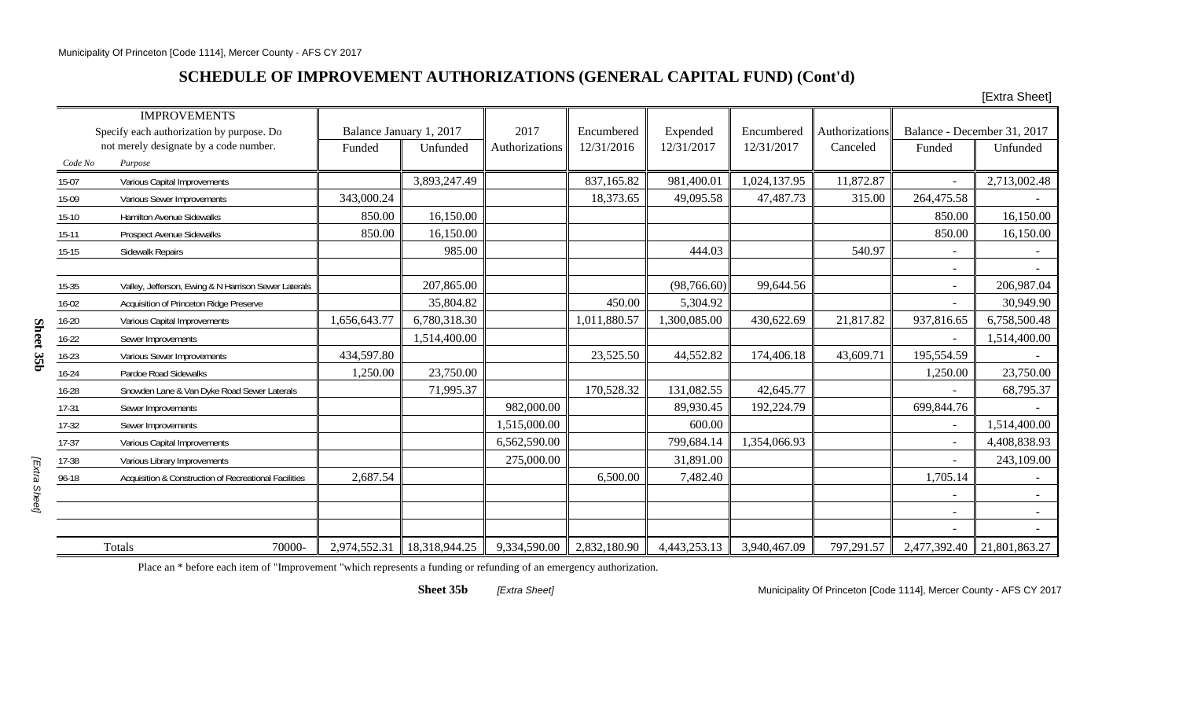# SCHEDULE OF IMPROVEMENT AUTHORIZATIONS (GENERAL CAPITAL FUND) (Cont'd)

[Extra Sheet]

| IMPROVEMENTS Specify each authorization by purpose. Do not merely designate by a code number. | | Balance January 1, 2017 | | 2017 Authorizations | Encumbered 12/31/2016 | Expended 12/31/2017 | Encumbered 12/31/2017 | Authorizations Canceled | Balance - December 31, 2017 | |
|---|---|---|---|---|---|---|---|---|---|---|
| Code No | Purpose | Funded | Unfunded | | | | | | Funded | Unfunded |
| 15-07 | Various Capital Improvements | | 3,893,247.49 | | 837,165.82 | 981,400.01 | 1,024,137.95 | 11,872.87 | - | 2,713,002.48 |
| 15-09 | Various Sewer Improvements | 343,000.24 | | | 18,373.65 | 49,095.58 | 47,487.73 | 315.00 | 264,475.58 | - |
| 15-10 | Hamilton Avenue Sidewalks | 850.00 | 16,150.00 | | | | | | 850.00 | 16,150.00 |
| 15-11 | Prospect Avenue Sidewalks | 850.00 | 16,150.00 | | | | | | 850.00 | 16,150.00 |
| 15-15 | Sidewalk Repairs | | 985.00 | | | 444.03 | | 540.97 | - | - |
| | | | | | | | | | - | - |
| 15-35 | Valley, Jefferson, Ewing & N Harrison Sewer Laterals | | 207,865.00 | | | (98,766.60) | 99,644.56 | | - | 206,987.04 |
| 16-02 | Acquisition of Princeton Ridge Preserve | | 35,804.82 | | 450.00 | 5,304.92 | | | - | 30,949.90 |
| 16-20 | Various Capital Improvements | 1,656,643.77 | 6,780,318.30 | | 1,011,880.57 | 1,300,085.00 | 430,622.69 | 21,817.82 | 937,816.65 | 6,758,500.48 |
| 16-22 | Sewer Improvements | | 1,514,400.00 | | | | | | - | 1,514,400.00 |
| 16-23 | Various Sewer Improvements | 434,597.80 | | | 23,525.50 | 44,552.82 | 174,406.18 | 43,609.71 | 195,554.59 | - |
| 16-24 | Pardoe Road Sidewalks | 1,250.00 | 23,750.00 | | | | | | 1,250.00 | 23,750.00 |
| 16-28 | Snowden Lane & Van Dyke Road Sewer Laterals | | 71,995.37 | | 170,528.32 | 131,082.55 | 42,645.77 | | - | 68,795.37 |
| 17-31 | Sewer Improvements | | | 982,000.00 | | 89,930.45 | 192,224.79 | | 699,844.76 | - |
| 17-32 | Sewer Improvements | | | 1,515,000.00 | | 600.00 | | | - | 1,514,400.00 |
| 17-37 | Various Capital Improvements | | | 6,562,590.00 | | 799,684.14 | 1,354,066.93 | | - | 4,408,838.93 |
| 17-38 | Various Library Improvements | | | 275,000.00 | | 31,891.00 | | | - | 243,109.00 |
| 96-18 | Acquisition & Construction of Recreational Facilities | 2,687.54 | | | 6,500.00 | 7,482.40 | | | 1,705.14 | - |
| | | | | | | | | | - | - |
| | | | | | | | | | - | - |
| | | | | | | | | | - | - |
| Totals | 70000- | 2,974,552.31 | 18,318,944.25 | 9,334,590.00 | 2,832,180.90 | 4,443,253.13 | 3,940,467.09 | 797,291.57 | 2,477,392.40 | 21,801,863.27 |

Place an * before each item of "Improvement "which represents a funding or refunding of an emergency authorization.

**Sheet 35b** *[Extra Sheet]*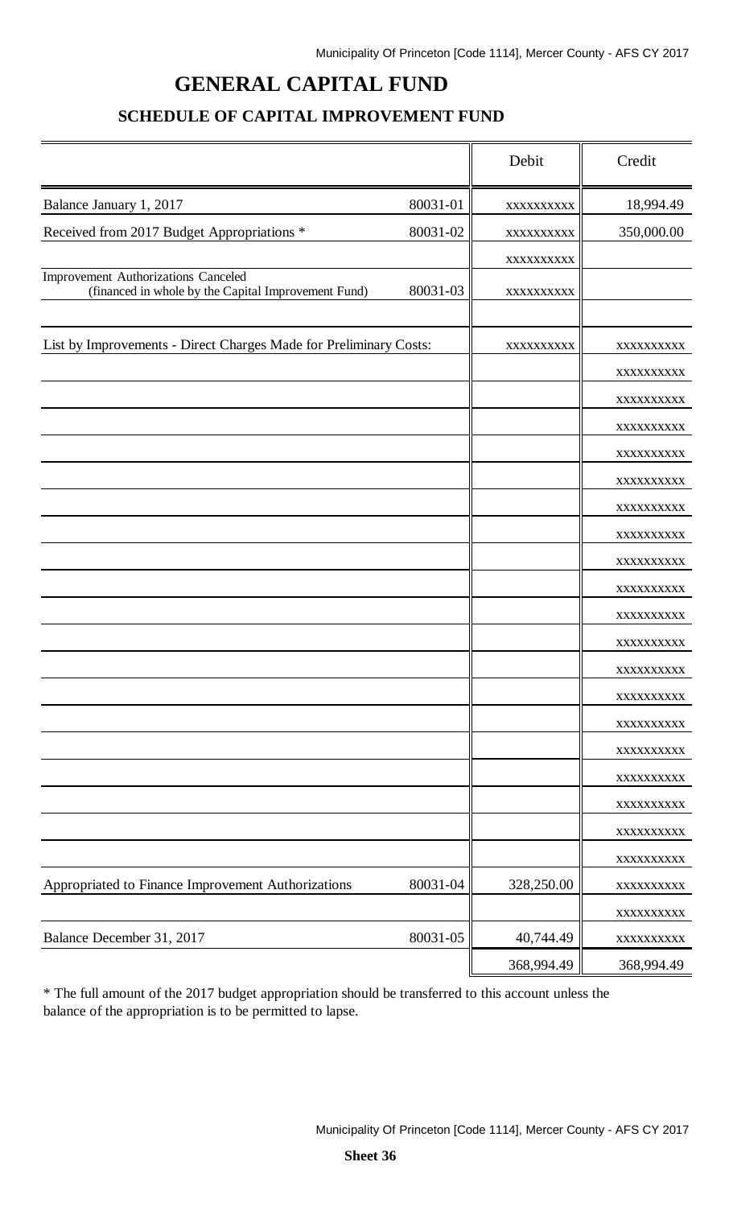# GENERAL CAPITAL FUND

## SCHEDULE OF CAPITAL IMPROVEMENT FUND

| | | Debit | Credit |
|---|---|---|---|
| Balance January 1, 2017 | 80031-01 | xxxxxxxxxx | 18,994.49 |
| Received from 2017 Budget Appropriations * | 80031-02 | xxxxxxxxxx | 350,000.00 |
| | | xxxxxxxxxx | |
| Improvement Authorizations Canceled (financed in whole by the Capital Improvement Fund) | 80031-03 | xxxxxxxxxx | |
| | | | |
| List by Improvements - Direct Charges Made for Preliminary Costs: | | xxxxxxxxxx | xxxxxxxxxx |
| | | | xxxxxxxxxx |
| | | | xxxxxxxxxx |
| | | | xxxxxxxxxx |
| | | | xxxxxxxxxx |
| | | | xxxxxxxxxx |
| | | | xxxxxxxxxx |
| | | | xxxxxxxxxx |
| | | | xxxxxxxxxx |
| | | | xxxxxxxxxx |
| | | | xxxxxxxxxx |
| | | | xxxxxxxxxx |
| | | | xxxxxxxxxx |
| | | | xxxxxxxxxx |
| | | | xxxxxxxxxx |
| | | | xxxxxxxxxx |
| | | | xxxxxxxxxx |
| | | | xxxxxxxxxx |
| | | | xxxxxxxxxx |
| | | | xxxxxxxxxx |
| Appropriated to Finance Improvement Authorizations | 80031-04 | 328,250.00 | xxxxxxxxxx |
| | | | xxxxxxxxxx |
| Balance December 31, 2017 | 80031-05 | 40,744.49 | xxxxxxxxxx |
| | | 368,994.49 | 368,994.49 |

* The full amount of the 2017 budget appropriation should be transferred to this account unless the balance of the appropriation is to be permitted to lapse.

**Sheet 36**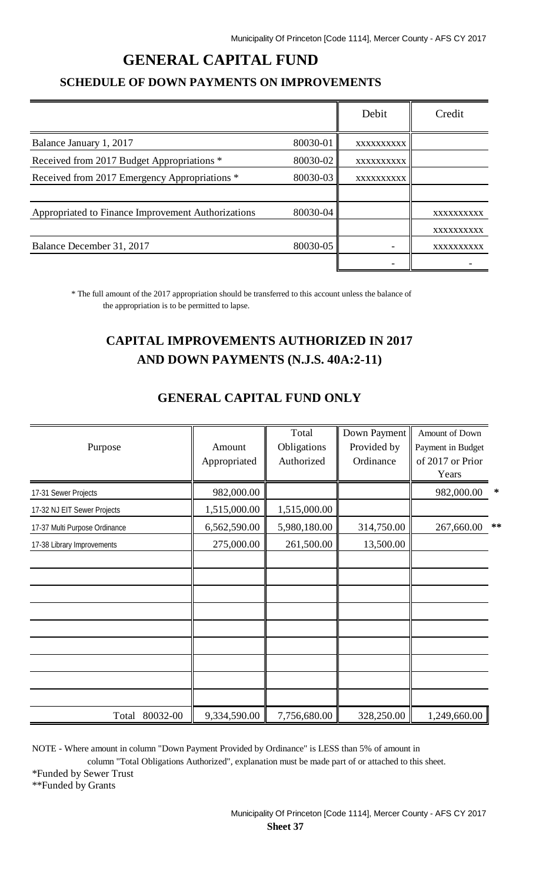# GENERAL CAPITAL FUND

## SCHEDULE OF DOWN PAYMENTS ON IMPROVEMENTS

| | | Debit | Credit |
|---|---|---|---|
| Balance January 1, 2017 | 80030-01 | xxxxxxxxxx | |
| Received from 2017 Budget Appropriations * | 80030-02 | xxxxxxxxxx | |
| Received from 2017 Emergency Appropriations * | 80030-03 | xxxxxxxxxx | |
| | | | |
| Appropriated to Finance Improvement Authorizations | 80030-04 | | xxxxxxxxxx |
| | | | xxxxxxxxxx |
| Balance December 31, 2017 | 80030-05 | - | xxxxxxxxxx |
| | | - | - |

\* The full amount of the 2017 appropriation should be transferred to this account unless the balance of the appropriation is to be permitted to lapse.

## CAPITAL IMPROVEMENTS AUTHORIZED IN 2017 AND DOWN PAYMENTS (N.J.S. 40A:2-11)

### GENERAL CAPITAL FUND ONLY

| Purpose | Amount Appropriated | Total Obligations Authorized | Down Payment Provided by Ordinance | Amount of Down Payment in Budget of 2017 or Prior Years |
|---|---|---|---|---|
| 17-31 Sewer Projects | 982,000.00 | | | 982,000.00 * |
| 17-32 NJ EIT Sewer Projects | 1,515,000.00 | 1,515,000.00 | | |
| 17-37 Multi Purpose Ordinance | 6,562,590.00 | 5,980,180.00 | 314,750.00 | 267,660.00 ** |
| 17-38 Library Improvements | 275,000.00 | 261,500.00 | 13,500.00 | |
| | | | | |
| Total 80032-00 | 9,334,590.00 | 7,756,680.00 | 328,250.00 | 1,249,660.00 |

NOTE - Where amount in column "Down Payment Provided by Ordinance" is LESS than 5% of amount in column "Total Obligations Authorized", explanation must be made part of or attached to this sheet.

*Funded by Sewer Trust

**Funded by Grants

**Sheet 37**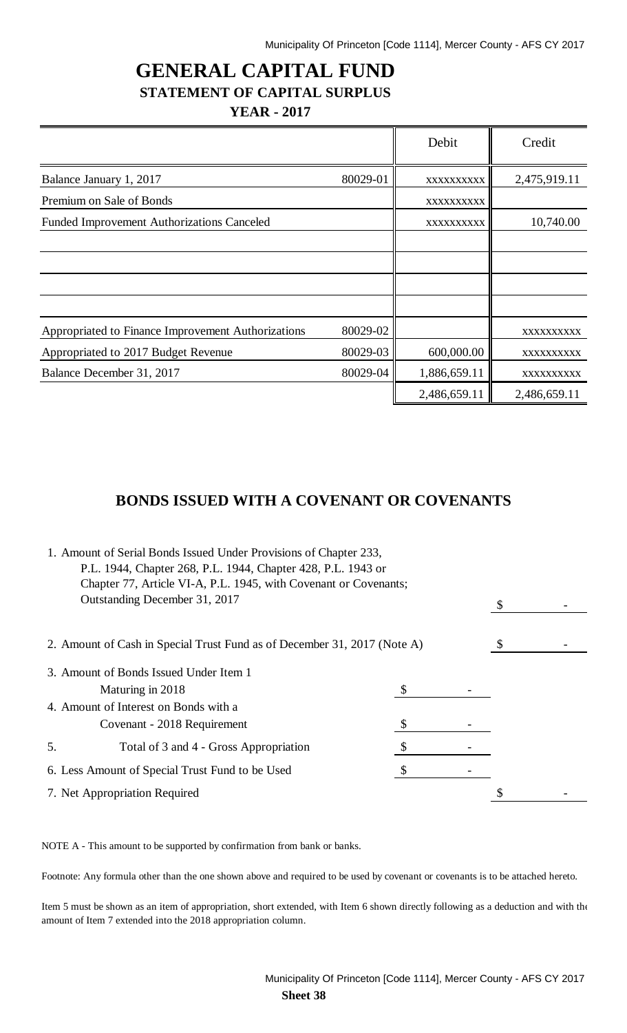# GENERAL CAPITAL FUND

## STATEMENT OF CAPITAL SURPLUS

### YEAR - 2017

| | | Debit | Credit |
|---|---|---|---|
| Balance January 1, 2017 | 80029-01 | xxxxxxxxxx | 2,475,919.11 |
| Premium on Sale of Bonds | | xxxxxxxxxx | |
| Funded Improvement Authorizations Canceled | | xxxxxxxxxx | 10,740.00 |
| | | | |
| | | | |
| | | | |
| | | | |
| Appropriated to Finance Improvement Authorizations | 80029-02 | | xxxxxxxxxx |
| Appropriated to 2017 Budget Revenue | 80029-03 | 600,000.00 | xxxxxxxxxx |
| Balance December 31, 2017 | 80029-04 | 1,886,659.11 | xxxxxxxxxx |
| | | 2,486,659.11 | 2,486,659.11 |

## BONDS ISSUED WITH A COVENANT OR COVENANTS

| | | |
|---|---|---|
| 1. Amount of Serial Bonds Issued Under Provisions of Chapter 233, P.L. 1944, Chapter 268, P.L. 1944, Chapter 428, P.L. 1943 or Chapter 77, Article VI-A, P.L. 1945, with Covenant or Covenants; Outstanding December 31, 2017 | | $ - |
| 2. Amount of Cash in Special Trust Fund as of December 31, 2017 (Note A) | | $ - |
| 3. Amount of Bonds Issued Under Item 1 Maturing in 2018 | $ - | |
| 4. Amount of Interest on Bonds with a Covenant - 2018 Requirement | $ - | |
| 5. Total of 3 and 4 - Gross Appropriation | $ - | |
| 6. Less Amount of Special Trust Fund to be Used | $ - | |
| 7. Net Appropriation Required | | $ - |

NOTE A - This amount to be supported by confirmation from bank or banks.

Footnote: Any formula other than the one shown above and required to be used by covenant or covenants is to be attached hereto.

Item 5 must be shown as an item of appropriation, short extended, with Item 6 shown directly following as a deduction and with the amount of Item 7 extended into the 2018 appropriation column.

**Sheet 38**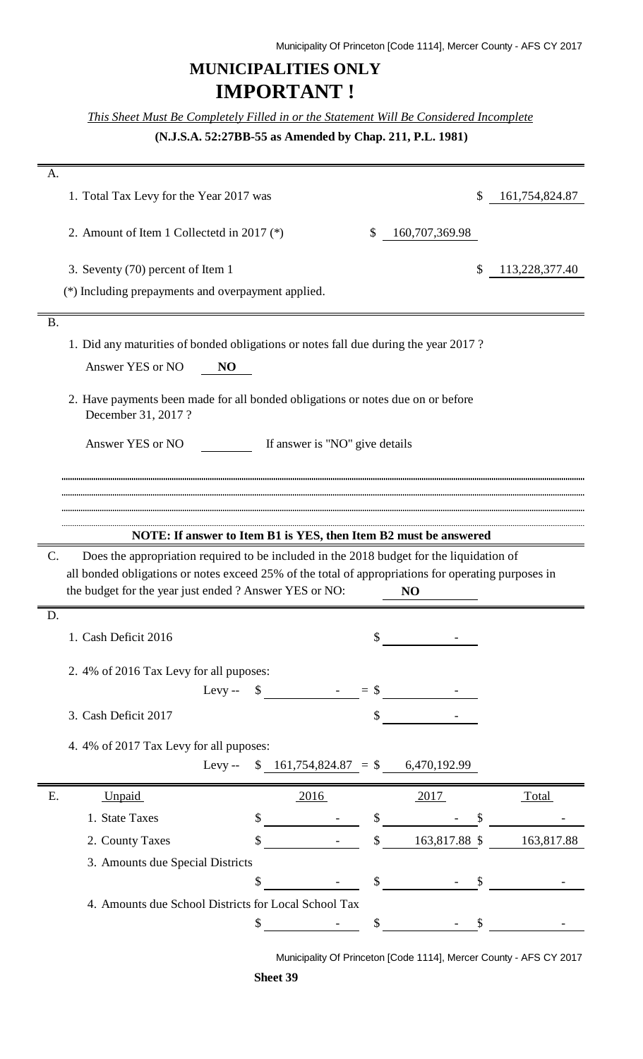# MUNICIPALITIES ONLY

# IMPORTANT !

*This Sheet Must Be Completely Filled in or the Statement Will Be Considered Incomplete*

**(N.J.S.A. 52:27BB-55 as Amended by Chap. 211, P.L. 1981)**

**A.**

1. Total Tax Levy for the Year 2017 was $ 161,754,824.87

2. Amount of Item 1 Collectetd in 2017 (*) $ 160,707,369.98

3. Seventy (70) percent of Item 1 $ 113,228,377.40

(*) Including prepayments and overpayment applied.

**B.**

1. Did any maturities of bonded obligations or notes fall due during the year 2017 ?

   Answer YES or NO **NO**

2. Have payments been made for all bonded obligations or notes due on or before December 31, 2017 ?

   Answer YES or NO \_\_\_\_\_\_\_\_ If answer is "NO" give details

**NOTE: If answer to Item B1 is YES, then Item B2 must be answered**

**C.** Does the appropriation required to be included in the 2018 budget for the liquidation of all bonded obligations or notes exceed 25% of the total of appropriations for operating purposes in the budget for the year just ended ? Answer YES or NO: **NO**

**D.**

1. Cash Deficit 2016 $ -

2. 4% of 2016 Tax Levy for all puposes:

   Levy -- $ - = $ -

3. Cash Deficit 2017 $ -

4. 4% of 2017 Tax Levy for all puposes:

   Levy -- $ 161,754,824.87 = $ 6,470,192.99

**E.**

| Unpaid | 2016 | 2017 | Total |
|---|---|---|---|
| 1. State Taxes | $ - | $ - | $ - |
| 2. County Taxes | $ - | $ 163,817.88 | $ 163,817.88 |
| 3. Amounts due Special Districts | $ - | $ - | $ - |
| 4. Amounts due School Districts for Local School Tax | $ - | $ - | $ - |

**Sheet 39**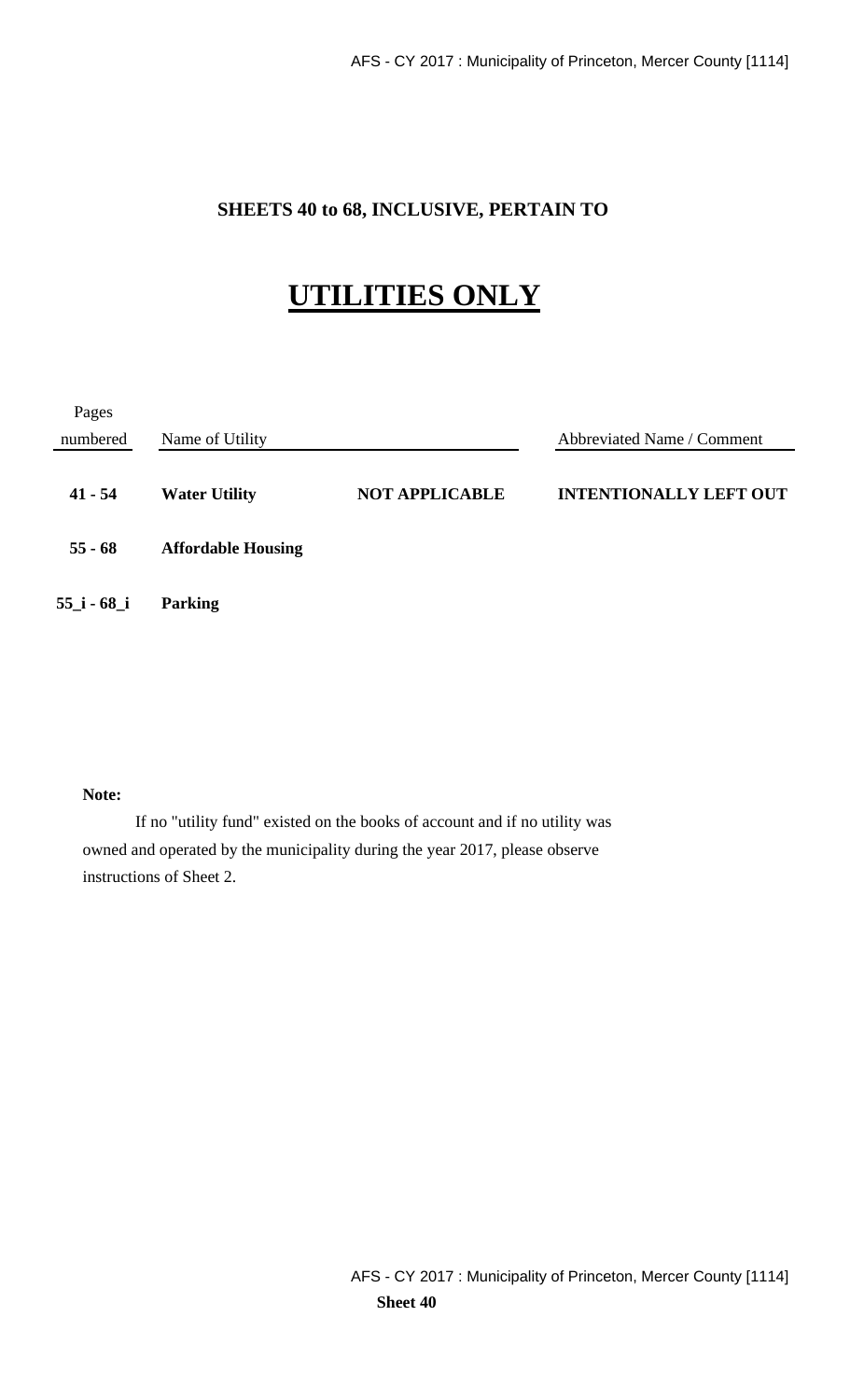**SHEETS 40 to 68, INCLUSIVE, PERTAIN TO**

# UTILITIES ONLY

| Pages numbered | Name of Utility | | Abbreviated Name / Comment |
|---|---|---|---|
| **41 - 54** | **Water Utility** | **NOT APPLICABLE** | **INTENTIONALLY LEFT OUT** |
| **55 - 68** | **Affordable Housing** | | |
| **55_i - 68_i** | **Parking** | | |

**Note:**

If no "utility fund" existed on the books of account and if no utility was owned and operated by the municipality during the year 2017, please observe instructions of Sheet 2.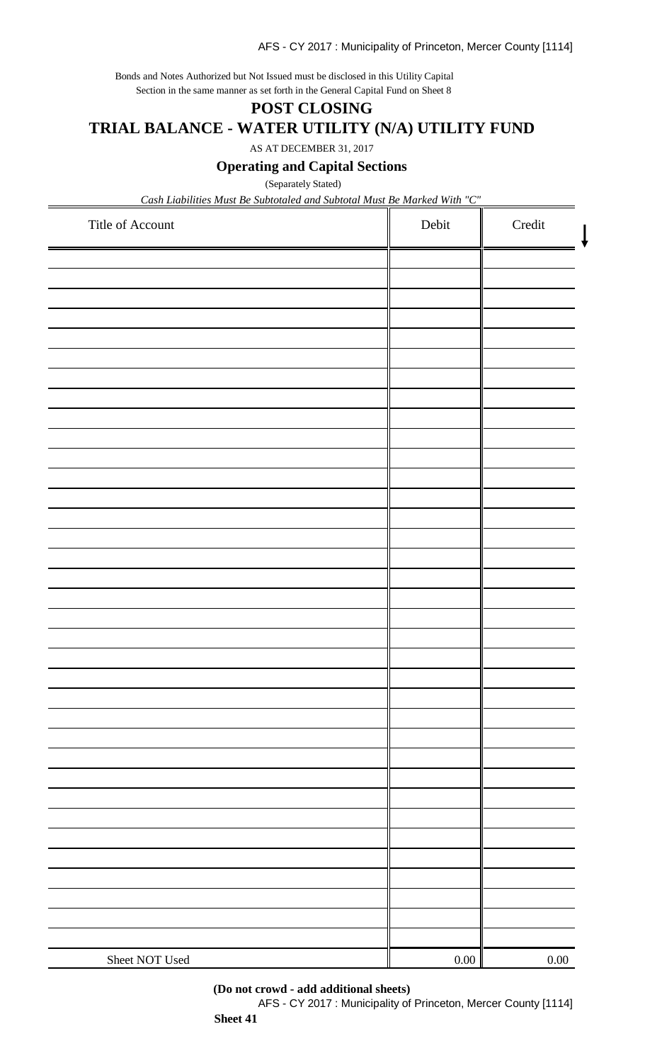Bonds and Notes Authorized but Not Issued must be disclosed in this Utility Capital Section in the same manner as set forth in the General Capital Fund on Sheet 8

## POST CLOSING

## TRIAL BALANCE - WATER UTILITY (N/A) UTILITY FUND

AS AT DECEMBER 31, 2017

### Operating and Capital Sections

(Separately Stated)

*Cash Liabilities Must Be Subtotaled and Subtotal Must Be Marked With "C"*

| Title of Account | Debit | Credit |
|---|---|---|
| | | |
| | | |
| | | |
| | | |
| | | |
| | | |
| | | |
| | | |
| | | |
| | | |
| | | |
| | | |
| | | |
| | | |
| | | |
| | | |
| | | |
| | | |
| | | |
| | | |
| | | |
| | | |
| | | |
| | | |
| | | |
| | | |
| | | |
| | | |
| | | |
| | | |
| | | |
| | | |
| | | |
| | | |
| | | |
| Sheet NOT Used | 0.00 | 0.00 |

**(Do not crowd - add additional sheets)**

**Sheet 41**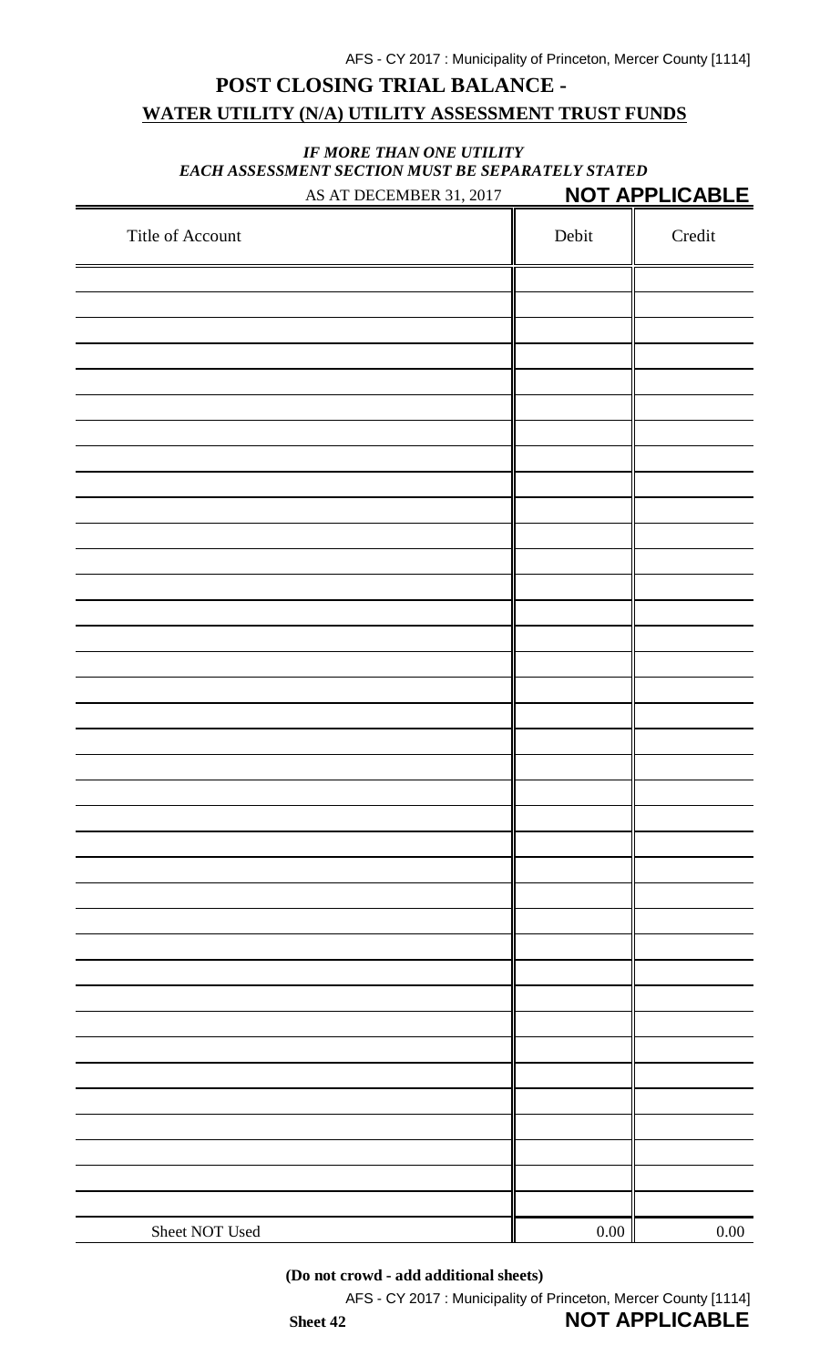## POST CLOSING TRIAL BALANCE -
## WATER UTILITY (N/A) UTILITY ASSESSMENT TRUST FUNDS

***IF MORE THAN ONE UTILITY***
***EACH ASSESSMENT SECTION MUST BE SEPARATELY STATED***

AS AT DECEMBER 31, 2017 **NOT APPLICABLE**

| Title of Account | Debit | Credit |
|---|---|---|
| | | |
| | | |
| | | |
| | | |
| | | |
| | | |
| | | |
| | | |
| | | |
| | | |
| | | |
| | | |
| | | |
| | | |
| | | |
| | | |
| | | |
| | | |
| | | |
| | | |
| | | |
| | | |
| | | |
| | | |
| | | |
| | | |
| | | |
| | | |
| | | |
| | | |
| | | |
| | | |
| | | |
| | | |
| | | |
| | | |
| | | |
| Sheet NOT Used | 0.00 | 0.00 |

**(Do not crowd - add additional sheets)**

**Sheet 42** **NOT APPLICABLE**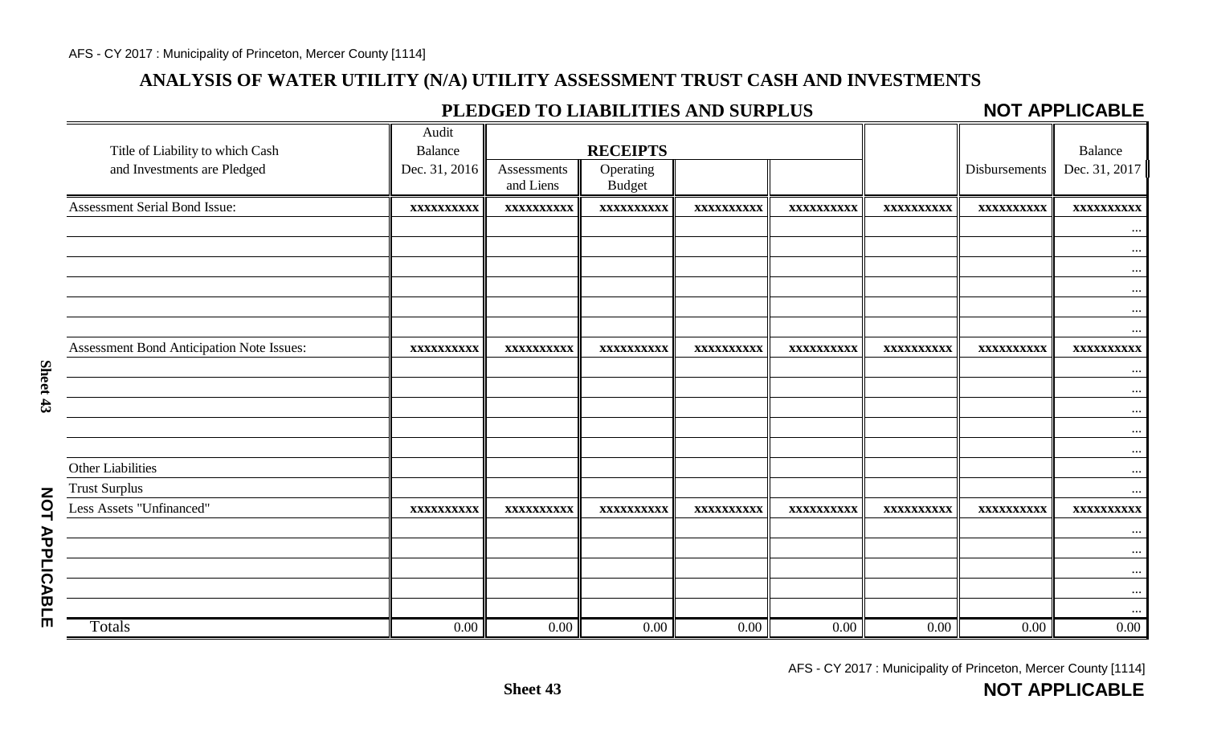## ANALYSIS OF WATER UTILITY (N/A) UTILITY ASSESSMENT TRUST CASH AND INVESTMENTS

### PLEDGED TO LIABILITIES AND SURPLUS

**NOT APPLICABLE**

| Title of Liability to which Cash and Investments are Pledged | Audit Balance Dec. 31, 2016 | RECEIPTS | | | | | Disbursements | Balance Dec. 31, 2017 |
|---|---|---|---|---|---|---|---|---|
| | | Assessments and Liens | Operating Budget | | | | | |
| Assessment Serial Bond Issue: | xxxxxxxxxx | xxxxxxxxxx | xxxxxxxxxx | xxxxxxxxxx | xxxxxxxxxx | xxxxxxxxxx | xxxxxxxxxx | xxxxxxxxxx |
| | | | | | | | | ... |
| | | | | | | | | ... |
| | | | | | | | | ... |
| | | | | | | | | ... |
| | | | | | | | | ... |
| | | | | | | | | ... |
| Assessment Bond Anticipation Note Issues: | xxxxxxxxxx | xxxxxxxxxx | xxxxxxxxxx | xxxxxxxxxx | xxxxxxxxxx | xxxxxxxxxx | xxxxxxxxxx | xxxxxxxxxx |
| | | | | | | | | ... |
| | | | | | | | | ... |
| | | | | | | | | ... |
| | | | | | | | | ... |
| | | | | | | | | ... |
| Other Liabilities | | | | | | | | ... |
| Trust Surplus | | | | | | | | ... |
| Less Assets "Unfinanced" | xxxxxxxxxx | xxxxxxxxxx | xxxxxxxxxx | xxxxxxxxxx | xxxxxxxxxx | xxxxxxxxxx | xxxxxxxxxx | xxxxxxxxxx |
| | | | | | | | | ... |
| | | | | | | | | ... |
| | | | | | | | | ... |
| | | | | | | | | ... |
| | | | | | | | | ... |
| Totals | 0.00 | 0.00 | 0.00 | 0.00 | 0.00 | 0.00 | 0.00 | 0.00 |

**NOT APPLICABLE**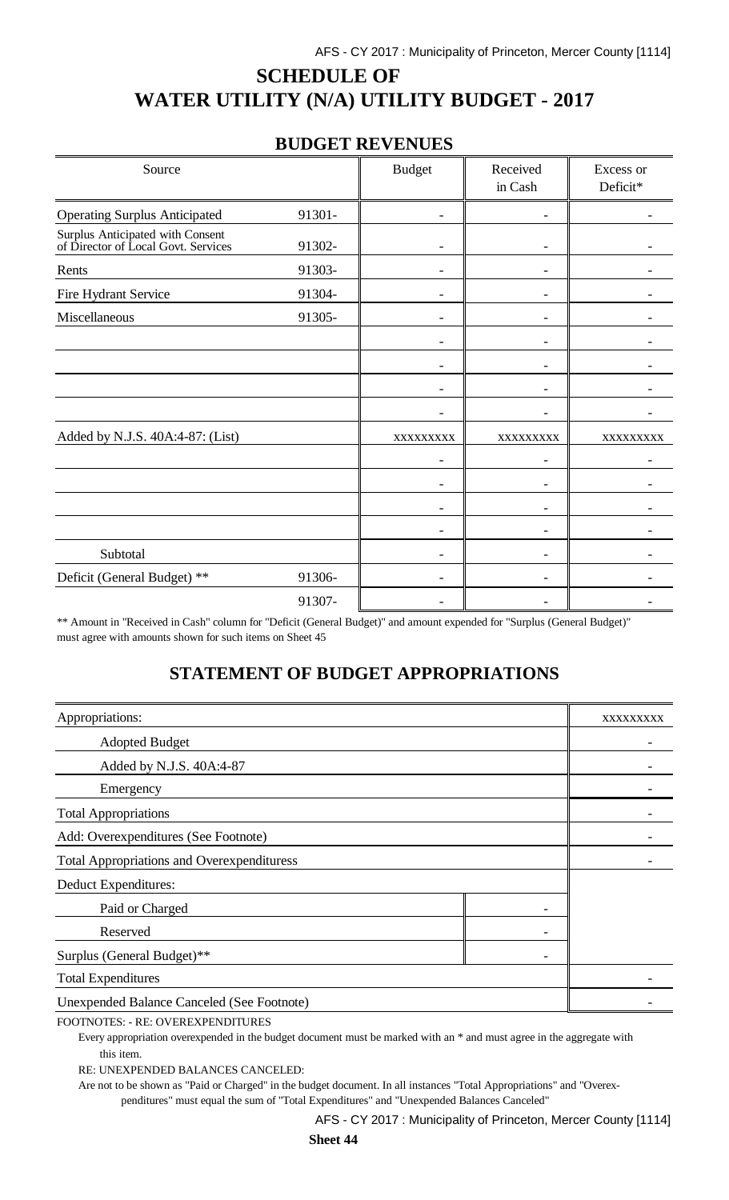# SCHEDULE OF WATER UTILITY (N/A) UTILITY BUDGET - 2017

## BUDGET REVENUES

| Source | | Budget | Received in Cash | Excess or Deficit* |
|---|---|---|---|---|
| Operating Surplus Anticipated | 91301- | - | - | - |
| Surplus Anticipated with Consent of Director of Local Govt. Services | 91302- | - | - | - |
| Rents | 91303- | - | - | - |
| Fire Hydrant Service | 91304- | - | - | - |
| Miscellaneous | 91305- | - | - | - |
| | | - | - | - |
| | | - | - | - |
| | | - | - | - |
| | | - | - | - |
| Added by N.J.S. 40A:4-87: (List) | | xxxxxxxxx | xxxxxxxxx | xxxxxxxxx |
| | | - | - | - |
| | | - | - | - |
| | | - | - | - |
| | | - | - | - |
| Subtotal | | - | - | - |
| Deficit (General Budget) ** | 91306- | - | - | - |
| | 91307- | - | - | - |

** Amount in "Received in Cash" column for "Deficit (General Budget)" and amount expended for "Surplus (General Budget)" must agree with amounts shown for such items on Sheet 45

## STATEMENT OF BUDGET APPROPRIATIONS

| | | |
|---|---|---|
| Appropriations: | | xxxxxxxxx |
| Adopted Budget | | - |
| Added by N.J.S. 40A:4-87 | | - |
| Emergency | | - |
| Total Appropriations | | - |
| Add: Overexpenditures (See Footnote) | | - |
| Total Appropriations and Overexpenditures | | - |
| Deduct Expenditures: | | |
| Paid or Charged | - | |
| Reserved | - | |
| Surplus (General Budget)** | - | |
| Total Expenditures | | - |
| Unexpended Balance Canceled (See Footnote) | | - |

FOOTNOTES: - RE: OVEREXPENDITURES

Every appropriation overexpended in the budget document must be marked with an * and must agree in the aggregate with this item.

RE: UNEXPENDED BALANCES CANCELED:

Are not to be shown as "Paid or Charged" in the budget document. In all instances "Total Appropriations" and "Overexpenditures" must equal the sum of "Total Expenditures" and "Unexpended Balances Canceled"

**Sheet 44**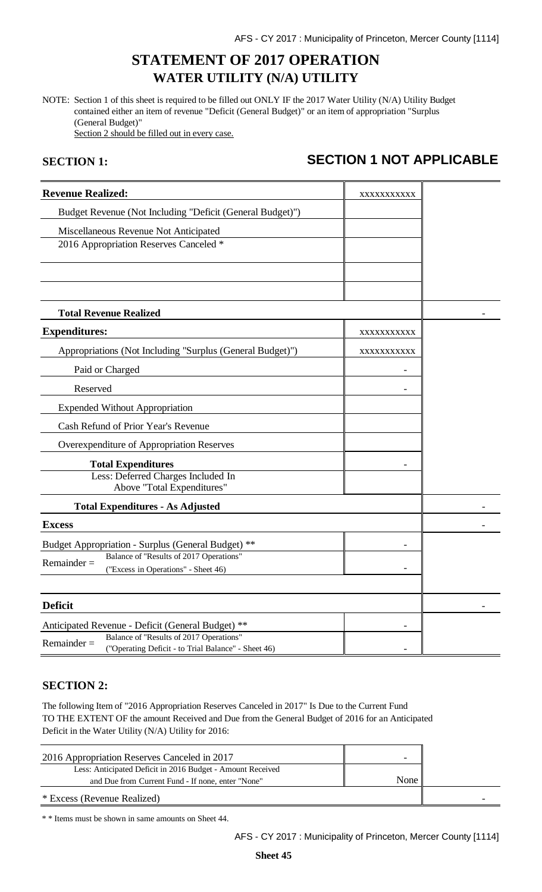# STATEMENT OF 2017 OPERATION
## WATER UTILITY (N/A) UTILITY

NOTE: Section 1 of this sheet is required to be filled out ONLY IF the 2017 Water Utility (N/A) Utility Budget contained either an item of revenue "Deficit (General Budget)" or an item of appropriation "Surplus (General Budget)"
Section 2 should be filled out in every case.

**SECTION 1:** **SECTION 1 NOT APPLICABLE**

| | | |
|---|---|---|
| **Revenue Realized:** | xxxxxxxxxxx | |
| Budget Revenue (Not Including "Deficit (General Budget)") | | |
| Miscellaneous Revenue Not Anticipated | | |
| 2016 Appropriation Reserves Canceled * | | |
| | | |
| | | |
| **Total Revenue Realized** | | - |
| **Expenditures:** | xxxxxxxxxxx | |
| Appropriations (Not Including "Surplus (General Budget)") | xxxxxxxxxxx | |
| Paid or Charged | - | |
| Reserved | - | |
| Expended Without Appropriation | | |
| Cash Refund of Prior Year's Revenue | | |
| Overexpenditure of Appropriation Reserves | | |
| **Total Expenditures** | - | |
| Less: Deferred Charges Included In Above "Total Expenditures" | | |
| **Total Expenditures - As Adjusted** | | - |
| **Excess** | | - |
| Budget Appropriation - Surplus (General Budget) ** | - | |
| Remainder = Balance of "Results of 2017 Operations" ("Excess in Operations" - Sheet 46) | - | |
| | | |
| **Deficit** | | - |
| Anticipated Revenue - Deficit (General Budget) ** | - | |
| Remainder = Balance of "Results of 2017 Operations" ("Operating Deficit - to Trial Balance" - Sheet 46) | - | |

**SECTION 2:**

The following Item of "2016 Appropriation Reserves Canceled in 2017" Is Due to the Current Fund TO THE EXTENT OF the amount Received and Due from the General Budget of 2016 for an Anticipated Deficit in the Water Utility (N/A) Utility for 2016:

| | | |
|---|---|---|
| 2016 Appropriation Reserves Canceled in 2017 | - | |
| Less: Anticipated Deficit in 2016 Budget - Amount Received and Due from Current Fund - If none, enter "None" | None | |
| * Excess (Revenue Realized) | | - |

* * Items must be shown in same amounts on Sheet 44.

**Sheet 45**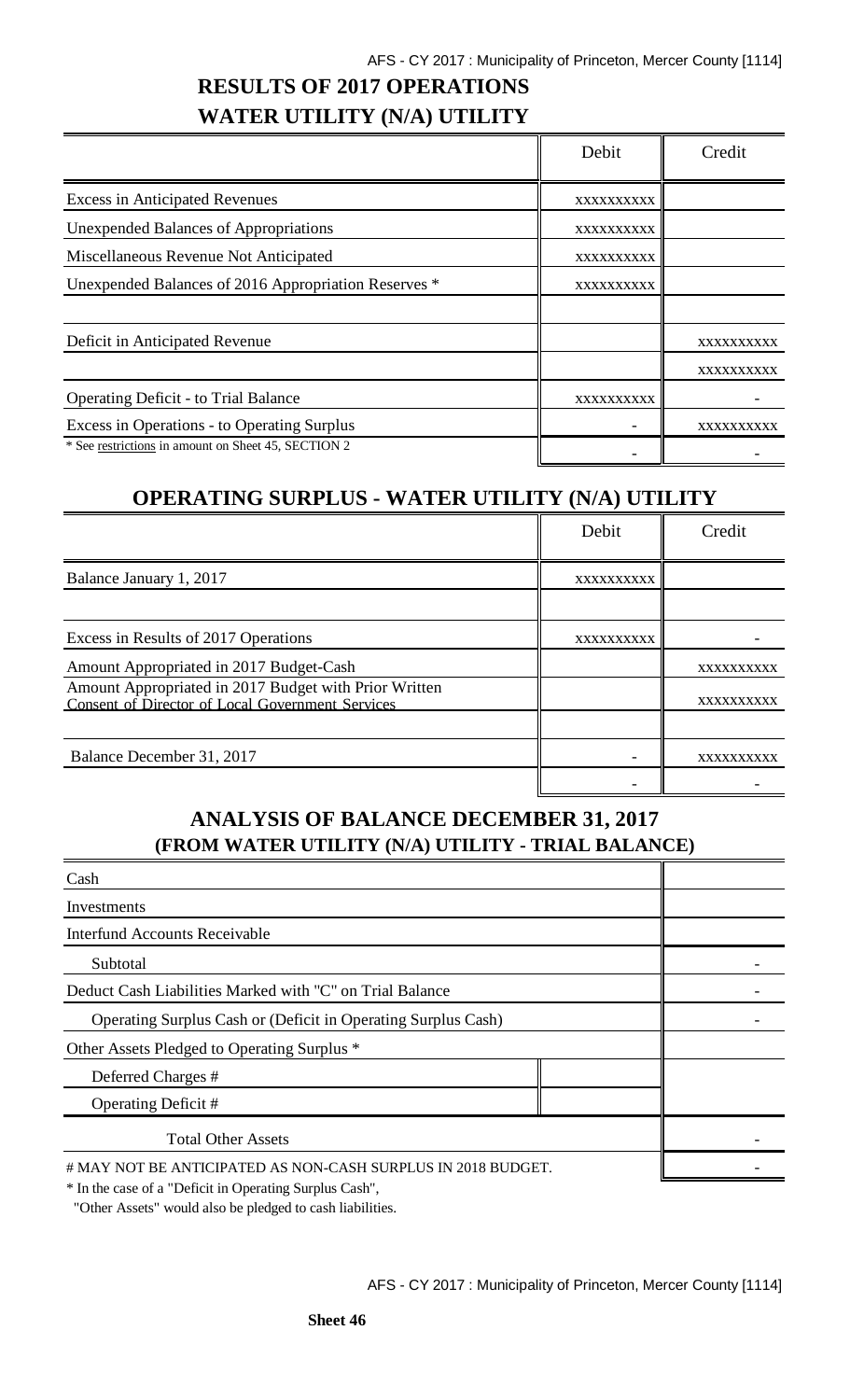## RESULTS OF 2017 OPERATIONS
## WATER UTILITY (N/A) UTILITY

| | Debit | Credit |
|---|---|---|
| Excess in Anticipated Revenues | XXXXXXXXXX | |
| Unexpended Balances of Appropriations | XXXXXXXXXX | |
| Miscellaneous Revenue Not Anticipated | XXXXXXXXXX | |
| Unexpended Balances of 2016 Appropriation Reserves * | XXXXXXXXXX | |
| | | |
| Deficit in Anticipated Revenue | | XXXXXXXXXX |
| | | XXXXXXXXXX |
| Operating Deficit - to Trial Balance | XXXXXXXXXX | - |
| Excess in Operations - to Operating Surplus | - | XXXXXXXXXX |
| * See restrictions in amount on Sheet 45, SECTION 2 | - | - |

## OPERATING SURPLUS - WATER UTILITY (N/A) UTILITY

| | Debit | Credit |
|---|---|---|
| Balance January 1, 2017 | XXXXXXXXXX | |
| | | |
| Excess in Results of 2017 Operations | XXXXXXXXXX | - |
| Amount Appropriated in 2017 Budget-Cash | | XXXXXXXXXX |
| Amount Appropriated in 2017 Budget with Prior Written Consent of Director of Local Government Services | | XXXXXXXXXX |
| | | |
| Balance December 31, 2017 | - | XXXXXXXXXX |
| | - | - |

## ANALYSIS OF BALANCE DECEMBER 31, 2017
## (FROM WATER UTILITY (N/A) UTILITY - TRIAL BALANCE)

| | | |
|---|---|---|
| Cash | | |
| Investments | | |
| Interfund Accounts Receivable | | |
| Subtotal | | - |
| Deduct Cash Liabilities Marked with "C" on Trial Balance | | - |
| Operating Surplus Cash or (Deficit in Operating Surplus Cash) | | - |
| Other Assets Pledged to Operating Surplus * | | |
| Deferred Charges # | | |
| Operating Deficit # | | |
| Total Other Assets | | - |
| # MAY NOT BE ANTICIPATED AS NON-CASH SURPLUS IN 2018 BUDGET. | | - |

* In the case of a "Deficit in Operating Surplus Cash",
"Other Assets" would also be pledged to cash liabilities.

**Sheet 46**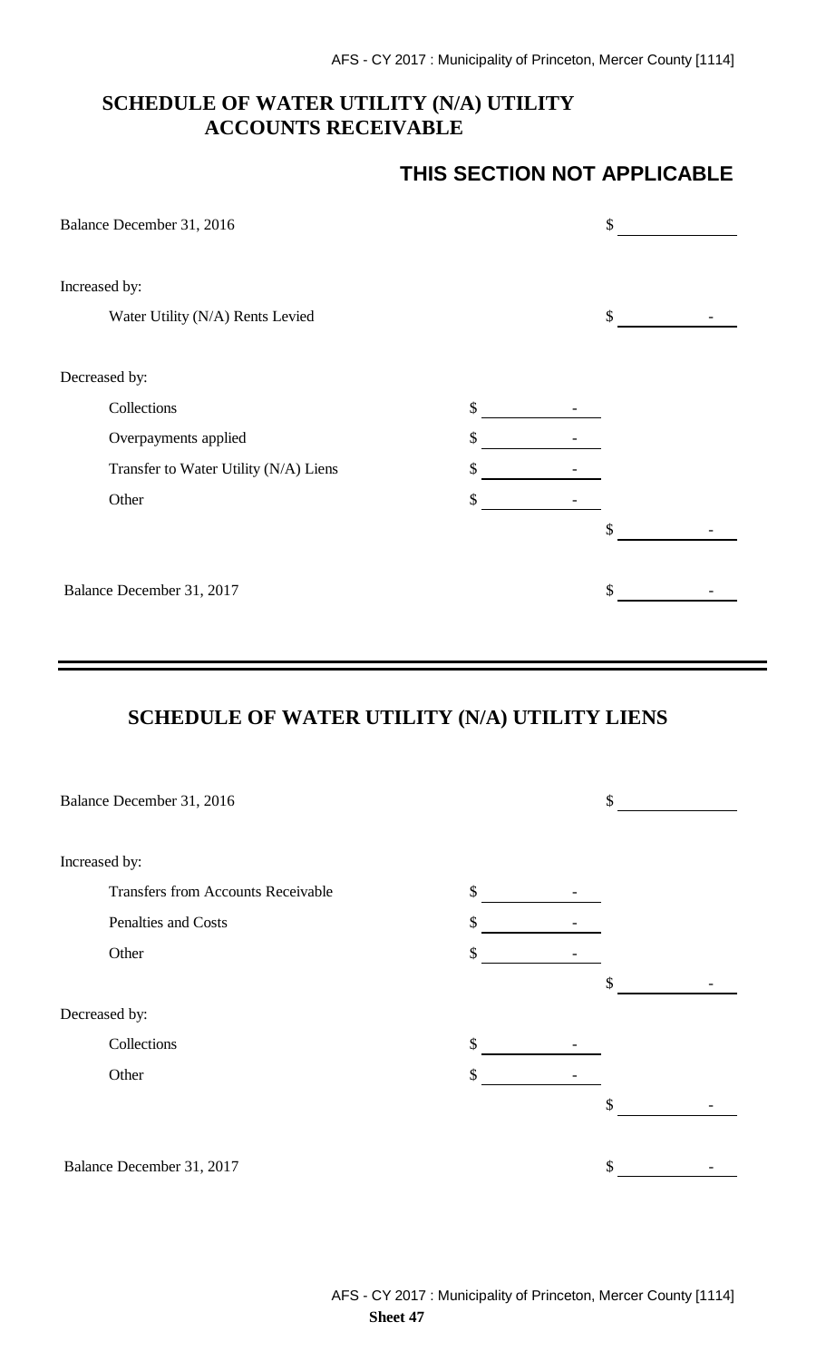## SCHEDULE OF WATER UTILITY (N/A) UTILITY ACCOUNTS RECEIVABLE

### THIS SECTION NOT APPLICABLE

| | | |
|---|---|---|
| Balance December 31, 2016 | | $ |
| Increased by: | | |
| Water Utility (N/A) Rents Levied | | $ - |
| Decreased by: | | |
| Collections | $ - | |
| Overpayments applied | $ - | |
| Transfer to Water Utility (N/A) Liens | $ - | |
| Other | $ - | |
| | | $ - |
| Balance December 31, 2017 | | $ - |

## SCHEDULE OF WATER UTILITY (N/A) UTILITY LIENS

| | | |
|---|---|---|
| Balance December 31, 2016 | | $ |
| Increased by: | | |
| Transfers from Accounts Receivable | $ - | |
| Penalties and Costs | $ - | |
| Other | $ - | |
| | | $ - |
| Decreased by: | | |
| Collections | $ - | |
| Other | $ - | |
| | | $ - |
| Balance December 31, 2017 | | $ - |

**Sheet 47**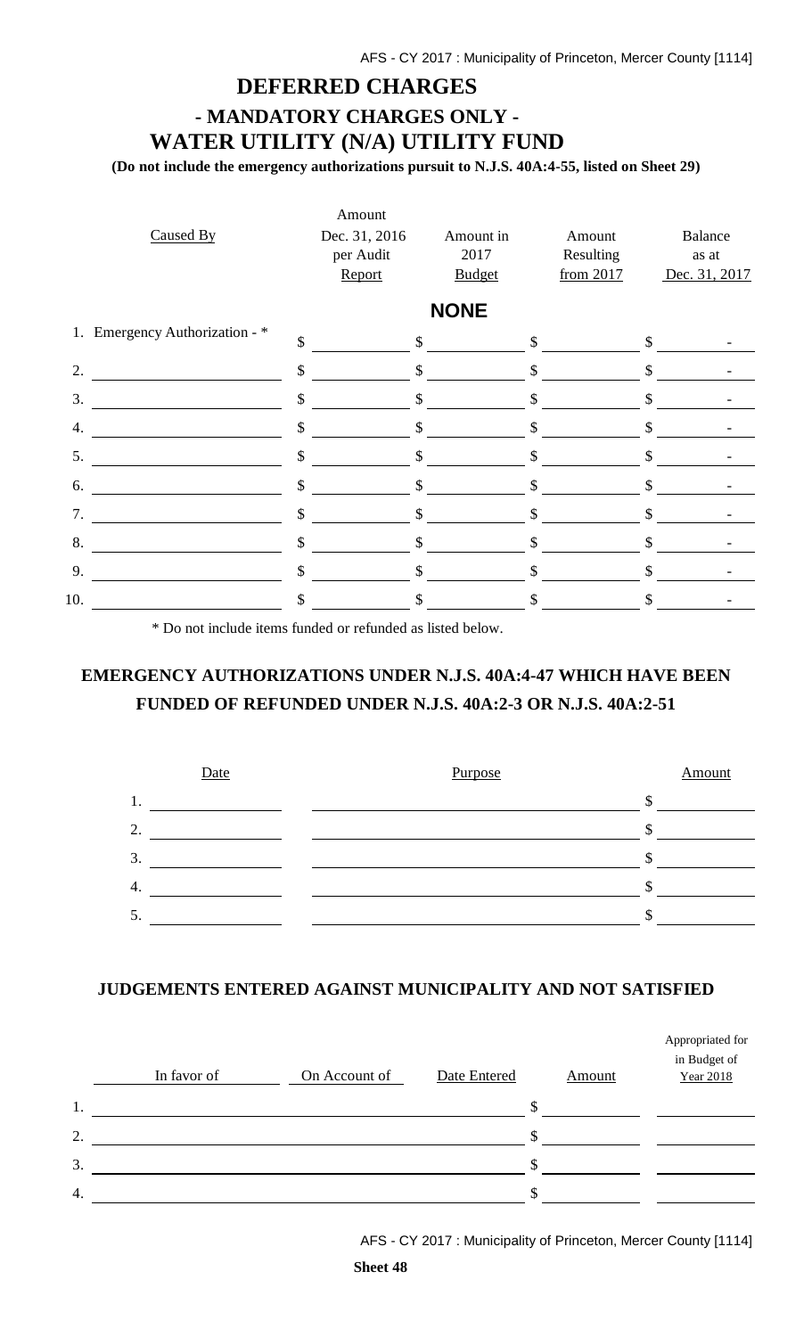# DEFERRED CHARGES

## - MANDATORY CHARGES ONLY -

## WATER UTILITY (N/A) UTILITY FUND

**(Do not include the emergency authorizations pursuit to N.J.S. 40A:4-55, listed on Sheet 29)**

| Caused By | Amount Dec. 31, 2016 per Audit Report | Amount in 2017 Budget | Amount Resulting from 2017 | Balance as at Dec. 31, 2017 |
|---|---|---|---|---|
| | | **NONE** | | |
| 1. Emergency Authorization - * | $ | $ | $ | $ - |
| 2. | $ | $ | $ | $ - |
| 3. | $ | $ | $ | $ - |
| 4. | $ | $ | $ | $ - |
| 5. | $ | $ | $ | $ - |
| 6. | $ | $ | $ | $ - |
| 7. | $ | $ | $ | $ - |
| 8. | $ | $ | $ | $ - |
| 9. | $ | $ | $ | $ - |
| 10. | $ | $ | $ | $ - |

\* Do not include items funded or refunded as listed below.

## EMERGENCY AUTHORIZATIONS UNDER N.J.S. 40A:4-47 WHICH HAVE BEEN FUNDED OF REFUNDED UNDER N.J.S. 40A:2-3 OR N.J.S. 40A:2-51

| Date | Purpose | Amount |
|---|---|---|
| 1. | | $ |
| 2. | | $ |
| 3. | | $ |
| 4. | | $ |
| 5. | | $ |

## JUDGEMENTS ENTERED AGAINST MUNICIPALITY AND NOT SATISFIED

| | In favor of | On Account of | Date Entered | Amount | Appropriated for in Budget of Year 2018 |
|---|---|---|---|---|---|
| 1. | | | | $ | |
| 2. | | | | $ | |
| 3. | | | | $ | |
| 4. | | | | $ | |

**Sheet 48**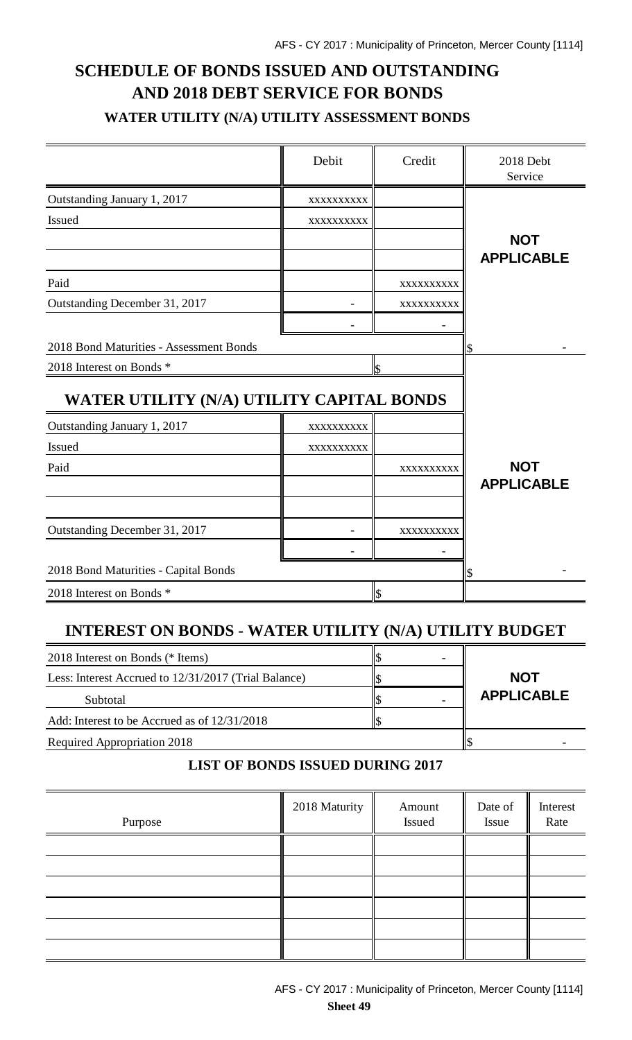# SCHEDULE OF BONDS ISSUED AND OUTSTANDING AND 2018 DEBT SERVICE FOR BONDS

### WATER UTILITY (N/A) UTILITY ASSESSMENT BONDS

| | Debit | Credit | 2018 Debt Service |
|---|---|---|---|
| Outstanding January 1, 2017 | xxxxxxxxxx | | |
| Issued | xxxxxxxxxx | | **NOT APPLICABLE** |
| | | | |
| | | | |
| Paid | | xxxxxxxxxx | |
| Outstanding December 31, 2017 | - | xxxxxxxxxx | |
| | - | - | |
| 2018 Bond Maturities - Assessment Bonds | | | $ - |
| 2018 Interest on Bonds * | | $ | |

## WATER UTILITY (N/A) UTILITY CAPITAL BONDS

| | Debit | Credit | 2018 Debt Service |
|---|---|---|---|
| Outstanding January 1, 2017 | xxxxxxxxxx | | |
| Issued | xxxxxxxxxx | | |
| Paid | | xxxxxxxxxx | **NOT APPLICABLE** |
| | | | |
| | | | |
| Outstanding December 31, 2017 | - | xxxxxxxxxx | |
| | - | - | |
| 2018 Bond Maturities - Capital Bonds | | | $ - |
| 2018 Interest on Bonds * | | $ | |

## INTEREST ON BONDS - WATER UTILITY (N/A) UTILITY BUDGET

| | | |
|---|---|---|
| 2018 Interest on Bonds (* Items) | $ - | |
| Less: Interest Accrued to 12/31/2017 (Trial Balance) | $ | **NOT APPLICABLE** |
| Subtotal | $ - | |
| Add: Interest to be Accrued as of 12/31/2018 | $ | |
| Required Appropriation 2018 | | $ - |

### LIST OF BONDS ISSUED DURING 2017

| Purpose | 2018 Maturity | Amount Issued | Date of Issue | Interest Rate |
|---|---|---|---|---|
| | | | | |
| | | | | |
| | | | | |
| | | | | |
| | | | | |
| | | | | |

**Sheet 49**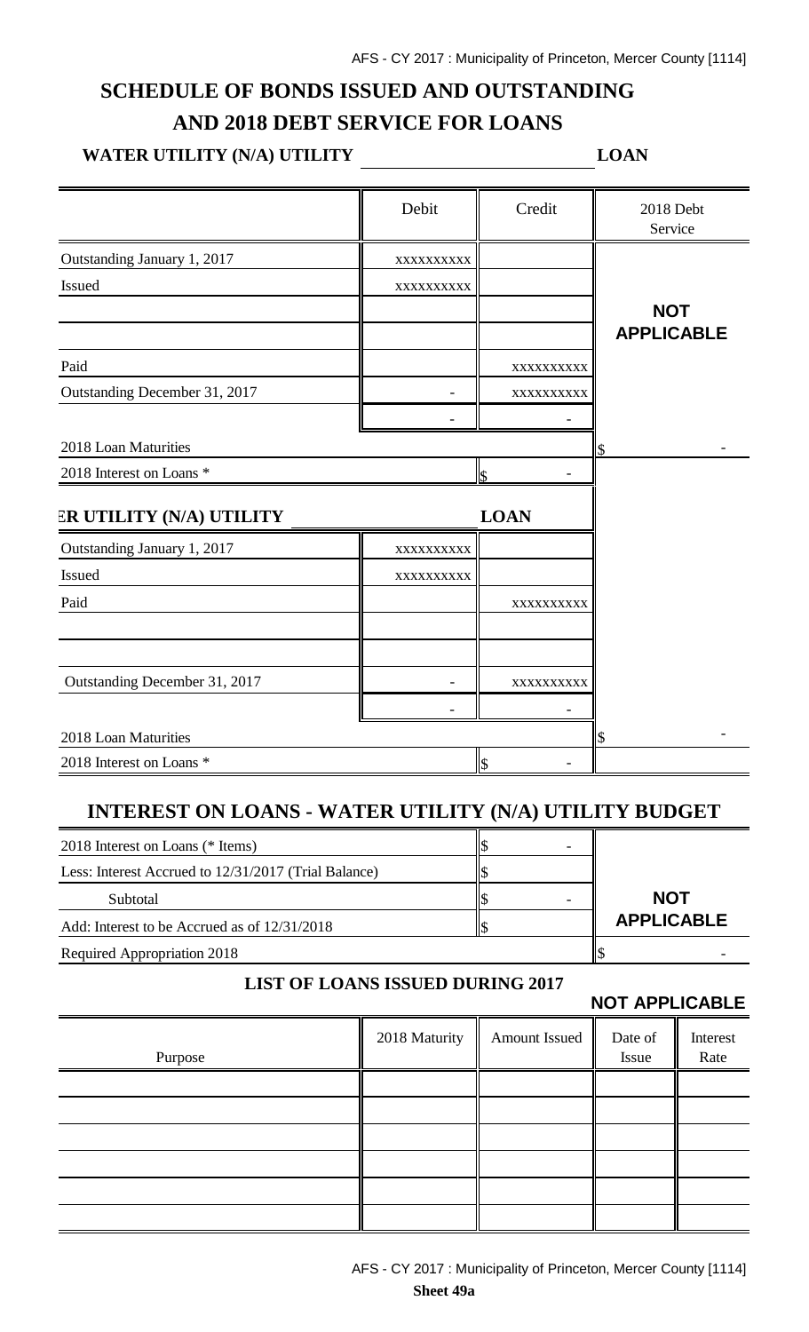# SCHEDULE OF BONDS ISSUED AND OUTSTANDING AND 2018 DEBT SERVICE FOR LOANS

**WATER UTILITY (N/A) UTILITY ______________ LOAN**

| | Debit | Credit | 2018 Debt Service |
|---|---|---|---|
| Outstanding January 1, 2017 | xxxxxxxxxx | | |
| Issued | xxxxxxxxxx | | |
| | | | **NOT APPLICABLE** |
| | | | |
| Paid | | xxxxxxxxxx | |
| Outstanding December 31, 2017 | - | xxxxxxxxxx | |
| | - | - | |
| 2018 Loan Maturities | | | $ - |
| 2018 Interest on Loans * | | $ - | |
| **ER UTILITY (N/A) UTILITY** | | **LOAN** | |
| Outstanding January 1, 2017 | xxxxxxxxxx | | |
| Issued | xxxxxxxxxx | | |
| Paid | | xxxxxxxxxx | |
| | | | |
| | | | |
| Outstanding December 31, 2017 | - | xxxxxxxxxx | |
| | - | - | |
| 2018 Loan Maturities | | | $ - |
| 2018 Interest on Loans * | | $ - | |

## INTEREST ON LOANS - WATER UTILITY (N/A) UTILITY BUDGET

| | | |
|---|---|---|
| 2018 Interest on Loans (* Items) | $ - | |
| Less: Interest Accrued to 12/31/2017 (Trial Balance) | $ | |
| Subtotal | $ - | **NOT APPLICABLE** |
| Add: Interest to be Accrued as of 12/31/2018 | $ | |
| Required Appropriation 2018 | | $ - |

### LIST OF LOANS ISSUED DURING 2017

**NOT APPLICABLE**

| Purpose | 2018 Maturity | Amount Issued | Date of Issue | Interest Rate |
|---|---|---|---|---|
| | | | | |
| | | | | |
| | | | | |
| | | | | |
| | | | | |
| | | | | |

**Sheet 49a**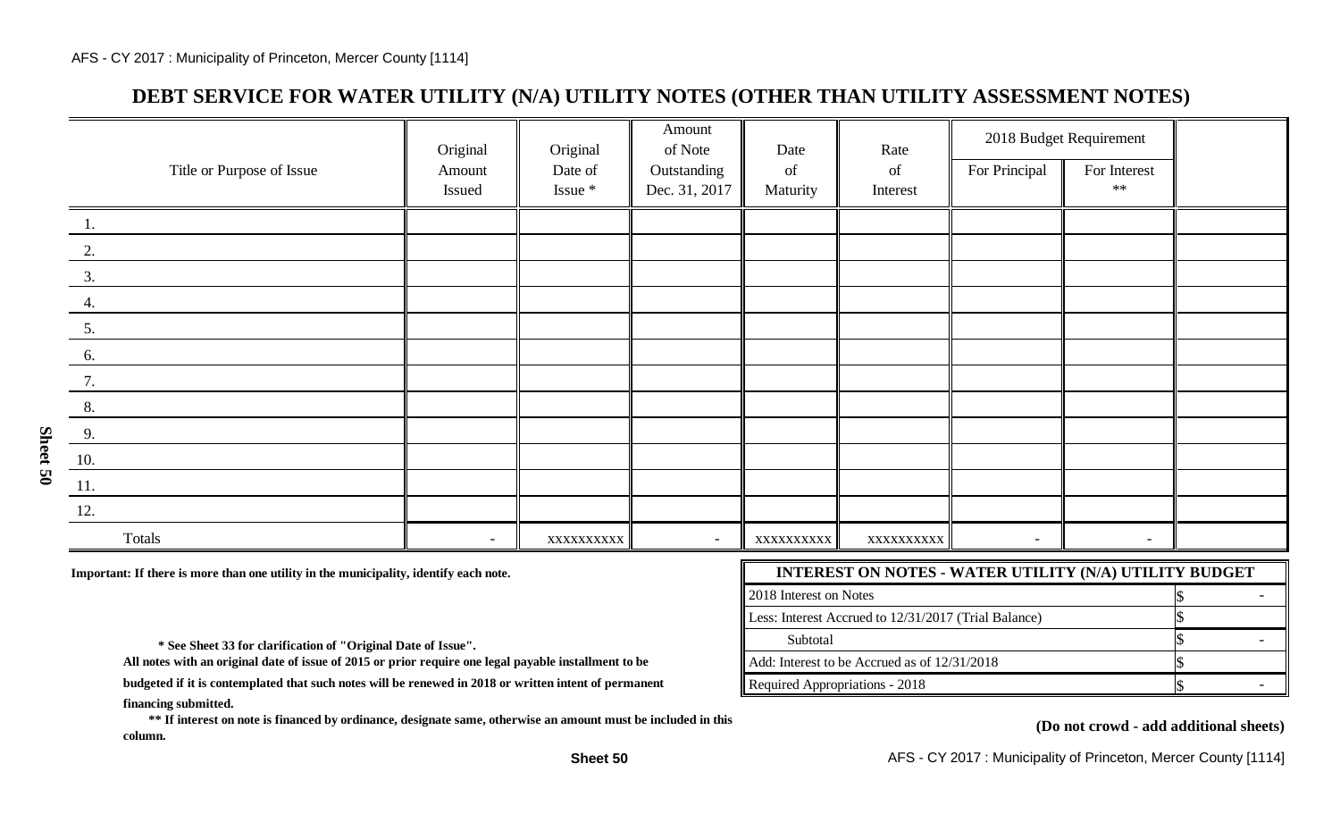# DEBT SERVICE FOR WATER UTILITY (N/A) UTILITY NOTES (OTHER THAN UTILITY ASSESSMENT NOTES)

| Title or Purpose of Issue | Original Amount Issued | Original Date of Issue * | Amount of Note Outstanding Dec. 31, 2017 | Date of Maturity | Rate of Interest | 2018 Budget Requirement | | |
|---|---|---|---|---|---|---|---|---|
| | | | | | | For Principal | For Interest ** | |
| 1. | | | | | | | | |
| 2. | | | | | | | | |
| 3. | | | | | | | | |
| 4. | | | | | | | | |
| 5. | | | | | | | | |
| 6. | | | | | | | | |
| 7. | | | | | | | | |
| 8. | | | | | | | | |
| 9. | | | | | | | | |
| 10. | | | | | | | | |
| 11. | | | | | | | | |
| 12. | | | | | | | | |
| Totals | - | xxxxxxxxxx | - | xxxxxxxxxx | xxxxxxxxxx | - | - | |

**Important: If there is more than one utility in the municipality, identify each note.**

| INTEREST ON NOTES - WATER UTILITY (N/A) UTILITY BUDGET | |
|---|---|
| 2018 Interest on Notes | $ - |
| Less: Interest Accrued to 12/31/2017 (Trial Balance) | $ |
| Subtotal | $ - |
| Add: Interest to be Accrued as of 12/31/2018 | $ |
| Required Appropriations - 2018 | $ - |

**\* See Sheet 33 for clarification of "Original Date of Issue".**
**All notes with an original date of issue of 2015 or prior require one legal payable installment to be budgeted if it is contemplated that such notes will be renewed in 2018 or written intent of permanent financing submitted.**

**\*\* If interest on note is financed by ordinance, designate same, otherwise an amount must be included in this column.**

**(Do not crowd - add additional sheets)**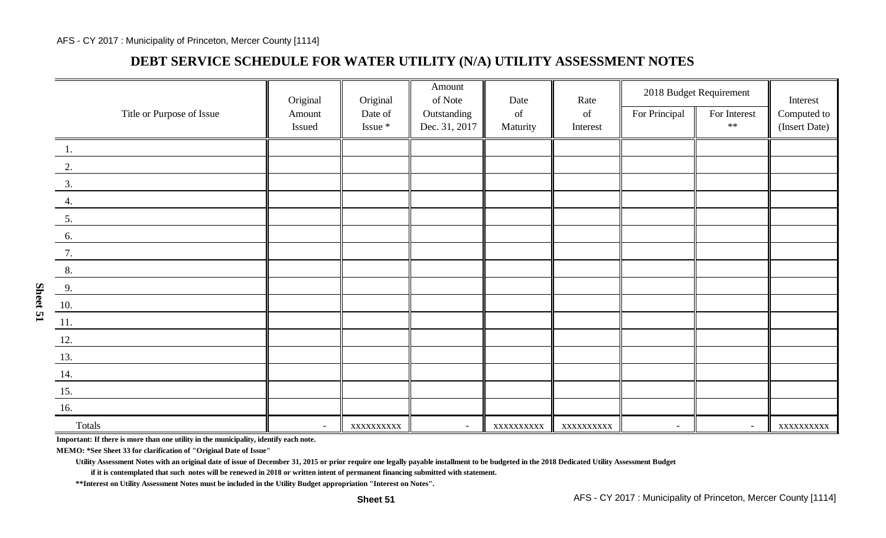## DEBT SERVICE SCHEDULE FOR WATER UTILITY (N/A) UTILITY ASSESSMENT NOTES

| Title or Purpose of Issue | Original Amount Issued | Original Date of Issue * | Amount of Note Outstanding Dec. 31, 2017 | Date of Maturity | Rate of Interest | 2018 Budget Requirement | | Interest Computed to (Insert Date) |
|---|---|---|---|---|---|---|---|---|
| | | | | | | For Principal | For Interest ** | |
| 1. | | | | | | | | |
| 2. | | | | | | | | |
| 3. | | | | | | | | |
| 4. | | | | | | | | |
| 5. | | | | | | | | |
| 6. | | | | | | | | |
| 7. | | | | | | | | |
| 8. | | | | | | | | |
| 9. | | | | | | | | |
| 10. | | | | | | | | |
| 11. | | | | | | | | |
| 12. | | | | | | | | |
| 13. | | | | | | | | |
| 14. | | | | | | | | |
| 15. | | | | | | | | |
| 16. | | | | | | | | |
| Totals | - | xxxxxxxxxx | - | xxxxxxxxxx | xxxxxxxxxx | - | - | xxxxxxxxxx |

**Important: If there is more than one utility in the municipality, identify each note.**

**MEMO: *See Sheet 33 for clarification of "Original Date of Issue"**

**Utility Assessment Notes with an original date of issue of December 31, 2015 or prior require one legally payable installment to be budgeted in the 2018 Dedicated Utility Assessment Budget if it is contemplated that such notes will be renewed in 2018 or written intent of permanent financing submitted with statement.**

****Interest on Utility Assessment Notes must be included in the Utility Budget appropriation "Interest on Notes".**

Sheet 51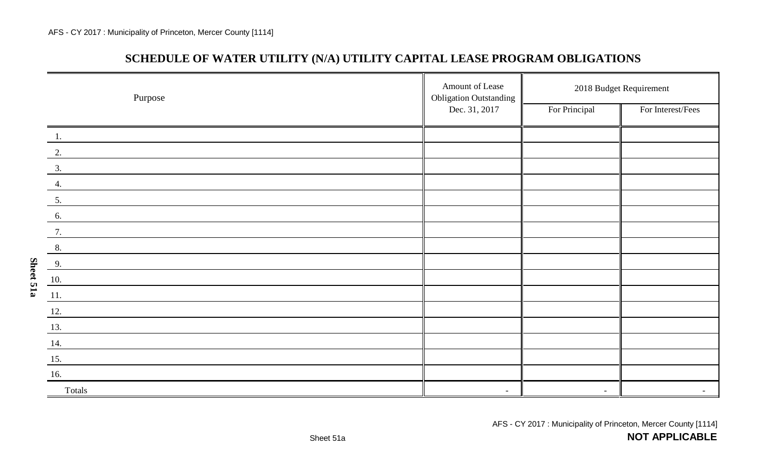## SCHEDULE OF WATER UTILITY (N/A) UTILITY CAPITAL LEASE PROGRAM OBLIGATIONS

| Purpose | Amount of Lease Obligation Outstanding Dec. 31, 2017 | 2018 Budget Requirement | |
|---|---|---|---|
| | | For Principal | For Interest/Fees |
| 1. | | | |
| 2. | | | |
| 3. | | | |
| 4. | | | |
| 5. | | | |
| 6. | | | |
| 7. | | | |
| 8. | | | |
| 9. | | | |
| 10. | | | |
| 11. | | | |
| 12. | | | |
| 13. | | | |
| 14. | | | |
| 15. | | | |
| 16. | | | |
| Totals | - | - | - |

**NOT APPLICABLE**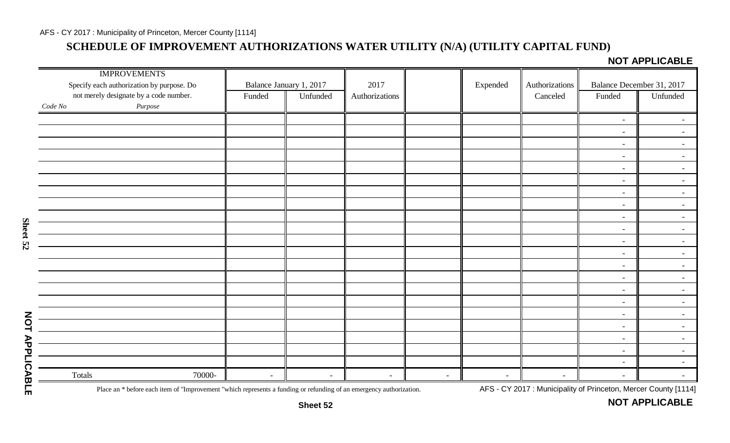## SCHEDULE OF IMPROVEMENT AUTHORIZATIONS WATER UTILITY (N/A) (UTILITY CAPITAL FUND)

**NOT APPLICABLE**

| IMPROVEMENTS<br>Specify each authorization by purpose. Do not merely designate by a code number.<br>*Code No* *Purpose* | Balance January 1, 2017 | | 2017 | | Expended | Authorizations | Balance December 31, 2017 | |
|---|---|---|---|---|---|---|---|---|
| | Funded | Unfunded | Authorizations | | | Canceled | Funded | Unfunded |
| | | | | | | | - | - |
| | | | | | | | - | - |
| | | | | | | | - | - |
| | | | | | | | - | - |
| | | | | | | | - | - |
| | | | | | | | - | - |
| | | | | | | | - | - |
| | | | | | | | - | - |
| | | | | | | | - | - |
| | | | | | | | - | - |
| | | | | | | | - | - |
| | | | | | | | - | - |
| | | | | | | | - | - |
| | | | | | | | - | - |
| | | | | | | | - | - |
| | | | | | | | - | - |
| | | | | | | | - | - |
| | | | | | | | - | - |
| | | | | | | | - | - |
| | | | | | | | - | - |
| | | | | | | | - | - |
| Totals 70000- | - | - | - | - | - | - | - | - |

Place an * before each item of "Improvement "which represents a funding or refunding of an emergency authorization.

**NOT APPLICABLE**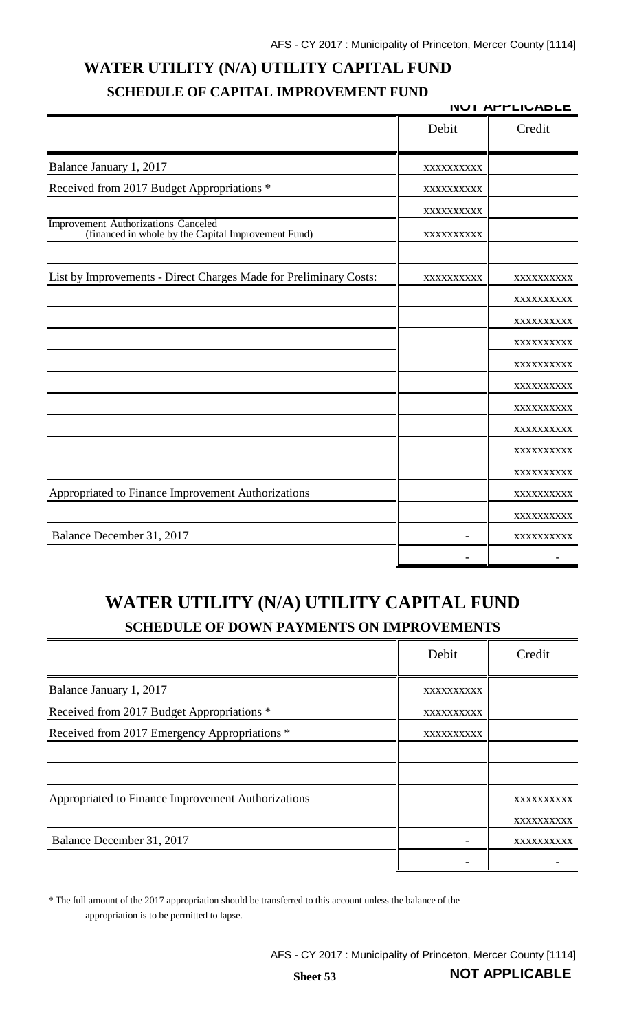## WATER UTILITY (N/A) UTILITY CAPITAL FUND

### SCHEDULE OF CAPITAL IMPROVEMENT FUND

NOT APPLICABLE

| | Debit | Credit |
|---|---|---|
| Balance January 1, 2017 | xxxxxxxxxx | |
| Received from 2017 Budget Appropriations * | xxxxxxxxxx | |
| | xxxxxxxxxx | |
| Improvement Authorizations Canceled (financed in whole by the Capital Improvement Fund) | xxxxxxxxxx | |
| | | |
| List by Improvements - Direct Charges Made for Preliminary Costs: | xxxxxxxxxx | xxxxxxxxxx |
| | | xxxxxxxxxx |
| | | xxxxxxxxxx |
| | | xxxxxxxxxx |
| | | xxxxxxxxxx |
| | | xxxxxxxxxx |
| | | xxxxxxxxxx |
| | | xxxxxxxxxx |
| | | xxxxxxxxxx |
| | | xxxxxxxxxx |
| Appropriated to Finance Improvement Authorizations | | xxxxxxxxxx |
| | | xxxxxxxxxx |
| Balance December 31, 2017 | - | xxxxxxxxxx |
| | - | - |

## WATER UTILITY (N/A) UTILITY CAPITAL FUND

### SCHEDULE OF DOWN PAYMENTS ON IMPROVEMENTS

| | Debit | Credit |
|---|---|---|
| Balance January 1, 2017 | xxxxxxxxxx | |
| Received from 2017 Budget Appropriations * | xxxxxxxxxx | |
| Received from 2017 Emergency Appropriations * | xxxxxxxxxx | |
| | | |
| | | |
| Appropriated to Finance Improvement Authorizations | | xxxxxxxxxx |
| | | xxxxxxxxxx |
| Balance December 31, 2017 | - | xxxxxxxxxx |
| | - | - |

* The full amount of the 2017 appropriation should be transferred to this account unless the balance of the appropriation is to be permitted to lapse.

Sheet 53

NOT APPLICABLE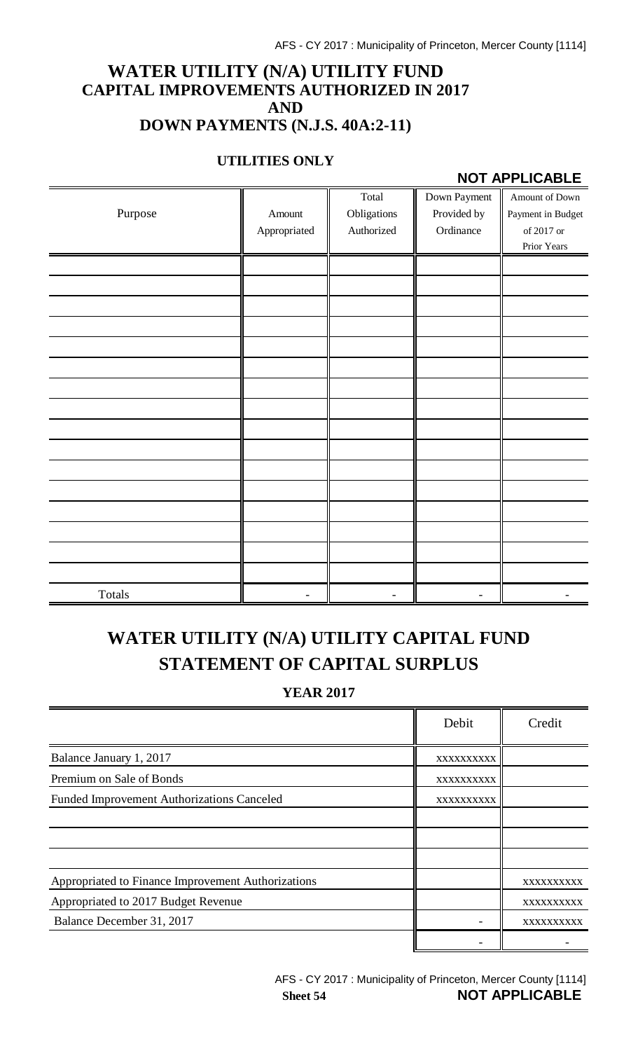# WATER UTILITY (N/A) UTILITY FUND
# CAPITAL IMPROVEMENTS AUTHORIZED IN 2017
# AND
# DOWN PAYMENTS (N.J.S. 40A:2-11)

### UTILITIES ONLY

**NOT APPLICABLE**

| Purpose | Amount Appropriated | Total Obligations Authorized | Down Payment Provided by Ordinance | Amount of Down Payment in Budget of 2017 or Prior Years |
|---|---|---|---|---|
| | | | | |
| | | | | |
| | | | | |
| | | | | |
| | | | | |
| | | | | |
| | | | | |
| | | | | |
| | | | | |
| | | | | |
| | | | | |
| | | | | |
| | | | | |
| | | | | |
| | | | | |
| | | | | |
| Totals | - | - | - | - |

# WATER UTILITY (N/A) UTILITY CAPITAL FUND
# STATEMENT OF CAPITAL SURPLUS

### YEAR 2017

| | Debit | Credit |
|---|---|---|
| Balance January 1, 2017 | xxxxxxxxxx | |
| Premium on Sale of Bonds | xxxxxxxxxx | |
| Funded Improvement Authorizations Canceled | xxxxxxxxxx | |
| | | |
| | | |
| | | |
| Appropriated to Finance Improvement Authorizations | | xxxxxxxxxx |
| Appropriated to 2017 Budget Revenue | | xxxxxxxxxx |
| Balance December 31, 2017 | - | xxxxxxxxxx |
| | - | - |

**Sheet 54** **NOT APPLICABLE**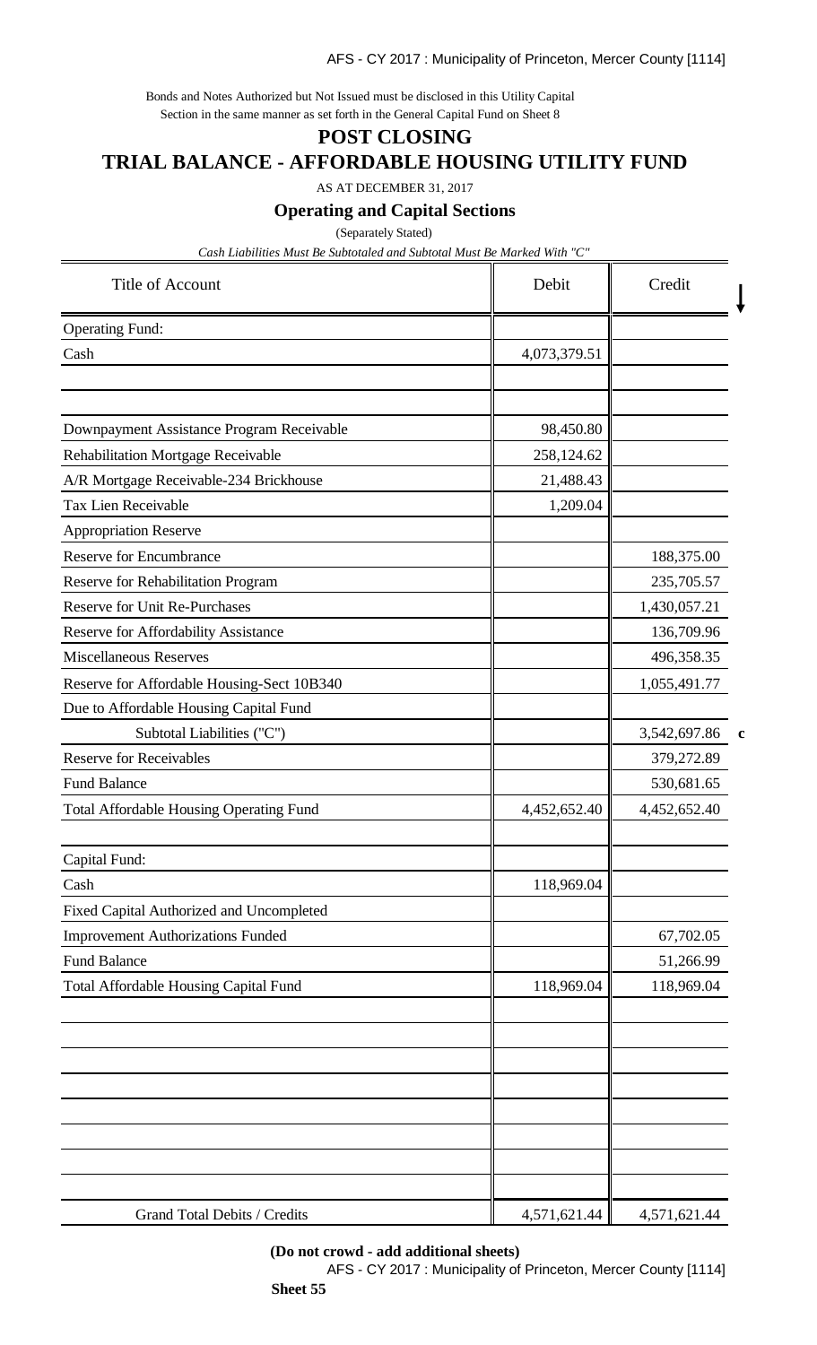Bonds and Notes Authorized but Not Issued must be disclosed in this Utility Capital Section in the same manner as set forth in the General Capital Fund on Sheet 8

# POST CLOSING

# TRIAL BALANCE - AFFORDABLE HOUSING UTILITY FUND

AS AT DECEMBER 31, 2017

## Operating and Capital Sections

(Separately Stated)

*Cash Liabilities Must Be Subtotaled and Subtotal Must Be Marked With "C"*

| Title of Account | Debit | Credit | |
|---|---|---|---|
| Operating Fund: | | | |
| Cash | 4,073,379.51 | | |
| | | | |
| | | | |
| Downpayment Assistance Program Receivable | 98,450.80 | | |
| Rehabilitation Mortgage Receivable | 258,124.62 | | |
| A/R Mortgage Receivable-234 Brickhouse | 21,488.43 | | |
| Tax Lien Receivable | 1,209.04 | | |
| Appropriation Reserve | | | |
| Reserve for Encumbrance | | 188,375.00 | |
| Reserve for Rehabilitation Program | | 235,705.57 | |
| Reserve for Unit Re-Purchases | | 1,430,057.21 | |
| Reserve for Affordability Assistance | | 136,709.96 | |
| Miscellaneous Reserves | | 496,358.35 | |
| Reserve for Affordable Housing-Sect 10B340 | | 1,055,491.77 | |
| Due to Affordable Housing Capital Fund | | | |
| Subtotal Liabilities ("C") | | 3,542,697.86 | c |
| Reserve for Receivables | | 379,272.89 | |
| Fund Balance | | 530,681.65 | |
| Total Affordable Housing Operating Fund | 4,452,652.40 | 4,452,652.40 | |
| | | | |
| Capital Fund: | | | |
| Cash | 118,969.04 | | |
| Fixed Capital Authorized and Uncompleted | | | |
| Improvement Authorizations Funded | | 67,702.05 | |
| Fund Balance | | 51,266.99 | |
| Total Affordable Housing Capital Fund | 118,969.04 | 118,969.04 | |
| | | | |
| Grand Total Debits / Credits | 4,571,621.44 | 4,571,621.44 | |

**(Do not crowd - add additional sheets)**

**Sheet 55**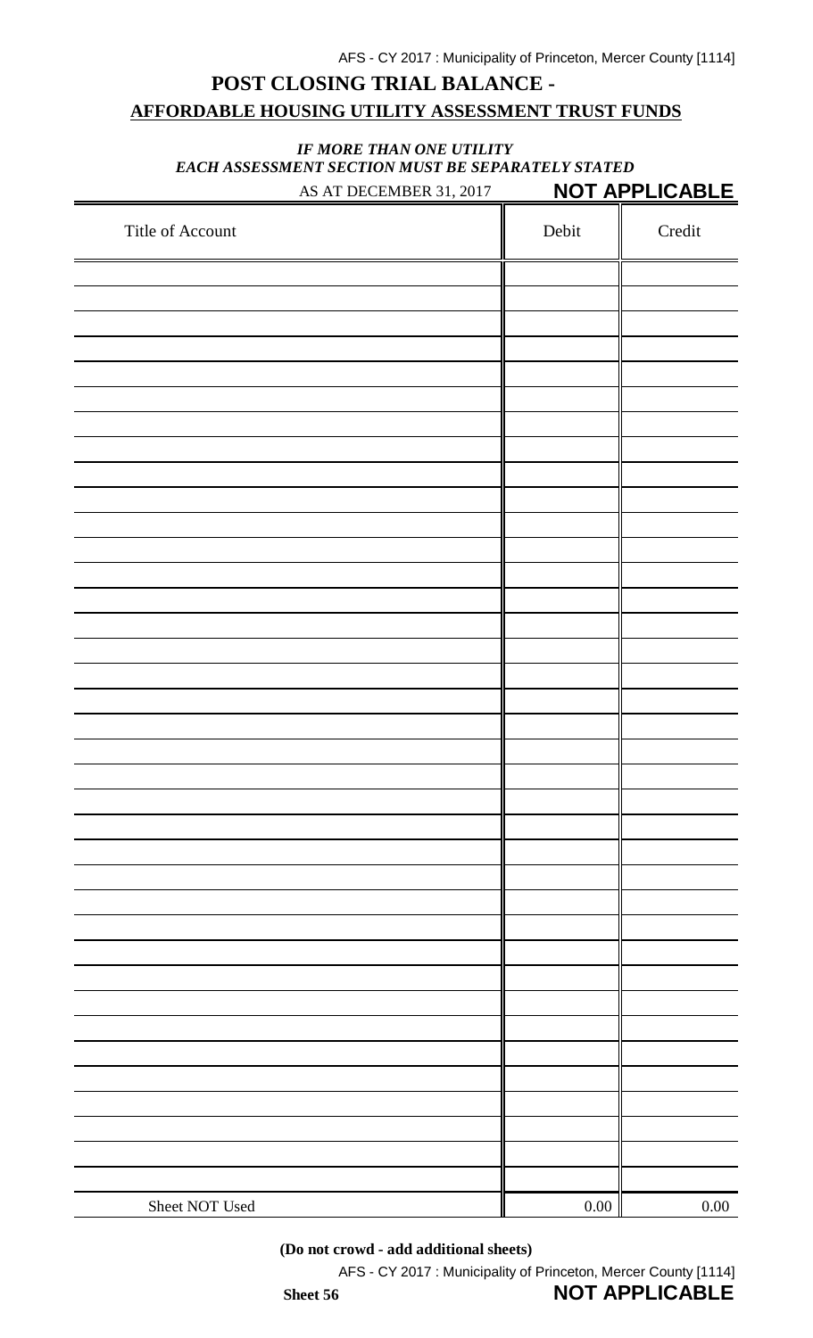## POST CLOSING TRIAL BALANCE -
## AFFORDABLE HOUSING UTILITY ASSESSMENT TRUST FUNDS

***IF MORE THAN ONE UTILITY***
***EACH ASSESSMENT SECTION MUST BE SEPARATELY STATED***

AS AT DECEMBER 31, 2017 **NOT APPLICABLE**

| Title of Account | Debit | Credit |
|---|---|---|
| | | |
| | | |
| | | |
| | | |
| | | |
| | | |
| | | |
| | | |
| | | |
| | | |
| | | |
| | | |
| | | |
| | | |
| | | |
| | | |
| | | |
| | | |
| | | |
| | | |
| | | |
| | | |
| | | |
| | | |
| | | |
| | | |
| | | |
| | | |
| | | |
| | | |
| | | |
| | | |
| | | |
| | | |
| | | |
| | | |
| | | |
| | | |
| Sheet NOT Used | 0.00 | 0.00 |

**(Do not crowd - add additional sheets)**

**Sheet 56** **NOT APPLICABLE**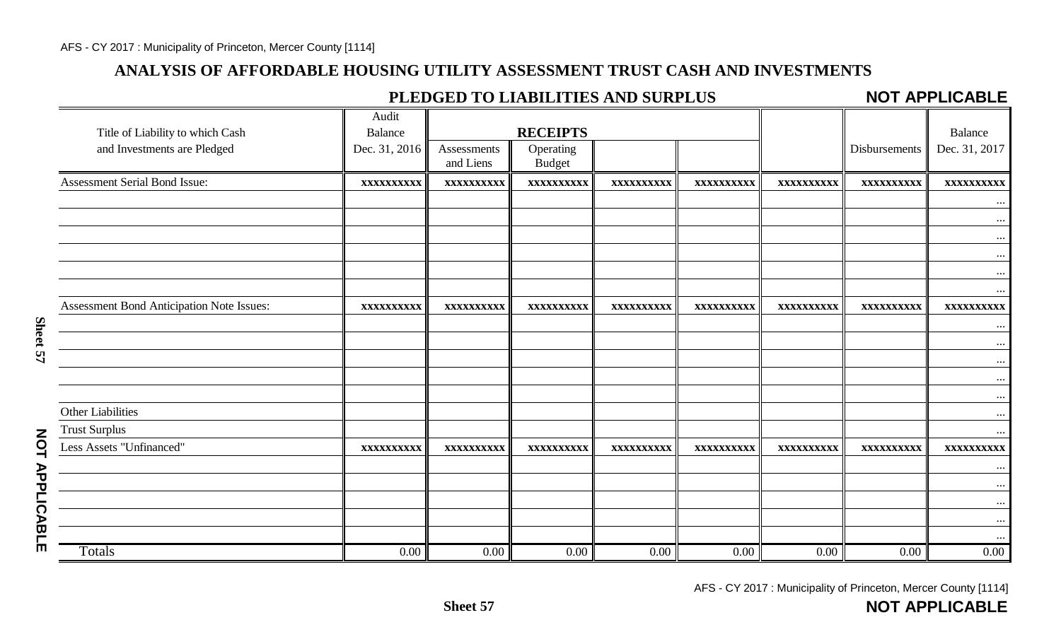## ANALYSIS OF AFFORDABLE HOUSING UTILITY ASSESSMENT TRUST CASH AND INVESTMENTS

### PLEDGED TO LIABILITIES AND SURPLUS

**NOT APPLICABLE**

| Title of Liability to which Cash and Investments are Pledged | Audit Balance Dec. 31, 2016 | RECEIPTS | | | | | Disbursements | Balance Dec. 31, 2017 |
|---|---|---|---|---|---|---|---|---|
| | | Assessments and Liens | Operating Budget | | | | | |
| Assessment Serial Bond Issue: | xxxxxxxxxx | xxxxxxxxxx | xxxxxxxxxx | xxxxxxxxxx | xxxxxxxxxx | xxxxxxxxxx | xxxxxxxxxx | xxxxxxxxxx |
| | | | | | | | | ... |
| | | | | | | | | ... |
| | | | | | | | | ... |
| | | | | | | | | ... |
| | | | | | | | | ... |
| | | | | | | | | ... |
| Assessment Bond Anticipation Note Issues: | xxxxxxxxxx | xxxxxxxxxx | xxxxxxxxxx | xxxxxxxxxx | xxxxxxxxxx | xxxxxxxxxx | xxxxxxxxxx | xxxxxxxxxx |
| | | | | | | | | ... |
| | | | | | | | | ... |
| | | | | | | | | ... |
| | | | | | | | | ... |
| | | | | | | | | ... |
| Other Liabilities | | | | | | | | ... |
| Trust Surplus | | | | | | | | ... |
| Less Assets "Unfinanced" | xxxxxxxxxx | xxxxxxxxxx | xxxxxxxxxx | xxxxxxxxxx | xxxxxxxxxx | xxxxxxxxxx | xxxxxxxxxx | xxxxxxxxxx |
| | | | | | | | | ... |
| | | | | | | | | ... |
| | | | | | | | | ... |
| | | | | | | | | ... |
| | | | | | | | | ... |
| Totals | 0.00 | 0.00 | 0.00 | 0.00 | 0.00 | 0.00 | 0.00 | 0.00 |

Sheet 57

NOT APPLICABLE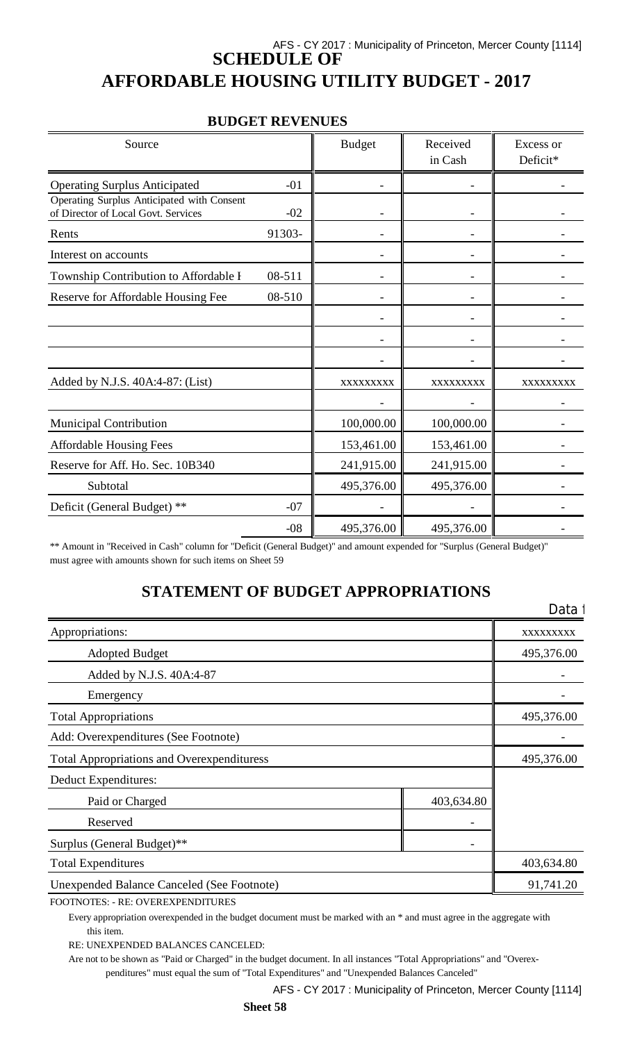# SCHEDULE OF AFFORDABLE HOUSING UTILITY BUDGET - 2017

## BUDGET REVENUES

| Source | | Budget | Received in Cash | Excess or Deficit* |
|---|---|---|---|---|
| Operating Surplus Anticipated | -01 | - | - | - |
| Operating Surplus Anticipated with Consent of Director of Local Govt. Services | -02 | - | - | - |
| Rents | 91303- | - | - | - |
| Interest on accounts | | - | - | - |
| Township Contribution to Affordable I | 08-511 | - | - | - |
| Reserve for Affordable Housing Fee | 08-510 | - | - | - |
| | | - | - | - |
| | | - | - | - |
| | | - | - | - |
| Added by N.J.S. 40A:4-87: (List) | | xxxxxxxxx | xxxxxxxxx | xxxxxxxxx |
| | | - | - | - |
| Municipal Contribution | | 100,000.00 | 100,000.00 | - |
| Affordable Housing Fees | | 153,461.00 | 153,461.00 | - |
| Reserve for Aff. Ho. Sec. 10B340 | | 241,915.00 | 241,915.00 | - |
| Subtotal | | 495,376.00 | 495,376.00 | - |
| Deficit (General Budget) ** | -07 | - | - | - |
| | -08 | 495,376.00 | 495,376.00 | - |

** Amount in "Received in Cash" column for "Deficit (General Budget)" and amount expended for "Surplus (General Budget)" must agree with amounts shown for such items on Sheet 59

## STATEMENT OF BUDGET APPROPRIATIONS

| | | Data 1 |
|---|---|---|
| Appropriations: | | xxxxxxxxx |
| Adopted Budget | | 495,376.00 |
| Added by N.J.S. 40A:4-87 | | - |
| Emergency | | - |
| Total Appropriations | | 495,376.00 |
| Add: Overexpenditures (See Footnote) | | - |
| Total Appropriations and Overexpendituress | | 495,376.00 |
| Deduct Expenditures: | | |
| Paid or Charged | 403,634.80 | |
| Reserved | - | |
| Surplus (General Budget)** | - | |
| Total Expenditures | | 403,634.80 |
| Unexpended Balance Canceled (See Footnote) | | 91,741.20 |

FOOTNOTES: - RE: OVEREXPENDITURES

Every appropriation overexpended in the budget document must be marked with an * and must agree in the aggregate with this item.

RE: UNEXPENDED BALANCES CANCELED:

Are not to be shown as "Paid or Charged" in the budget document. In all instances "Total Appropriations" and "Overexpenditures" must equal the sum of "Total Expenditures" and "Unexpended Balances Canceled"

Sheet 58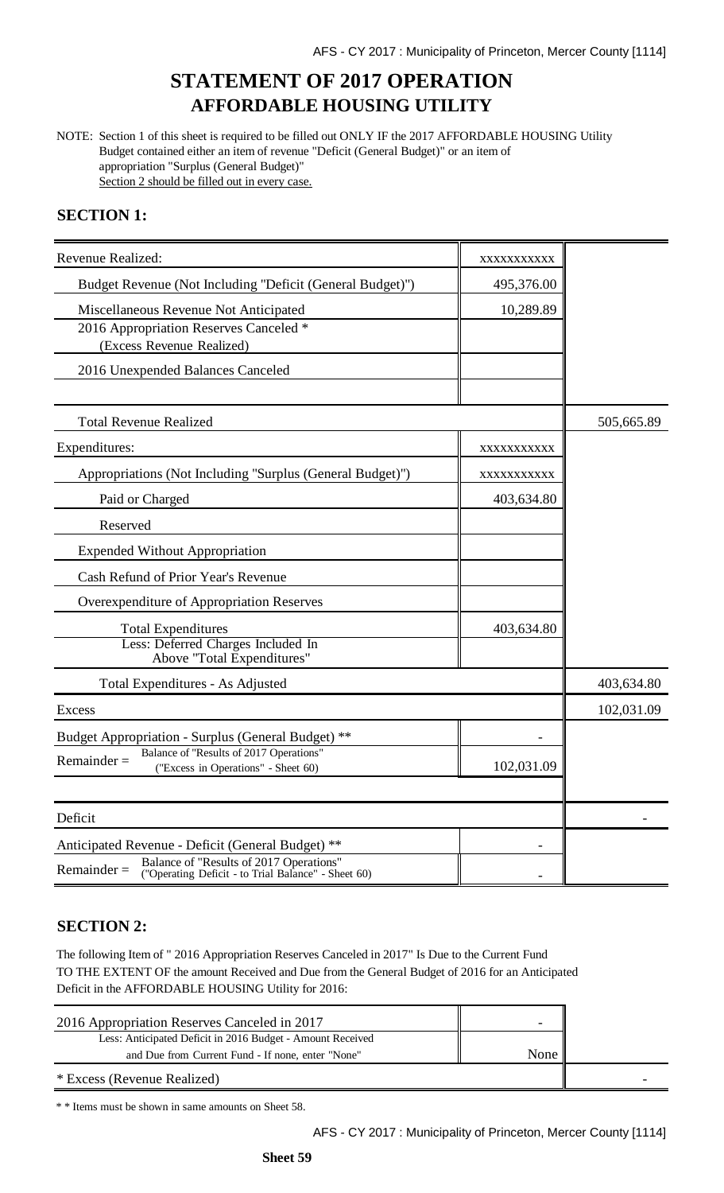# STATEMENT OF 2017 OPERATION
## AFFORDABLE HOUSING UTILITY

NOTE: Section 1 of this sheet is required to be filled out ONLY IF the 2017 AFFORDABLE HOUSING Utility Budget contained either an item of revenue "Deficit (General Budget)" or an item of appropriation "Surplus (General Budget)"
Section 2 should be filled out in every case.

### SECTION 1:

| | | |
|---|---|---|
| Revenue Realized: | xxxxxxxxxxx | |
| Budget Revenue (Not Including "Deficit (General Budget)") | 495,376.00 | |
| Miscellaneous Revenue Not Anticipated | 10,289.89 | |
| 2016 Appropriation Reserves Canceled * (Excess Revenue Realized) | | |
| 2016 Unexpended Balances Canceled | | |
| | | |
| Total Revenue Realized | | 505,665.89 |
| Expenditures: | xxxxxxxxxxx | |
| Appropriations (Not Including "Surplus (General Budget)") | xxxxxxxxxxx | |
| Paid or Charged | 403,634.80 | |
| Reserved | | |
| Expended Without Appropriation | | |
| Cash Refund of Prior Year's Revenue | | |
| Overexpenditure of Appropriation Reserves | | |
| Total Expenditures | 403,634.80 | |
| Less: Deferred Charges Included In Above "Total Expenditures" | | |
| Total Expenditures - As Adjusted | | 403,634.80 |
| Excess | | 102,031.09 |
| Budget Appropriation - Surplus (General Budget) ** | - | |
| Remainder = Balance of "Results of 2017 Operations" ("Excess in Operations" - Sheet 60) | 102,031.09 | |
| | | |
| Deficit | | - |
| Anticipated Revenue - Deficit (General Budget) ** | - | |
| Remainder = Balance of "Results of 2017 Operations" ("Operating Deficit - to Trial Balance" - Sheet 60) | - | |

### SECTION 2:

The following Item of " 2016 Appropriation Reserves Canceled in 2017" Is Due to the Current Fund TO THE EXTENT OF the amount Received and Due from the General Budget of 2016 for an Anticipated Deficit in the AFFORDABLE HOUSING Utility for 2016:

| | | |
|---|---|---|
| 2016 Appropriation Reserves Canceled in 2017 | - | |
| Less: Anticipated Deficit in 2016 Budget - Amount Received and Due from Current Fund - If none, enter "None" | None | |
| * Excess (Revenue Realized) | | - |

* * Items must be shown in same amounts on Sheet 58.

Sheet 59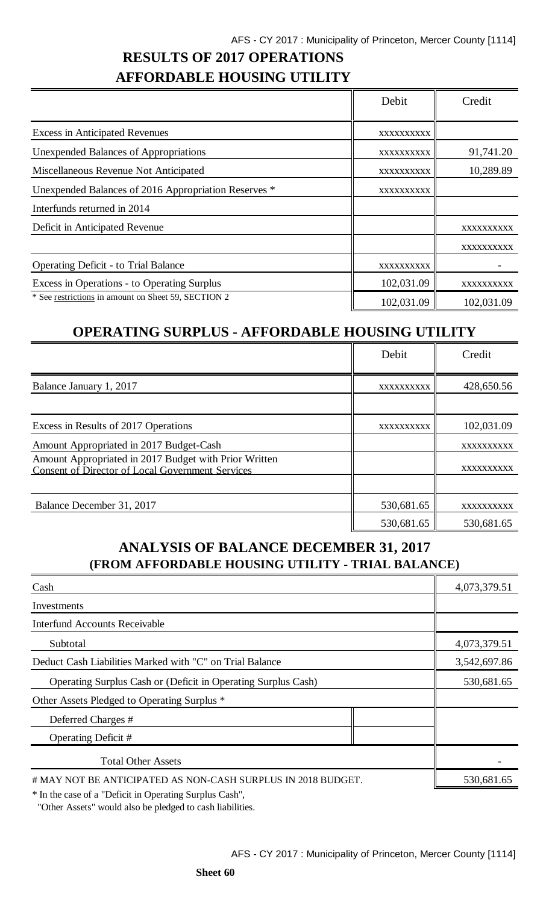## RESULTS OF 2017 OPERATIONS
## AFFORDABLE HOUSING UTILITY

| | Debit | Credit |
|---|---|---|
| Excess in Anticipated Revenues | xxxxxxxxxx | |
| Unexpended Balances of Appropriations | xxxxxxxxxx | 91,741.20 |
| Miscellaneous Revenue Not Anticipated | xxxxxxxxxx | 10,289.89 |
| Unexpended Balances of 2016 Appropriation Reserves * | xxxxxxxxxx | |
| Interfunds returned in 2014 | | |
| Deficit in Anticipated Revenue | | xxxxxxxxxx |
| | | xxxxxxxxxx |
| Operating Deficit - to Trial Balance | xxxxxxxxxx | - |
| Excess in Operations - to Operating Surplus | 102,031.09 | xxxxxxxxxx |
| * See restrictions in amount on Sheet 59, SECTION 2 | 102,031.09 | 102,031.09 |

## OPERATING SURPLUS - AFFORDABLE HOUSING UTILITY

| | Debit | Credit |
|---|---|---|
| Balance January 1, 2017 | xxxxxxxxxx | 428,650.56 |
| | | |
| Excess in Results of 2017 Operations | xxxxxxxxxx | 102,031.09 |
| Amount Appropriated in 2017 Budget-Cash | | xxxxxxxxxx |
| Amount Appropriated in 2017 Budget with Prior Written Consent of Director of Local Government Services | | xxxxxxxxxx |
| | | |
| Balance December 31, 2017 | 530,681.65 | xxxxxxxxxx |
| | 530,681.65 | 530,681.65 |

## ANALYSIS OF BALANCE DECEMBER 31, 2017
## (FROM AFFORDABLE HOUSING UTILITY - TRIAL BALANCE)

| | | |
|---|---|---|
| Cash | | 4,073,379.51 |
| Investments | | |
| Interfund Accounts Receivable | | |
| Subtotal | | 4,073,379.51 |
| Deduct Cash Liabilities Marked with "C" on Trial Balance | | 3,542,697.86 |
| Operating Surplus Cash or (Deficit in Operating Surplus Cash) | | 530,681.65 |
| Other Assets Pledged to Operating Surplus * | | |
| Deferred Charges # | | |
| Operating Deficit # | | |
| Total Other Assets | | - |
| # MAY NOT BE ANTICIPATED AS NON-CASH SURPLUS IN 2018 BUDGET. | | 530,681.65 |

\* In the case of a "Deficit in Operating Surplus Cash",
"Other Assets" would also be pledged to cash liabilities.

**Sheet 60**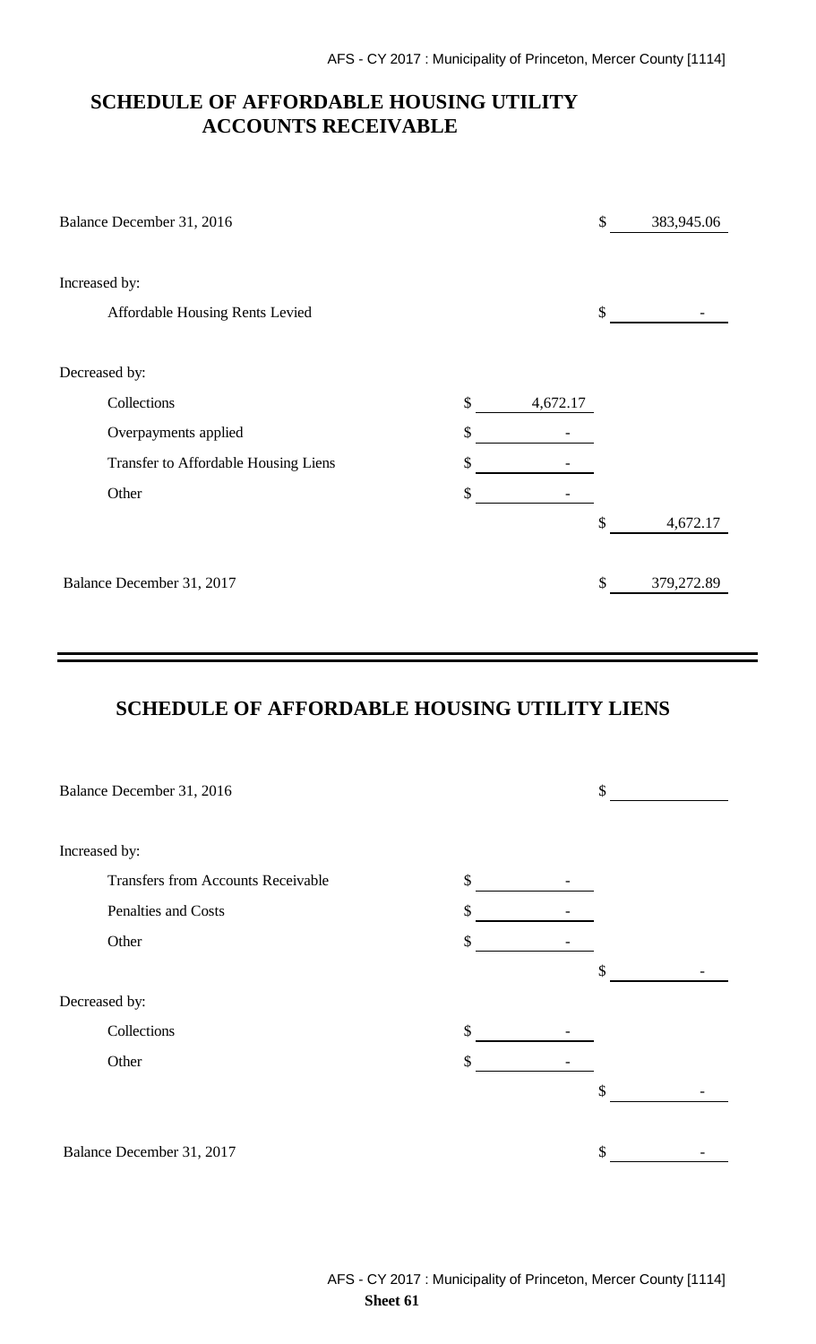# SCHEDULE OF AFFORDABLE HOUSING UTILITY ACCOUNTS RECEIVABLE

| | | |
|---|---|---|
| Balance December 31, 2016 | | $ 383,945.06 |
| Increased by: | | |
| Affordable Housing Rents Levied | | $ - |
| Decreased by: | | |
| Collections | $ 4,672.17 | |
| Overpayments applied | $ - | |
| Transfer to Affordable Housing Liens | $ - | |
| Other | $ - | |
| | | $ 4,672.17 |
| Balance December 31, 2017 | | $ 379,272.89 |

# SCHEDULE OF AFFORDABLE HOUSING UTILITY LIENS

| | | |
|---|---|---|
| Balance December 31, 2016 | | $ |
| Increased by: | | |
| Transfers from Accounts Receivable | $ - | |
| Penalties and Costs | $ - | |
| Other | $ - | |
| | | $ - |
| Decreased by: | | |
| Collections | $ - | |
| Other | $ - | |
| | | $ - |
| Balance December 31, 2017 | | $ - |

Sheet 61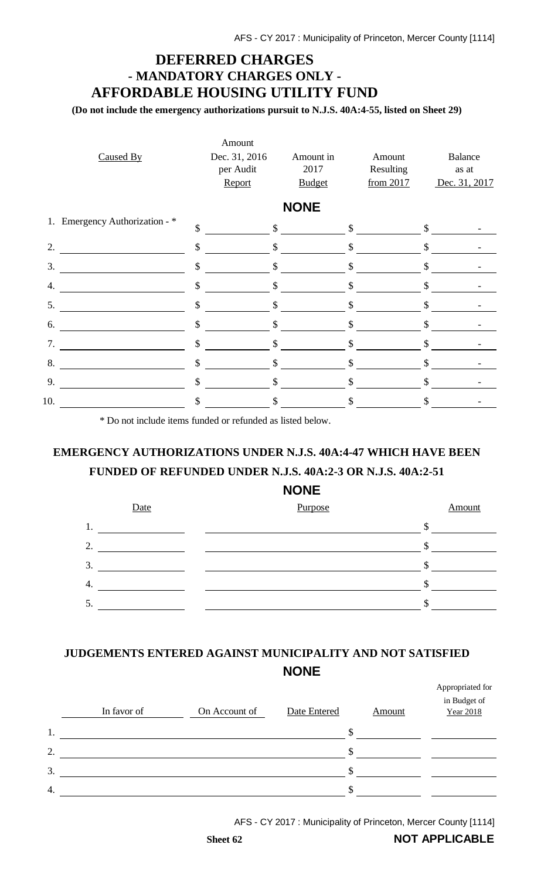# DEFERRED CHARGES
## - MANDATORY CHARGES ONLY -
## AFFORDABLE HOUSING UTILITY FUND

**(Do not include the emergency authorizations pursuit to N.J.S. 40A:4-55, listed on Sheet 29)**

**NONE**

| Caused By | Amount Dec. 31, 2016 per Audit Report | Amount in 2017 Budget | Amount Resulting from 2017 | Balance as at Dec. 31, 2017 |
|---|---|---|---|---|
| 1. Emergency Authorization - * | $ | $ | $ | $ - |
| 2. | $ | $ | $ | $ - |
| 3. | $ | $ | $ | $ - |
| 4. | $ | $ | $ | $ - |
| 5. | $ | $ | $ | $ - |
| 6. | $ | $ | $ | $ - |
| 7. | $ | $ | $ | $ - |
| 8. | $ | $ | $ | $ - |
| 9. | $ | $ | $ | $ - |
| 10. | $ | $ | $ | $ - |

\* Do not include items funded or refunded as listed below.

## EMERGENCY AUTHORIZATIONS UNDER N.J.S. 40A:4-47 WHICH HAVE BEEN FUNDED OF REFUNDED UNDER N.J.S. 40A:2-3 OR N.J.S. 40A:2-51

**NONE**

| Date | Purpose | Amount |
|---|---|---|
| 1. | | $ |
| 2. | | $ |
| 3. | | $ |
| 4. | | $ |
| 5. | | $ |

## JUDGEMENTS ENTERED AGAINST MUNICIPALITY AND NOT SATISFIED

**NONE**

| | In favor of | On Account of | Date Entered | Amount | Appropriated for in Budget of Year 2018 |
|---|---|---|---|---|---|
| 1. | | | | $ | |
| 2. | | | | $ | |
| 3. | | | | $ | |
| 4. | | | | $ | |

Sheet 62

**NOT APPLICABLE**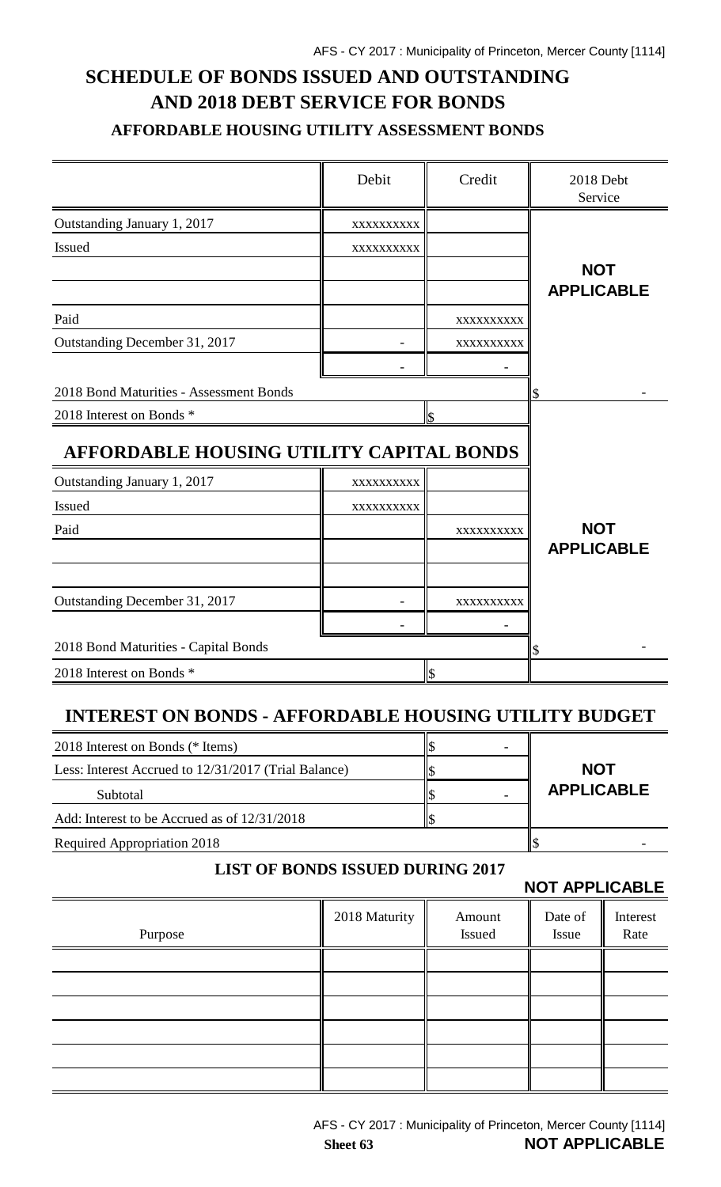# SCHEDULE OF BONDS ISSUED AND OUTSTANDING AND 2018 DEBT SERVICE FOR BONDS

### AFFORDABLE HOUSING UTILITY ASSESSMENT BONDS

| | Debit | Credit | 2018 Debt Service |
|---|---|---|---|
| Outstanding January 1, 2017 | xxxxxxxxxx | | |
| Issued | xxxxxxxxxx | | |
| | | | **NOT APPLICABLE** |
| | | | |
| Paid | | xxxxxxxxxx | |
| Outstanding December 31, 2017 | - | xxxxxxxxxx | |
| | - | - | |
| 2018 Bond Maturities - Assessment Bonds | | | $ - |
| 2018 Interest on Bonds * | | $ | |

### AFFORDABLE HOUSING UTILITY CAPITAL BONDS

| | Debit | Credit | 2018 Debt Service |
|---|---|---|---|
| Outstanding January 1, 2017 | xxxxxxxxxx | | |
| Issued | xxxxxxxxxx | | |
| Paid | | xxxxxxxxxx | **NOT APPLICABLE** |
| | | | |
| | | | |
| Outstanding December 31, 2017 | - | xxxxxxxxxx | |
| | - | - | |
| 2018 Bond Maturities - Capital Bonds | | | $ - |
| 2018 Interest on Bonds * | | $ | |

## INTEREST ON BONDS - AFFORDABLE HOUSING UTILITY BUDGET

| | | |
|---|---|---|
| 2018 Interest on Bonds (* Items) | $ - | |
| Less: Interest Accrued to 12/31/2017 (Trial Balance) | $ | **NOT APPLICABLE** |
| Subtotal | $ - | |
| Add: Interest to be Accrued as of 12/31/2018 | $ | |
| Required Appropriation 2018 | | $ - |

### LIST OF BONDS ISSUED DURING 2017

**NOT APPLICABLE**

| Purpose | 2018 Maturity | Amount Issued | Date of Issue | Interest Rate |
|---|---|---|---|---|
| | | | | |
| | | | | |
| | | | | |
| | | | | |
| | | | | |
| | | | | |

**NOT APPLICABLE**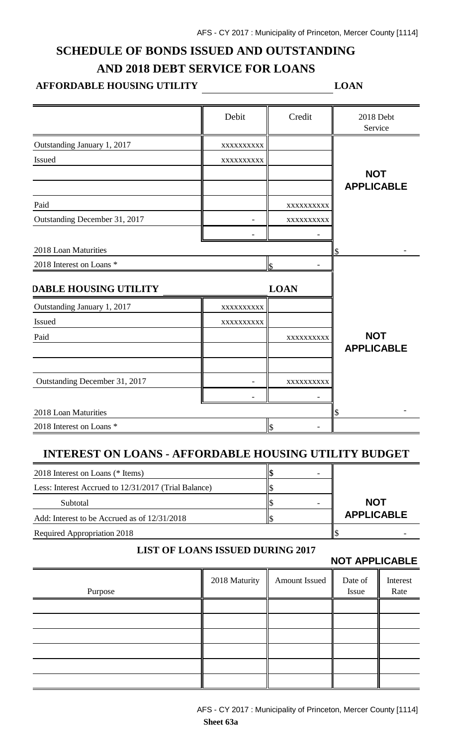# SCHEDULE OF BONDS ISSUED AND OUTSTANDING AND 2018 DEBT SERVICE FOR LOANS

**AFFORDABLE HOUSING UTILITY \_\_\_\_\_\_\_\_\_\_\_\_\_\_\_\_\_\_\_\_ LOAN**

| | Debit | Credit | 2018 Debt Service |
|---|---|---|---|
| Outstanding January 1, 2017 | xxxxxxxxxx | | **NOT APPLICABLE** |
| Issued | xxxxxxxxxx | | |
| | | | |
| | | | |
| Paid | | xxxxxxxxxx | |
| Outstanding December 31, 2017 | - | xxxxxxxxxx | |
| | - | - | |
| 2018 Loan Maturities | | | $ - |
| 2018 Interest on Loans * | | $ - | |

**DABLE HOUSING UTILITY \_\_\_\_\_\_\_\_\_\_\_\_\_\_\_\_\_\_\_\_ LOAN**

| | Debit | Credit | 2018 Debt Service |
|---|---|---|---|
| Outstanding January 1, 2017 | xxxxxxxxxx | | **NOT APPLICABLE** |
| Issued | xxxxxxxxxx | | |
| Paid | | xxxxxxxxxx | |
| | | | |
| | | | |
| Outstanding December 31, 2017 | - | xxxxxxxxxx | |
| | - | - | |
| 2018 Loan Maturities | | | $ - |
| 2018 Interest on Loans * | | $ - | |

## INTEREST ON LOANS - AFFORDABLE HOUSING UTILITY BUDGET

| | | |
|---|---|---|
| 2018 Interest on Loans (* Items) | $ - | **NOT APPLICABLE** |
| Less: Interest Accrued to 12/31/2017 (Trial Balance) | $ | |
| Subtotal | $ - | |
| Add: Interest to be Accrued as of 12/31/2018 | $ | |
| Required Appropriation 2018 | | $ - |

### LIST OF LOANS ISSUED DURING 2017

**NOT APPLICABLE**

| Purpose | 2018 Maturity | Amount Issued | Date of Issue | Interest Rate |
|---|---|---|---|---|
| | | | | |
| | | | | |
| | | | | |
| | | | | |
| | | | | |
| | | | | |

**Sheet 63a**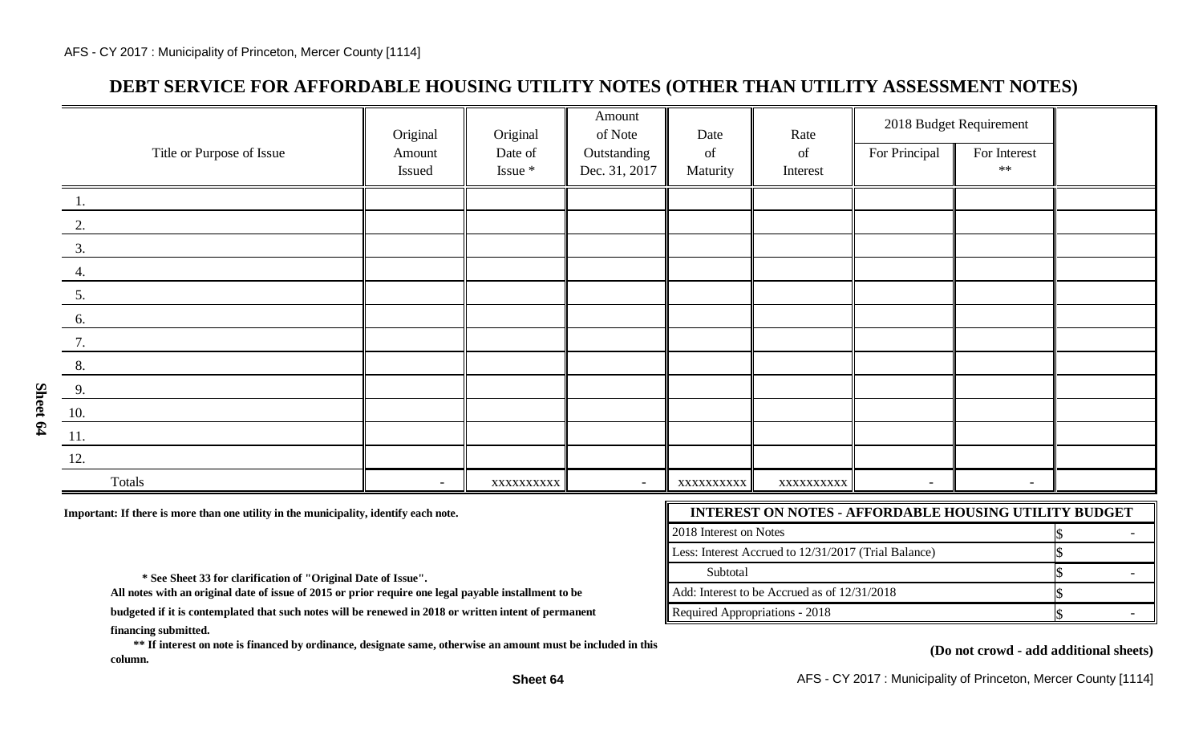# DEBT SERVICE FOR AFFORDABLE HOUSING UTILITY NOTES (OTHER THAN UTILITY ASSESSMENT NOTES)

| Title or Purpose of Issue | Original Amount Issued | Original Date of Issue * | Amount of Note Outstanding Dec. 31, 2017 | Date of Maturity | Rate of Interest | 2018 Budget Requirement | | |
|---|---|---|---|---|---|---|---|---|
| | | | | | | For Principal | For Interest ** | |
| 1. | | | | | | | | |
| 2. | | | | | | | | |
| 3. | | | | | | | | |
| 4. | | | | | | | | |
| 5. | | | | | | | | |
| 6. | | | | | | | | |
| 7. | | | | | | | | |
| 8. | | | | | | | | |
| 9. | | | | | | | | |
| 10. | | | | | | | | |
| 11. | | | | | | | | |
| 12. | | | | | | | | |
| Totals | - | xxxxxxxxxx | - | xxxxxxxxxx | xxxxxxxxxx | - | - | |

**Important: If there is more than one utility in the municipality, identify each note.**

| INTEREST ON NOTES - AFFORDABLE HOUSING UTILITY BUDGET | |
|---|---|
| 2018 Interest on Notes | $ - |
| Less: Interest Accrued to 12/31/2017 (Trial Balance) | $ |
| Subtotal | $ - |
| Add: Interest to be Accrued as of 12/31/2018 | $ |
| Required Appropriations - 2018 | $ - |

**\* See Sheet 33 for clarification of "Original Date of Issue".**
**All notes with an original date of issue of 2015 or prior require one legal payable installment to be budgeted if it is contemplated that such notes will be renewed in 2018 or written intent of permanent financing submitted.**

**\*\* If interest on note is financed by ordinance, designate same, otherwise an amount must be included in this column.**

**(Do not crowd - add additional sheets)**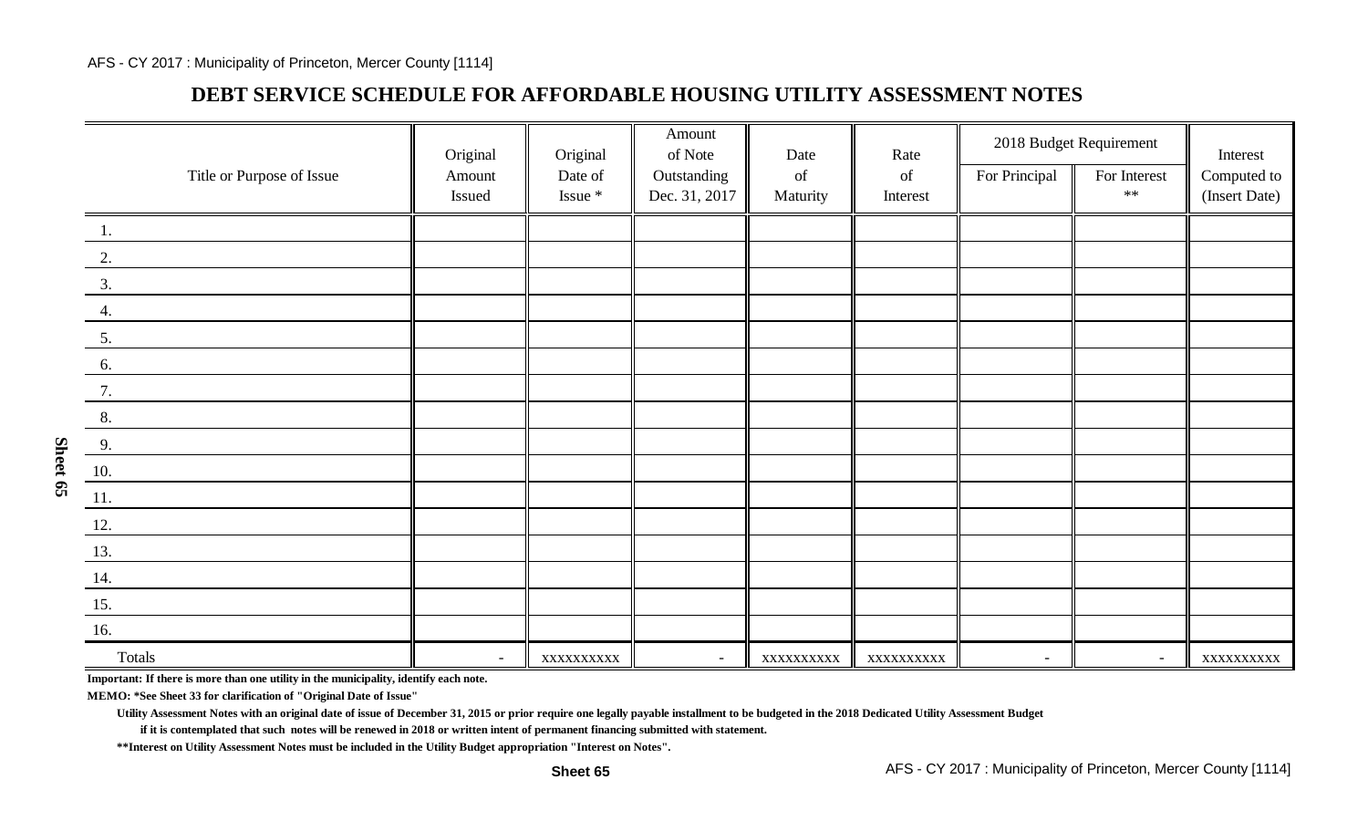## DEBT SERVICE SCHEDULE FOR AFFORDABLE HOUSING UTILITY ASSESSMENT NOTES

| Title or Purpose of Issue | Original Amount Issued | Original Date of Issue * | Amount of Note Outstanding Dec. 31, 2017 | Date of Maturity | Rate of Interest | 2018 Budget Requirement | | Interest Computed to (Insert Date) |
|---|---|---|---|---|---|---|---|---|
| | | | | | | For Principal | For Interest ** | |
| 1. | | | | | | | | |
| 2. | | | | | | | | |
| 3. | | | | | | | | |
| 4. | | | | | | | | |
| 5. | | | | | | | | |
| 6. | | | | | | | | |
| 7. | | | | | | | | |
| 8. | | | | | | | | |
| 9. | | | | | | | | |
| 10. | | | | | | | | |
| 11. | | | | | | | | |
| 12. | | | | | | | | |
| 13. | | | | | | | | |
| 14. | | | | | | | | |
| 15. | | | | | | | | |
| 16. | | | | | | | | |
| Totals | - | xxxxxxxxxx | - | xxxxxxxxxx | xxxxxxxxxx | - | - | xxxxxxxxxx |

**Important: If there is more than one utility in the municipality, identify each note.**

**MEMO: *See Sheet 33 for clarification of "Original Date of Issue"**

**Utility Assessment Notes with an original date of issue of December 31, 2015 or prior require one legally payable installment to be budgeted in the 2018 Dedicated Utility Assessment Budget if it is contemplated that such notes will be renewed in 2018 or written intent of permanent financing submitted with statement.**

**\*\*Interest on Utility Assessment Notes must be included in the Utility Budget appropriation "Interest on Notes".**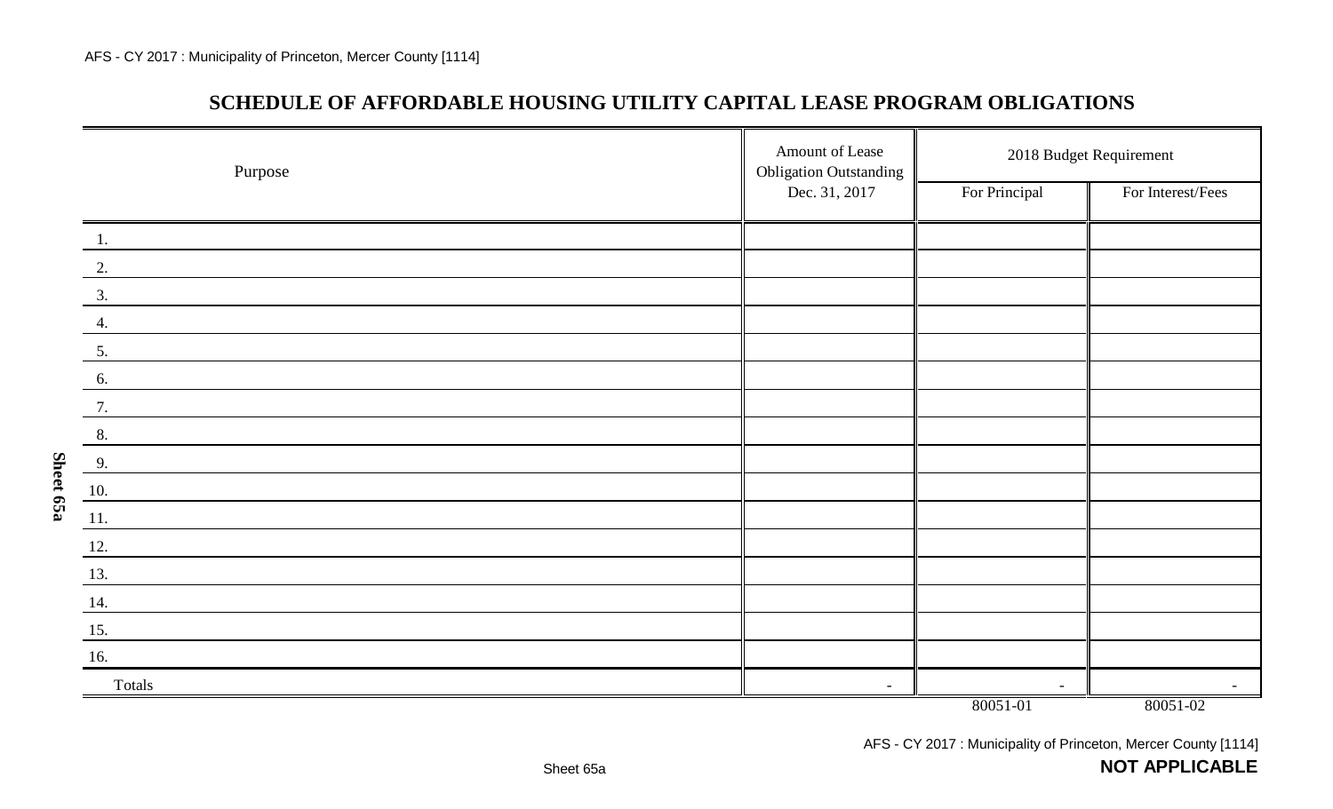## SCHEDULE OF AFFORDABLE HOUSING UTILITY CAPITAL LEASE PROGRAM OBLIGATIONS

| Purpose | Amount of Lease Obligation Outstanding Dec. 31, 2017 | 2018 Budget Requirement | |
|---|---|---|---|
| | | For Principal | For Interest/Fees |
| 1. | | | |
| 2. | | | |
| 3. | | | |
| 4. | | | |
| 5. | | | |
| 6. | | | |
| 7. | | | |
| 8. | | | |
| 9. | | | |
| 10. | | | |
| 11. | | | |
| 12. | | | |
| 13. | | | |
| 14. | | | |
| 15. | | | |
| 16. | | | |
| Totals | - | - | - |
| | | 80051-01 | 80051-02 |

Sheet 65a

**NOT APPLICABLE**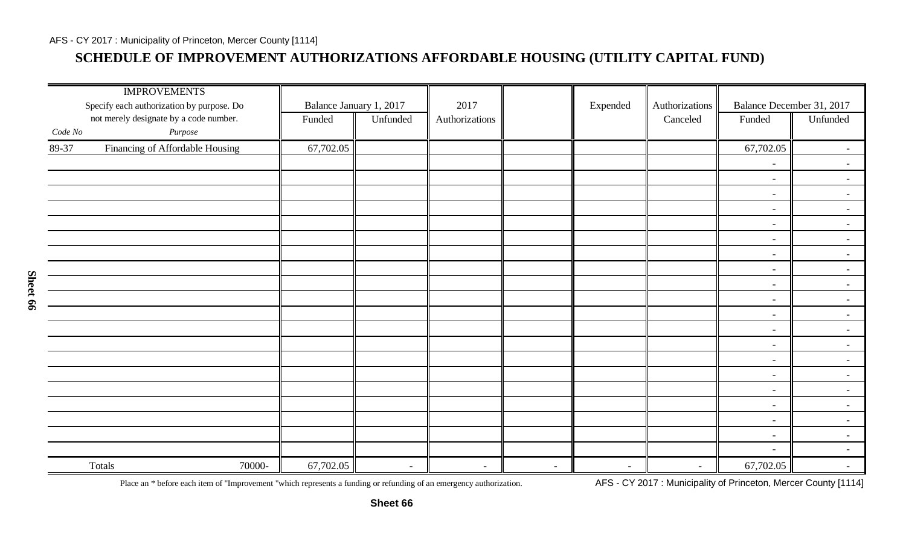## SCHEDULE OF IMPROVEMENT AUTHORIZATIONS AFFORDABLE HOUSING (UTILITY CAPITAL FUND)

| IMPROVEMENTS Specify each authorization by purpose. Do not merely designate by a code number. | | Balance January 1, 2017 | | 2017 | | Expended | Authorizations | Balance December 31, 2017 | |
|---|---|---|---|---|---|---|---|---|---|
| *Code No* | *Purpose* | Funded | Unfunded | Authorizations | | | Canceled | Funded | Unfunded |
| 89-37 | Financing of Affordable Housing | 67,702.05 | | | | | | 67,702.05 | - |
| | | | | | | | | - | - |
| | | | | | | | | - | - |
| | | | | | | | | - | - |
| | | | | | | | | - | - |
| | | | | | | | | - | - |
| | | | | | | | | - | - |
| | | | | | | | | - | - |
| | | | | | | | | - | - |
| | | | | | | | | - | - |
| | | | | | | | | - | - |
| | | | | | | | | - | - |
| | | | | | | | | - | - |
| | | | | | | | | - | - |
| | | | | | | | | - | - |
| | | | | | | | | - | - |
| | | | | | | | | - | - |
| | | | | | | | | - | - |
| | | | | | | | | - | - |
| | | | | | | | | - | - |
| | | | | | | | | - | - |
| Totals | 70000- | 67,702.05 | - | - | - | - | - | 67,702.05 | - |

Place an * before each item of "Improvement "which represents a funding or refunding of an emergency authorization.

Sheet 66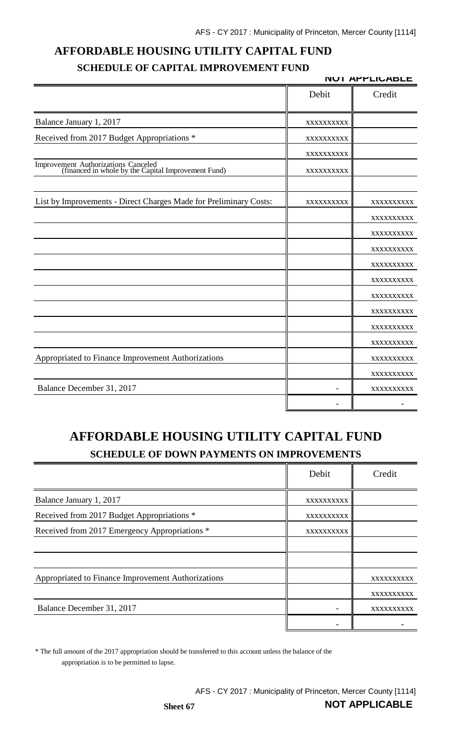# AFFORDABLE HOUSING UTILITY CAPITAL FUND

## SCHEDULE OF CAPITAL IMPROVEMENT FUND

NOT APPLICABLE

| | Debit | Credit |
|---|---|---|
| Balance January 1, 2017 | xxxxxxxxxx | |
| Received from 2017 Budget Appropriations * | xxxxxxxxxx | |
| | xxxxxxxxxx | |
| Improvement Authorizations Canceled (financed in whole by the Capital Improvement Fund) | xxxxxxxxxx | |
| | | |
| List by Improvements - Direct Charges Made for Preliminary Costs: | xxxxxxxxxx | xxxxxxxxxx |
| | | xxxxxxxxxx |
| | | xxxxxxxxxx |
| | | xxxxxxxxxx |
| | | xxxxxxxxxx |
| | | xxxxxxxxxx |
| | | xxxxxxxxxx |
| | | xxxxxxxxxx |
| | | xxxxxxxxxx |
| | | xxxxxxxxxx |
| Appropriated to Finance Improvement Authorizations | | xxxxxxxxxx |
| | | xxxxxxxxxx |
| Balance December 31, 2017 | - | xxxxxxxxxx |
| | - | - |

# AFFORDABLE HOUSING UTILITY CAPITAL FUND

## SCHEDULE OF DOWN PAYMENTS ON IMPROVEMENTS

| | Debit | Credit |
|---|---|---|
| Balance January 1, 2017 | xxxxxxxxxx | |
| Received from 2017 Budget Appropriations * | xxxxxxxxxx | |
| Received from 2017 Emergency Appropriations * | xxxxxxxxxx | |
| | | |
| | | |
| Appropriated to Finance Improvement Authorizations | | xxxxxxxxxx |
| | | xxxxxxxxxx |
| Balance December 31, 2017 | - | xxxxxxxxxx |
| | - | - |

* The full amount of the 2017 appropriation should be transferred to this account unless the balance of the appropriation is to be permitted to lapse.

Sheet 67

NOT APPLICABLE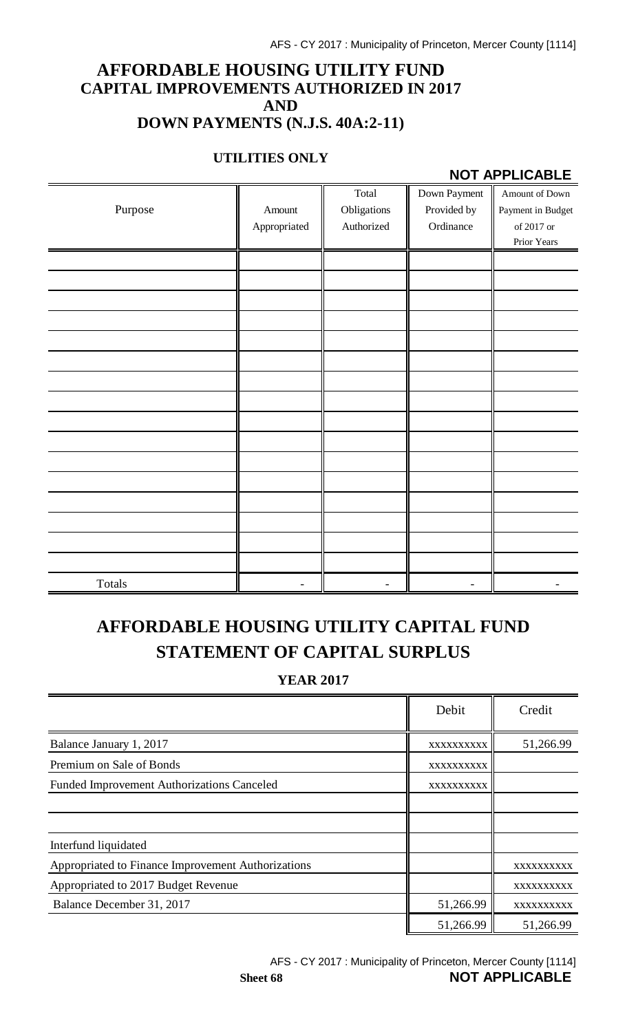# AFFORDABLE HOUSING UTILITY FUND
## CAPITAL IMPROVEMENTS AUTHORIZED IN 2017
## AND
## DOWN PAYMENTS (N.J.S. 40A:2-11)

### UTILITIES ONLY

**NOT APPLICABLE**

| Purpose | Amount Appropriated | Total Obligations Authorized | Down Payment Provided by Ordinance | Amount of Down Payment in Budget of 2017 or Prior Years |
|---|---|---|---|---|
| | | | | |
| | | | | |
| | | | | |
| | | | | |
| | | | | |
| | | | | |
| | | | | |
| | | | | |
| | | | | |
| | | | | |
| | | | | |
| | | | | |
| | | | | |
| | | | | |
| | | | | |
| | | | | |
| Totals | - | - | - | - |

# AFFORDABLE HOUSING UTILITY CAPITAL FUND
## STATEMENT OF CAPITAL SURPLUS

### YEAR 2017

| | Debit | Credit |
|---|---|---|
| Balance January 1, 2017 | xxxxxxxxxx | 51,266.99 |
| Premium on Sale of Bonds | xxxxxxxxxx | |
| Funded Improvement Authorizations Canceled | xxxxxxxxxx | |
| | | |
| | | |
| Interfund liquidated | | |
| Appropriated to Finance Improvement Authorizations | | xxxxxxxxxx |
| Appropriated to 2017 Budget Revenue | | xxxxxxxxxx |
| Balance December 31, 2017 | 51,266.99 | xxxxxxxxxx |
| | 51,266.99 | 51,266.99 |

Sheet 68 **NOT APPLICABLE**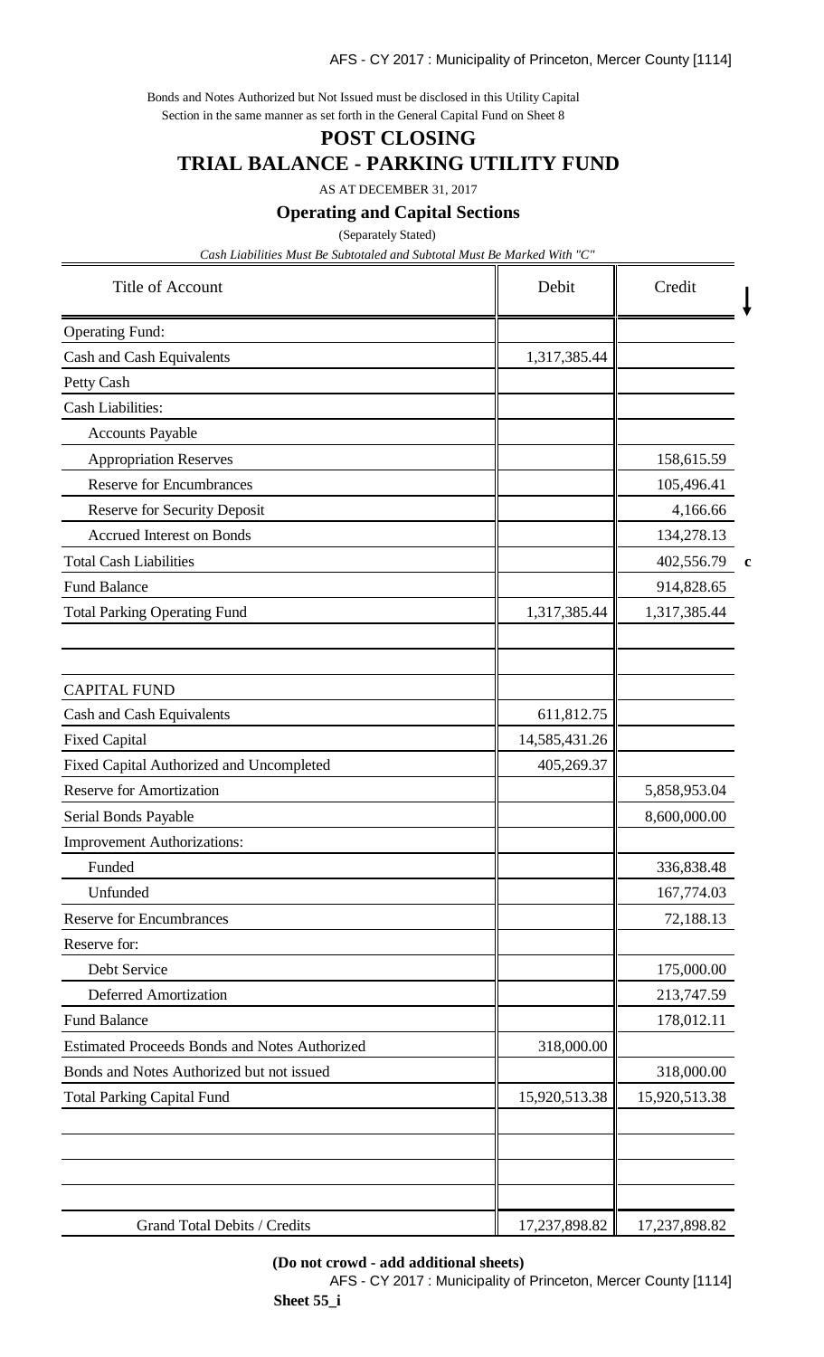Bonds and Notes Authorized but Not Issued must be disclosed in this Utility Capital Section in the same manner as set forth in the General Capital Fund on Sheet 8

# POST CLOSING

# TRIAL BALANCE - PARKING UTILITY FUND

AS AT DECEMBER 31, 2017

### Operating and Capital Sections

(Separately Stated)

*Cash Liabilities Must Be Subtotaled and Subtotal Must Be Marked With "C"*

| Title of Account | Debit | Credit | |
|---|---|---|---|
| Operating Fund: | | | |
| Cash and Cash Equivalents | 1,317,385.44 | | |
| Petty Cash | | | |
| Cash Liabilities: | | | |
| Accounts Payable | | | |
| Appropriation Reserves | | 158,615.59 | |
| Reserve for Encumbrances | | 105,496.41 | |
| Reserve for Security Deposit | | 4,166.66 | |
| Accrued Interest on Bonds | | 134,278.13 | |
| Total Cash Liabilities | | 402,556.79 | c |
| Fund Balance | | 914,828.65 | |
| Total Parking Operating Fund | 1,317,385.44 | 1,317,385.44 | |
| | | | |
| | | | |
| CAPITAL FUND | | | |
| Cash and Cash Equivalents | 611,812.75 | | |
| Fixed Capital | 14,585,431.26 | | |
| Fixed Capital Authorized and Uncompleted | 405,269.37 | | |
| Reserve for Amortization | | 5,858,953.04 | |
| Serial Bonds Payable | | 8,600,000.00 | |
| Improvement Authorizations: | | | |
| Funded | | 336,838.48 | |
| Unfunded | | 167,774.03 | |
| Reserve for Encumbrances | | 72,188.13 | |
| Reserve for: | | | |
| Debt Service | | 175,000.00 | |
| Deferred Amortization | | 213,747.59 | |
| Fund Balance | | 178,012.11 | |
| Estimated Proceeds Bonds and Notes Authorized | 318,000.00 | | |
| Bonds and Notes Authorized but not issued | | 318,000.00 | |
| Total Parking Capital Fund | 15,920,513.38 | 15,920,513.38 | |
| | | | |
| | | | |
| | | | |
| | | | |
| Grand Total Debits / Credits | 17,237,898.82 | 17,237,898.82 | |

**(Do not crowd - add additional sheets)**

**Sheet 55_i**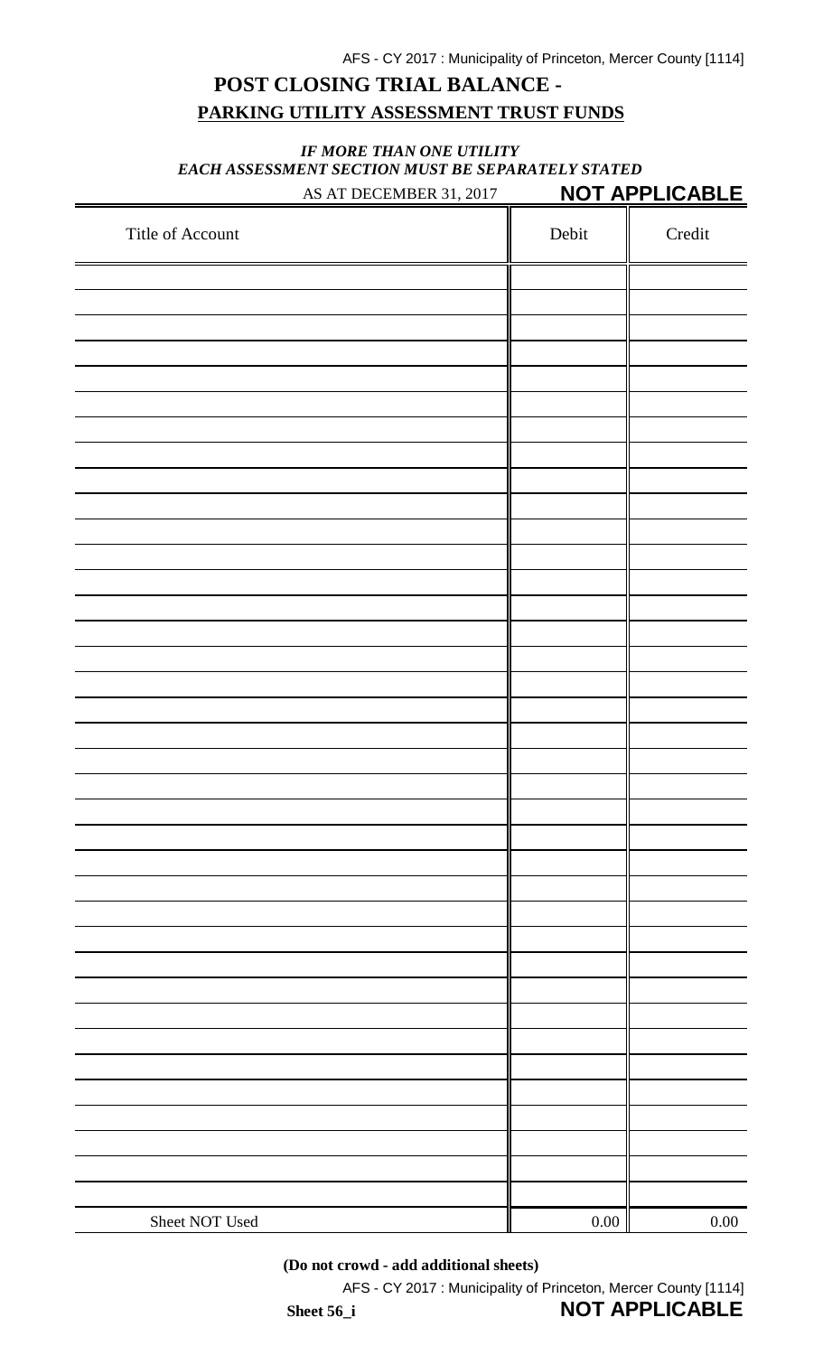# POST CLOSING TRIAL BALANCE -

## PARKING UTILITY ASSESSMENT TRUST FUNDS

***IF MORE THAN ONE UTILITY***
***EACH ASSESSMENT SECTION MUST BE SEPARATELY STATED***

AS AT DECEMBER 31, 2017 **NOT APPLICABLE**

| Title of Account | Debit | Credit |
|---|---|---|
| | | |
| | | |
| | | |
| | | |
| | | |
| | | |
| | | |
| | | |
| | | |
| | | |
| | | |
| | | |
| | | |
| | | |
| | | |
| | | |
| | | |
| | | |
| | | |
| | | |
| | | |
| | | |
| | | |
| | | |
| | | |
| | | |
| | | |
| | | |
| | | |
| | | |
| | | |
| | | |
| | | |
| | | |
| | | |
| | | |
| | | |
| Sheet NOT Used | 0.00 | 0.00 |

**(Do not crowd - add additional sheets)**

**Sheet 56_i** **NOT APPLICABLE**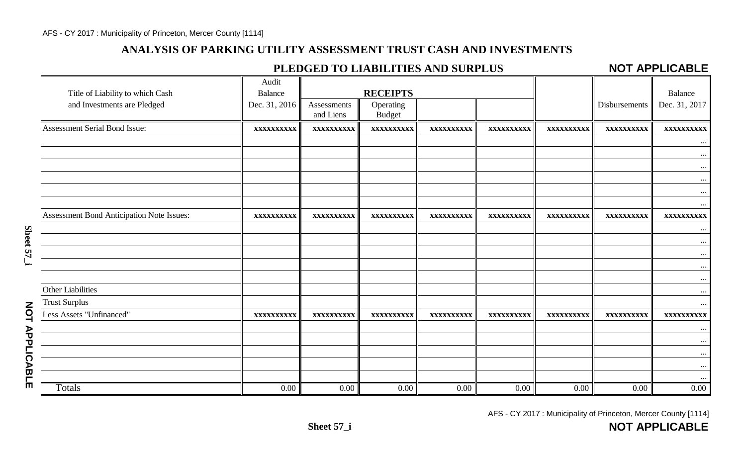## ANALYSIS OF PARKING UTILITY ASSESSMENT TRUST CASH AND INVESTMENTS

### PLEDGED TO LIABILITIES AND SURPLUS

**NOT APPLICABLE**

| Title of Liability to which Cash and Investments are Pledged | Audit Balance Dec. 31, 2016 | RECEIPTS | | | | | Disbursements | Balance Dec. 31, 2017 |
|---|---|---|---|---|---|---|---|---|
| | | Assessments and Liens | Operating Budget | | | | | |
| Assessment Serial Bond Issue: | xxxxxxxxxx | xxxxxxxxxx | xxxxxxxxxx | xxxxxxxxxx | xxxxxxxxxx | xxxxxxxxxx | xxxxxxxxxx | xxxxxxxxxx |
| | | | | | | | | ... |
| | | | | | | | | ... |
| | | | | | | | | ... |
| | | | | | | | | ... |
| | | | | | | | | ... |
| | | | | | | | | ... |
| Assessment Bond Anticipation Note Issues: | xxxxxxxxxx | xxxxxxxxxx | xxxxxxxxxx | xxxxxxxxxx | xxxxxxxxxx | xxxxxxxxxx | xxxxxxxxxx | xxxxxxxxxx |
| | | | | | | | | ... |
| | | | | | | | | ... |
| | | | | | | | | ... |
| | | | | | | | | ... |
| | | | | | | | | ... |
| Other Liabilities | | | | | | | | ... |
| Trust Surplus | | | | | | | | ... |
| Less Assets "Unfinanced" | xxxxxxxxxx | xxxxxxxxxx | xxxxxxxxxx | xxxxxxxxxx | xxxxxxxxxx | xxxxxxxxxx | xxxxxxxxxx | xxxxxxxxxx |
| | | | | | | | | ... |
| | | | | | | | | ... |
| | | | | | | | | ... |
| | | | | | | | | ... |
| | | | | | | | | ... |
| Totals | 0.00 | 0.00 | 0.00 | 0.00 | 0.00 | 0.00 | 0.00 | 0.00 |

Sheet 57_i

NOT APPLICABLE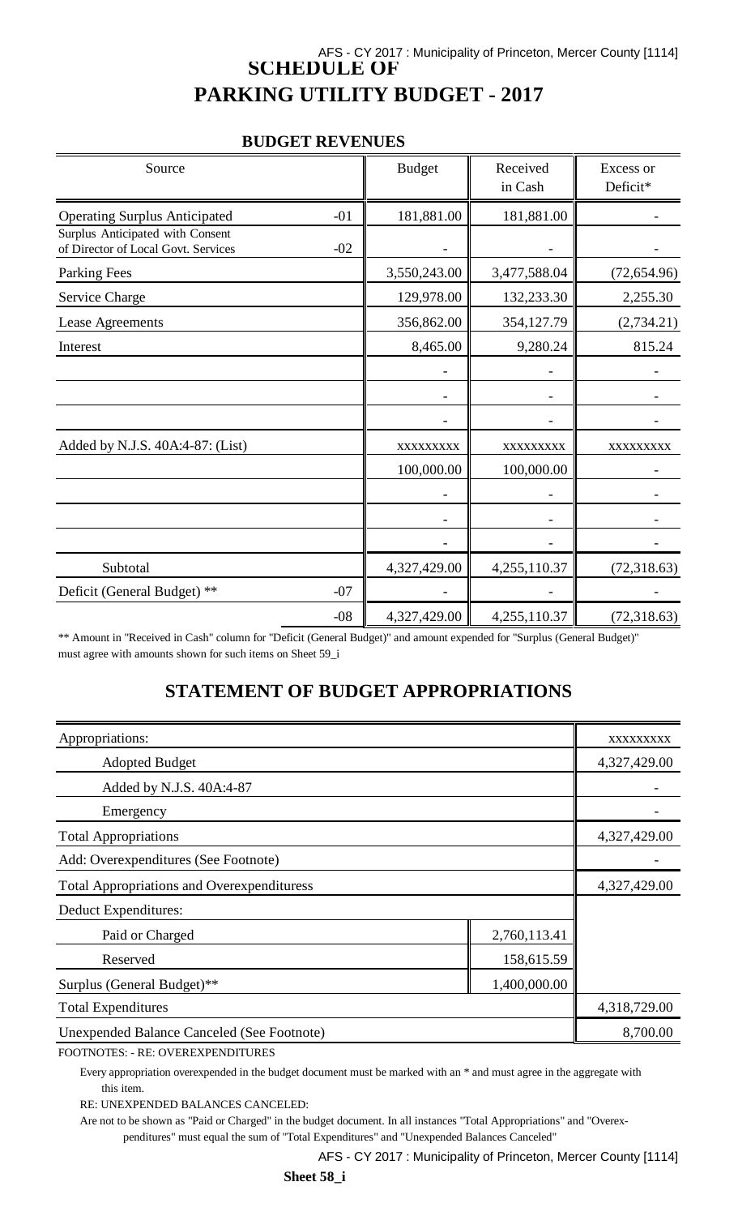# SCHEDULE OF PARKING UTILITY BUDGET - 2017

## BUDGET REVENUES

| Source | | Budget | Received in Cash | Excess or Deficit* |
|---|---|---|---|---|
| Operating Surplus Anticipated | -01 | 181,881.00 | 181,881.00 | - |
| Surplus Anticipated with Consent of Director of Local Govt. Services | -02 | - | - | - |
| Parking Fees | | 3,550,243.00 | 3,477,588.04 | (72,654.96) |
| Service Charge | | 129,978.00 | 132,233.30 | 2,255.30 |
| Lease Agreements | | 356,862.00 | 354,127.79 | (2,734.21) |
| Interest | | 8,465.00 | 9,280.24 | 815.24 |
| | | - | - | - |
| | | - | - | - |
| | | - | - | - |
| Added by N.J.S. 40A:4-87: (List) | | xxxxxxxxx | xxxxxxxxx | xxxxxxxxx |
| | | 100,000.00 | 100,000.00 | - |
| | | - | - | - |
| | | - | - | - |
| | | - | - | - |
| Subtotal | | 4,327,429.00 | 4,255,110.37 | (72,318.63) |
| Deficit (General Budget) ** | -07 | - | - | - |
| | -08 | 4,327,429.00 | 4,255,110.37 | (72,318.63) |

** Amount in "Received in Cash" column for "Deficit (General Budget)" and amount expended for "Surplus (General Budget)" must agree with amounts shown for such items on Sheet 59_i

## STATEMENT OF BUDGET APPROPRIATIONS

| Appropriations: | | xxxxxxxxx |
|---|---|---|
| Adopted Budget | | 4,327,429.00 |
| Added by N.J.S. 40A:4-87 | | - |
| Emergency | | - |
| Total Appropriations | | 4,327,429.00 |
| Add: Overexpenditures (See Footnote) | | - |
| Total Appropriations and Overexpendituress | | 4,327,429.00 |
| Deduct Expenditures: | | |
| Paid or Charged | 2,760,113.41 | |
| Reserved | 158,615.59 | |
| Surplus (General Budget)** | 1,400,000.00 | |
| Total Expenditures | | 4,318,729.00 |
| Unexpended Balance Canceled (See Footnote) | | 8,700.00 |

FOOTNOTES: - RE: OVEREXPENDITURES

Every appropriation overexpended in the budget document must be marked with an * and must agree in the aggregate with this item.

RE: UNEXPENDED BALANCES CANCELED:

Are not to be shown as "Paid or Charged" in the budget document. In all instances "Total Appropriations" and "Overexpenditures" must equal the sum of "Total Expenditures" and "Unexpended Balances Canceled"

Sheet 58_i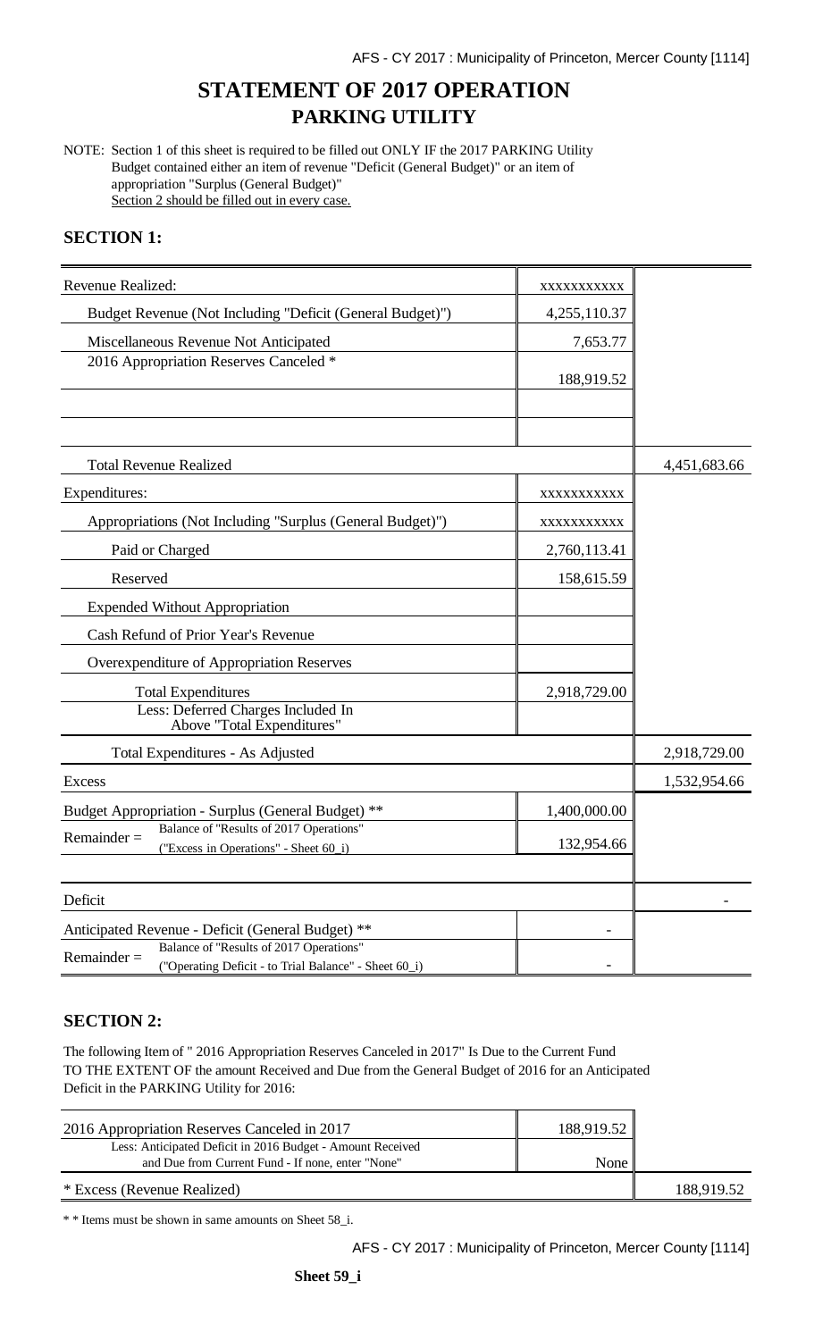# STATEMENT OF 2017 OPERATION

## PARKING UTILITY

NOTE: Section 1 of this sheet is required to be filled out ONLY IF the 2017 PARKING Utility Budget contained either an item of revenue "Deficit (General Budget)" or an item of appropriation "Surplus (General Budget)"
Section 2 should be filled out in every case.

### SECTION 1:

| | | |
|---|---|---|
| Revenue Realized: | xxxxxxxxxxx | |
| Budget Revenue (Not Including "Deficit (General Budget)") | 4,255,110.37 | |
| Miscellaneous Revenue Not Anticipated | 7,653.77 | |
| 2016 Appropriation Reserves Canceled * | 188,919.52 | |
| | | |
| | | |
| Total Revenue Realized | | 4,451,683.66 |
| Expenditures: | xxxxxxxxxxx | |
| Appropriations (Not Including "Surplus (General Budget)") | xxxxxxxxxxx | |
| Paid or Charged | 2,760,113.41 | |
| Reserved | 158,615.59 | |
| Expended Without Appropriation | | |
| Cash Refund of Prior Year's Revenue | | |
| Overexpenditure of Appropriation Reserves | | |
| Total Expenditures | 2,918,729.00 | |
| Less: Deferred Charges Included In Above "Total Expenditures" | | |
| Total Expenditures - As Adjusted | | 2,918,729.00 |
| Excess | | 1,532,954.66 |
| Budget Appropriation - Surplus (General Budget) ** | 1,400,000.00 | |
| Remainder = Balance of "Results of 2017 Operations" ("Excess in Operations" - Sheet 60_i) | 132,954.66 | |
| | | |
| Deficit | | - |
| Anticipated Revenue - Deficit (General Budget) ** | - | |
| Remainder = Balance of "Results of 2017 Operations" ("Operating Deficit - to Trial Balance" - Sheet 60_i) | - | |

### SECTION 2:

The following Item of " 2016 Appropriation Reserves Canceled in 2017" Is Due to the Current Fund TO THE EXTENT OF the amount Received and Due from the General Budget of 2016 for an Anticipated Deficit in the PARKING Utility for 2016:

| | | |
|---|---|---|
| 2016 Appropriation Reserves Canceled in 2017 | 188,919.52 | |
| Less: Anticipated Deficit in 2016 Budget - Amount Received and Due from Current Fund - If none, enter "None" | None | |
| * Excess (Revenue Realized) | | 188,919.52 |

* * Items must be shown in same amounts on Sheet 58_i.

**Sheet 59_i**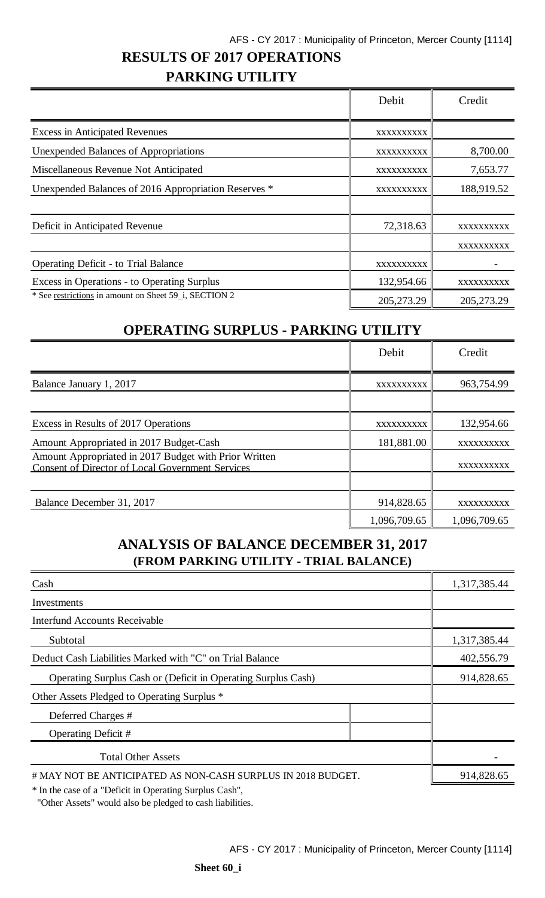## RESULTS OF 2017 OPERATIONS
## PARKING UTILITY

| | Debit | Credit |
|---|---|---|
| Excess in Anticipated Revenues | XXXXXXXXXX | |
| Unexpended Balances of Appropriations | XXXXXXXXXX | 8,700.00 |
| Miscellaneous Revenue Not Anticipated | XXXXXXXXXX | 7,653.77 |
| Unexpended Balances of 2016 Appropriation Reserves * | XXXXXXXXXX | 188,919.52 |
| | | |
| Deficit in Anticipated Revenue | 72,318.63 | XXXXXXXXXX |
| | | XXXXXXXXXX |
| Operating Deficit - to Trial Balance | XXXXXXXXXX | - |
| Excess in Operations - to Operating Surplus | 132,954.66 | XXXXXXXXXX |
| * See restrictions in amount on Sheet 59_i, SECTION 2 | 205,273.29 | 205,273.29 |

## OPERATING SURPLUS - PARKING UTILITY

| | Debit | Credit |
|---|---|---|
| Balance January 1, 2017 | XXXXXXXXXX | 963,754.99 |
| | | |
| Excess in Results of 2017 Operations | XXXXXXXXXX | 132,954.66 |
| Amount Appropriated in 2017 Budget-Cash | 181,881.00 | XXXXXXXXXX |
| Amount Appropriated in 2017 Budget with Prior Written Consent of Director of Local Government Services | | XXXXXXXXXX |
| | | |
| Balance December 31, 2017 | 914,828.65 | XXXXXXXXXX |
| | 1,096,709.65 | 1,096,709.65 |

## ANALYSIS OF BALANCE DECEMBER 31, 2017
### (FROM PARKING UTILITY - TRIAL BALANCE)

| | | |
|---|---|---|
| Cash | | 1,317,385.44 |
| Investments | | |
| Interfund Accounts Receivable | | |
| Subtotal | | 1,317,385.44 |
| Deduct Cash Liabilities Marked with "C" on Trial Balance | | 402,556.79 |
| Operating Surplus Cash or (Deficit in Operating Surplus Cash) | | 914,828.65 |
| Other Assets Pledged to Operating Surplus * | | |
| Deferred Charges # | | |
| Operating Deficit # | | |
| Total Other Assets | | - |
| # MAY NOT BE ANTICIPATED AS NON-CASH SURPLUS IN 2018 BUDGET. | | 914,828.65 |

* In the case of a "Deficit in Operating Surplus Cash",
"Other Assets" would also be pledged to cash liabilities.

**Sheet 60_i**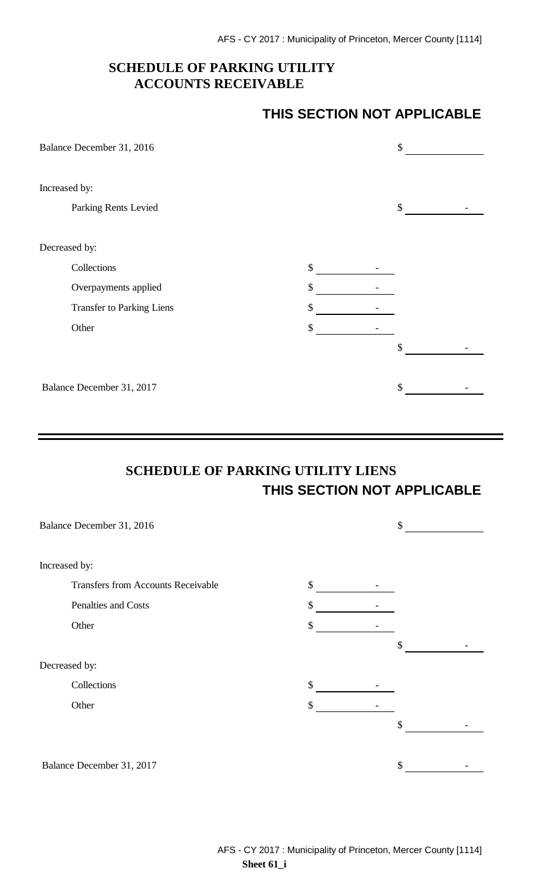## SCHEDULE OF PARKING UTILITY ACCOUNTS RECEIVABLE

**THIS SECTION NOT APPLICABLE**

| | | |
|---|---|---|
| Balance December 31, 2016 | | $ |
| Increased by: | | |
| Parking Rents Levied | | $ - |
| Decreased by: | | |
| Collections | $ - | |
| Overpayments applied | $ - | |
| Transfer to Parking Liens | $ - | |
| Other | $ - | |
| | | $ - |
| Balance December 31, 2017 | | $ - |

## SCHEDULE OF PARKING UTILITY LIENS

**THIS SECTION NOT APPLICABLE**

| | | |
|---|---|---|
| Balance December 31, 2016 | | $ |
| Increased by: | | |
| Transfers from Accounts Receivable | $ - | |
| Penalties and Costs | $ - | |
| Other | $ - | |
| | | $ - |
| Decreased by: | | |
| Collections | $ - | |
| Other | $ - | |
| | | $ - |
| Balance December 31, 2017 | | $ - |

**Sheet 61_i**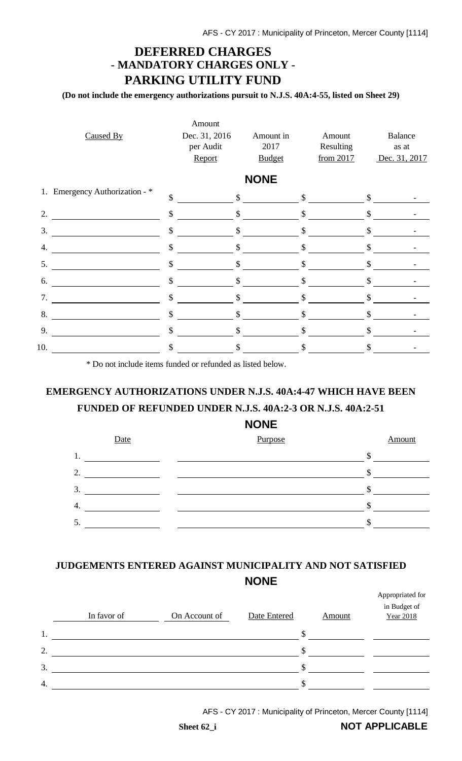# DEFERRED CHARGES
## - MANDATORY CHARGES ONLY -
## PARKING UTILITY FUND

**(Do not include the emergency authorizations pursuit to N.J.S. 40A:4-55, listed on Sheet 29)**

**NONE**

| Caused By | Amount Dec. 31, 2016 per Audit Report | Amount in 2017 Budget | Amount Resulting from 2017 | Balance as at Dec. 31, 2017 |
|---|---|---|---|---|
| 1. Emergency Authorization - * | $ | $ | $ | $ - |
| 2. | $ | $ | $ | $ - |
| 3. | $ | $ | $ | $ - |
| 4. | $ | $ | $ | $ - |
| 5. | $ | $ | $ | $ - |
| 6. | $ | $ | $ | $ - |
| 7. | $ | $ | $ | $ - |
| 8. | $ | $ | $ | $ - |
| 9. | $ | $ | $ | $ - |
| 10. | $ | $ | $ | $ - |

\* Do not include items funded or refunded as listed below.

## EMERGENCY AUTHORIZATIONS UNDER N.J.S. 40A:4-47 WHICH HAVE BEEN FUNDED OF REFUNDED UNDER N.J.S. 40A:2-3 OR N.J.S. 40A:2-51

**NONE**

| | Date | Purpose | Amount |
|---|---|---|---|
| 1. | | | $ |
| 2. | | | $ |
| 3. | | | $ |
| 4. | | | $ |
| 5. | | | $ |

## JUDGEMENTS ENTERED AGAINST MUNICIPALITY AND NOT SATISFIED

**NONE**

| | In favor of | On Account of | Date Entered | Amount | Appropriated for in Budget of Year 2018 |
|---|---|---|---|---|---|
| 1. | | | | $ | |
| 2. | | | | $ | |
| 3. | | | | $ | |
| 4. | | | | $ | |

**Sheet 62_i**

**NOT APPLICABLE**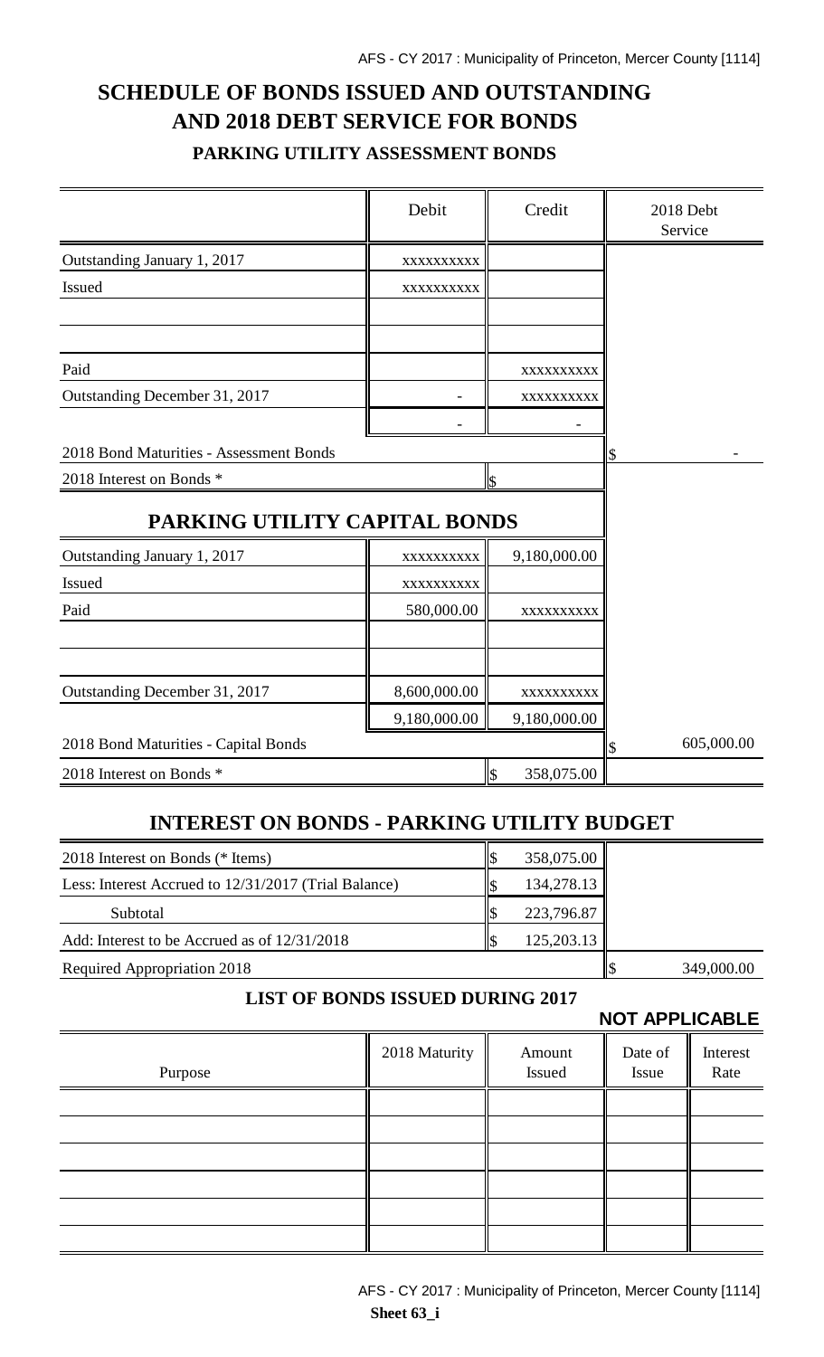# SCHEDULE OF BONDS ISSUED AND OUTSTANDING AND 2018 DEBT SERVICE FOR BONDS

## PARKING UTILITY ASSESSMENT BONDS

| | Debit | Credit | 2018 Debt Service |
|---|---|---|---|
| Outstanding January 1, 2017 | xxxxxxxxxx | | |
| Issued | xxxxxxxxxx | | |
| | | | |
| | | | |
| Paid | | xxxxxxxxxx | |
| Outstanding December 31, 2017 | - | xxxxxxxxxx | |
| | - | - | |
| 2018 Bond Maturities - Assessment Bonds | | | $ - |
| 2018 Interest on Bonds * | | $ | |

## PARKING UTILITY CAPITAL BONDS

| | Debit | Credit | 2018 Debt Service |
|---|---|---|---|
| Outstanding January 1, 2017 | xxxxxxxxxx | 9,180,000.00 | |
| Issued | xxxxxxxxxx | | |
| Paid | 580,000.00 | xxxxxxxxxx | |
| | | | |
| | | | |
| Outstanding December 31, 2017 | 8,600,000.00 | xxxxxxxxxx | |
| | 9,180,000.00 | 9,180,000.00 | |
| 2018 Bond Maturities - Capital Bonds | | | $ 605,000.00 |
| 2018 Interest on Bonds * | | $ 358,075.00 | |

## INTEREST ON BONDS - PARKING UTILITY BUDGET

| | | |
|---|---|---|
| 2018 Interest on Bonds (* Items) | $ 358,075.00 | |
| Less: Interest Accrued to 12/31/2017 (Trial Balance) | $ 134,278.13 | |
| Subtotal | $ 223,796.87 | |
| Add: Interest to be Accrued as of 12/31/2018 | $ 125,203.13 | |
| Required Appropriation 2018 | | $ 349,000.00 |

## LIST OF BONDS ISSUED DURING 2017

**NOT APPLICABLE**

| Purpose | 2018 Maturity | Amount Issued | Date of Issue | Interest Rate |
|---|---|---|---|---|
| | | | | |
| | | | | |
| | | | | |
| | | | | |
| | | | | |
| | | | | |

Sheet 63_i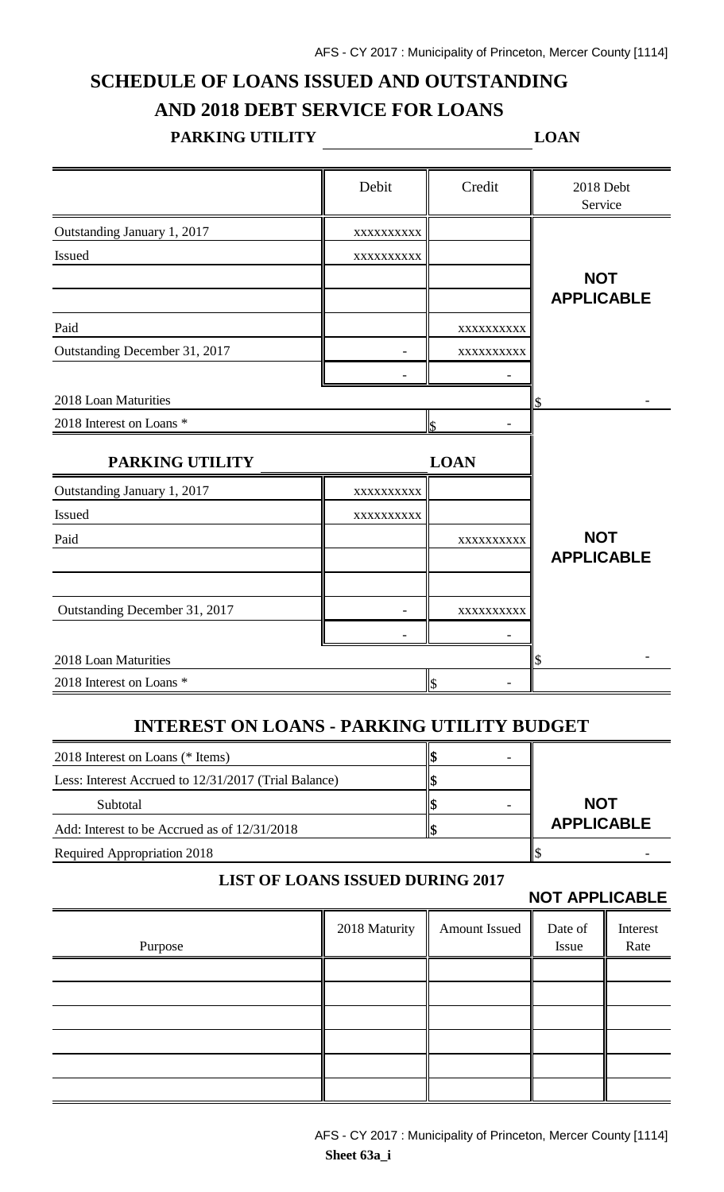# SCHEDULE OF LOANS ISSUED AND OUTSTANDING AND 2018 DEBT SERVICE FOR LOANS

**PARKING UTILITY \_\_\_\_\_\_\_\_\_\_\_\_\_\_\_\_\_\_\_\_ LOAN**

| | Debit | Credit | 2018 Debt Service |
|---|---|---|---|
| Outstanding January 1, 2017 | xxxxxxxxxx | | |
| Issued | xxxxxxxxxx | | |
| | | | **NOT APPLICABLE** |
| | | | |
| Paid | | xxxxxxxxxx | |
| Outstanding December 31, 2017 | - | xxxxxxxxxx | |
| | - | - | |
| 2018 Loan Maturities | | | $ - |
| 2018 Interest on Loans * | | $ - | |

**PARKING UTILITY \_\_\_\_\_\_\_\_\_\_\_\_\_\_\_\_\_\_\_\_ LOAN**

| | Debit | Credit | 2018 Debt Service |
|---|---|---|---|
| Outstanding January 1, 2017 | xxxxxxxxxx | | |
| Issued | xxxxxxxxxx | | |
| Paid | | xxxxxxxxxx | **NOT APPLICABLE** |
| | | | |
| | | | |
| Outstanding December 31, 2017 | - | xxxxxxxxxx | |
| | - | - | |
| 2018 Loan Maturities | | | $ - |
| 2018 Interest on Loans * | | $ - | |

## INTEREST ON LOANS - PARKING UTILITY BUDGET

| | | |
|---|---|---|
| 2018 Interest on Loans (* Items) | $ - | |
| Less: Interest Accrued to 12/31/2017 (Trial Balance) | $ | |
| Subtotal | $ - | **NOT APPLICABLE** |
| Add: Interest to be Accrued as of 12/31/2018 | $ | |
| Required Appropriation 2018 | | $ - |

### LIST OF LOANS ISSUED DURING 2017

**NOT APPLICABLE**

| Purpose | 2018 Maturity | Amount Issued | Date of Issue | Interest Rate |
|---|---|---|---|---|
| | | | | |
| | | | | |
| | | | | |
| | | | | |
| | | | | |
| | | | | |

Sheet 63a_i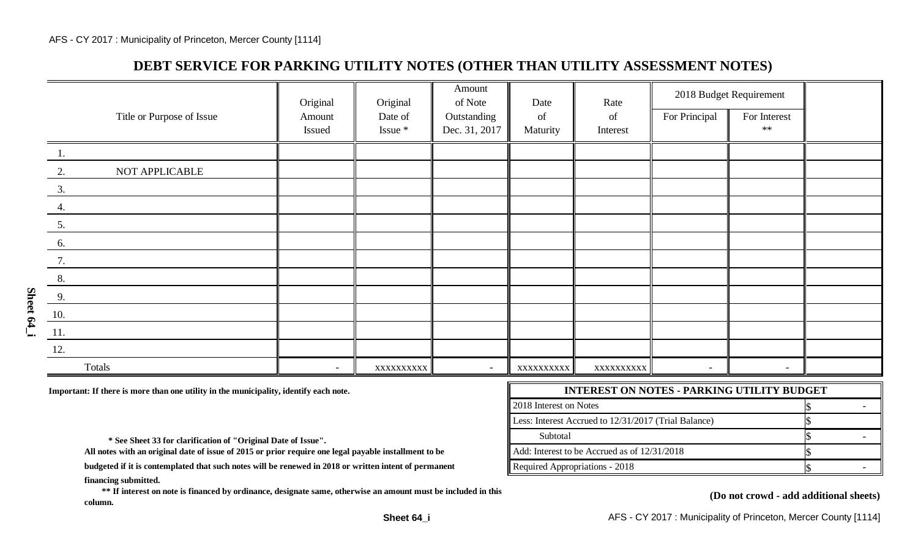## DEBT SERVICE FOR PARKING UTILITY NOTES (OTHER THAN UTILITY ASSESSMENT NOTES)

| Title or Purpose of Issue | Original Amount Issued | Original Date of Issue * | Amount of Note Outstanding Dec. 31, 2017 | Date of Maturity | Rate of Interest | 2018 Budget Requirement | | |
|---|---|---|---|---|---|---|---|---|
| | | | | | | For Principal | For Interest ** | |
| 1. | | | | | | | | |
| 2. NOT APPLICABLE | | | | | | | | |
| 3. | | | | | | | | |
| 4. | | | | | | | | |
| 5. | | | | | | | | |
| 6. | | | | | | | | |
| 7. | | | | | | | | |
| 8. | | | | | | | | |
| 9. | | | | | | | | |
| 10. | | | | | | | | |
| 11. | | | | | | | | |
| 12. | | | | | | | | |
| Totals | - | xxxxxxxxxx | - | xxxxxxxxxx | xxxxxxxxxx | - | - | |

**Important: If there is more than one utility in the municipality, identify each note.**

| INTEREST ON NOTES - PARKING UTILITY BUDGET | |
|---|---|
| 2018 Interest on Notes | $ - |
| Less: Interest Accrued to 12/31/2017 (Trial Balance) | $ |
| Subtotal | $ - |
| Add: Interest to be Accrued as of 12/31/2018 | $ |
| Required Appropriations - 2018 | $ - |

**\* See Sheet 33 for clarification of "Original Date of Issue".**

**All notes with an original date of issue of 2015 or prior require one legal payable installment to be budgeted if it is contemplated that such notes will be renewed in 2018 or written intent of permanent financing submitted.**

**\*\* If interest on note is financed by ordinance, designate same, otherwise an amount must be included in this column.**

**(Do not crowd - add additional sheets)**

Sheet 64_i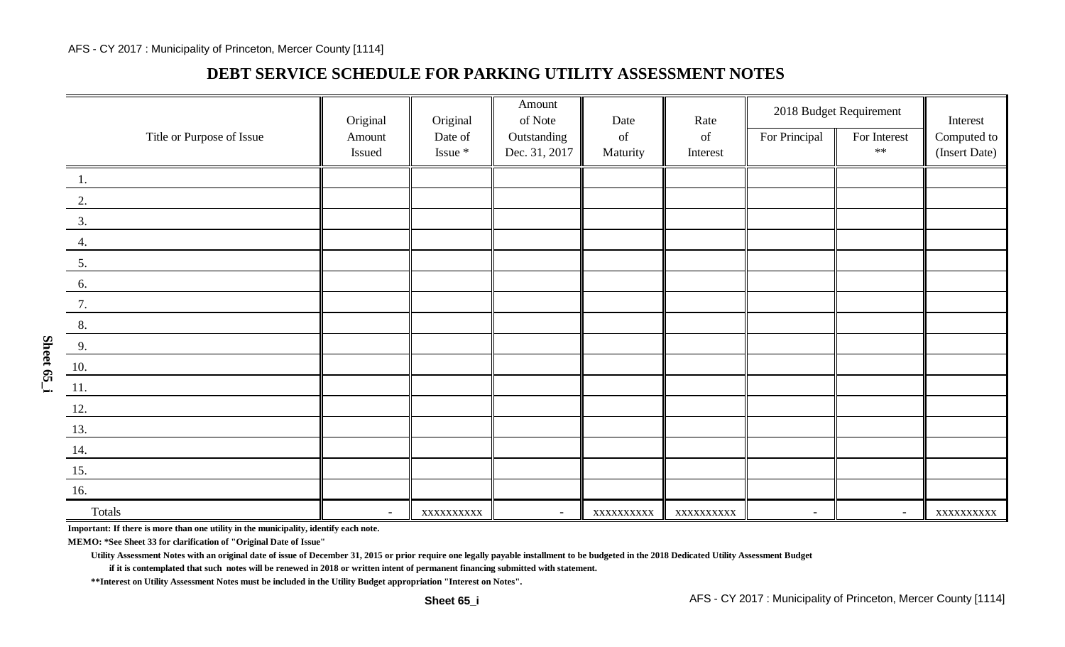## DEBT SERVICE SCHEDULE FOR PARKING UTILITY ASSESSMENT NOTES

| Title or Purpose of Issue | Original Amount Issued | Original Date of Issue * | Amount of Note Outstanding Dec. 31, 2017 | Date of Maturity | Rate of Interest | 2018 Budget Requirement | | Interest Computed to (Insert Date) |
|---|---|---|---|---|---|---|---|---|
| | | | | | | For Principal | For Interest ** | |
| 1. | | | | | | | | |
| 2. | | | | | | | | |
| 3. | | | | | | | | |
| 4. | | | | | | | | |
| 5. | | | | | | | | |
| 6. | | | | | | | | |
| 7. | | | | | | | | |
| 8. | | | | | | | | |
| 9. | | | | | | | | |
| 10. | | | | | | | | |
| 11. | | | | | | | | |
| 12. | | | | | | | | |
| 13. | | | | | | | | |
| 14. | | | | | | | | |
| 15. | | | | | | | | |
| 16. | | | | | | | | |
| Totals | - | xxxxxxxxxx | - | xxxxxxxxxx | xxxxxxxxxx | - | - | xxxxxxxxxx |

**Important: If there is more than one utility in the municipality, identify each note.**

**MEMO: *See Sheet 33 for clarification of "Original Date of Issue"**

**Utility Assessment Notes with an original date of issue of December 31, 2015 or prior require one legally payable installment to be budgeted in the 2018 Dedicated Utility Assessment Budget if it is contemplated that such notes will be renewed in 2018 or written intent of permanent financing submitted with statement.**

****Interest on Utility Assessment Notes must be included in the Utility Budget appropriation "Interest on Notes".**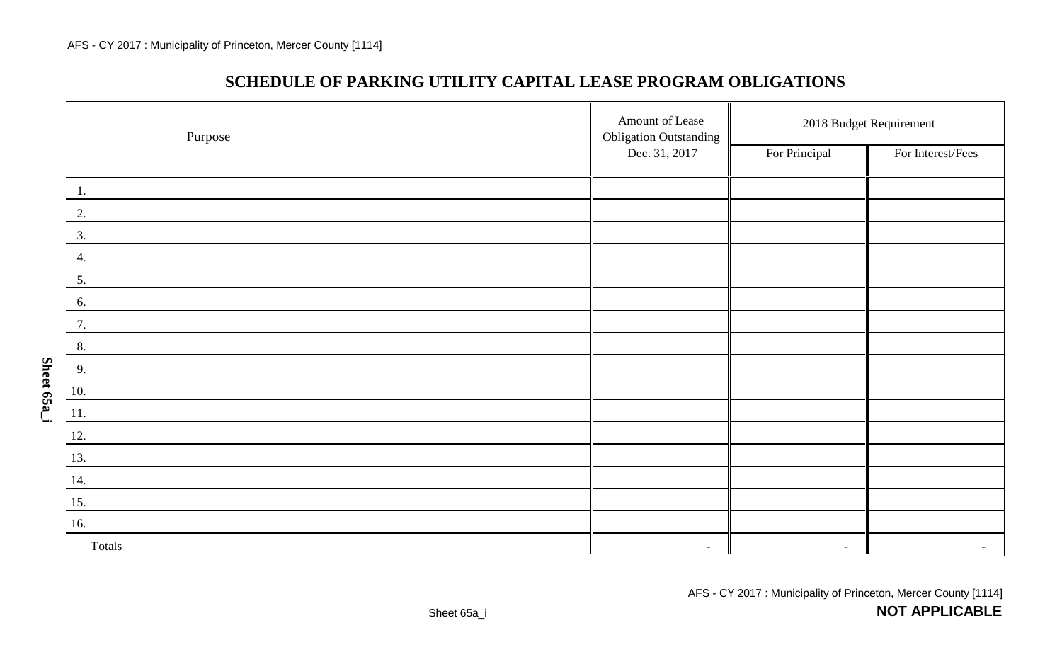# SCHEDULE OF PARKING UTILITY CAPITAL LEASE PROGRAM OBLIGATIONS

| Purpose | Amount of Lease Obligation Outstanding Dec. 31, 2017 | 2018 Budget Requirement | |
|---|---|---|---|
| | | For Principal | For Interest/Fees |
| 1. | | | |
| 2. | | | |
| 3. | | | |
| 4. | | | |
| 5. | | | |
| 6. | | | |
| 7. | | | |
| 8. | | | |
| 9. | | | |
| 10. | | | |
| 11. | | | |
| 12. | | | |
| 13. | | | |
| 14. | | | |
| 15. | | | |
| 16. | | | |
| Totals | - | - | - |

**NOT APPLICABLE**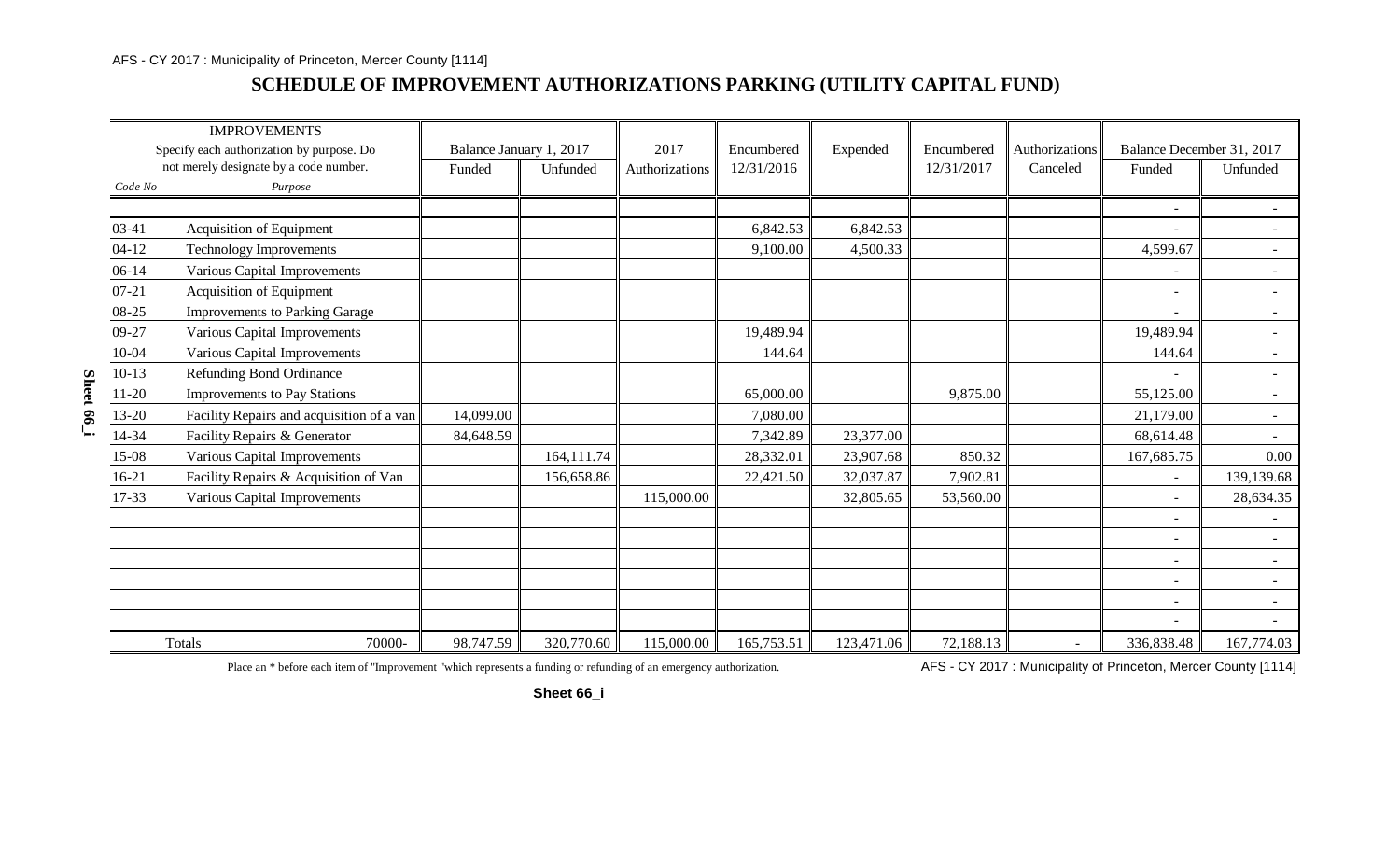## SCHEDULE OF IMPROVEMENT AUTHORIZATIONS PARKING (UTILITY CAPITAL FUND)

| IMPROVEMENTS Specify each authorization by purpose. Do not merely designate by a code number. | | Balance January 1, 2017 | | 2017 | Encumbered | Expended | Encumbered | Authorizations | Balance December 31, 2017 | |
|---|---|---|---|---|---|---|---|---|---|---|
| *Code No* | *Purpose* | Funded | Unfunded | Authorizations | 12/31/2016 | | 12/31/2017 | Canceled | Funded | Unfunded |
| | | | | | | | | | - | - |
| 03-41 | Acquisition of Equipment | | | | 6,842.53 | 6,842.53 | | | - | - |
| 04-12 | Technology Improvements | | | | 9,100.00 | 4,500.33 | | | 4,599.67 | - |
| 06-14 | Various Capital Improvements | | | | | | | | - | - |
| 07-21 | Acquisition of Equipment | | | | | | | | - | - |
| 08-25 | Improvements to Parking Garage | | | | | | | | - | - |
| 09-27 | Various Capital Improvements | | | | 19,489.94 | | | | 19,489.94 | - |
| 10-04 | Various Capital Improvements | | | | 144.64 | | | | 144.64 | - |
| 10-13 | Refunding Bond Ordinance | | | | | | | | - | - |
| 11-20 | Improvements to Pay Stations | | | | 65,000.00 | | 9,875.00 | | 55,125.00 | - |
| 13-20 | Facility Repairs and acquisition of a van | 14,099.00 | | | 7,080.00 | | | | 21,179.00 | - |
| 14-34 | Facility Repairs & Generator | 84,648.59 | | | 7,342.89 | 23,377.00 | | | 68,614.48 | - |
| 15-08 | Various Capital Improvements | | 164,111.74 | | 28,332.01 | 23,907.68 | 850.32 | | 167,685.75 | 0.00 |
| 16-21 | Facility Repairs & Acquisition of Van | | 156,658.86 | | 22,421.50 | 32,037.87 | 7,902.81 | | - | 139,139.68 |
| 17-33 | Various Capital Improvements | | | 115,000.00 | | 32,805.65 | 53,560.00 | | - | 28,634.35 |
| | | | | | | | | | - | - |
| | | | | | | | | | - | - |
| | | | | | | | | | - | - |
| | | | | | | | | | - | - |
| | | | | | | | | | - | - |
| | | | | | | | | | - | - |
| | Totals 70000- | 98,747.59 | 320,770.60 | 115,000.00 | 165,753.51 | 123,471.06 | 72,188.13 | - | 336,838.48 | 167,774.03 |

Place an * before each item of "Improvement "which represents a funding or refunding of an emergency authorization.

**Sheet 66_i**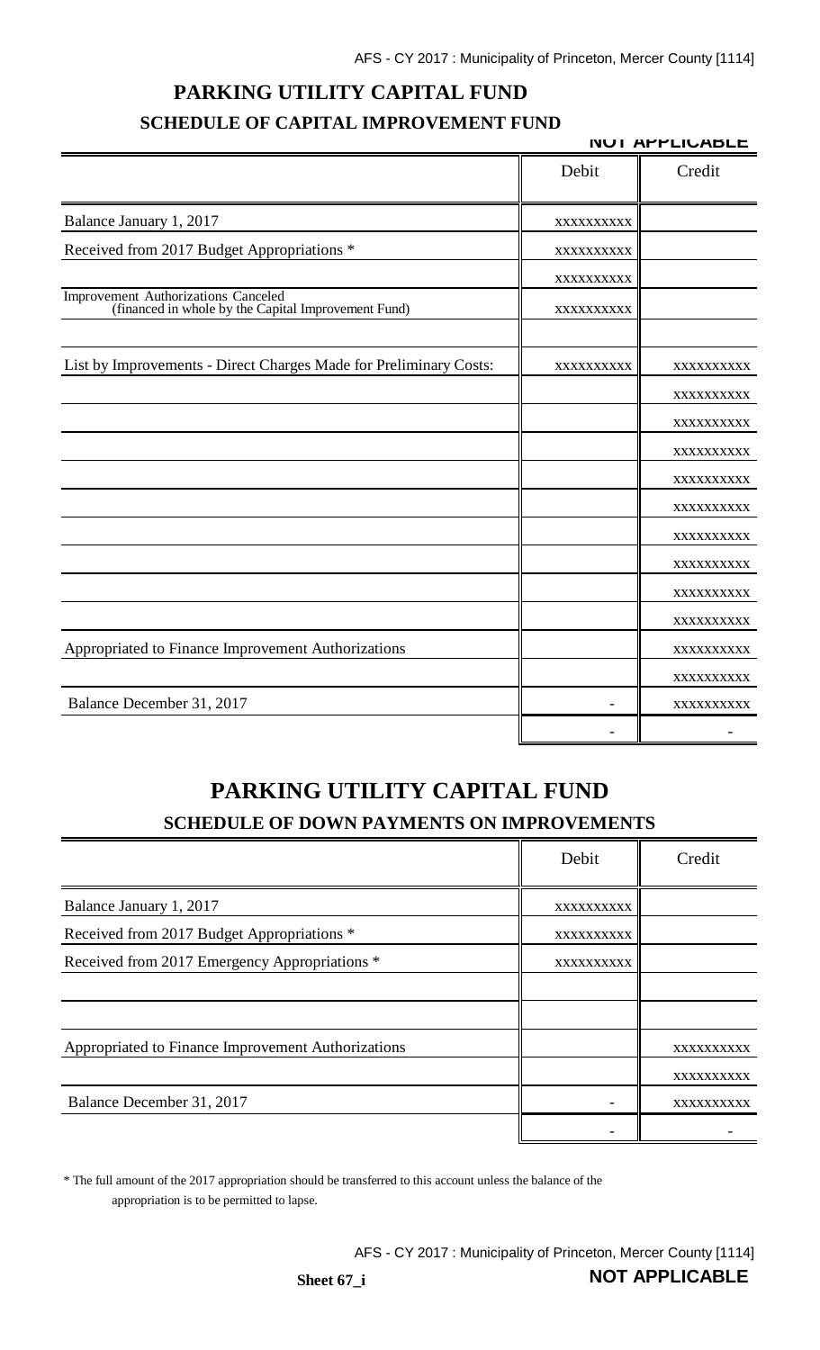# PARKING UTILITY CAPITAL FUND

## SCHEDULE OF CAPITAL IMPROVEMENT FUND

**NOT APPLICABLE**

| | Debit | Credit |
|---|---|---|
| Balance January 1, 2017 | xxxxxxxxxx | |
| Received from 2017 Budget Appropriations * | xxxxxxxxxx | |
| | xxxxxxxxxx | |
| Improvement Authorizations Canceled (financed in whole by the Capital Improvement Fund) | xxxxxxxxxx | |
| | | |
| List by Improvements - Direct Charges Made for Preliminary Costs: | xxxxxxxxxx | xxxxxxxxxx |
| | | xxxxxxxxxx |
| | | xxxxxxxxxx |
| | | xxxxxxxxxx |
| | | xxxxxxxxxx |
| | | xxxxxxxxxx |
| | | xxxxxxxxxx |
| | | xxxxxxxxxx |
| | | xxxxxxxxxx |
| | | xxxxxxxxxx |
| Appropriated to Finance Improvement Authorizations | | xxxxxxxxxx |
| | | xxxxxxxxxx |
| Balance December 31, 2017 | - | xxxxxxxxxx |
| | - | - |

# PARKING UTILITY CAPITAL FUND

## SCHEDULE OF DOWN PAYMENTS ON IMPROVEMENTS

| | Debit | Credit |
|---|---|---|
| Balance January 1, 2017 | xxxxxxxxxx | |
| Received from 2017 Budget Appropriations * | xxxxxxxxxx | |
| Received from 2017 Emergency Appropriations * | xxxxxxxxxx | |
| | | |
| | | |
| Appropriated to Finance Improvement Authorizations | | xxxxxxxxxx |
| | | xxxxxxxxxx |
| Balance December 31, 2017 | - | xxxxxxxxxx |
| | - | - |

* The full amount of the 2017 appropriation should be transferred to this account unless the balance of the appropriation is to be permitted to lapse.

**Sheet 67_i** **NOT APPLICABLE**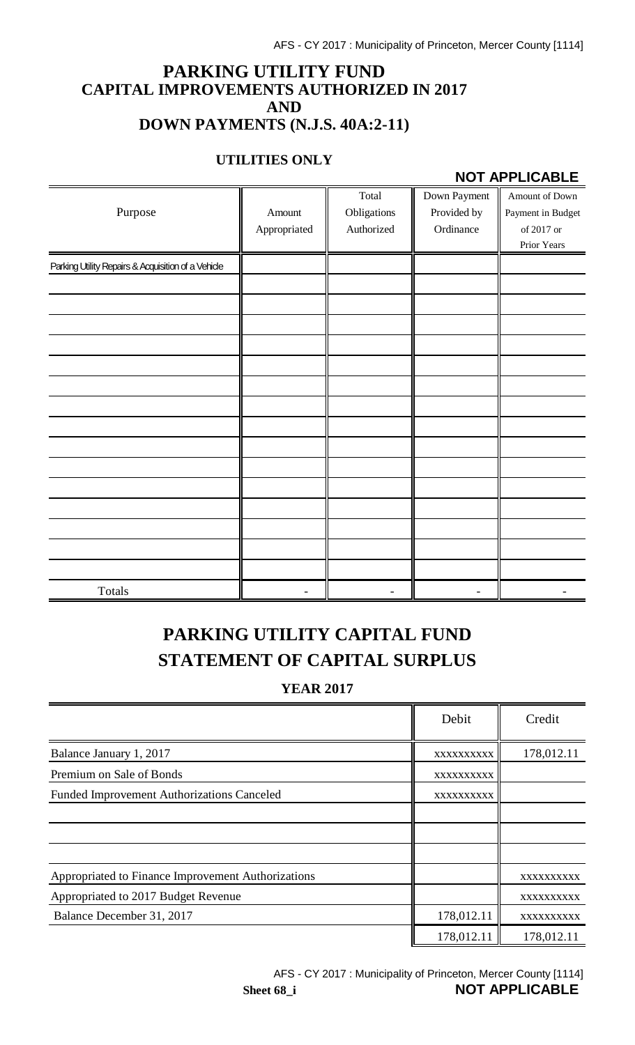# PARKING UTILITY FUND
# CAPITAL IMPROVEMENTS AUTHORIZED IN 2017
# AND
# DOWN PAYMENTS (N.J.S. 40A:2-11)

### UTILITIES ONLY

**NOT APPLICABLE**

| Purpose | Amount Appropriated | Total Obligations Authorized | Down Payment Provided by Ordinance | Amount of Down Payment in Budget of 2017 or Prior Years |
|---|---|---|---|---|
| Parking Utility Repairs & Acquisition of a Vehicle | | | | |
| | | | | |
| | | | | |
| | | | | |
| | | | | |
| | | | | |
| | | | | |
| | | | | |
| | | | | |
| | | | | |
| | | | | |
| | | | | |
| | | | | |
| | | | | |
| | | | | |
| | | | | |
| | | | | |
| Totals | - | - | - | - |

# PARKING UTILITY CAPITAL FUND
# STATEMENT OF CAPITAL SURPLUS

### YEAR 2017

| | Debit | Credit |
|---|---|---|
| Balance January 1, 2017 | xxxxxxxxxx | 178,012.11 |
| Premium on Sale of Bonds | xxxxxxxxxx | |
| Funded Improvement Authorizations Canceled | xxxxxxxxxx | |
| | | |
| | | |
| | | |
| Appropriated to Finance Improvement Authorizations | | xxxxxxxxxx |
| Appropriated to 2017 Budget Revenue | | xxxxxxxxxx |
| Balance December 31, 2017 | 178,012.11 | xxxxxxxxxx |
| | 178,012.11 | 178,012.11 |

Sheet 68_i

**NOT APPLICABLE**